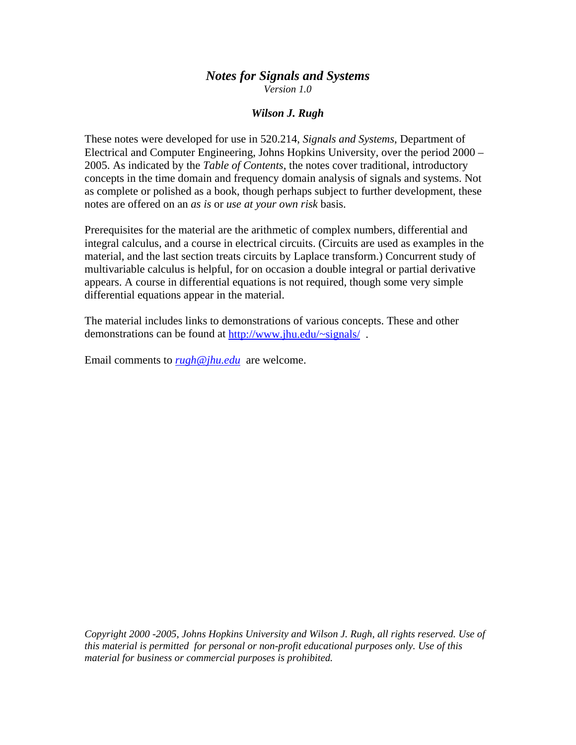# *Notes for Signals and Systems*

*Version 1.0*

***Wilson J. Rugh***

These notes were developed for use in 520.214, *Signals and Systems*, Department of Electrical and Computer Engineering, Johns Hopkins University, over the period 2000 – 2005. As indicated by the *Table of Contents*, the notes cover traditional, introductory concepts in the time domain and frequency domain analysis of signals and systems. Not as complete or polished as a book, though perhaps subject to further development, these notes are offered on an *as is* or *use at your own risk* basis.

Prerequisites for the material are the arithmetic of complex numbers, differential and integral calculus, and a course in electrical circuits. (Circuits are used as examples in the material, and the last section treats circuits by Laplace transform.) Concurrent study of multivariable calculus is helpful, for on occasion a double integral or partial derivative appears. A course in differential equations is not required, though some very simple differential equations appear in the material.

The material includes links to demonstrations of various concepts. These and other demonstrations can be found at [http://www.jhu.edu/~signals/](http://www.jhu.edu/~signals/) .

Email comments to [*rugh@jhu.edu*](mailto:rugh@jhu.edu) are welcome.

*Copyright 2000 -2005, Johns Hopkins University and Wilson J. Rugh, all rights reserved. Use of this material is permitted for personal or non-profit educational purposes only. Use of this material for business or commercial purposes is prohibited.*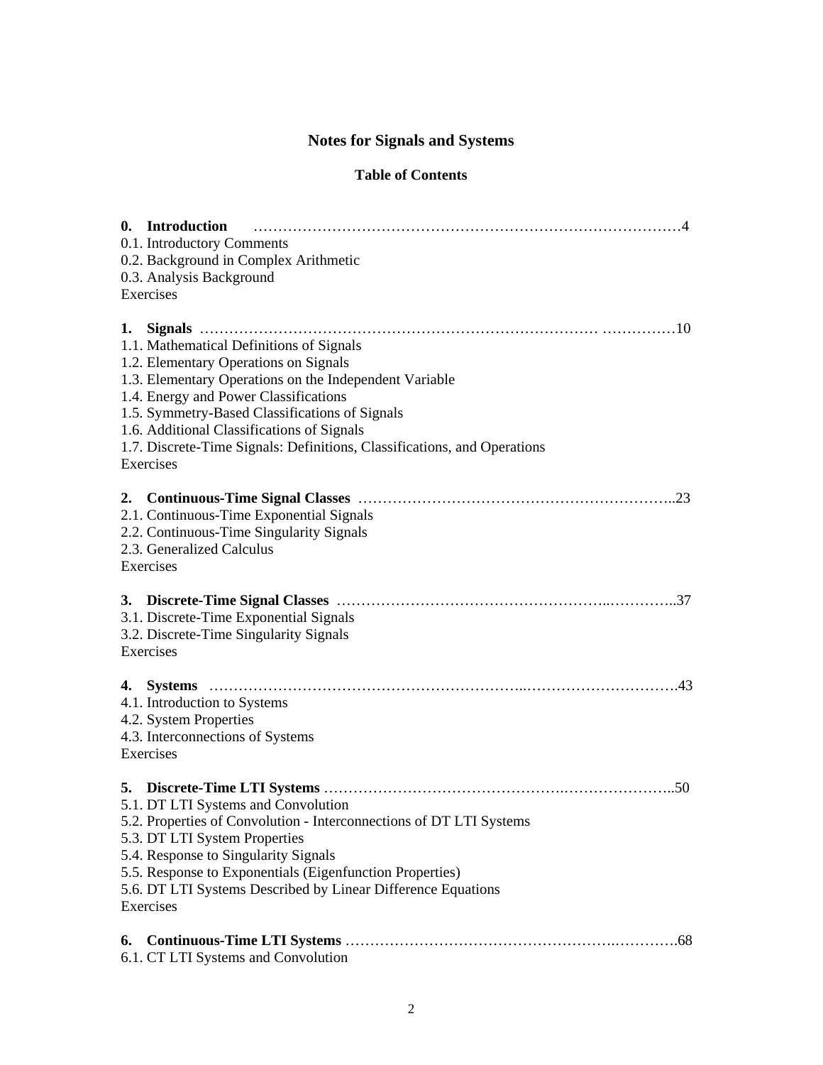# Notes for Signals and Systems

## Table of Contents

**0. Introduction** ……………………………………………………………………………4

0.1. Introductory Comments
0.2. Background in Complex Arithmetic
0.3. Analysis Background
Exercises

**1. Signals** ………………………………………………………………………… ……………10

1.1. Mathematical Definitions of Signals
1.2. Elementary Operations on Signals
1.3. Elementary Operations on the Independent Variable
1.4. Energy and Power Classifications
1.5. Symmetry-Based Classifications of Signals
1.6. Additional Classifications of Signals
1.7. Discrete-Time Signals: Definitions, Classifications, and Operations
Exercises

**2. Continuous-Time Signal Classes** ……………………………………………………..23

2.1. Continuous-Time Exponential Signals
2.2. Continuous-Time Singularity Signals
2.3. Generalized Calculus
Exercises

**3. Discrete-Time Signal Classes** ………………………………………..…………..37

3.1. Discrete-Time Exponential Signals
3.2. Discrete-Time Singularity Signals
Exercises

**4. Systems** ……………………………………………………..………………………….43

4.1. Introduction to Systems
4.2. System Properties
4.3. Interconnections of Systems
Exercises

**5. Discrete-Time LTI Systems** …………………………………….…………………..50

5.1. DT LTI Systems and Convolution
5.2. Properties of Convolution - Interconnections of DT LTI Systems
5.3. DT LTI System Properties
5.4. Response to Singularity Signals
5.5. Response to Exponentials (Eigenfunction Properties)
5.6. DT LTI Systems Described by Linear Difference Equations
Exercises

**6. Continuous-Time LTI Systems** …………………………………………….………….68

6.1. CT LTI Systems and Convolution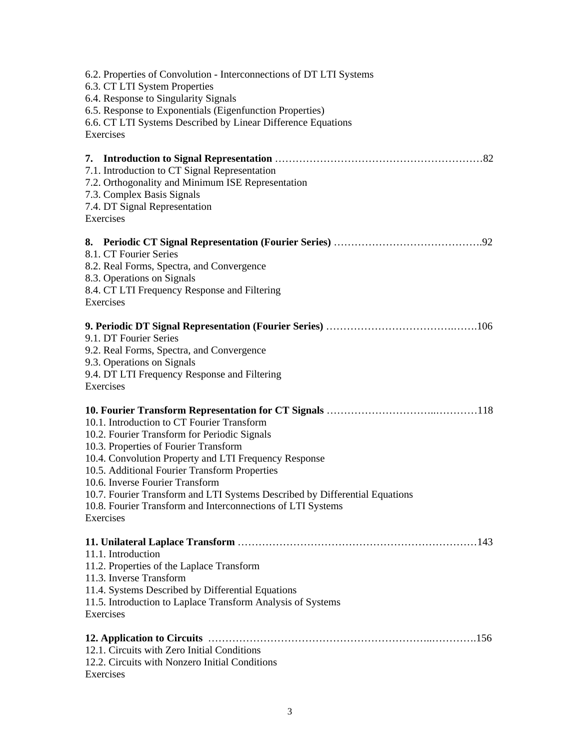6.2. Properties of Convolution - Interconnections of DT LTI Systems
6.3. CT LTI System Properties
6.4. Response to Singularity Signals
6.5. Response to Exponentials (Eigenfunction Properties)
6.6. CT LTI Systems Described by Linear Difference Equations
Exercises

**7. Introduction to Signal Representation** ……………………………………………………82
7.1. Introduction to CT Signal Representation
7.2. Orthogonality and Minimum ISE Representation
7.3. Complex Basis Signals
7.4. DT Signal Representation
Exercises

**8. Periodic CT Signal Representation (Fourier Series)** …………………………………….92
8.1. CT Fourier Series
8.2. Real Forms, Spectra, and Convergence
8.3. Operations on Signals
8.4. CT LTI Frequency Response and Filtering
Exercises

**9. Periodic DT Signal Representation (Fourier Series)** ……………………………….…….106
9.1. DT Fourier Series
9.2. Real Forms, Spectra, and Convergence
9.3. Operations on Signals
9.4. DT LTI Frequency Response and Filtering
Exercises

**10. Fourier Transform Representation for CT Signals** ………………………..…………118
10.1. Introduction to CT Fourier Transform
10.2. Fourier Transform for Periodic Signals
10.3. Properties of Fourier Transform
10.4. Convolution Property and LTI Frequency Response
10.5. Additional Fourier Transform Properties
10.6. Inverse Fourier Transform
10.7. Fourier Transform and LTI Systems Described by Differential Equations
10.8. Fourier Transform and Interconnections of LTI Systems
Exercises

**11. Unilateral Laplace Transform** ……………………………………………………………143
11.1. Introduction
11.2. Properties of the Laplace Transform
11.3. Inverse Transform
11.4. Systems Described by Differential Equations
11.5. Introduction to Laplace Transform Analysis of Systems
Exercises

**12. Application to Circuits** ……………………………………………………..………….156
12.1. Circuits with Zero Initial Conditions
12.2. Circuits with Nonzero Initial Conditions
Exercises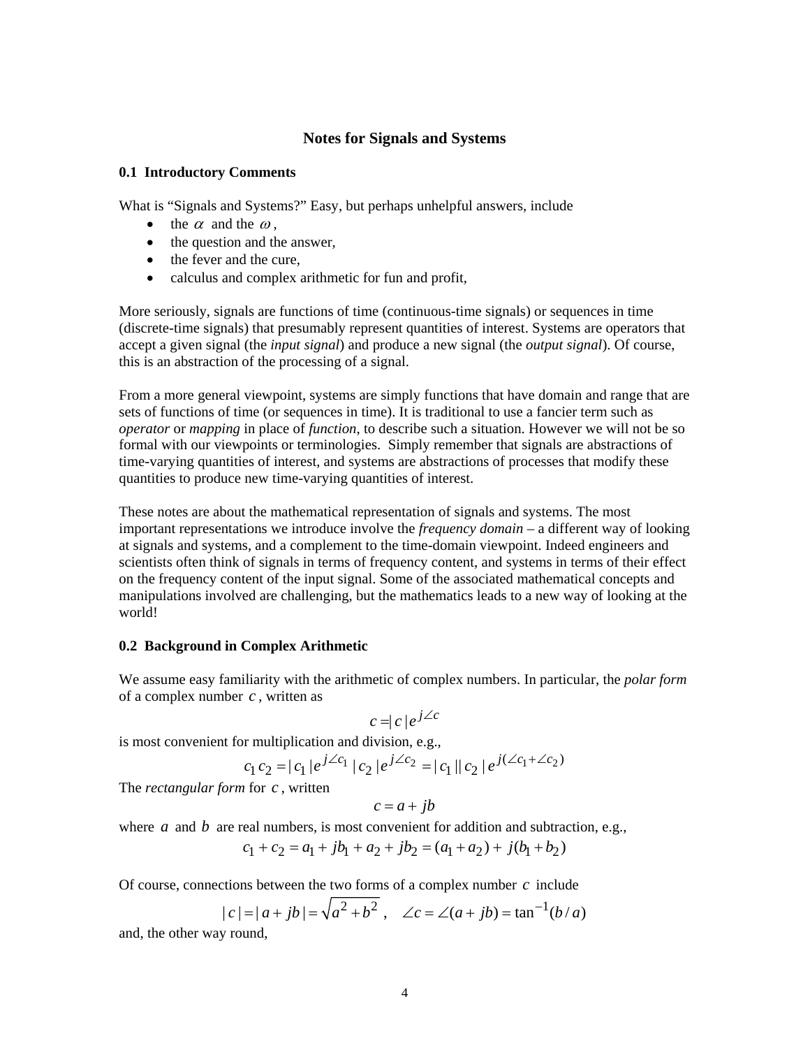## Notes for Signals and Systems

### 0.1 Introductory Comments

What is "Signals and Systems?" Easy, but perhaps unhelpful answers, include

- the $\alpha$ and the $\omega$,
- the question and the answer,
- the fever and the cure,
- calculus and complex arithmetic for fun and profit,

More seriously, signals are functions of time (continuous-time signals) or sequences in time (discrete-time signals) that presumably represent quantities of interest. Systems are operators that accept a given signal (the *input signal*) and produce a new signal (the *output signal*). Of course, this is an abstraction of the processing of a signal.

From a more general viewpoint, systems are simply functions that have domain and range that are sets of functions of time (or sequences in time). It is traditional to use a fancier term such as *operator* or *mapping* in place of *function*, to describe such a situation. However we will not be so formal with our viewpoints or terminologies. Simply remember that signals are abstractions of time-varying quantities of interest, and systems are abstractions of processes that modify these quantities to produce new time-varying quantities of interest.

These notes are about the mathematical representation of signals and systems. The most important representations we introduce involve the *frequency domain* – a different way of looking at signals and systems, and a complement to the time-domain viewpoint. Indeed engineers and scientists often think of signals in terms of frequency content, and systems in terms of their effect on the frequency content of the input signal. Some of the associated mathematical concepts and manipulations involved are challenging, but the mathematics leads to a new way of looking at the world!

### 0.2 Background in Complex Arithmetic

We assume easy familiarity with the arithmetic of complex numbers. In particular, the *polar form* of a complex number $c$, written as

$$c = |c| e^{j\angle c}$$

is most convenient for multiplication and division, e.g.,

$$c_1 c_2 = |c_1| e^{j\angle c_1} |c_2| e^{j\angle c_2} = |c_1||c_2| e^{j(\angle c_1 + \angle c_2)}$$

The *rectangular form* for $c$, written

$$c = a + jb$$

where $a$ and $b$ are real numbers, is most convenient for addition and subtraction, e.g.,

$$c_1 + c_2 = a_1 + jb_1 + a_2 + jb_2 = (a_1 + a_2) + j(b_1 + b_2)$$

Of course, connections between the two forms of a complex number $c$ include

$$|c| = |a + jb| = \sqrt{a^2 + b^2}\,, \quad \angle c = \angle(a + jb) = \tan^{-1}(b/a)$$

and, the other way round,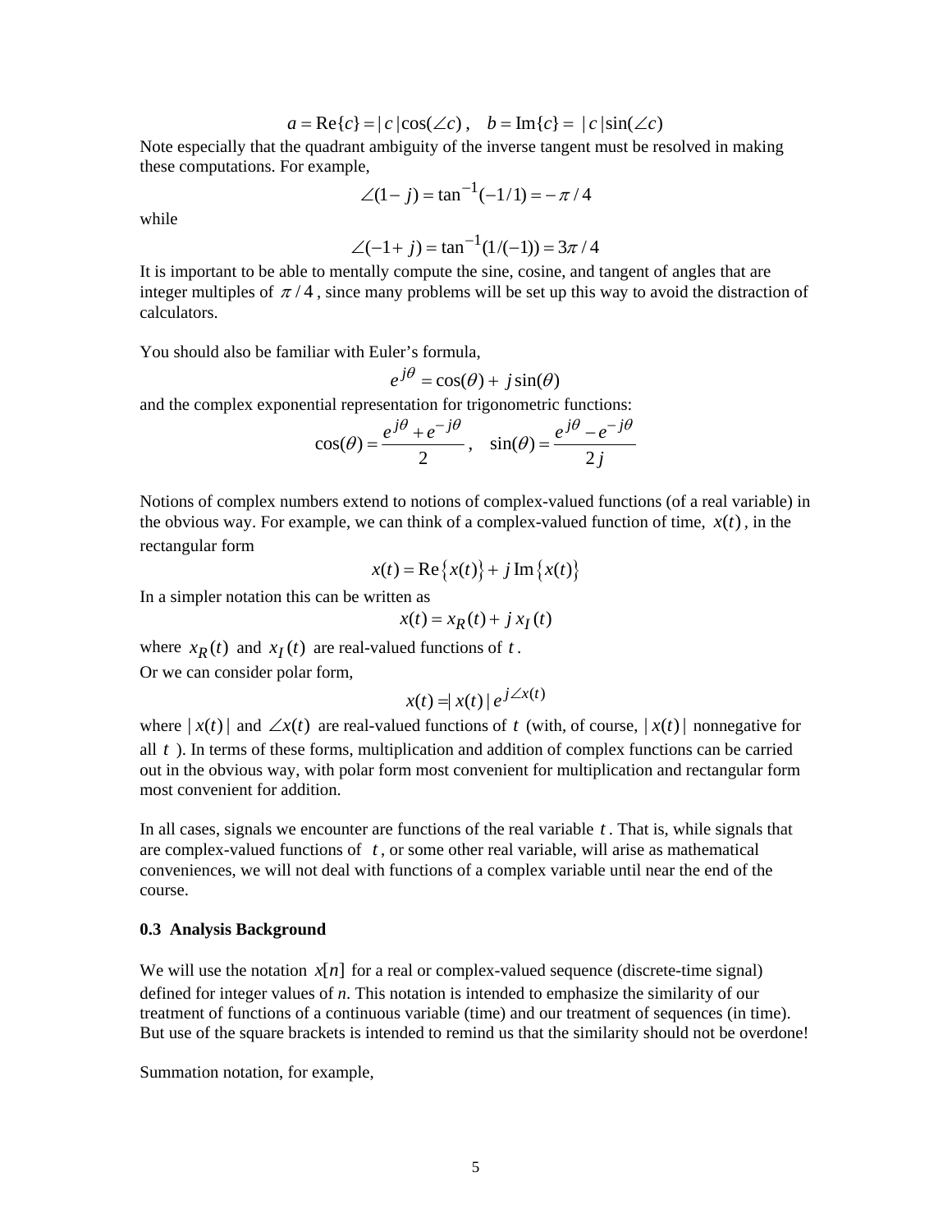$$a = \mathrm{Re}\{c\} = |c|\cos(\angle c)\,, \quad b = \mathrm{Im}\{c\} = \,|c|\sin(\angle c)$$

Note especially that the quadrant ambiguity of the inverse tangent must be resolved in making these computations. For example,

$$\angle(1 - j) = \tan^{-1}(-1/1) = -\pi/4$$

while

$$\angle(-1 + j) = \tan^{-1}(1/(-1)) = 3\pi/4$$

It is important to be able to mentally compute the sine, cosine, and tangent of angles that are integer multiples of $\pi/4$, since many problems will be set up this way to avoid the distraction of calculators.

You should also be familiar with Euler's formula,

$$e^{j\theta} = \cos(\theta) + j\sin(\theta)$$

and the complex exponential representation for trigonometric functions:

$$\cos(\theta) = \frac{e^{j\theta} + e^{-j\theta}}{2}\,, \quad \sin(\theta) = \frac{e^{j\theta} - e^{-j\theta}}{2j}$$

Notions of complex numbers extend to notions of complex-valued functions (of a real variable) in the obvious way. For example, we can think of a complex-valued function of time, $x(t)$, in the rectangular form

$$x(t) = \mathrm{Re}\{x(t)\} + j\,\mathrm{Im}\{x(t)\}$$

In a simpler notation this can be written as

$$x(t) = x_R(t) + j\,x_I(t)$$

where $x_R(t)$ and $x_I(t)$ are real-valued functions of $t$.
Or we can consider polar form,

$$x(t) = |x(t)|\,e^{j\angle x(t)}$$

where $|x(t)|$ and $\angle x(t)$ are real-valued functions of $t$ (with, of course, $|x(t)|$ nonnegative for all $t$). In terms of these forms, multiplication and addition of complex functions can be carried out in the obvious way, with polar form most convenient for multiplication and rectangular form most convenient for addition.

In all cases, signals we encounter are functions of the real variable $t$. That is, while signals that are complex-valued functions of $t$, or some other real variable, will arise as mathematical conveniences, we will not deal with functions of a complex variable until near the end of the course.

### 0.3 Analysis Background

We will use the notation $x[n]$ for a real or complex-valued sequence (discrete-time signal) defined for integer values of *n*. This notation is intended to emphasize the similarity of our treatment of functions of a continuous variable (time) and our treatment of sequences (in time). But use of the square brackets is intended to remind us that the similarity should not be overdone!

Summation notation, for example,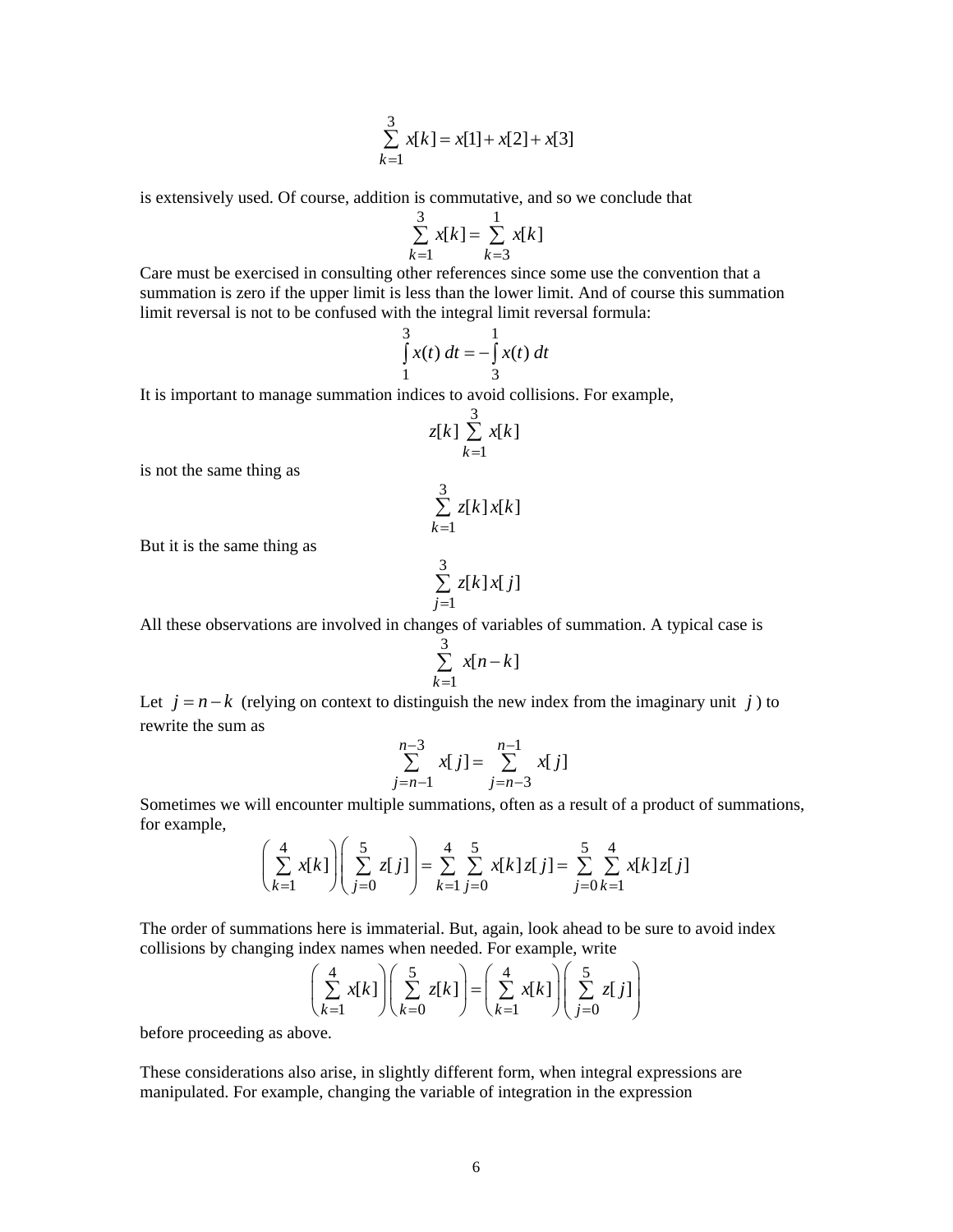$$\sum_{k=1}^{3} x[k] = x[1] + x[2] + x[3]$$

is extensively used. Of course, addition is commutative, and so we conclude that

$$\sum_{k=1}^{3} x[k] = \sum_{k=3}^{1} x[k]$$

Care must be exercised in consulting other references since some use the convention that a summation is zero if the upper limit is less than the lower limit. And of course this summation limit reversal is not to be confused with the integral limit reversal formula:

$$\int_{1}^{3} x(t)\, dt = -\int_{3}^{1} x(t)\, dt$$

It is important to manage summation indices to avoid collisions. For example,

$$z[k] \sum_{k=1}^{3} x[k]$$

is not the same thing as

$$\sum_{k=1}^{3} z[k]\, x[k]$$

But it is the same thing as

$$\sum_{j=1}^{3} z[k]\, x[j]$$

All these observations are involved in changes of variables of summation. A typical case is

$$\sum_{k=1}^{3} x[n-k]$$

Let $j = n - k$ (relying on context to distinguish the new index from the imaginary unit $j$ ) to rewrite the sum as

$$\sum_{j=n-1}^{n-3} x[j] = \sum_{j=n-3}^{n-1} x[j]$$

Sometimes we will encounter multiple summations, often as a result of a product of summations, for example,

$$\left( \sum_{k=1}^{4} x[k] \right) \left( \sum_{j=0}^{5} z[j] \right) = \sum_{k=1}^{4} \sum_{j=0}^{5} x[k]\, z[j] = \sum_{j=0}^{5} \sum_{k=1}^{4} x[k]\, z[j]$$

The order of summations here is immaterial. But, again, look ahead to be sure to avoid index collisions by changing index names when needed. For example, write

$$\left( \sum_{k=1}^{4} x[k] \right) \left( \sum_{k=0}^{5} z[k] \right) = \left( \sum_{k=1}^{4} x[k] \right) \left( \sum_{j=0}^{5} z[j] \right)$$

before proceeding as above.

These considerations also arise, in slightly different form, when integral expressions are manipulated. For example, changing the variable of integration in the expression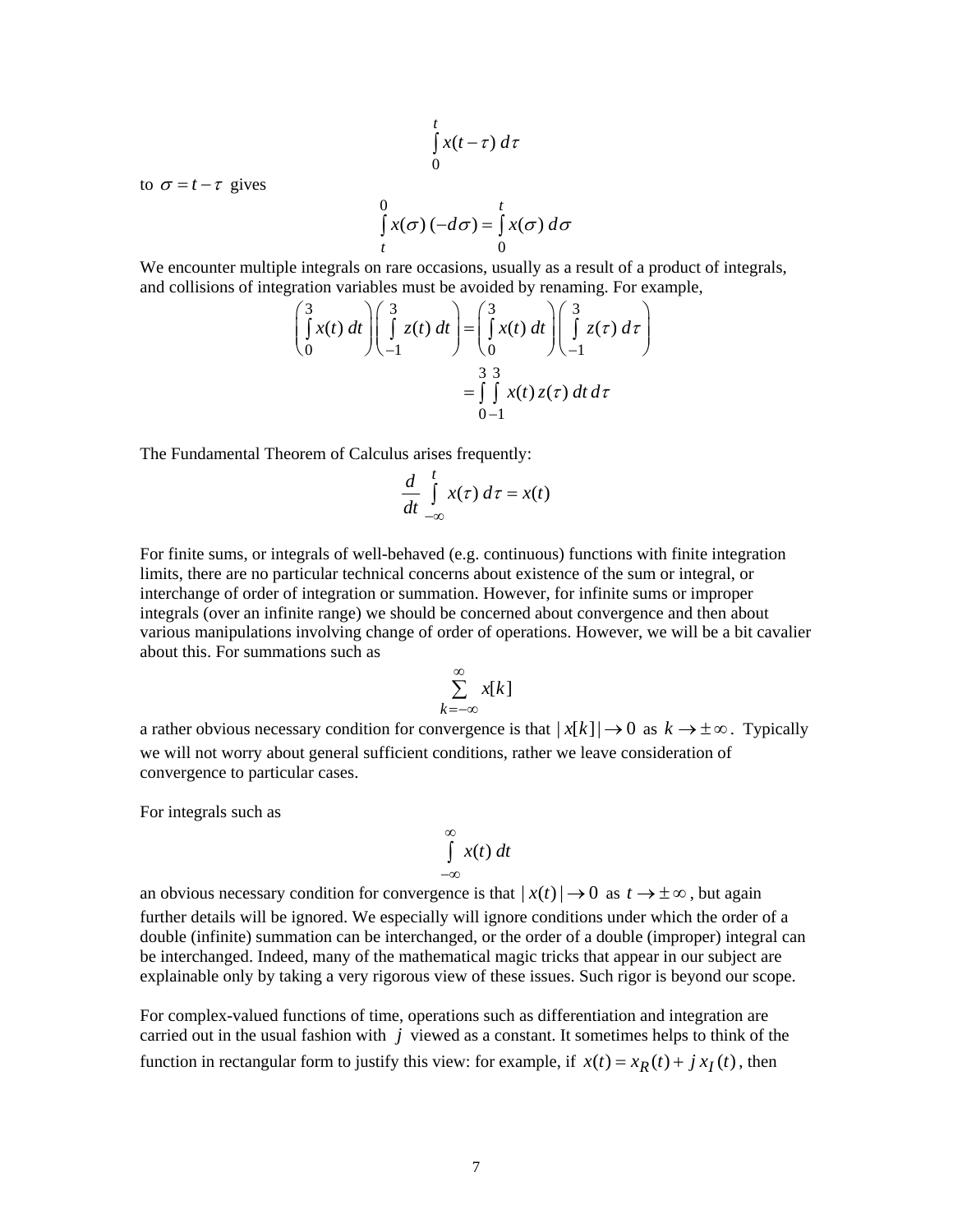$$\int_0^t x(t-\tau)\, d\tau$$

to $\sigma = t - \tau$ gives

$$\int_t^0 x(\sigma)\,(-d\sigma) = \int_0^t x(\sigma)\, d\sigma$$

We encounter multiple integrals on rare occasions, usually as a result of a product of integrals, and collisions of integration variables must be avoided by renaming. For example,

$$\left(\int_0^3 x(t)\, dt\right)\left(\int_{-1}^3 z(t)\, dt\right) = \left(\int_0^3 x(t)\, dt\right)\left(\int_{-1}^3 z(\tau)\, d\tau\right)$$
$$= \int_0^3 \int_{-1}^3 x(t)\, z(\tau)\, dt\, d\tau$$

The Fundamental Theorem of Calculus arises frequently:

$$\frac{d}{dt}\int_{-\infty}^t x(\tau)\, d\tau = x(t)$$

For finite sums, or integrals of well-behaved (e.g. continuous) functions with finite integration limits, there are no particular technical concerns about existence of the sum or integral, or interchange of order of integration or summation. However, for infinite sums or improper integrals (over an infinite range) we should be concerned about convergence and then about various manipulations involving change of order of operations. However, we will be a bit cavalier about this. For summations such as

$$\sum_{k=-\infty}^{\infty} x[k]$$

a rather obvious necessary condition for convergence is that $|x[k]| \to 0$ as $k \to \pm\infty$. Typically we will not worry about general sufficient conditions, rather we leave consideration of convergence to particular cases.

For integrals such as

$$\int_{-\infty}^{\infty} x(t)\, dt$$

an obvious necessary condition for convergence is that $|x(t)| \to 0$ as $t \to \pm\infty$, but again further details will be ignored. We especially will ignore conditions under which the order of a double (infinite) summation can be interchanged, or the order of a double (improper) integral can be interchanged. Indeed, many of the mathematical magic tricks that appear in our subject are explainable only by taking a very rigorous view of these issues. Such rigor is beyond our scope.

For complex-valued functions of time, operations such as differentiation and integration are carried out in the usual fashion with $j$ viewed as a constant. It sometimes helps to think of the function in rectangular form to justify this view: for example, if $x(t) = x_R(t) + j\, x_I(t)$, then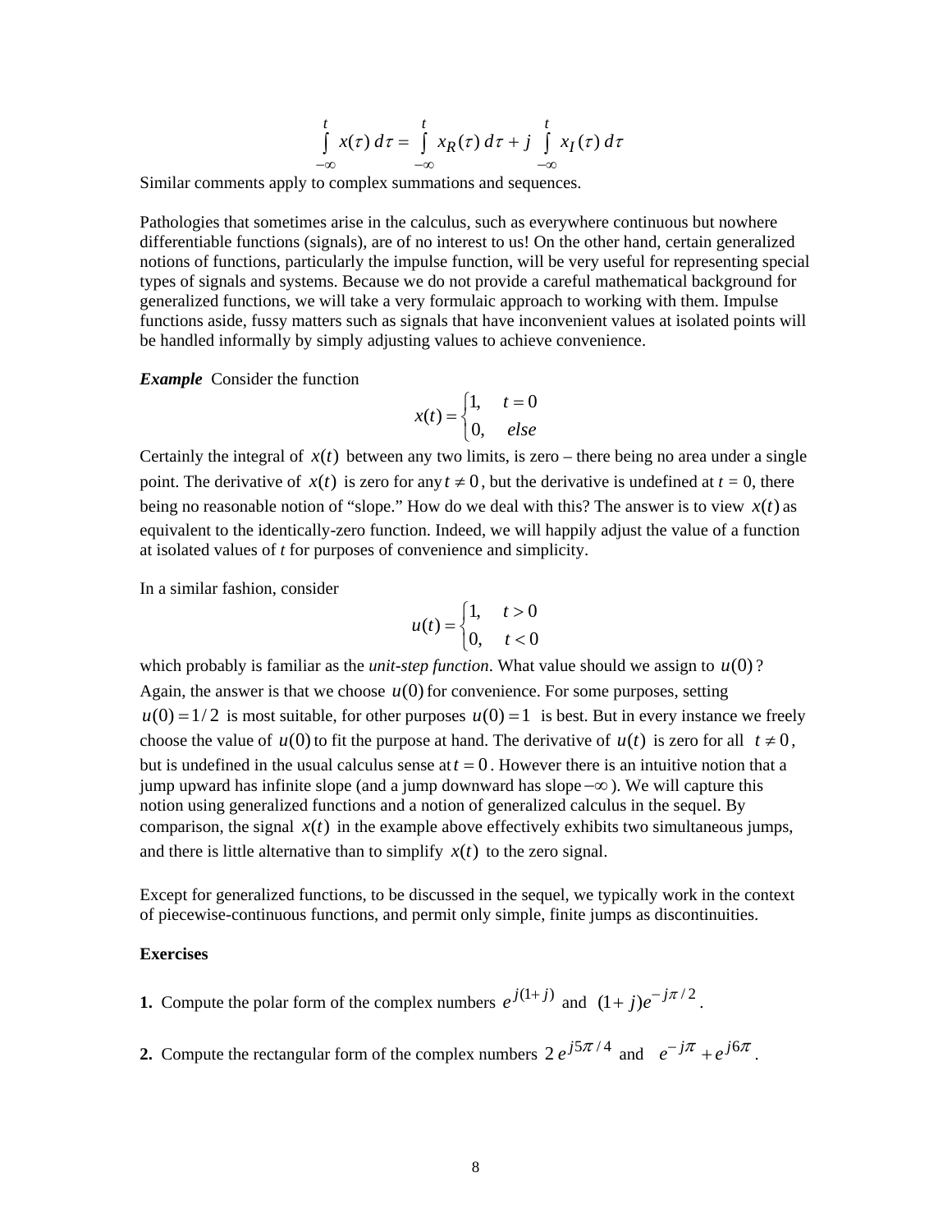$$\int_{-\infty}^{t} x(\tau)\, d\tau = \int_{-\infty}^{t} x_R(\tau)\, d\tau + j \int_{-\infty}^{t} x_I(\tau)\, d\tau$$

Similar comments apply to complex summations and sequences.

Pathologies that sometimes arise in the calculus, such as everywhere continuous but nowhere differentiable functions (signals), are of no interest to us! On the other hand, certain generalized notions of functions, particularly the impulse function, will be very useful for representing special types of signals and systems. Because we do not provide a careful mathematical background for generalized functions, we will take a very formulaic approach to working with them. Impulse functions aside, fussy matters such as signals that have inconvenient values at isolated points will be handled informally by simply adjusting values to achieve convenience.

***Example*** Consider the function

$$x(t) = \begin{cases} 1, & t = 0 \\ 0, & else \end{cases}$$

Certainly the integral of $x(t)$ between any two limits, is zero – there being no area under a single point. The derivative of $x(t)$ is zero for any $t \neq 0$, but the derivative is undefined at $t = 0$, there being no reasonable notion of "slope." How do we deal with this? The answer is to view $x(t)$ as equivalent to the identically-zero function. Indeed, we will happily adjust the value of a function at isolated values of *t* for purposes of convenience and simplicity.

In a similar fashion, consider

$$u(t) = \begin{cases} 1, & t > 0 \\ 0, & t < 0 \end{cases}$$

which probably is familiar as the *unit-step function*. What value should we assign to $u(0)$? Again, the answer is that we choose $u(0)$ for convenience. For some purposes, setting $u(0) = 1/2$ is most suitable, for other purposes $u(0) = 1$ is best. But in every instance we freely choose the value of $u(0)$ to fit the purpose at hand. The derivative of $u(t)$ is zero for all $t \neq 0$, but is undefined in the usual calculus sense at $t = 0$. However there is an intuitive notion that a jump upward has infinite slope (and a jump downward has slope $-\infty$). We will capture this notion using generalized functions and a notion of generalized calculus in the sequel. By comparison, the signal $x(t)$ in the example above effectively exhibits two simultaneous jumps, and there is little alternative than to simplify $x(t)$ to the zero signal.

Except for generalized functions, to be discussed in the sequel, we typically work in the context of piecewise-continuous functions, and permit only simple, finite jumps as discontinuities.

**Exercises**

**1.** Compute the polar form of the complex numbers $e^{j(1+j)}$ and $(1+j)e^{-j\pi/2}$.

**2.** Compute the rectangular form of the complex numbers $2\,e^{j5\pi/4}$ and $e^{-j\pi} + e^{j6\pi}$.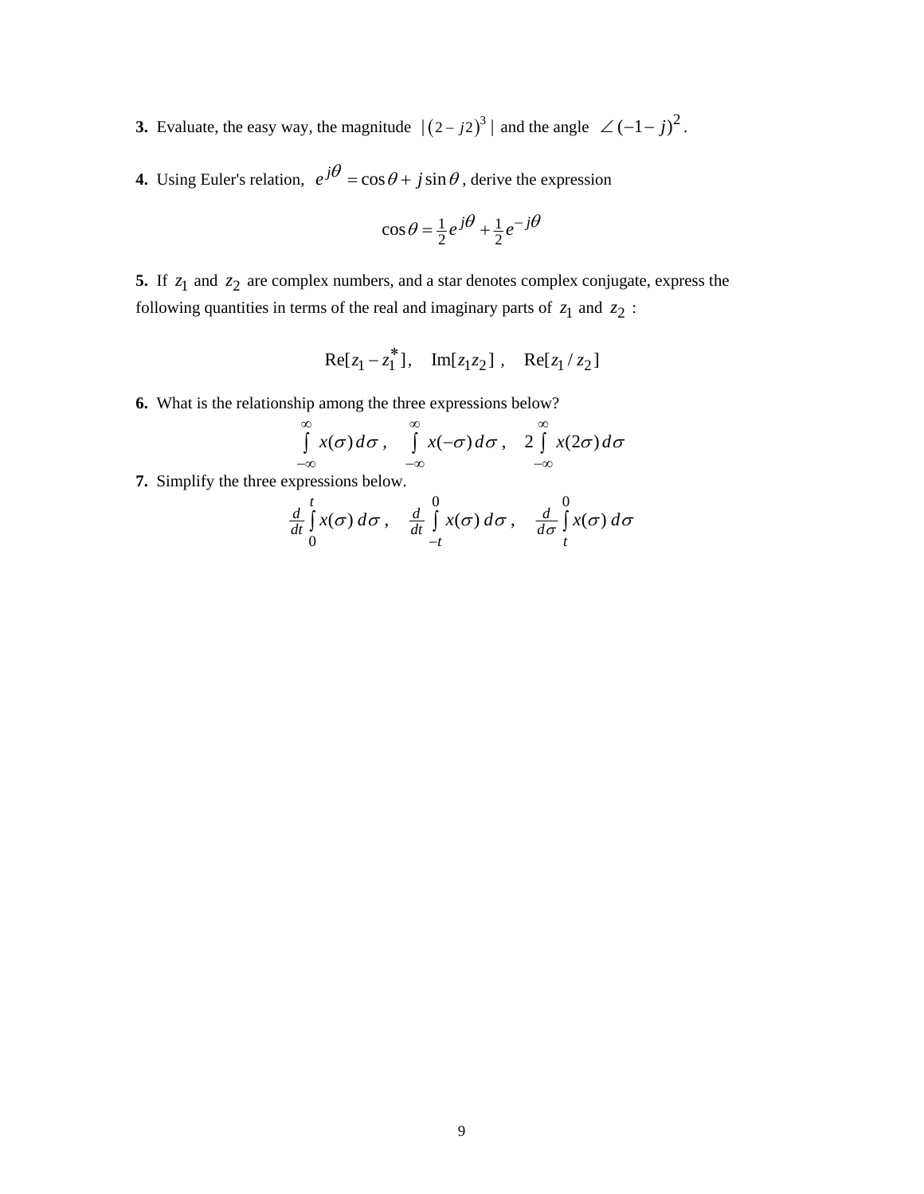**3.** Evaluate, the easy way, the magnitude $|(2-j2)^3|$ and the angle $\angle(-1-j)^2$.

**4.** Using Euler's relation, $e^{j\theta} = \cos\theta + j\sin\theta$, derive the expression

$$\cos\theta = \tfrac{1}{2}e^{j\theta} + \tfrac{1}{2}e^{-j\theta}$$

**5.** If $z_1$ and $z_2$ are complex numbers, and a star denotes complex conjugate, express the following quantities in terms of the real and imaginary parts of $z_1$ and $z_2$ :

$$\mathrm{Re}[z_1 - z_1^*], \quad \mathrm{Im}[z_1 z_2], \quad \mathrm{Re}[z_1 / z_2]$$

**6.** What is the relationship among the three expressions below?

$$\int_{-\infty}^{\infty} x(\sigma)\,d\sigma, \quad \int_{-\infty}^{\infty} x(-\sigma)\,d\sigma, \quad 2\int_{-\infty}^{\infty} x(2\sigma)\,d\sigma$$

**7.** Simplify the three expressions below.

$$\frac{d}{dt}\int_{0}^{t} x(\sigma)\,d\sigma, \quad \frac{d}{dt}\int_{-t}^{0} x(\sigma)\,d\sigma, \quad \frac{d}{d\sigma}\int_{t}^{0} x(\sigma)\,d\sigma$$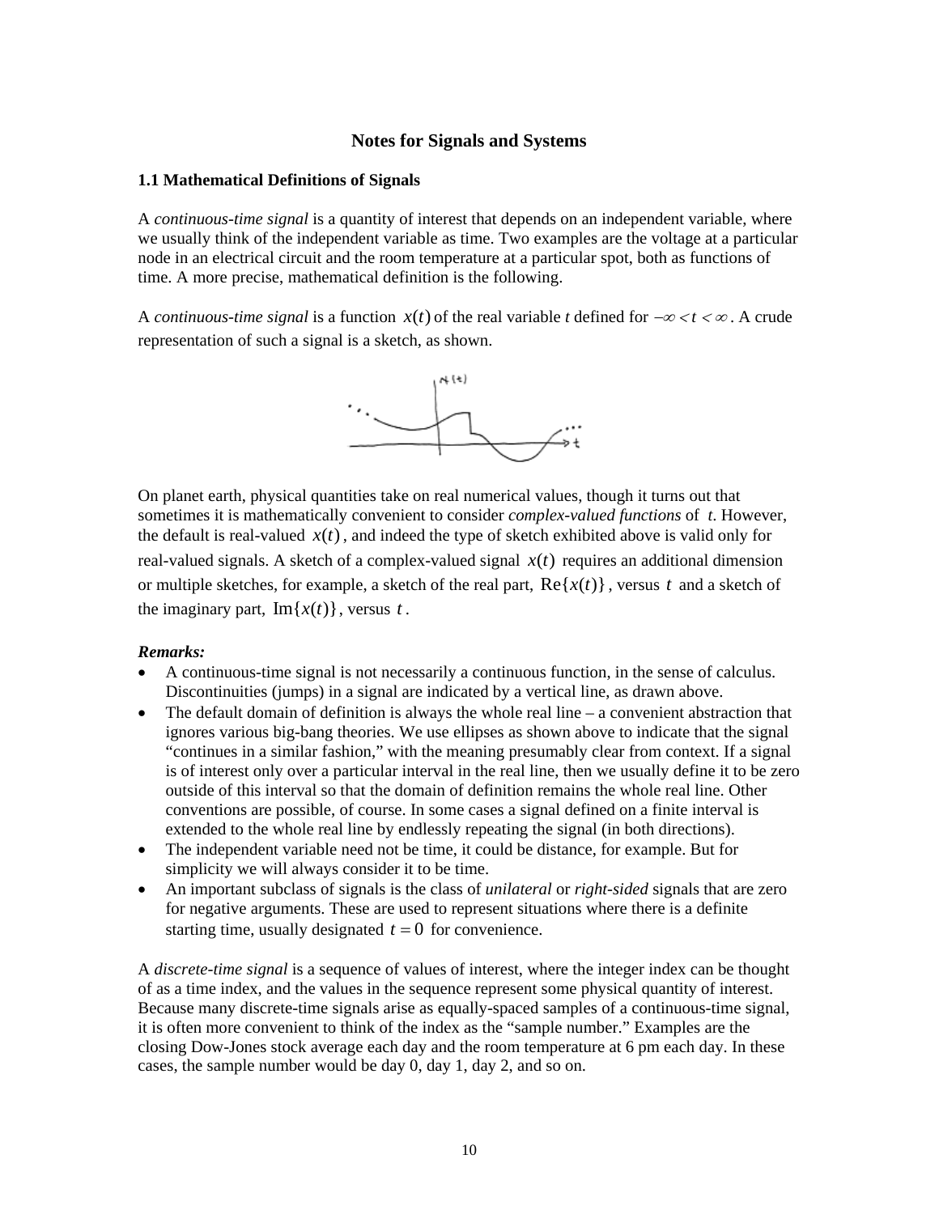# Notes for Signals and Systems

## 1.1 Mathematical Definitions of Signals

A *continuous-time signal* is a quantity of interest that depends on an independent variable, where we usually think of the independent variable as time. Two examples are the voltage at a particular node in an electrical circuit and the room temperature at a particular spot, both as functions of time. A more precise, mathematical definition is the following.

A *continuous-time signal* is a function $x(t)$ of the real variable *t* defined for $-\infty < t < \infty$. A crude representation of such a signal is a sketch, as shown.

On planet earth, physical quantities take on real numerical values, though it turns out that sometimes it is mathematically convenient to consider *complex-valued functions* of $t$. However, the default is real-valued $x(t)$, and indeed the type of sketch exhibited above is valid only for real-valued signals. A sketch of a complex-valued signal $x(t)$ requires an additional dimension or multiple sketches, for example, a sketch of the real part, $\text{Re}\{x(t)\}$, versus $t$ and a sketch of the imaginary part, $\text{Im}\{x(t)\}$, versus $t$.

***Remarks:***

- A continuous-time signal is not necessarily a continuous function, in the sense of calculus. Discontinuities (jumps) in a signal are indicated by a vertical line, as drawn above.
- The default domain of definition is always the whole real line – a convenient abstraction that ignores various big-bang theories. We use ellipses as shown above to indicate that the signal "continues in a similar fashion," with the meaning presumably clear from context. If a signal is of interest only over a particular interval in the real line, then we usually define it to be zero outside of this interval so that the domain of definition remains the whole real line. Other conventions are possible, of course. In some cases a signal defined on a finite interval is extended to the whole real line by endlessly repeating the signal (in both directions).
- The independent variable need not be time, it could be distance, for example. But for simplicity we will always consider it to be time.
- An important subclass of signals is the class of *unilateral* or *right-sided* signals that are zero for negative arguments. These are used to represent situations where there is a definite starting time, usually designated $t = 0$ for convenience.

A *discrete-time signal* is a sequence of values of interest, where the integer index can be thought of as a time index, and the values in the sequence represent some physical quantity of interest. Because many discrete-time signals arise as equally-spaced samples of a continuous-time signal, it is often more convenient to think of the index as the "sample number." Examples are the closing Dow-Jones stock average each day and the room temperature at 6 pm each day. In these cases, the sample number would be day 0, day 1, day 2, and so on.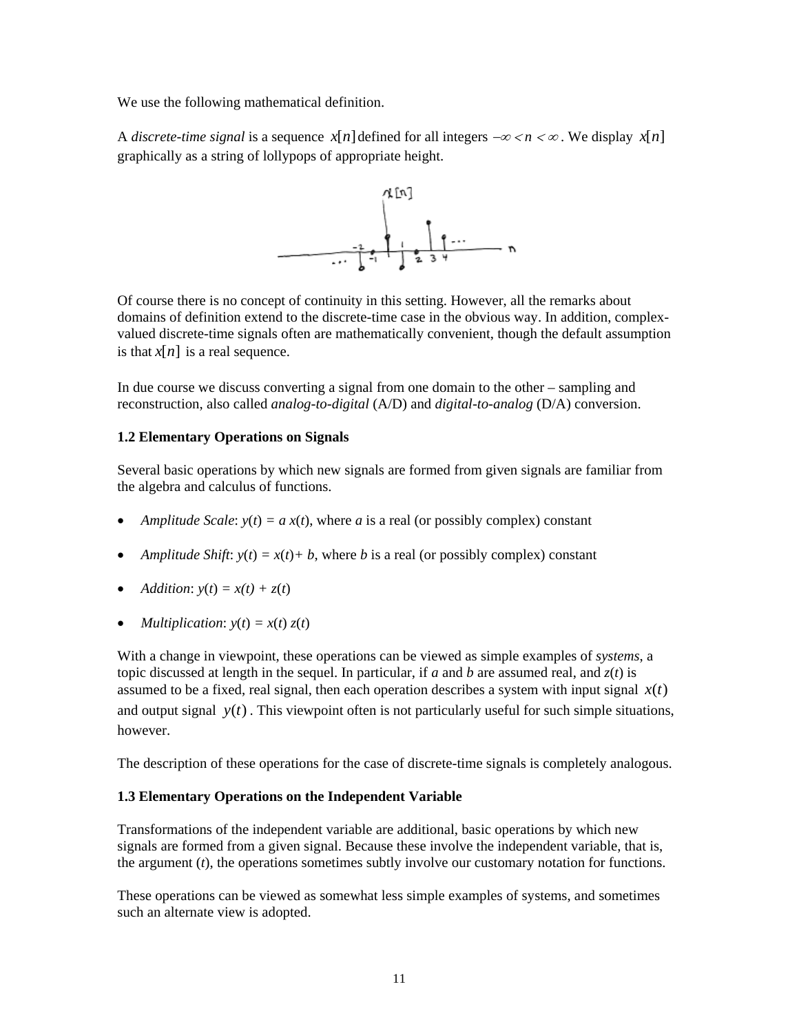We use the following mathematical definition.

A *discrete-time signal* is a sequence $x[n]$ defined for all integers $-\infty < n < \infty$. We display $x[n]$ graphically as a string of lollypops of appropriate height.

Of course there is no concept of continuity in this setting. However, all the remarks about domains of definition extend to the discrete-time case in the obvious way. In addition, complex-valued discrete-time signals often are mathematically convenient, though the default assumption is that $x[n]$ is a real sequence.

In due course we discuss converting a signal from one domain to the other – sampling and reconstruction, also called *analog-to-digital* (A/D) and *digital-to-analog* (D/A) conversion.

**1.2 Elementary Operations on Signals**

Several basic operations by which new signals are formed from given signals are familiar from the algebra and calculus of functions.

- *Amplitude Scale*: $y(t) = a\,x(t)$, where $a$ is a real (or possibly complex) constant
- *Amplitude Shift*: $y(t) = x(t) + b$, where $b$ is a real (or possibly complex) constant
- *Addition*: $y(t) = x(t) + z(t)$
- *Multiplication*: $y(t) = x(t)\,z(t)$

With a change in viewpoint, these operations can be viewed as simple examples of *systems*, a topic discussed at length in the sequel. In particular, if $a$ and $b$ are assumed real, and $z(t)$ is assumed to be a fixed, real signal, then each operation describes a system with input signal $x(t)$ and output signal $y(t)$. This viewpoint often is not particularly useful for such simple situations, however.

The description of these operations for the case of discrete-time signals is completely analogous.

**1.3 Elementary Operations on the Independent Variable**

Transformations of the independent variable are additional, basic operations by which new signals are formed from a given signal. Because these involve the independent variable, that is, the argument ($t$), the operations sometimes subtly involve our customary notation for functions.

These operations can be viewed as somewhat less simple examples of systems, and sometimes such an alternate view is adopted.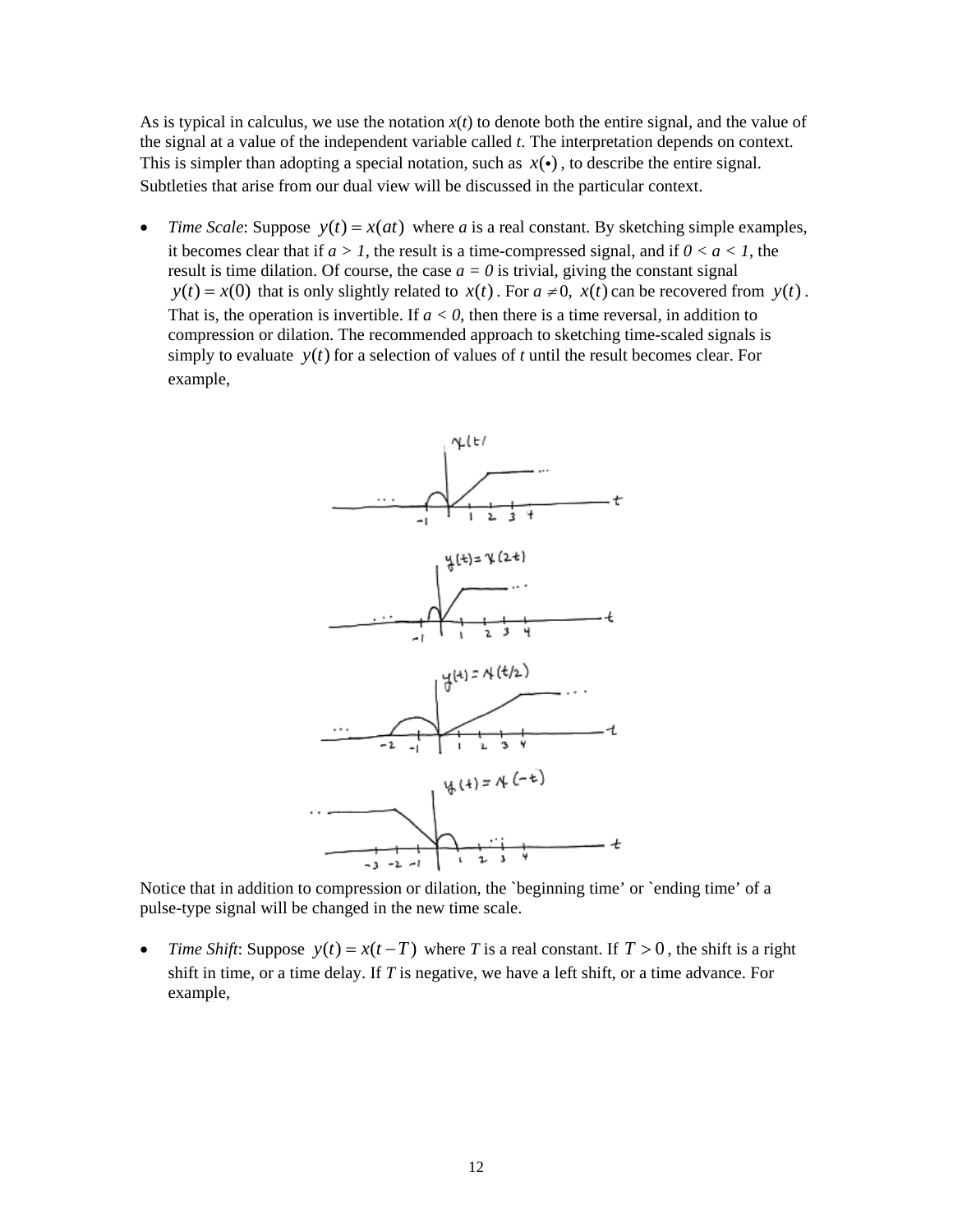As is typical in calculus, we use the notation $x(t)$ to denote both the entire signal, and the value of the signal at a value of the independent variable called $t$. The interpretation depends on context. This is simpler than adopting a special notation, such as $x(\bullet)$, to describe the entire signal. Subtleties that arise from our dual view will be discussed in the particular context.

- *Time Scale*: Suppose $y(t) = x(at)$ where $a$ is a real constant. By sketching simple examples, it becomes clear that if $a > 1$, the result is a time-compressed signal, and if $0 < a < 1$, the result is time dilation. Of course, the case $a = 0$ is trivial, giving the constant signal $y(t) = x(0)$ that is only slightly related to $x(t)$. For $a \neq 0$, $x(t)$ can be recovered from $y(t)$. That is, the operation is invertible. If $a < 0$, then there is a time reversal, in addition to compression or dilation. The recommended approach to sketching time-scaled signals is simply to evaluate $y(t)$ for a selection of values of $t$ until the result becomes clear. For example,

Notice that in addition to compression or dilation, the `beginning time' or `ending time' of a pulse-type signal will be changed in the new time scale.

- *Time Shift*: Suppose $y(t) = x(t - T)$ where $T$ is a real constant. If $T > 0$, the shift is a right shift in time, or a time delay. If $T$ is negative, we have a left shift, or a time advance. For example,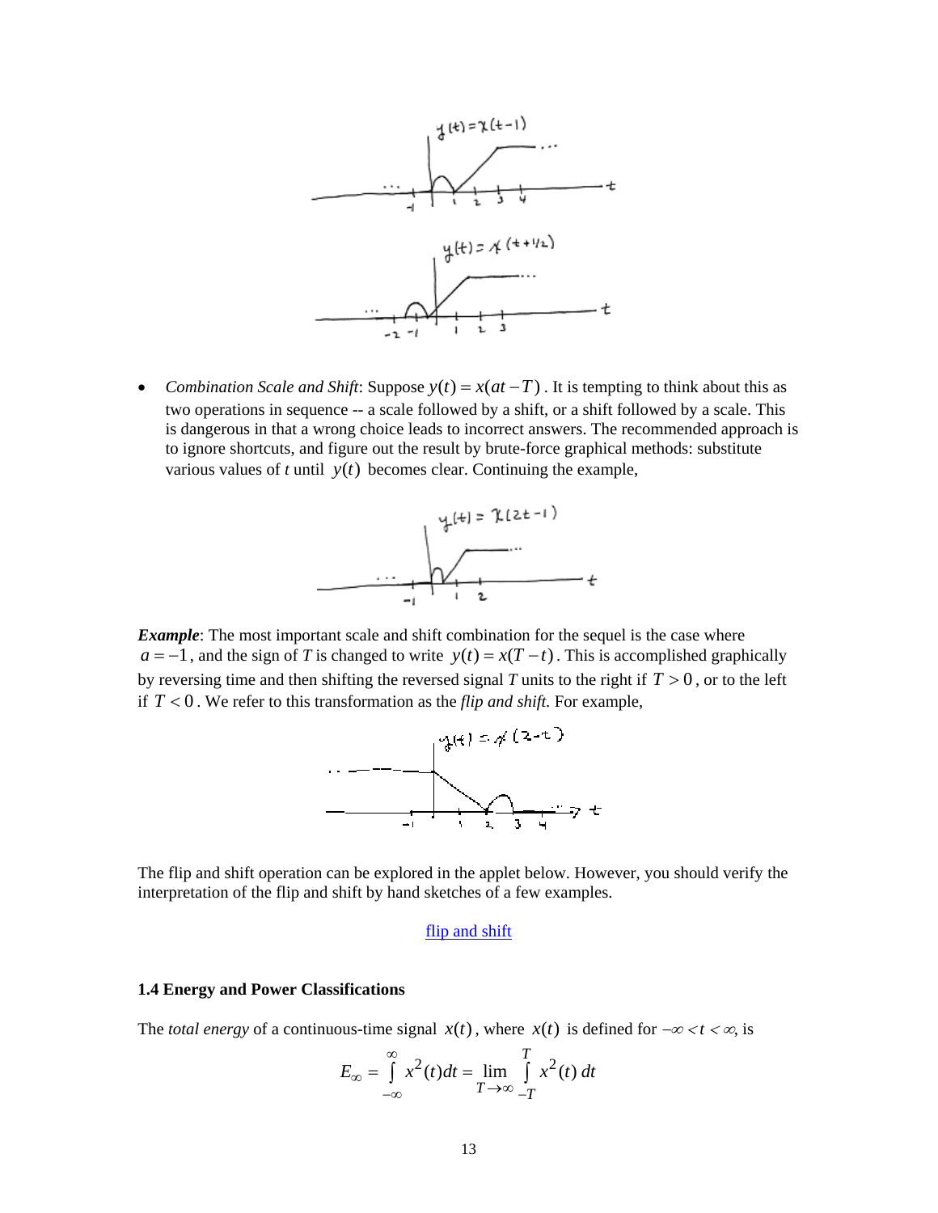- *Combination Scale and Shift*: Suppose $y(t) = x(at - T)$ . It is tempting to think about this as two operations in sequence -- a scale followed by a shift, or a shift followed by a scale. This is dangerous in that a wrong choice leads to incorrect answers. The recommended approach is to ignore shortcuts, and figure out the result by brute-force graphical methods: substitute various values of *t* until $y(t)$ becomes clear. Continuing the example,

***Example***: The most important scale and shift combination for the sequel is the case where $a = -1$, and the sign of *T* is changed to write $y(t) = x(T - t)$. This is accomplished graphically by reversing time and then shifting the reversed signal *T* units to the right if $T > 0$, or to the left if $T < 0$. We refer to this transformation as the *flip and shift.* For example,

The flip and shift operation can be explored in the applet below. However, you should verify the interpretation of the flip and shift by hand sketches of a few examples.

flip and shift

### 1.4 Energy and Power Classifications

The *total energy* of a continuous-time signal $x(t)$, where $x(t)$ is defined for $-\infty < t < \infty$, is

$$E_\infty = \int_{-\infty}^{\infty} x^2(t)dt = \lim_{T \to \infty} \int_{-T}^{T} x^2(t)\, dt$$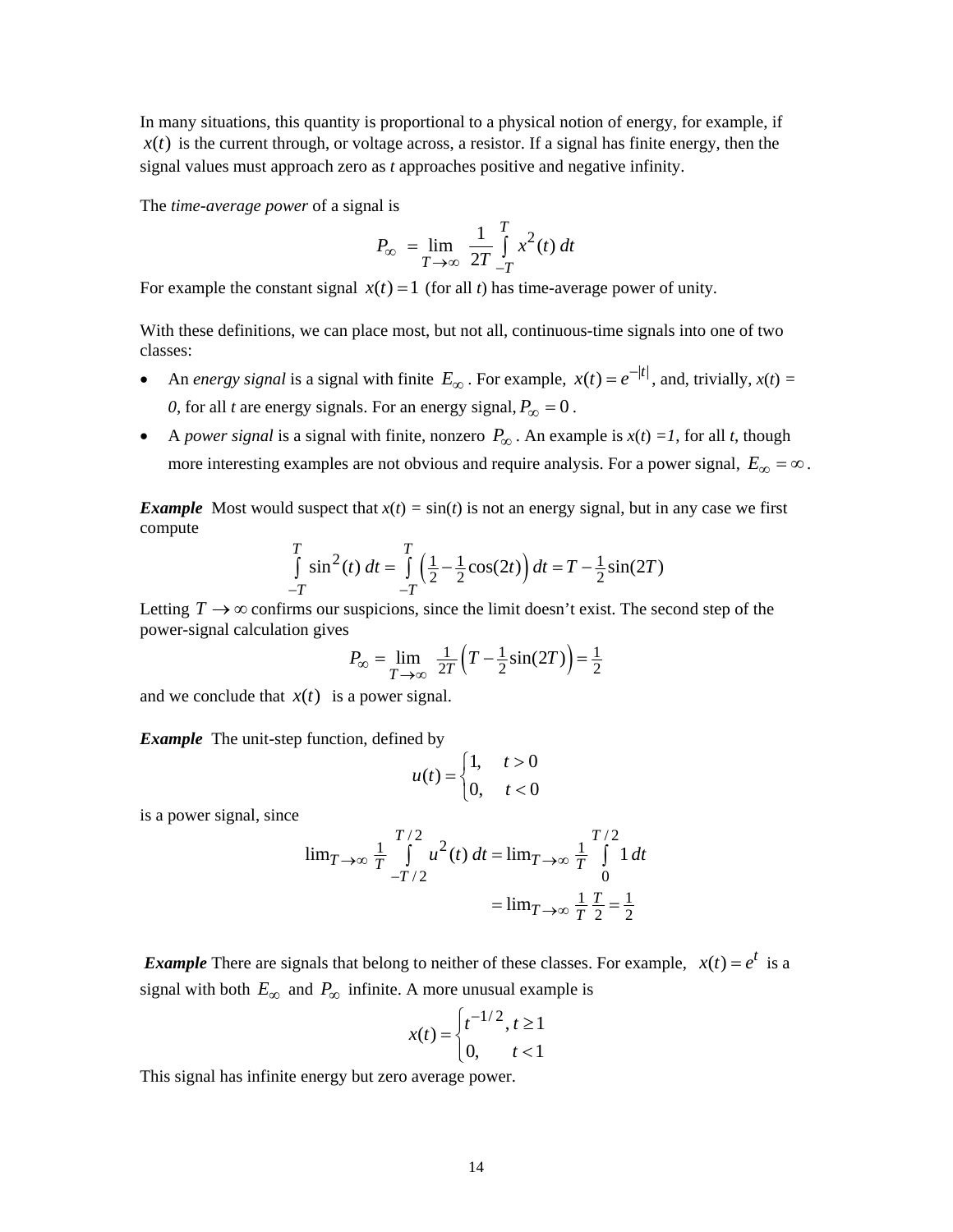In many situations, this quantity is proportional to a physical notion of energy, for example, if $x(t)$ is the current through, or voltage across, a resistor. If a signal has finite energy, then the signal values must approach zero as *t* approaches positive and negative infinity.

The *time-average power* of a signal is

$$P_\infty = \lim_{T\to\infty} \frac{1}{2T} \int_{-T}^{T} x^2(t)\, dt$$

For example the constant signal $x(t) = 1$ (for all *t*) has time-average power of unity.

With these definitions, we can place most, but not all, continuous-time signals into one of two classes:

- An *energy signal* is a signal with finite $E_\infty$. For example, $x(t) = e^{-|t|}$, and, trivially, $x(t) = 0$, for all *t* are energy signals. For an energy signal, $P_\infty = 0$.
- A *power signal* is a signal with finite, nonzero $P_\infty$. An example is $x(t) = 1$, for all *t*, though more interesting examples are not obvious and require analysis. For a power signal, $E_\infty = \infty$.

***Example*** Most would suspect that $x(t) = \sin(t)$ is not an energy signal, but in any case we first compute

$$\int_{-T}^{T} \sin^2(t)\, dt = \int_{-T}^{T} \left(\tfrac{1}{2} - \tfrac{1}{2}\cos(2t)\right) dt = T - \tfrac{1}{2}\sin(2T)$$

Letting $T \to \infty$ confirms our suspicions, since the limit doesn't exist. The second step of the power-signal calculation gives

$$P_\infty = \lim_{T\to\infty} \tfrac{1}{2T}\left(T - \tfrac{1}{2}\sin(2T)\right) = \tfrac{1}{2}$$

and we conclude that $x(t)$ is a power signal.

***Example*** The unit-step function, defined by

$$u(t) = \begin{cases} 1, & t > 0 \\ 0, & t < 0 \end{cases}$$

is a power signal, since

$$\begin{aligned} \lim_{T\to\infty} \tfrac{1}{T} \int_{-T/2}^{T/2} u^2(t)\, dt &= \lim_{T\to\infty} \tfrac{1}{T} \int_{0}^{T/2} 1\, dt \\ &= \lim_{T\to\infty} \tfrac{1}{T}\,\tfrac{T}{2} = \tfrac{1}{2} \end{aligned}$$

***Example*** There are signals that belong to neither of these classes. For example, $x(t) = e^t$ is a signal with both $E_\infty$ and $P_\infty$ infinite. A more unusual example is

$$x(t) = \begin{cases} t^{-1/2}, & t \ge 1 \\ 0, & t < 1 \end{cases}$$

This signal has infinite energy but zero average power.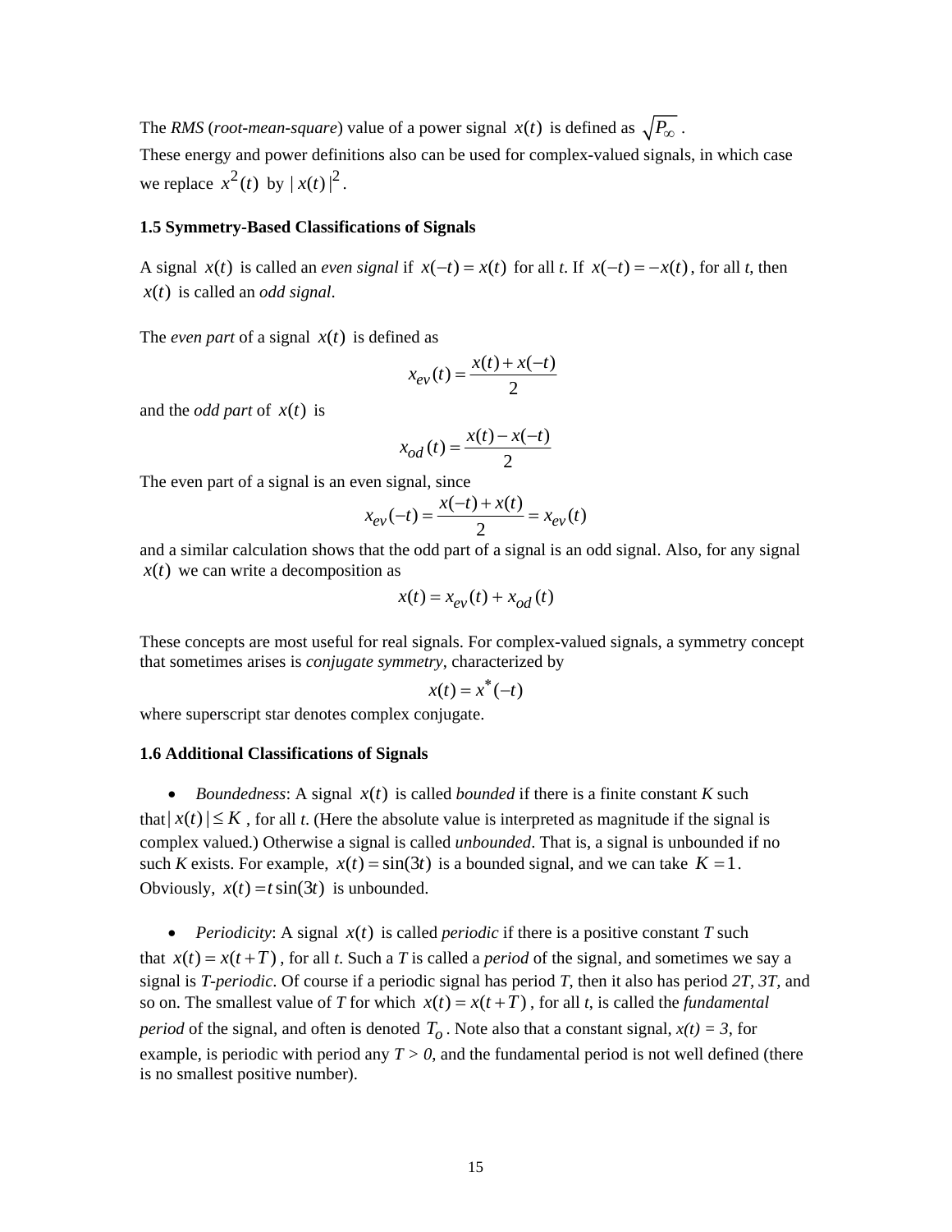The *RMS* (*root-mean-square*) value of a power signal $x(t)$ is defined as $\sqrt{P_\infty}$.
These energy and power definitions also can be used for complex-valued signals, in which case we replace $x^2(t)$ by $|x(t)|^2$.

### 1.5 Symmetry-Based Classifications of Signals

A signal $x(t)$ is called an *even signal* if $x(-t) = x(t)$ for all *t*. If $x(-t) = -x(t)$, for all *t*, then $x(t)$ is called an *odd signal*.

The *even part* of a signal $x(t)$ is defined as

$$x_{ev}(t) = \frac{x(t) + x(-t)}{2}$$

and the *odd part* of $x(t)$ is

$$x_{od}(t) = \frac{x(t) - x(-t)}{2}$$

The even part of a signal is an even signal, since

$$x_{ev}(-t) = \frac{x(-t) + x(t)}{2} = x_{ev}(t)$$

and a similar calculation shows that the odd part of a signal is an odd signal. Also, for any signal $x(t)$ we can write a decomposition as

$$x(t) = x_{ev}(t) + x_{od}(t)$$

These concepts are most useful for real signals. For complex-valued signals, a symmetry concept that sometimes arises is *conjugate symmetry*, characterized by

$$x(t) = x^*(-t)$$

where superscript star denotes complex conjugate.

### 1.6 Additional Classifications of Signals

- *Boundedness*: A signal $x(t)$ is called *bounded* if there is a finite constant *K* such that $|x(t)| \le K$, for all *t*. (Here the absolute value is interpreted as magnitude if the signal is complex valued.) Otherwise a signal is called *unbounded*. That is, a signal is unbounded if no such *K* exists. For example, $x(t) = \sin(3t)$ is a bounded signal, and we can take $K = 1$. Obviously, $x(t) = t\sin(3t)$ is unbounded.

- *Periodicity*: A signal $x(t)$ is called *periodic* if there is a positive constant *T* such that $x(t) = x(t+T)$, for all *t*. Such a *T* is called a *period* of the signal, and sometimes we say a signal is *T-periodic*. Of course if a periodic signal has period *T*, then it also has period *2T*, *3T*, and so on. The smallest value of *T* for which $x(t) = x(t+T)$, for all *t*, is called the *fundamental period* of the signal, and often is denoted $T_o$. Note also that a constant signal, $x(t) = 3$, for example, is periodic with period any $T > 0$, and the fundamental period is not well defined (there is no smallest positive number).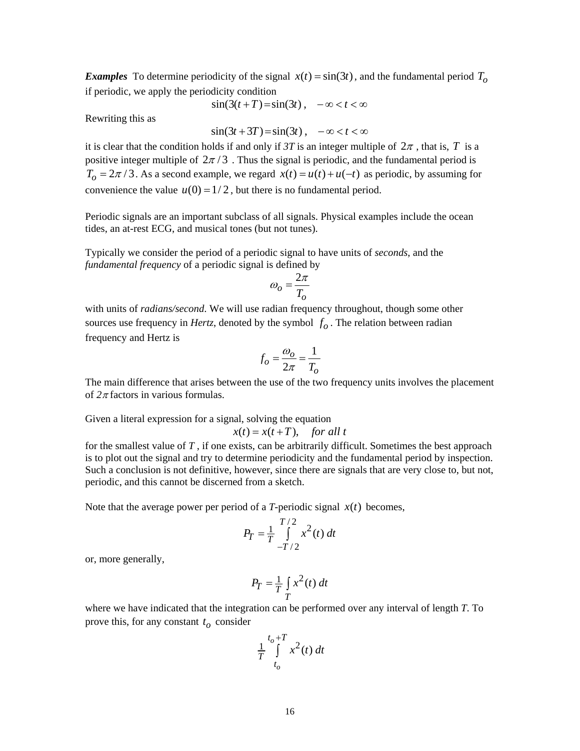***Examples*** To determine periodicity of the signal $x(t) = \sin(3t)$, and the fundamental period $T_o$ if periodic, we apply the periodicity condition

$$\sin(3(t+T)) = \sin(3t)\ , \quad -\infty < t < \infty$$

Rewriting this as

$$\sin(3t+3T) = \sin(3t)\ , \quad -\infty < t < \infty$$

it is clear that the condition holds if and only if $3T$ is an integer multiple of $2\pi$ , that is, $T$ is a positive integer multiple of $2\pi/3$ . Thus the signal is periodic, and the fundamental period is $T_o = 2\pi/3$. As a second example, we regard $x(t) = u(t) + u(-t)$ as periodic, by assuming for convenience the value $u(0) = 1/2$ , but there is no fundamental period.

Periodic signals are an important subclass of all signals. Physical examples include the ocean tides, an at-rest ECG, and musical tones (but not tunes).

Typically we consider the period of a periodic signal to have units of *seconds*, and the *fundamental frequency* of a periodic signal is defined by

$$\omega_o = \frac{2\pi}{T_o}$$

with units of *radians/second*. We will use radian frequency throughout, though some other sources use frequency in *Hertz*, denoted by the symbol $f_o$ . The relation between radian frequency and Hertz is

$$f_o = \frac{\omega_o}{2\pi} = \frac{1}{T_o}$$

The main difference that arises between the use of the two frequency units involves the placement of $2\pi$ factors in various formulas.

Given a literal expression for a signal, solving the equation

$$x(t) = x(t+T), \quad \textit{for all } t$$

for the smallest value of $T$ , if one exists, can be arbitrarily difficult. Sometimes the best approach is to plot out the signal and try to determine periodicity and the fundamental period by inspection. Such a conclusion is not definitive, however, since there are signals that are very close to, but not, periodic, and this cannot be discerned from a sketch.

Note that the average power per period of a $T$-periodic signal $x(t)$ becomes,

$$P_T = \frac{1}{T}\int_{-T/2}^{T/2} x^2(t)\, dt$$

or, more generally,

$$P_T = \frac{1}{T}\int_{T} x^2(t)\, dt$$

where we have indicated that the integration can be performed over any interval of length $T$. To prove this, for any constant $t_o$ consider

$$\frac{1}{T}\int_{t_o}^{t_o+T} x^2(t)\, dt$$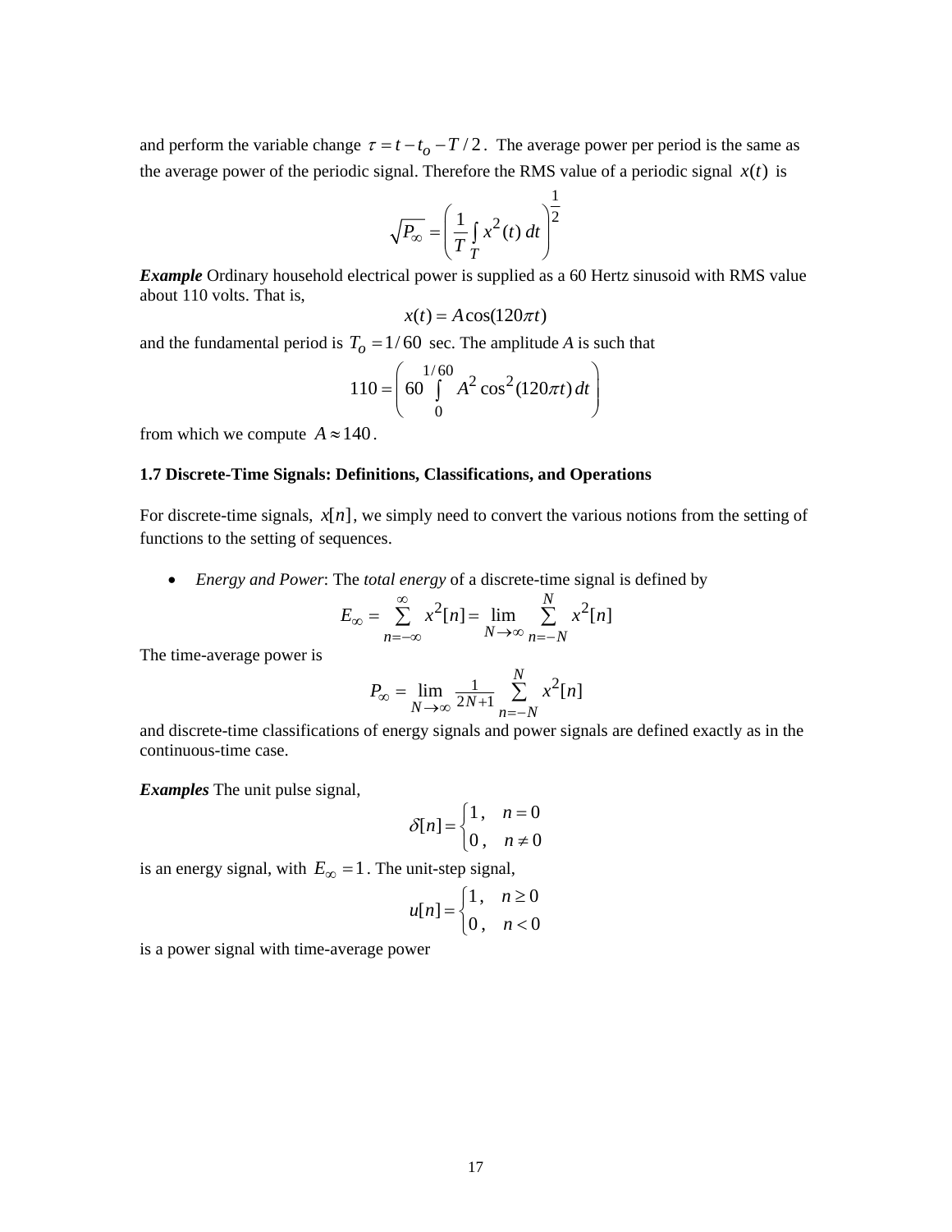and perform the variable change $\tau = t - t_o - T/2$. The average power per period is the same as the average power of the periodic signal. Therefore the RMS value of a periodic signal $x(t)$ is

$$\sqrt{P_\infty} = \left( \frac{1}{T} \int_T x^2(t)\, dt \right)^{\frac{1}{2}}$$

***Example*** Ordinary household electrical power is supplied as a 60 Hertz sinusoid with RMS value about 110 volts. That is,

$$x(t) = A\cos(120\pi t)$$

and the fundamental period is $T_o = 1/60$ sec. The amplitude *A* is such that

$$110 = \left( 60 \int_0^{1/60} A^2 \cos^2(120\pi t)\, dt \right)$$

from which we compute $A \approx 140$.

**1.7 Discrete-Time Signals: Definitions, Classifications, and Operations**

For discrete-time signals, $x[n]$, we simply need to convert the various notions from the setting of functions to the setting of sequences.

- *Energy and Power*: The *total energy* of a discrete-time signal is defined by

$$E_\infty = \sum_{n=-\infty}^{\infty} x^2[n] = \lim_{N \to \infty} \sum_{n=-N}^{N} x^2[n]$$

The time-average power is

$$P_\infty = \lim_{N \to \infty} \tfrac{1}{2N+1} \sum_{n=-N}^{N} x^2[n]$$

and discrete-time classifications of energy signals and power signals are defined exactly as in the continuous-time case.

***Examples*** The unit pulse signal,

$$\delta[n] = \begin{cases} 1\,, & n = 0 \\ 0\,, & n \neq 0 \end{cases}$$

is an energy signal, with $E_\infty = 1$. The unit-step signal,

$$u[n] = \begin{cases} 1\,, & n \geq 0 \\ 0\,, & n < 0 \end{cases}$$

is a power signal with time-average power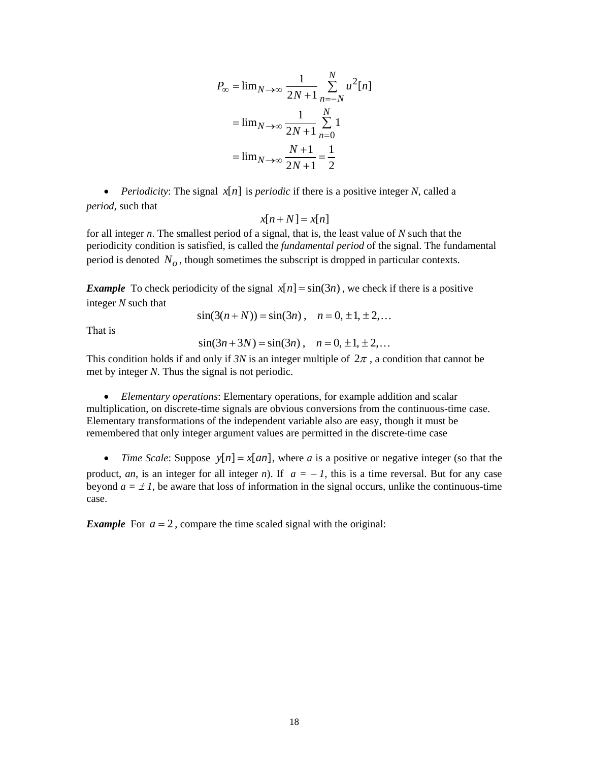$$
\begin{aligned}
P_\infty &= \lim_{N\to\infty} \frac{1}{2N+1} \sum_{n=-N}^{N} u^2[n] \\
&= \lim_{N\to\infty} \frac{1}{2N+1} \sum_{n=0}^{N} 1 \\
&= \lim_{N\to\infty} \frac{N+1}{2N+1} = \frac{1}{2}
\end{aligned}
$$

- *Periodicity*: The signal $x[n]$ is *periodic* if there is a positive integer *N*, called a *period*, such that

$$x[n+N] = x[n]$$

for all integer *n*. The smallest period of a signal, that is, the least value of *N* such that the periodicity condition is satisfied, is called the *fundamental period* of the signal. The fundamental period is denoted $N_o$, though sometimes the subscript is dropped in particular contexts.

***Example*** To check periodicity of the signal $x[n] = \sin(3n)$, we check if there is a positive integer *N* such that

$$\sin(3(n+N)) = \sin(3n)\,, \quad n = 0, \pm 1, \pm 2, \ldots$$

That is

$$\sin(3n+3N) = \sin(3n)\,, \quad n = 0, \pm 1, \pm 2, \ldots$$

This condition holds if and only if $3N$ is an integer multiple of $2\pi$, a condition that cannot be met by integer *N*. Thus the signal is not periodic.

- *Elementary operations*: Elementary operations, for example addition and scalar multiplication, on discrete-time signals are obvious conversions from the continuous-time case. Elementary transformations of the independent variable also are easy, though it must be remembered that only integer argument values are permitted in the discrete-time case

- *Time Scale*: Suppose $y[n] = x[an]$, where *a* is a positive or negative integer (so that the product, *an*, is an integer for all integer *n*). If $a = -1$, this is a time reversal. But for any case beyond $a = \pm 1$, be aware that loss of information in the signal occurs, unlike the continuous-time case.

***Example*** For $a = 2$, compare the time scaled signal with the original: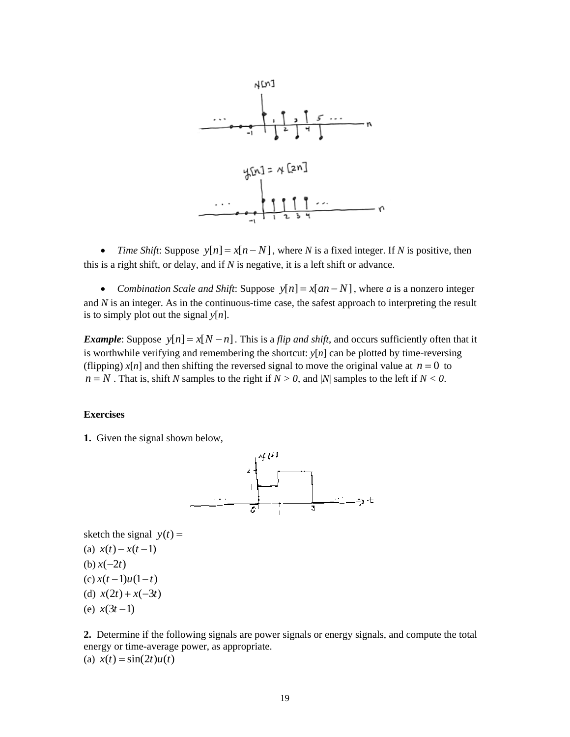- *Time Shift*: Suppose $y[n] = x[n - N]$, where *N* is a fixed integer. If *N* is positive, then this is a right shift, or delay, and if *N* is negative, it is a left shift or advance.

- *Combination Scale and Shift*: Suppose $y[n] = x[an - N]$, where *a* is a nonzero integer and *N* is an integer. As in the continuous-time case, the safest approach to interpreting the result is to simply plot out the signal *y*[*n*].

***Example***: Suppose $y[n] = x[N - n]$. This is a *flip and shift*, and occurs sufficiently often that it is worthwhile verifying and remembering the shortcut: *y*[*n*] can be plotted by time-reversing (flipping) *x*[*n*] and then shifting the reversed signal to move the original value at $n = 0$ to $n = N$. That is, shift *N* samples to the right if $N > 0$, and $|N|$ samples to the left if $N < 0$.

**Exercises**

**1.** Given the signal shown below,

sketch the signal $y(t) =$

(a) $x(t) - x(t-1)$

(b) $x(-2t)$

(c) $x(t-1)u(1-t)$

(d) $x(2t) + x(-3t)$

(e) $x(3t-1)$

**2.** Determine if the following signals are power signals or energy signals, and compute the total energy or time-average power, as appropriate.

(a) $x(t) = \sin(2t)u(t)$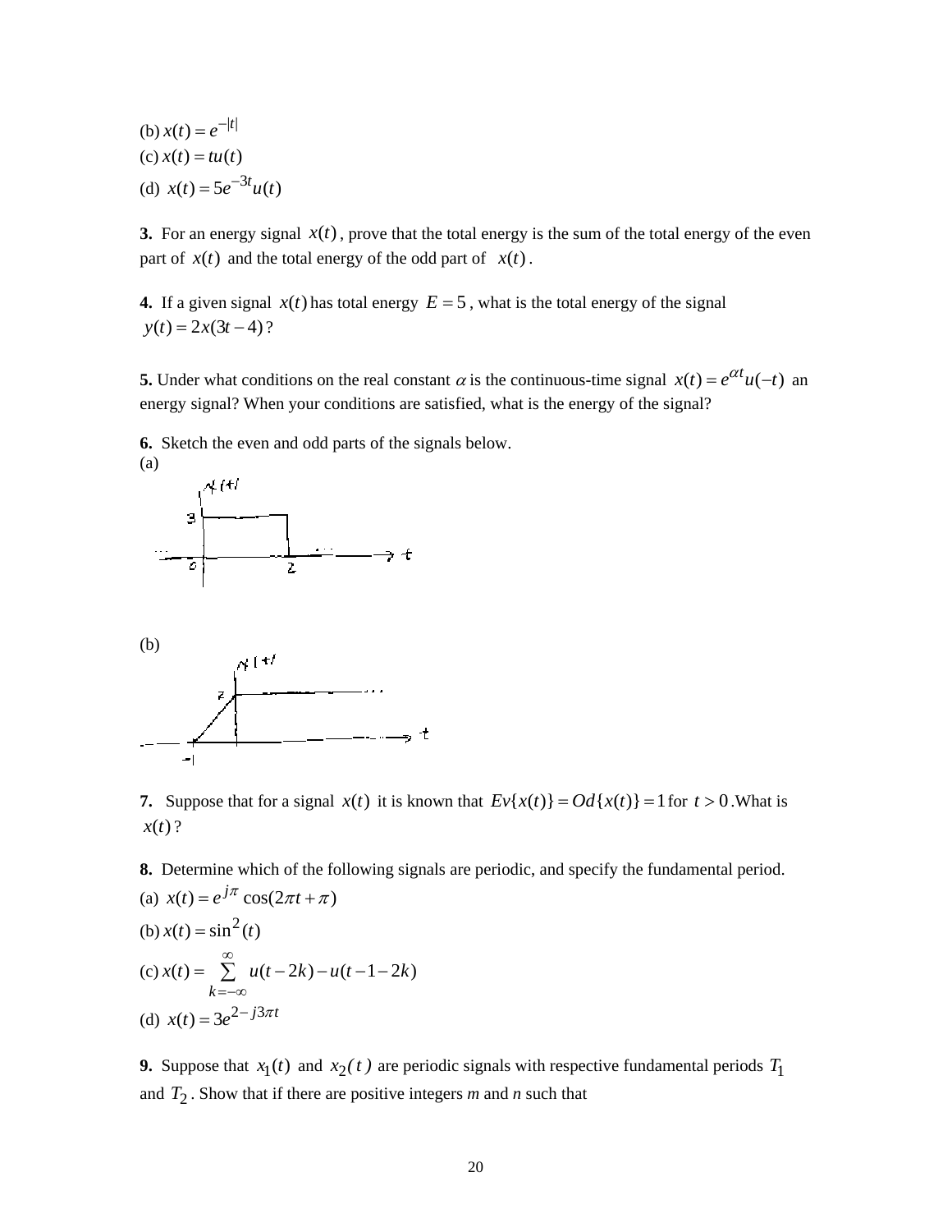(b) $x(t) = e^{-|t|}$

(c) $x(t) = tu(t)$

(d) $x(t) = 5e^{-3t}u(t)$

**3.** For an energy signal $x(t)$, prove that the total energy is the sum of the total energy of the even part of $x(t)$ and the total energy of the odd part of $x(t)$.

**4.** If a given signal $x(t)$ has total energy $E = 5$, what is the total energy of the signal $y(t) = 2x(3t - 4)$?

**5.** Under what conditions on the real constant $\alpha$ is the continuous-time signal $x(t) = e^{\alpha t}u(-t)$ an energy signal? When your conditions are satisfied, what is the energy of the signal?

**6.** Sketch the even and odd parts of the signals below.

(a)

(b)

**7.** Suppose that for a signal $x(t)$ it is known that $Ev\{x(t)\} = Od\{x(t)\} = 1$ for $t > 0$. What is $x(t)$?

**8.** Determine which of the following signals are periodic, and specify the fundamental period.

(a) $x(t) = e^{j\pi}\cos(2\pi t + \pi)$

(b) $x(t) = \sin^2(t)$

(c) $x(t) = \sum_{k=-\infty}^{\infty} u(t-2k) - u(t-1-2k)$

(d) $x(t) = 3e^{2-j3\pi t}$

**9.** Suppose that $x_1(t)$ and $x_2(t)$ are periodic signals with respective fundamental periods $T_1$ and $T_2$. Show that if there are positive integers *m* and *n* such that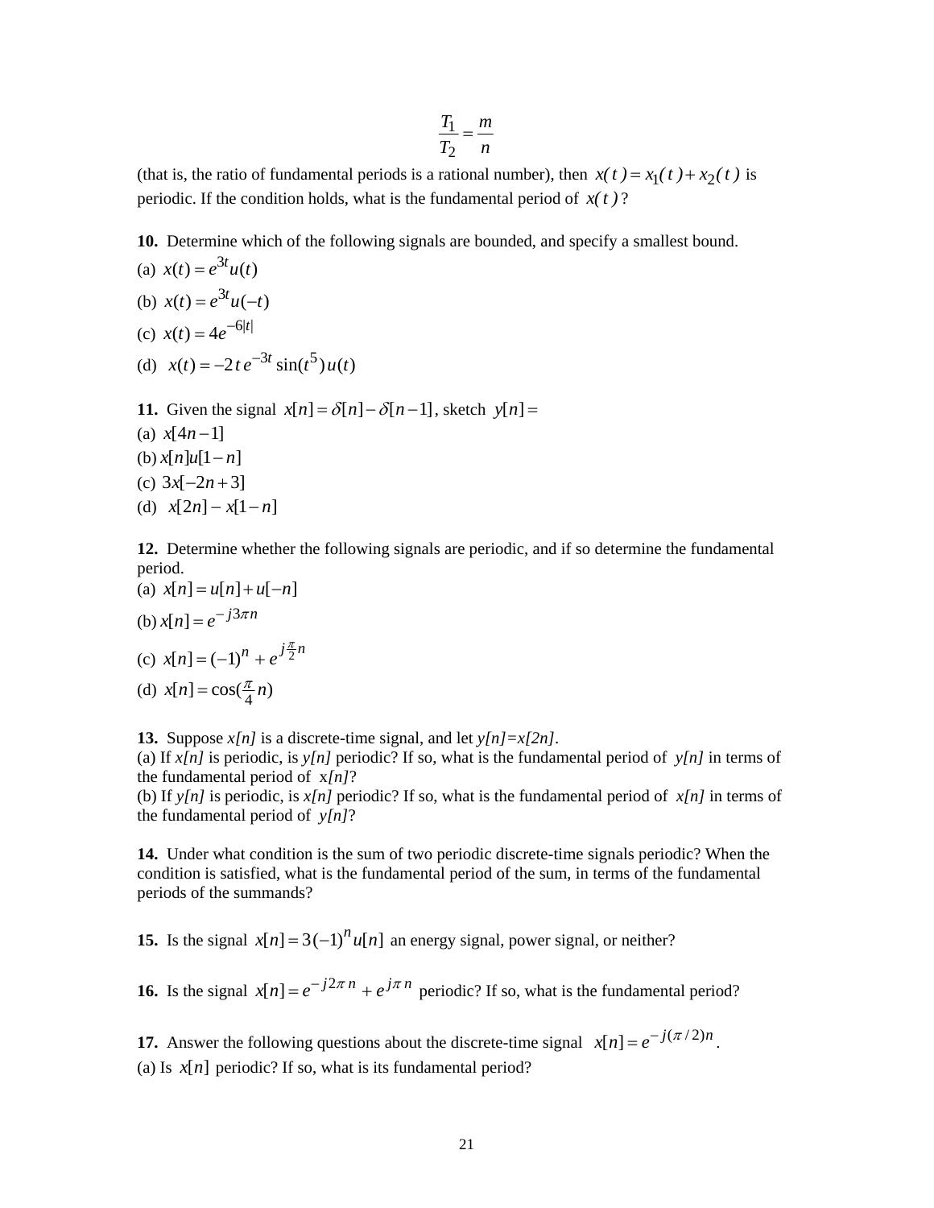$$\frac{T_1}{T_2} = \frac{m}{n}$$

(that is, the ratio of fundamental periods is a rational number), then $x(t) = x_1(t) + x_2(t)$ is periodic. If the condition holds, what is the fundamental period of $x(t)$?

**10.** Determine which of the following signals are bounded, and specify a smallest bound.

(a) $x(t) = e^{3t}u(t)$

(b) $x(t) = e^{3t}u(-t)$

(c) $x(t) = 4e^{-6|t|}$

(d) $x(t) = -2\,t\,e^{-3t}\sin(t^5)\,u(t)$

**11.** Given the signal $x[n] = \delta[n] - \delta[n-1]$, sketch $y[n] =$

(a) $x[4n-1]$

(b) $x[n]u[1-n]$

(c) $3x[-2n+3]$

(d) $x[2n] - x[1-n]$

**12.** Determine whether the following signals are periodic, and if so determine the fundamental period.

(a) $x[n] = u[n] + u[-n]$

(b) $x[n] = e^{-j3\pi n}$

(c) $x[n] = (-1)^n + e^{j\frac{\pi}{2}n}$

(d) $x[n] = \cos(\frac{\pi}{4}n)$

**13.** Suppose *x[n]* is a discrete-time signal, and let *y[n]=x[2n]*.

(a) If *x[n]* is periodic, is *y[n]* periodic? If so, what is the fundamental period of *y[n]* in terms of the fundamental period of x*[n]*?

(b) If *y[n]* is periodic, is *x[n]* periodic? If so, what is the fundamental period of *x[n]* in terms of the fundamental period of *y[n]*?

**14.** Under what condition is the sum of two periodic discrete-time signals periodic? When the condition is satisfied, what is the fundamental period of the sum, in terms of the fundamental periods of the summands?

**15.** Is the signal $x[n] = 3(-1)^n u[n]$ an energy signal, power signal, or neither?

**16.** Is the signal $x[n] = e^{-j2\pi n} + e^{j\pi n}$ periodic? If so, what is the fundamental period?

**17.** Answer the following questions about the discrete-time signal $x[n] = e^{-j(\pi/2)n}$.

(a) Is $x[n]$ periodic? If so, what is its fundamental period?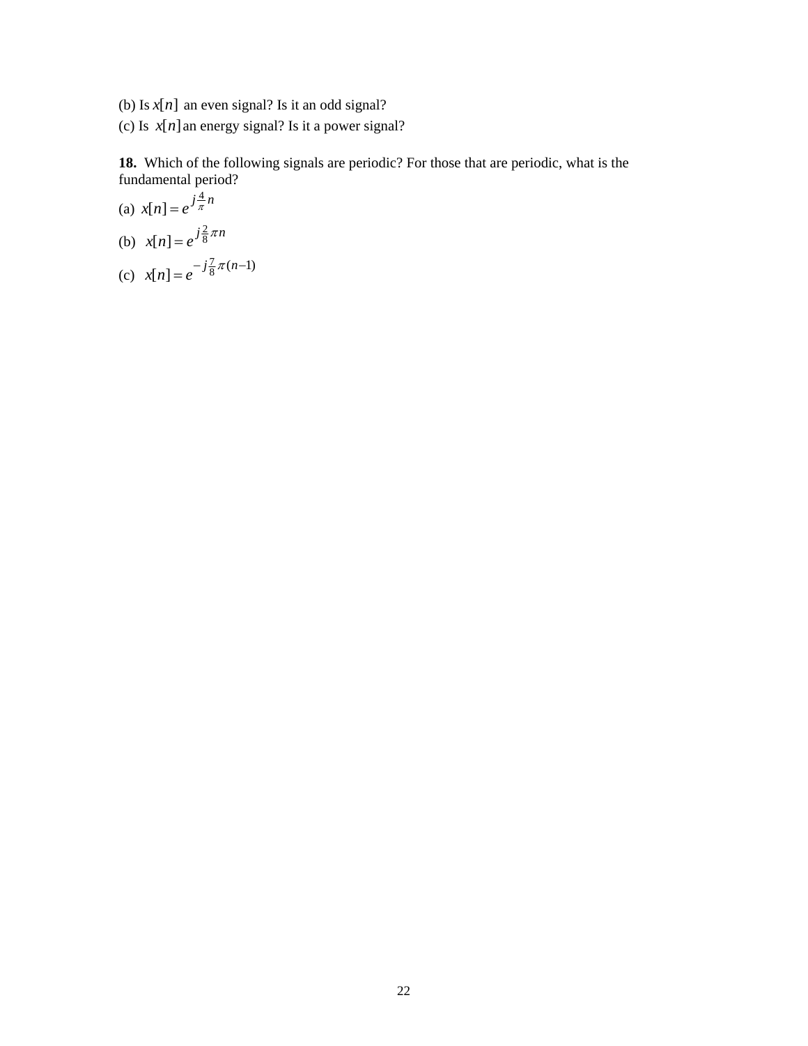(b) Is $x[n]$ an even signal? Is it an odd signal?

(c) Is $x[n]$ an energy signal? Is it a power signal?

**18.** Which of the following signals are periodic? For those that are periodic, what is the fundamental period?

(a) $x[n] = e^{j\frac{4}{\pi}n}$

(b) $x[n] = e^{j\frac{2}{8}\pi n}$

(c) $x[n] = e^{-j\frac{7}{8}\pi(n-1)}$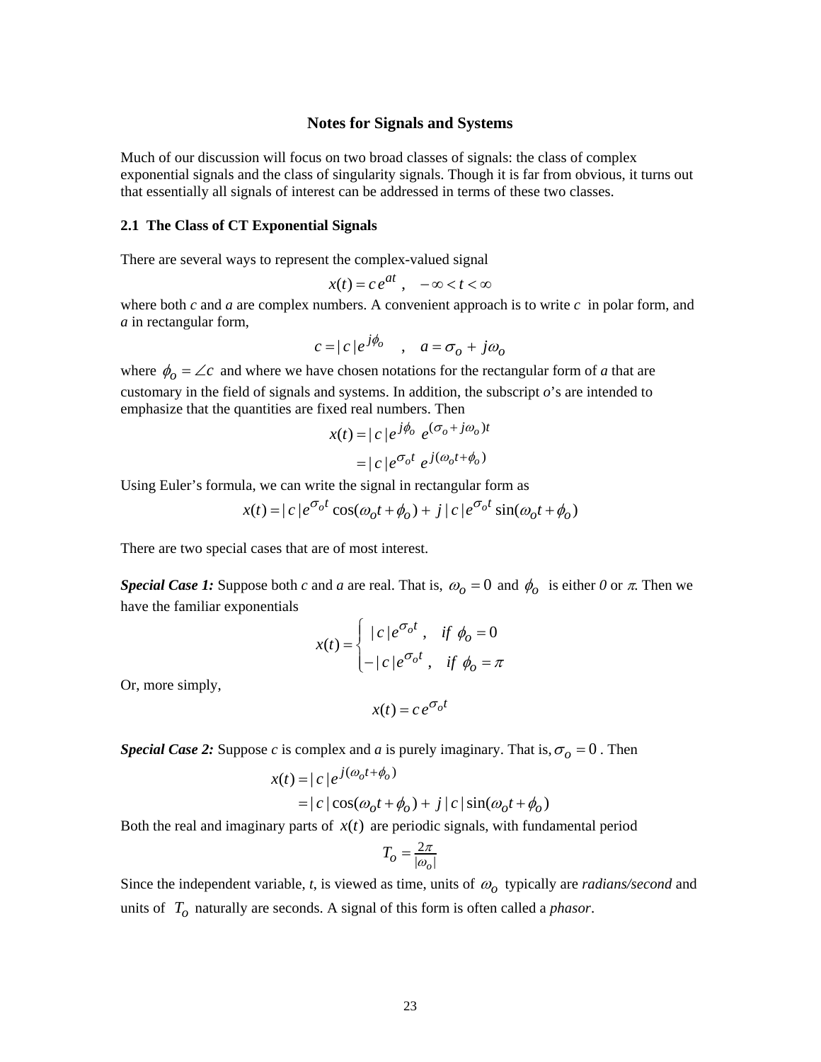# Notes for Signals and Systems

Much of our discussion will focus on two broad classes of signals: the class of complex exponential signals and the class of singularity signals. Though it is far from obvious, it turns out that essentially all signals of interest can be addressed in terms of these two classes.

## 2.1 The Class of CT Exponential Signals

There are several ways to represent the complex-valued signal

$$x(t) = c\,e^{at} \;, \quad -\infty < t < \infty$$

where both *c* and *a* are complex numbers. A convenient approach is to write *c* in polar form, and *a* in rectangular form,

$$c = |c|e^{j\phi_o} \quad , \quad a = \sigma_o + j\omega_o$$

where $\phi_o = \angle c$ and where we have chosen notations for the rectangular form of *a* that are customary in the field of signals and systems. In addition, the subscript *o*'s are intended to emphasize that the quantities are fixed real numbers. Then

$$\begin{aligned} x(t) &= |c|e^{j\phi_o}\; e^{(\sigma_o + j\omega_o)t} \\ &= |c|e^{\sigma_o t}\; e^{j(\omega_o t + \phi_o)} \end{aligned}$$

Using Euler's formula, we can write the signal in rectangular form as

$$x(t) = |c|e^{\sigma_o t}\cos(\omega_o t + \phi_o) + j\,|c|e^{\sigma_o t}\sin(\omega_o t + \phi_o)$$

There are two special cases that are of most interest.

***Special Case 1:*** Suppose both *c* and *a* are real. That is, $\omega_o = 0$ and $\phi_o$ is either *0* or $\pi$. Then we have the familiar exponentials

$$x(t) = \begin{cases} \;\;|c|e^{\sigma_o t} \;, & if\;\phi_o = 0 \\ -|c|e^{\sigma_o t} \;, & if\;\phi_o = \pi \end{cases}$$

Or, more simply,

$$x(t) = c\,e^{\sigma_o t}$$

***Special Case 2:*** Suppose *c* is complex and *a* is purely imaginary. That is, $\sigma_o = 0$. Then

$$\begin{aligned} x(t) &= |c|e^{j(\omega_o t + \phi_o)} \\ &= |c|\cos(\omega_o t + \phi_o) + j\,|c|\sin(\omega_o t + \phi_o) \end{aligned}$$

Both the real and imaginary parts of $x(t)$ are periodic signals, with fundamental period

$$T_o = \frac{2\pi}{|\omega_o|}$$

Since the independent variable, *t*, is viewed as time, units of $\omega_o$ typically are *radians/second* and units of $T_o$ naturally are seconds. A signal of this form is often called a *phasor*.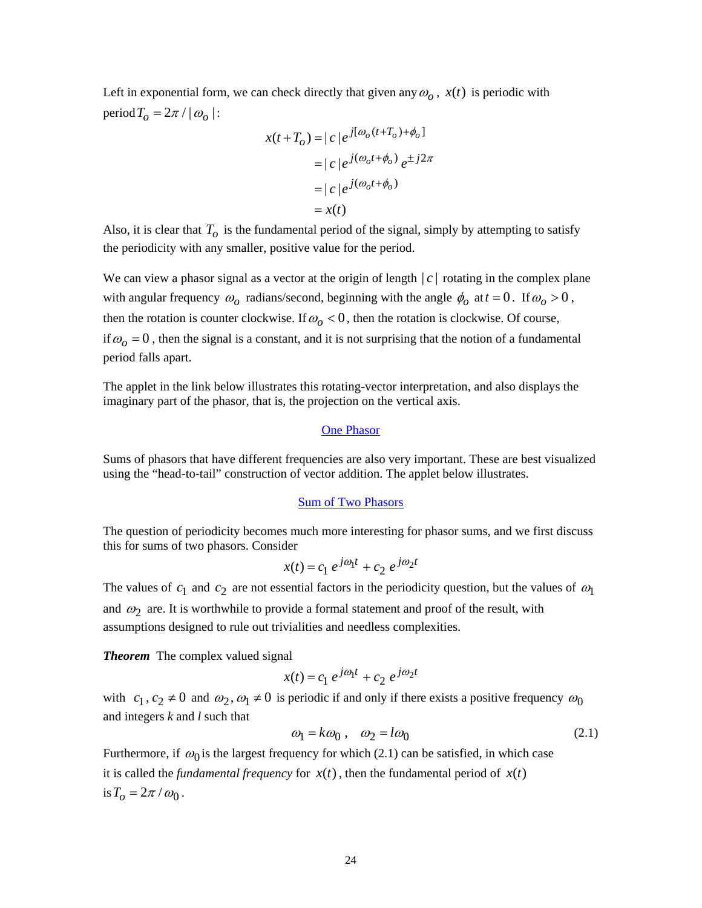Left in exponential form, we can check directly that given any $\omega_o$, $x(t)$ is periodic with period $T_o = 2\pi / |\omega_o|$:

$$
\begin{aligned}
x(t+T_o) &= |c| e^{j[\omega_o(t+T_o)+\phi_o]} \\
&= |c| e^{j(\omega_o t+\phi_o)} e^{\pm j2\pi} \\
&= |c| e^{j(\omega_o t+\phi_o)} \\
&= x(t)
\end{aligned}
$$

Also, it is clear that $T_o$ is the fundamental period of the signal, simply by attempting to satisfy the periodicity with any smaller, positive value for the period.

We can view a phasor signal as a vector at the origin of length $|c|$ rotating in the complex plane with angular frequency $\omega_o$ radians/second, beginning with the angle $\phi_o$ at $t = 0$. If $\omega_o > 0$, then the rotation is counter clockwise. If $\omega_o < 0$, then the rotation is clockwise. Of course, if $\omega_o = 0$, then the signal is a constant, and it is not surprising that the notion of a fundamental period falls apart.

The applet in the link below illustrates this rotating-vector interpretation, and also displays the imaginary part of the phasor, that is, the projection on the vertical axis.

One Phasor

Sums of phasors that have different frequencies are also very important. These are best visualized using the "head-to-tail" construction of vector addition. The applet below illustrates.

Sum of Two Phasors

The question of periodicity becomes much more interesting for phasor sums, and we first discuss this for sums of two phasors. Consider

$$x(t) = c_1 e^{j\omega_1 t} + c_2 e^{j\omega_2 t}$$

The values of $c_1$ and $c_2$ are not essential factors in the periodicity question, but the values of $\omega_1$ and $\omega_2$ are. It is worthwhile to provide a formal statement and proof of the result, with assumptions designed to rule out trivialities and needless complexities.

***Theorem*** The complex valued signal

$$x(t) = c_1 e^{j\omega_1 t} + c_2 e^{j\omega_2 t}$$

with $c_1, c_2 \neq 0$ and $\omega_2, \omega_1 \neq 0$ is periodic if and only if there exists a positive frequency $\omega_0$ and integers *k* and *l* such that

$$\omega_1 = k\omega_0 , \quad \omega_2 = l\omega_0 \tag{2.1}$$

Furthermore, if $\omega_0$ is the largest frequency for which (2.1) can be satisfied, in which case it is called the *fundamental frequency* for $x(t)$, then the fundamental period of $x(t)$ is $T_o = 2\pi / \omega_0$.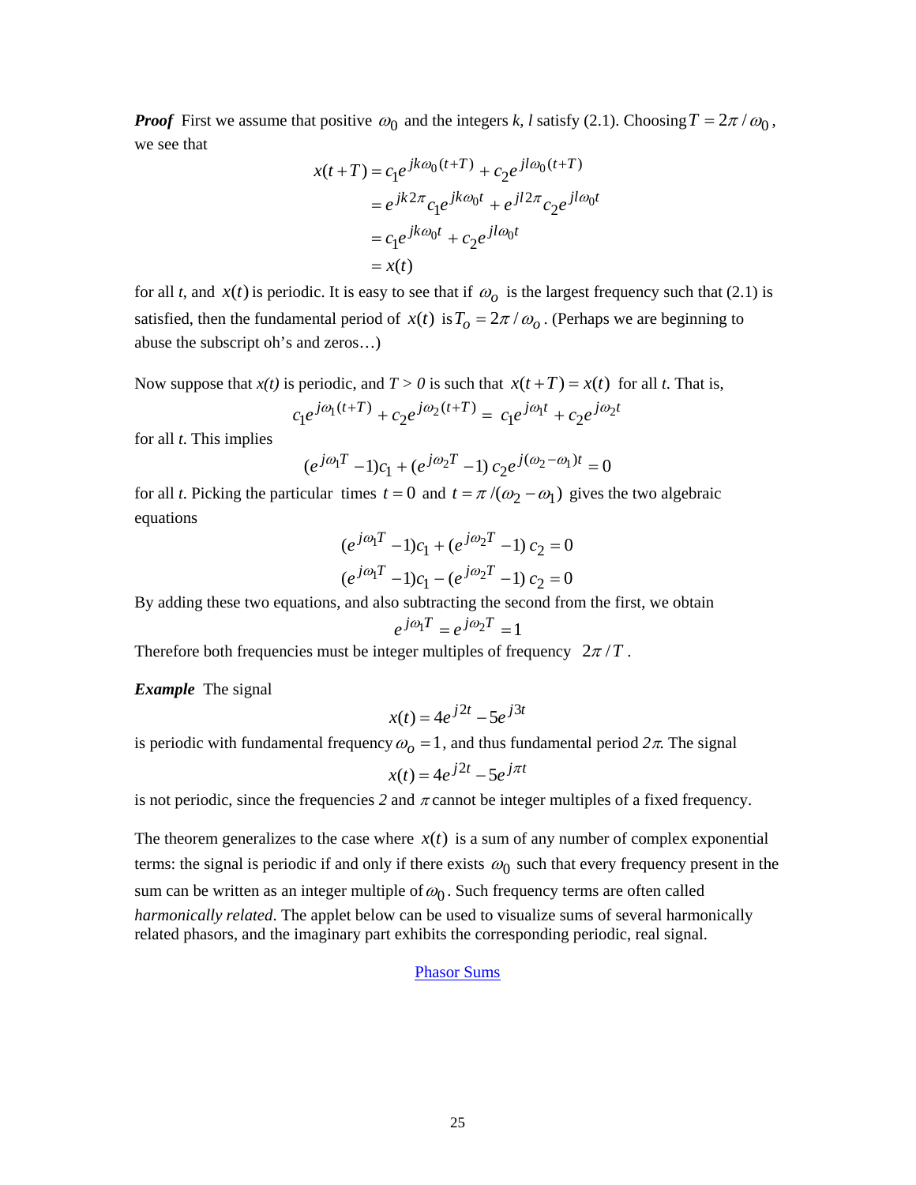***Proof*** First we assume that positive $\omega_0$ and the integers *k*, *l* satisfy (2.1). Choosing $T = 2\pi / \omega_0$, we see that

$$\begin{aligned} x(t+T) &= c_1 e^{jk\omega_0 (t+T)} + c_2 e^{jl\omega_0 (t+T)} \\ &= e^{jk2\pi} c_1 e^{jk\omega_0 t} + e^{jl2\pi} c_2 e^{jl\omega_0 t} \\ &= c_1 e^{jk\omega_0 t} + c_2 e^{jl\omega_0 t} \\ &= x(t) \end{aligned}$$

for all *t*, and $x(t)$ is periodic. It is easy to see that if $\omega_o$ is the largest frequency such that (2.1) is satisfied, then the fundamental period of $x(t)$ is $T_o = 2\pi / \omega_o$. (Perhaps we are beginning to abuse the subscript oh's and zeros…)

Now suppose that $x(t)$ is periodic, and $T > 0$ is such that $x(t+T) = x(t)$ for all *t*. That is,

$$c_1 e^{j\omega_1 (t+T)} + c_2 e^{j\omega_2 (t+T)} = c_1 e^{j\omega_1 t} + c_2 e^{j\omega_2 t}$$

for all *t*. This implies

$$(e^{j\omega_1 T} - 1) c_1 + (e^{j\omega_2 T} - 1)\, c_2 e^{j(\omega_2 - \omega_1) t} = 0$$

for all *t*. Picking the particular times $t = 0$ and $t = \pi / (\omega_2 - \omega_1)$ gives the two algebraic equations

$$\begin{aligned} (e^{j\omega_1 T} - 1) c_1 + (e^{j\omega_2 T} - 1)\, c_2 &= 0 \\ (e^{j\omega_1 T} - 1) c_1 - (e^{j\omega_2 T} - 1)\, c_2 &= 0 \end{aligned}$$

By adding these two equations, and also subtracting the second from the first, we obtain

$$e^{j\omega_1 T} = e^{j\omega_2 T} = 1$$

Therefore both frequencies must be integer multiples of frequency $2\pi / T$.

***Example*** The signal

$$x(t) = 4e^{j2t} - 5e^{j3t}$$

is periodic with fundamental frequency $\omega_o = 1$, and thus fundamental period $2\pi$. The signal

$$x(t) = 4e^{j2t} - 5e^{j\pi t}$$

is not periodic, since the frequencies $2$ and $\pi$ cannot be integer multiples of a fixed frequency.

The theorem generalizes to the case where $x(t)$ is a sum of any number of complex exponential terms: the signal is periodic if and only if there exists $\omega_0$ such that every frequency present in the sum can be written as an integer multiple of $\omega_0$. Such frequency terms are often called *harmonically related*. The applet below can be used to visualize sums of several harmonically related phasors, and the imaginary part exhibits the corresponding periodic, real signal.

Phasor Sums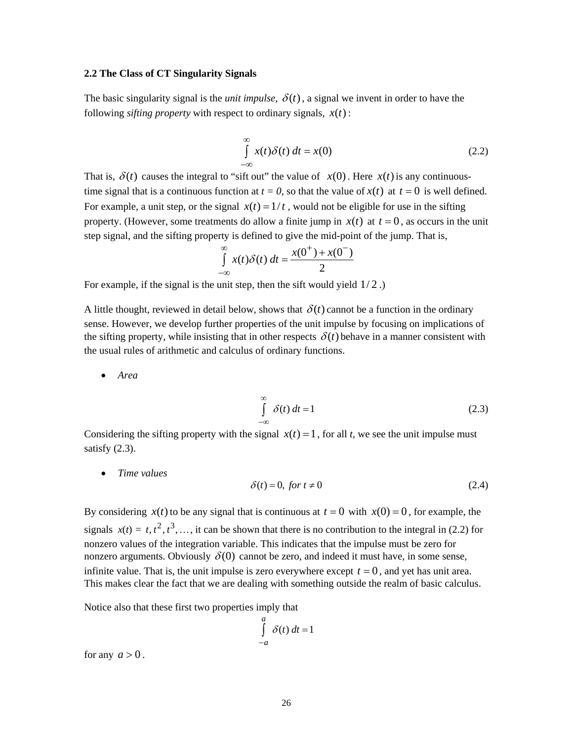**2.2 The Class of CT Singularity Signals**

The basic singularity signal is the *unit impulse*, $\delta(t)$, a signal we invent in order to have the following *sifting property* with respect to ordinary signals, $x(t)$:

$$\int_{-\infty}^{\infty} x(t)\delta(t)\, dt = x(0) \tag{2.2}$$

That is, $\delta(t)$ causes the integral to "sift out" the value of $x(0)$. Here $x(t)$ is any continuous-time signal that is a continuous function at $t = 0$, so that the value of $x(t)$ at $t = 0$ is well defined. For example, a unit step, or the signal $x(t) = 1/t$, would not be eligible for use in the sifting property. (However, some treatments do allow a finite jump in $x(t)$ at $t = 0$, as occurs in the unit step signal, and the sifting property is defined to give the mid-point of the jump. That is,

$$\int_{-\infty}^{\infty} x(t)\delta(t)\, dt = \frac{x(0^+) + x(0^-)}{2}$$

For example, if the signal is the unit step, then the sift would yield $1/2$.)

A little thought, reviewed in detail below, shows that $\delta(t)$ cannot be a function in the ordinary sense. However, we develop further properties of the unit impulse by focusing on implications of the sifting property, while insisting that in other respects $\delta(t)$ behave in a manner consistent with the usual rules of arithmetic and calculus of ordinary functions.

- *Area*

$$\int_{-\infty}^{\infty} \delta(t)\, dt = 1 \tag{2.3}$$

Considering the sifting property with the signal $x(t) = 1$, for all *t*, we see the unit impulse must satisfy (2.3).

- *Time values*

$$\delta(t) = 0, \text{ for } t \neq 0 \tag{2.4}$$

By considering $x(t)$ to be any signal that is continuous at $t = 0$ with $x(0) = 0$, for example, the signals $x(t) = t, t^2, t^3, \ldots$, it can be shown that there is no contribution to the integral in (2.2) for nonzero values of the integration variable. This indicates that the impulse must be zero for nonzero arguments. Obviously $\delta(0)$ cannot be zero, and indeed it must have, in some sense, infinite value. That is, the unit impulse is zero everywhere except $t = 0$, and yet has unit area. This makes clear the fact that we are dealing with something outside the realm of basic calculus.

Notice also that these first two properties imply that

$$\int_{-a}^{a} \delta(t)\, dt = 1$$

for any $a > 0$.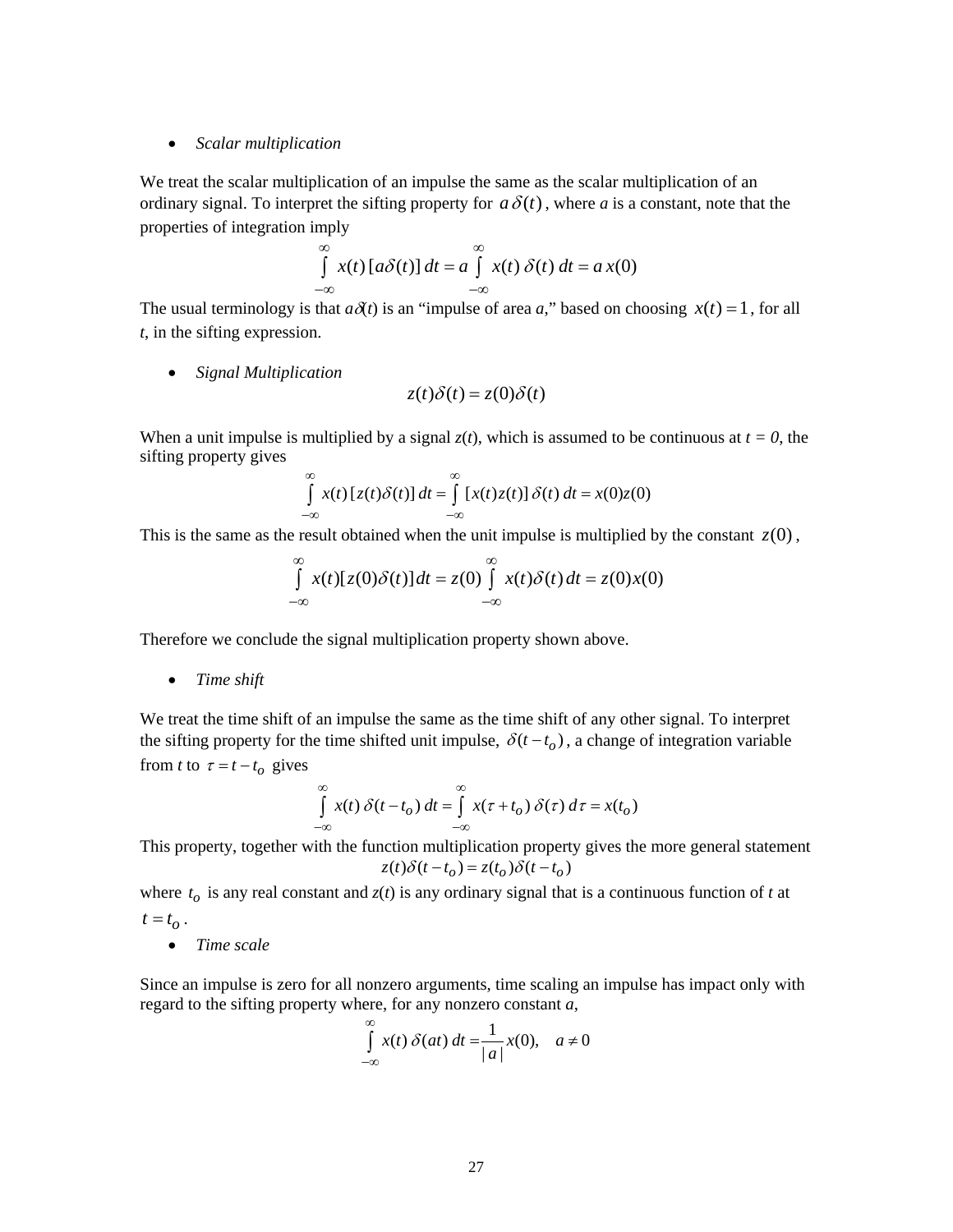- *Scalar multiplication*

We treat the scalar multiplication of an impulse the same as the scalar multiplication of an ordinary signal. To interpret the sifting property for $a\,\delta(t)$, where *a* is a constant, note that the properties of integration imply

$$\int_{-\infty}^{\infty} x(t)\,[a\delta(t)]\,dt = a\int_{-\infty}^{\infty} x(t)\,\delta(t)\,dt = a\,x(0)$$

The usual terminology is that $a\delta(t)$ is an "impulse of area *a*," based on choosing $x(t) = 1$, for all *t*, in the sifting expression.

- *Signal Multiplication*

$$z(t)\delta(t) = z(0)\delta(t)$$

When a unit impulse is multiplied by a signal *z*(*t*), which is assumed to be continuous at *t = 0*, the sifting property gives

$$\int_{-\infty}^{\infty} x(t)\,[z(t)\delta(t)]\,dt = \int_{-\infty}^{\infty} [x(t)z(t)]\,\delta(t)\,dt = x(0)z(0)$$

This is the same as the result obtained when the unit impulse is multiplied by the constant $z(0)$,

$$\int_{-\infty}^{\infty} x(t)[z(0)\delta(t)]\,dt = z(0)\int_{-\infty}^{\infty} x(t)\delta(t)\,dt = z(0)x(0)$$

Therefore we conclude the signal multiplication property shown above.

- *Time shift*

We treat the time shift of an impulse the same as the time shift of any other signal. To interpret the sifting property for the time shifted unit impulse, $\delta(t - t_o)$, a change of integration variable from *t* to $\tau = t - t_o$ gives

$$\int_{-\infty}^{\infty} x(t)\,\delta(t - t_o)\,dt = \int_{-\infty}^{\infty} x(\tau + t_o)\,\delta(\tau)\,d\tau = x(t_o)$$

This property, together with the function multiplication property gives the more general statement

$$z(t)\delta(t - t_o) = z(t_o)\delta(t - t_o)$$

where $t_o$ is any real constant and *z*(*t*) is any ordinary signal that is a continuous function of *t* at $t = t_o$.

- *Time scale*

Since an impulse is zero for all nonzero arguments, time scaling an impulse has impact only with regard to the sifting property where, for any nonzero constant *a*,

$$\int_{-\infty}^{\infty} x(t)\,\delta(at)\,dt = \frac{1}{|a|}x(0), \quad a \neq 0$$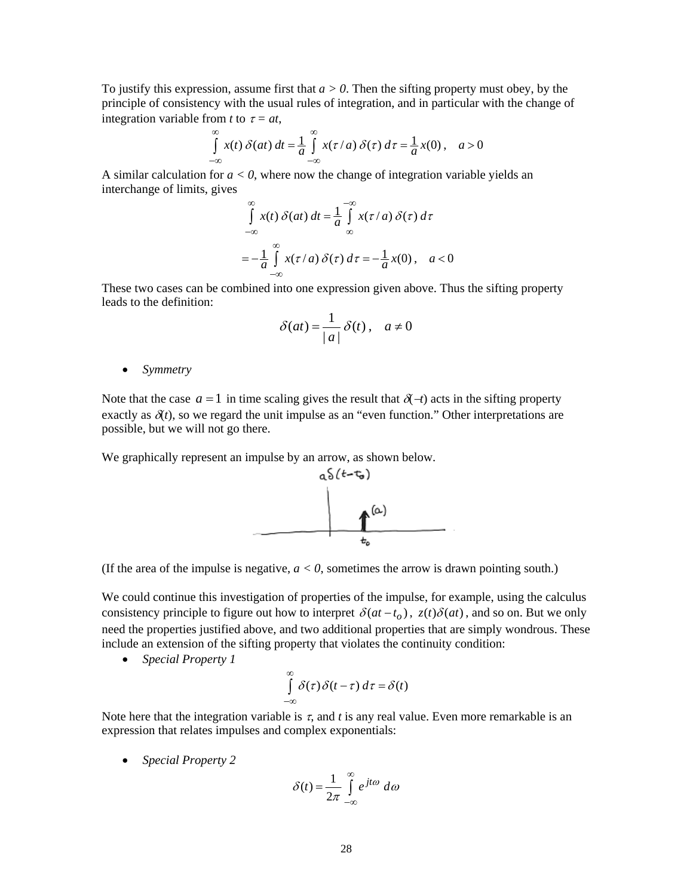To justify this expression, assume first that $a > 0$. Then the sifting property must obey, by the principle of consistency with the usual rules of integration, and in particular with the change of integration variable from $t$ to $\tau = at$,

$$\int_{-\infty}^{\infty} x(t)\,\delta(at)\,dt = \frac{1}{a}\int_{-\infty}^{\infty} x(\tau/a)\,\delta(\tau)\,d\tau = \frac{1}{a}x(0)\,,\quad a > 0$$

A similar calculation for $a < 0$, where now the change of integration variable yields an interchange of limits, gives

$$\int_{-\infty}^{\infty} x(t)\,\delta(at)\,dt = \frac{1}{a}\int_{\infty}^{-\infty} x(\tau/a)\,\delta(\tau)\,d\tau$$

$$= -\frac{1}{a}\int_{-\infty}^{\infty} x(\tau/a)\,\delta(\tau)\,d\tau = -\frac{1}{a}x(0)\,,\quad a < 0$$

These two cases can be combined into one expression given above. Thus the sifting property leads to the definition:

$$\delta(at) = \frac{1}{|a|}\,\delta(t)\,,\quad a \neq 0$$

- *Symmetry*

Note that the case $a = 1$ in time scaling gives the result that $\delta(-t)$ acts in the sifting property exactly as $\delta(t)$, so we regard the unit impulse as an "even function." Other interpretations are possible, but we will not go there.

We graphically represent an impulse by an arrow, as shown below.

(If the area of the impulse is negative, $a < 0$, sometimes the arrow is drawn pointing south.)

We could continue this investigation of properties of the impulse, for example, using the calculus consistency principle to figure out how to interpret $\delta(at - t_o)$, $z(t)\delta(at)$, and so on. But we only need the properties justified above, and two additional properties that are simply wondrous. These include an extension of the sifting property that violates the continuity condition:

- *Special Property 1*

$$\int_{-\infty}^{\infty} \delta(\tau)\,\delta(t-\tau)\,d\tau = \delta(t)$$

Note here that the integration variable is $\tau$, and $t$ is any real value. Even more remarkable is an expression that relates impulses and complex exponentials:

- *Special Property 2*

$$\delta(t) = \frac{1}{2\pi}\int_{-\infty}^{\infty} e^{jt\omega}\,d\omega$$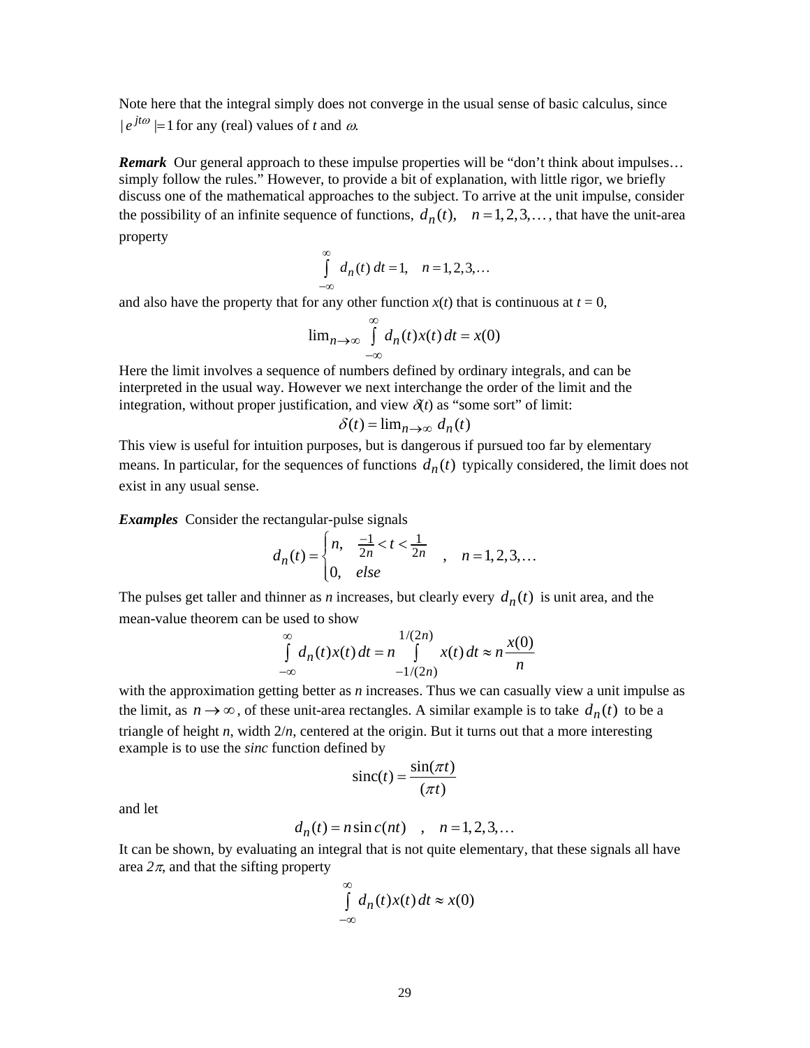Note here that the integral simply does not converge in the usual sense of basic calculus, since $|e^{jt\omega}|=1$ for any (real) values of *t* and $\omega$.

***Remark*** Our general approach to these impulse properties will be "don't think about impulses… simply follow the rules." However, to provide a bit of explanation, with little rigor, we briefly discuss one of the mathematical approaches to the subject. To arrive at the unit impulse, consider the possibility of an infinite sequence of functions, $d_n(t), \quad n=1,2,3,\ldots$, that have the unit-area property

$$\int_{-\infty}^{\infty} d_n(t)\,dt = 1, \quad n=1,2,3,\ldots$$

and also have the property that for any other function *x*(*t*) that is continuous at *t* = 0,

$$\lim_{n\to\infty} \int_{-\infty}^{\infty} d_n(t)x(t)\,dt = x(0)$$

Here the limit involves a sequence of numbers defined by ordinary integrals, and can be interpreted in the usual way. However we next interchange the order of the limit and the integration, without proper justification, and view $\delta(t)$ as "some sort" of limit:

$$\delta(t) = \lim_{n\to\infty} d_n(t)$$

This view is useful for intuition purposes, but is dangerous if pursued too far by elementary means. In particular, for the sequences of functions $d_n(t)$ typically considered, the limit does not exist in any usual sense.

***Examples*** Consider the rectangular-pulse signals

$$d_n(t) = \begin{cases} n, & \frac{-1}{2n} < t < \frac{1}{2n} \\ 0, & else \end{cases} \quad , \quad n=1,2,3,\ldots$$

The pulses get taller and thinner as *n* increases, but clearly every $d_n(t)$ is unit area, and the mean-value theorem can be used to show

$$\int_{-\infty}^{\infty} d_n(t)x(t)\,dt = n\int_{-1/(2n)}^{1/(2n)} x(t)\,dt \approx n\frac{x(0)}{n}$$

with the approximation getting better as *n* increases. Thus we can casually view a unit impulse as the limit, as $n\to\infty$, of these unit-area rectangles. A similar example is to take $d_n(t)$ to be a triangle of height *n*, width 2/*n*, centered at the origin. But it turns out that a more interesting example is to use the *sinc* function defined by

$$\text{sinc}(t) = \frac{\sin(\pi t)}{(\pi t)}$$

and let

$$d_n(t) = n\,\text{sinc}(nt) \quad , \quad n=1,2,3,\ldots$$

It can be shown, by evaluating an integral that is not quite elementary, that these signals all have area $2\pi$, and that the sifting property

$$\int_{-\infty}^{\infty} d_n(t)x(t)\,dt \approx x(0)$$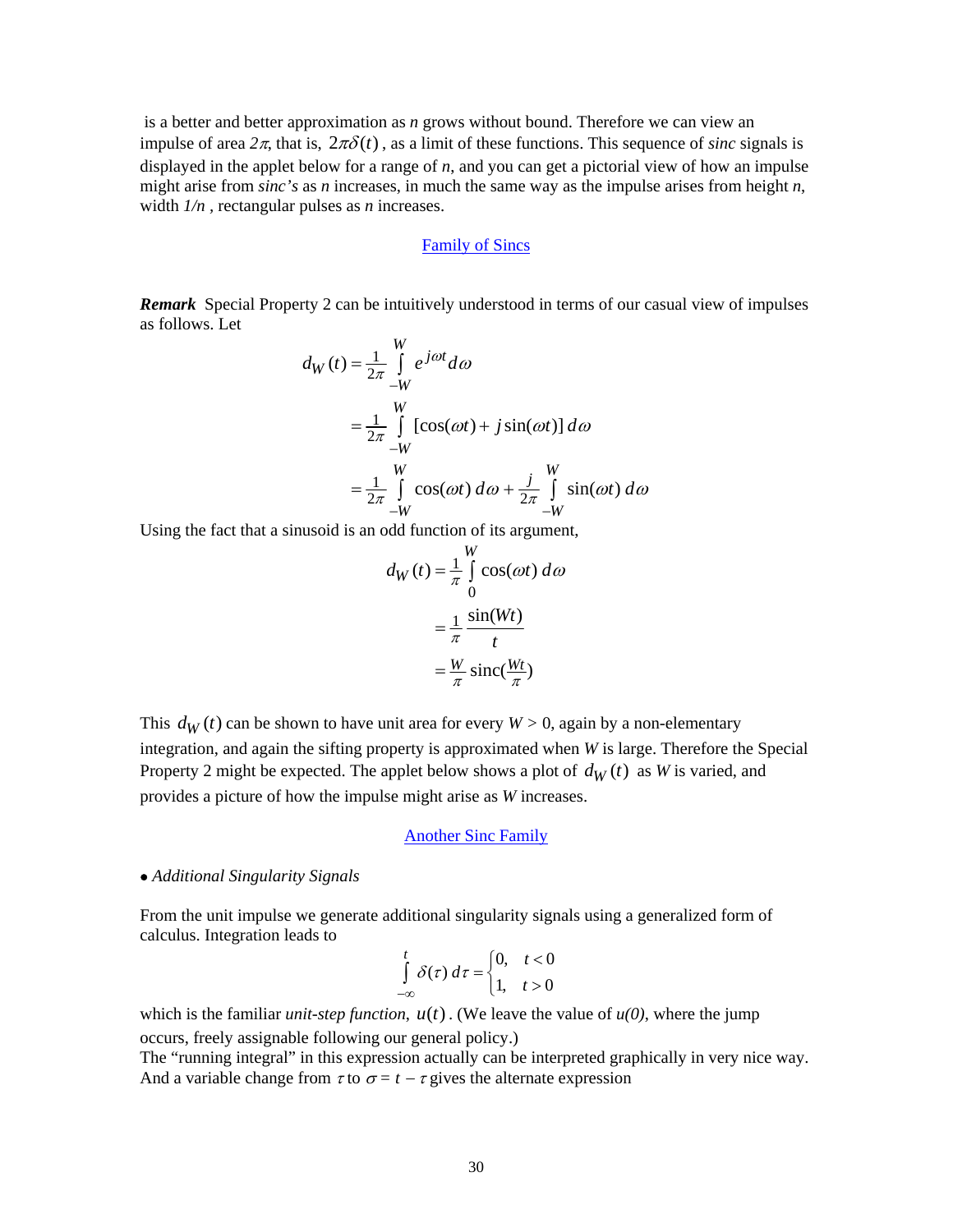is a better and better approximation as $n$ grows without bound. Therefore we can view an impulse of area $2\pi$, that is, $2\pi\delta(t)$, as a limit of these functions. This sequence of *sinc* signals is displayed in the applet below for a range of $n$, and you can get a pictorial view of how an impulse might arise from *sinc's* as $n$ increases, in much the same way as the impulse arises from height $n$, width $1/n$, rectangular pulses as $n$ increases.

Family of Sincs

***Remark*** Special Property 2 can be intuitively understood in terms of our casual view of impulses as follows. Let

$$
\begin{aligned}
d_W(t) &= \frac{1}{2\pi}\int_{-W}^{W} e^{j\omega t}\, d\omega \\
&= \frac{1}{2\pi}\int_{-W}^{W} [\cos(\omega t) + j\sin(\omega t)]\, d\omega \\
&= \frac{1}{2\pi}\int_{-W}^{W} \cos(\omega t)\, d\omega + \frac{j}{2\pi}\int_{-W}^{W} \sin(\omega t)\, d\omega
\end{aligned}
$$

Using the fact that a sinusoid is an odd function of its argument,

$$
\begin{aligned}
d_W(t) &= \frac{1}{\pi}\int_{0}^{W} \cos(\omega t)\, d\omega \\
&= \frac{1}{\pi}\,\frac{\sin(Wt)}{t} \\
&= \frac{W}{\pi}\,\mathrm{sinc}\!\left(\frac{Wt}{\pi}\right)
\end{aligned}
$$

This $d_W(t)$ can be shown to have unit area for every $W > 0$, again by a non-elementary integration, and again the sifting property is approximated when $W$ is large. Therefore the Special Property 2 might be expected. The applet below shows a plot of $d_W(t)$ as $W$ is varied, and provides a picture of how the impulse might arise as $W$ increases.

Another Sinc Family

- *Additional Singularity Signals*

From the unit impulse we generate additional singularity signals using a generalized form of calculus. Integration leads to

$$
\int_{-\infty}^{t} \delta(\tau)\, d\tau = \begin{cases} 0, & t < 0 \\ 1, & t > 0 \end{cases}
$$

which is the familiar *unit-step function*, $u(t)$. (We leave the value of $u(0)$, where the jump occurs, freely assignable following our general policy.)
The "running integral" in this expression actually can be interpreted graphically in very nice way. And a variable change from $\tau$ to $\sigma = t - \tau$ gives the alternate expression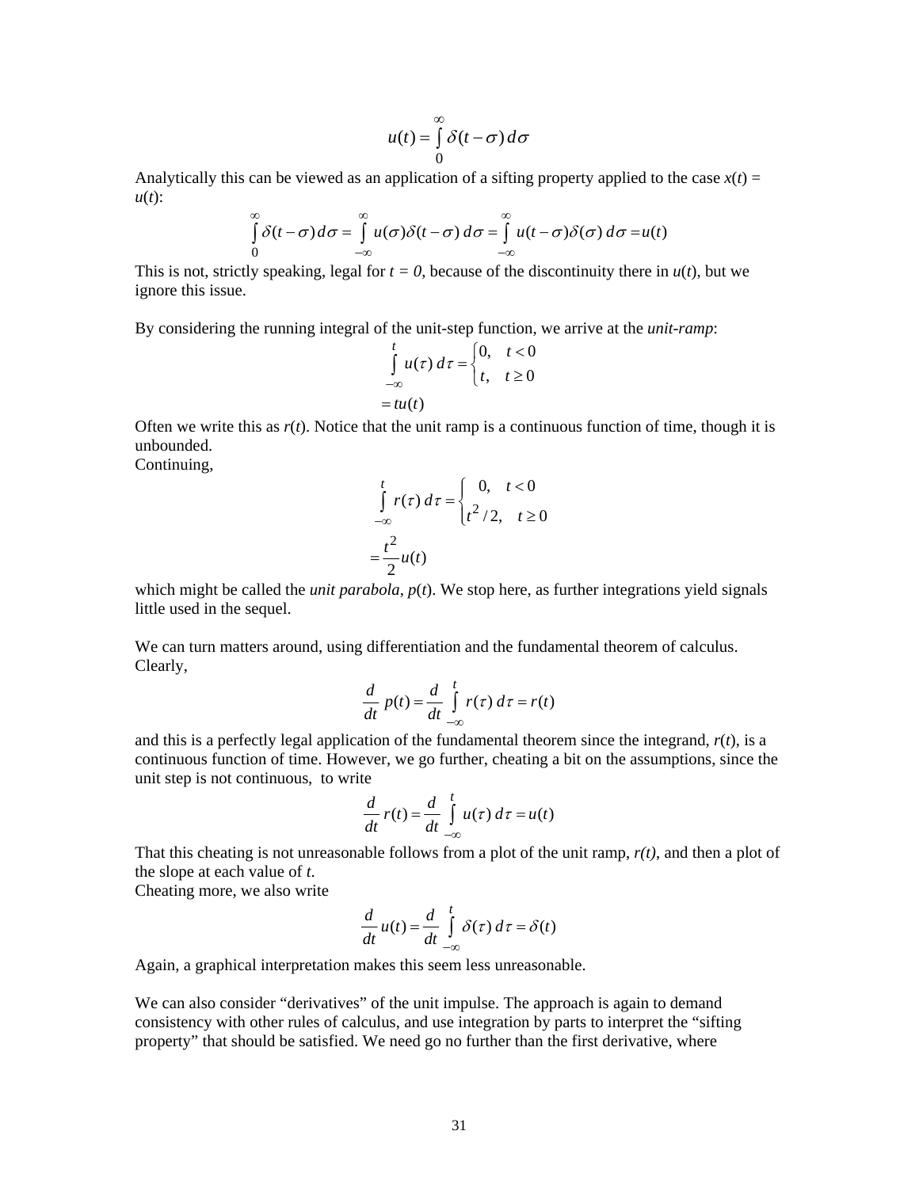$$u(t) = \int_{0}^{\infty} \delta(t-\sigma)\, d\sigma$$

Analytically this can be viewed as an application of a sifting property applied to the case $x(t) = u(t)$:

$$\int_{0}^{\infty} \delta(t-\sigma)\, d\sigma = \int_{-\infty}^{\infty} u(\sigma)\delta(t-\sigma)\, d\sigma = \int_{-\infty}^{\infty} u(t-\sigma)\delta(\sigma)\, d\sigma = u(t)$$

This is not, strictly speaking, legal for $t = 0$, because of the discontinuity there in $u(t)$, but we ignore this issue.

By considering the running integral of the unit-step function, we arrive at the *unit-ramp*:

$$\int_{-\infty}^{t} u(\tau)\, d\tau = \begin{cases} 0, & t < 0 \\ t, & t \geq 0 \end{cases}$$
$$= tu(t)$$

Often we write this as $r(t)$. Notice that the unit ramp is a continuous function of time, though it is unbounded.
Continuing,

$$\int_{-\infty}^{t} r(\tau)\, d\tau = \begin{cases} 0, & t < 0 \\ t^2/2, & t \geq 0 \end{cases}$$
$$= \frac{t^2}{2} u(t)$$

which might be called the *unit parabola*, $p(t)$. We stop here, as further integrations yield signals little used in the sequel.

We can turn matters around, using differentiation and the fundamental theorem of calculus. Clearly,

$$\frac{d}{dt}\, p(t) = \frac{d}{dt} \int_{-\infty}^{t} r(\tau)\, d\tau = r(t)$$

and this is a perfectly legal application of the fundamental theorem since the integrand, $r(t)$, is a continuous function of time. However, we go further, cheating a bit on the assumptions, since the unit step is not continuous, to write

$$\frac{d}{dt}\, r(t) = \frac{d}{dt} \int_{-\infty}^{t} u(\tau)\, d\tau = u(t)$$

That this cheating is not unreasonable follows from a plot of the unit ramp, $r(t)$, and then a plot of the slope at each value of $t$.
Cheating more, we also write

$$\frac{d}{dt}\, u(t) = \frac{d}{dt} \int_{-\infty}^{t} \delta(\tau)\, d\tau = \delta(t)$$

Again, a graphical interpretation makes this seem less unreasonable.

We can also consider "derivatives" of the unit impulse. The approach is again to demand consistency with other rules of calculus, and use integration by parts to interpret the "sifting property" that should be satisfied. We need go no further than the first derivative, where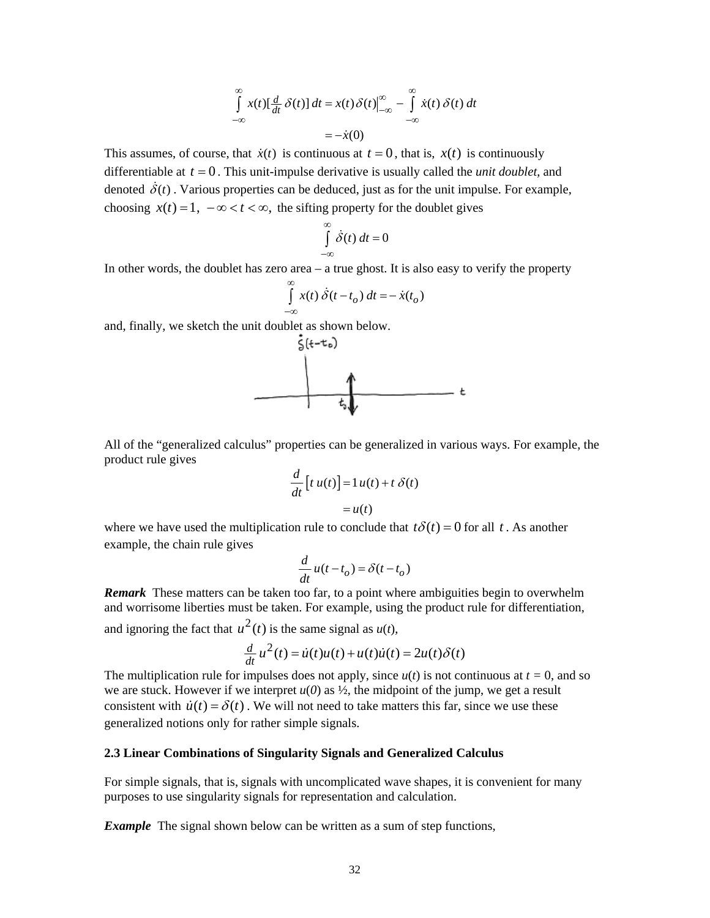$$\int_{-\infty}^{\infty} x(t)[\tfrac{d}{dt}\,\delta(t)]\,dt = x(t)\,\delta(t)\Big|_{-\infty}^{\infty} - \int_{-\infty}^{\infty} \dot{x}(t)\,\delta(t)\,dt$$

$$= -\dot{x}(0)$$

This assumes, of course, that $\dot{x}(t)$ is continuous at $t = 0$, that is, $x(t)$ is continuously differentiable at $t = 0$. This unit-impulse derivative is usually called the *unit doublet*, and denoted $\dot{\delta}(t)$. Various properties can be deduced, just as for the unit impulse. For example, choosing $x(t) = 1,\ -\infty < t < \infty,$ the sifting property for the doublet gives

$$\int_{-\infty}^{\infty} \dot{\delta}(t)\,dt = 0$$

In other words, the doublet has zero area – a true ghost. It is also easy to verify the property

$$\int_{-\infty}^{\infty} x(t)\,\dot{\delta}(t - t_o)\,dt = -\,\dot{x}(t_o)$$

and, finally, we sketch the unit doublet as shown below.

All of the "generalized calculus" properties can be generalized in various ways. For example, the product rule gives

$$\frac{d}{dt}\big[t\,u(t)\big] = 1\,u(t) + t\,\delta(t)$$

$$= u(t)$$

where we have used the multiplication rule to conclude that $t\delta(t) = 0$ for all $t$. As another example, the chain rule gives

$$\frac{d}{dt}\,u(t - t_o) = \delta(t - t_o)$$

***Remark*** These matters can be taken too far, to a point where ambiguities begin to overwhelm and worrisome liberties must be taken. For example, using the product rule for differentiation, and ignoring the fact that $u^2(t)$ is the same signal as $u(t)$,

$$\tfrac{d}{dt}\,u^2(t) = \dot{u}(t)u(t) + u(t)\dot{u}(t) = 2u(t)\delta(t)$$

The multiplication rule for impulses does not apply, since $u(t)$ is not continuous at $t = 0$, and so we are stuck. However if we interpret $u(0)$ as ½, the midpoint of the jump, we get a result consistent with $\dot{u}(t) = \delta(t)$. We will not need to take matters this far, since we use these generalized notions only for rather simple signals.

**2.3 Linear Combinations of Singularity Signals and Generalized Calculus**

For simple signals, that is, signals with uncomplicated wave shapes, it is convenient for many purposes to use singularity signals for representation and calculation.

***Example*** The signal shown below can be written as a sum of step functions,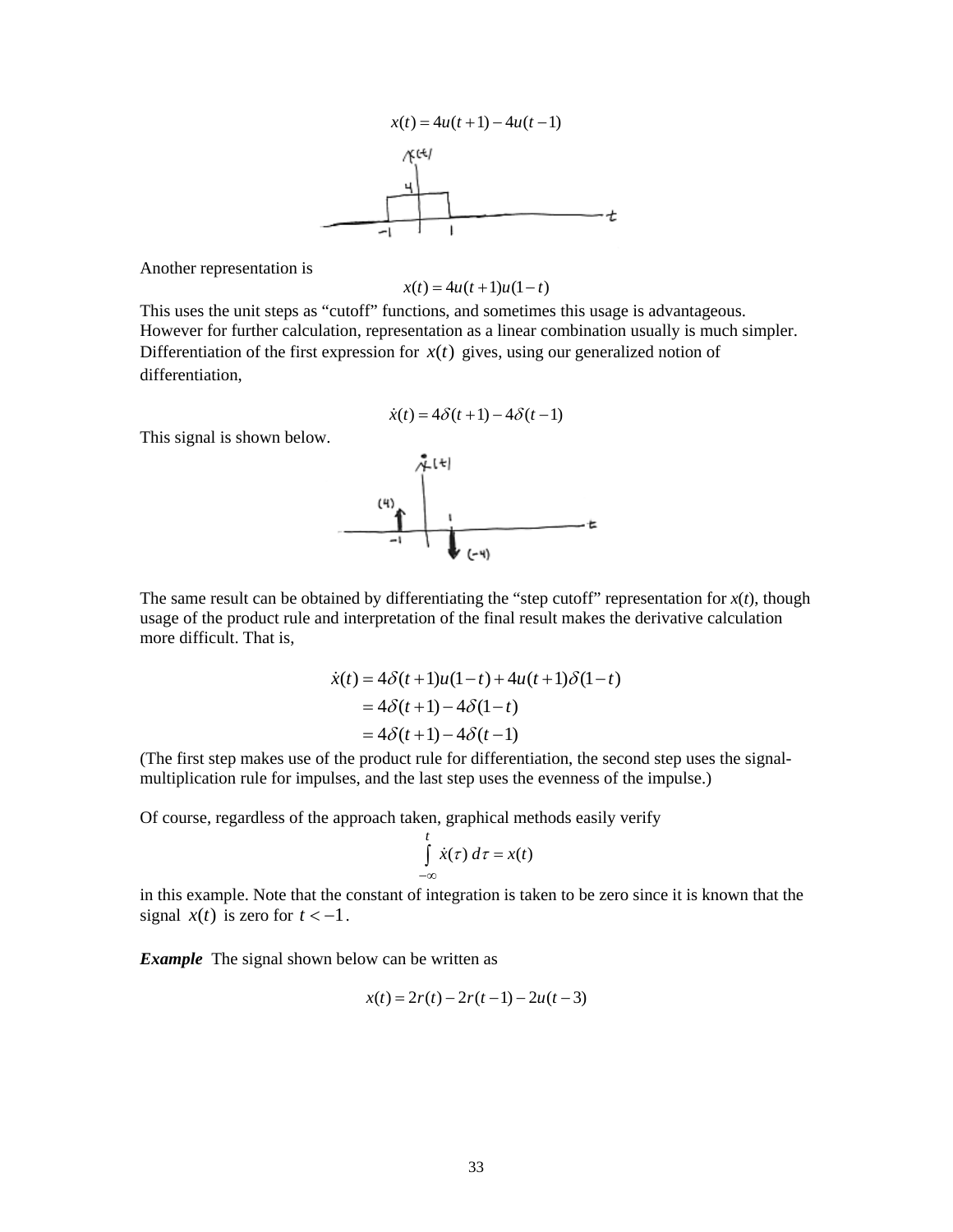$$x(t) = 4u(t+1) - 4u(t-1)$$

Another representation is

$$x(t) = 4u(t+1)u(1-t)$$

This uses the unit steps as "cutoff" functions, and sometimes this usage is advantageous. However for further calculation, representation as a linear combination usually is much simpler. Differentiation of the first expression for $x(t)$ gives, using our generalized notion of differentiation,

$$\dot{x}(t) = 4\delta(t+1) - 4\delta(t-1)$$

This signal is shown below.

The same result can be obtained by differentiating the "step cutoff" representation for $x(t)$, though usage of the product rule and interpretation of the final result makes the derivative calculation more difficult. That is,

$$\begin{aligned}\dot{x}(t) &= 4\delta(t+1)u(1-t) + 4u(t+1)\delta(1-t) \\ &= 4\delta(t+1) - 4\delta(1-t) \\ &= 4\delta(t+1) - 4\delta(t-1)\end{aligned}$$

(The first step makes use of the product rule for differentiation, the second step uses the signal-multiplication rule for impulses, and the last step uses the evenness of the impulse.)

Of course, regardless of the approach taken, graphical methods easily verify

$$\int_{-\infty}^{t} \dot{x}(\tau)\, d\tau = x(t)$$

in this example. Note that the constant of integration is taken to be zero since it is known that the signal $x(t)$ is zero for $t < -1$.

***Example*** The signal shown below can be written as

$$x(t) = 2r(t) - 2r(t-1) - 2u(t-3)$$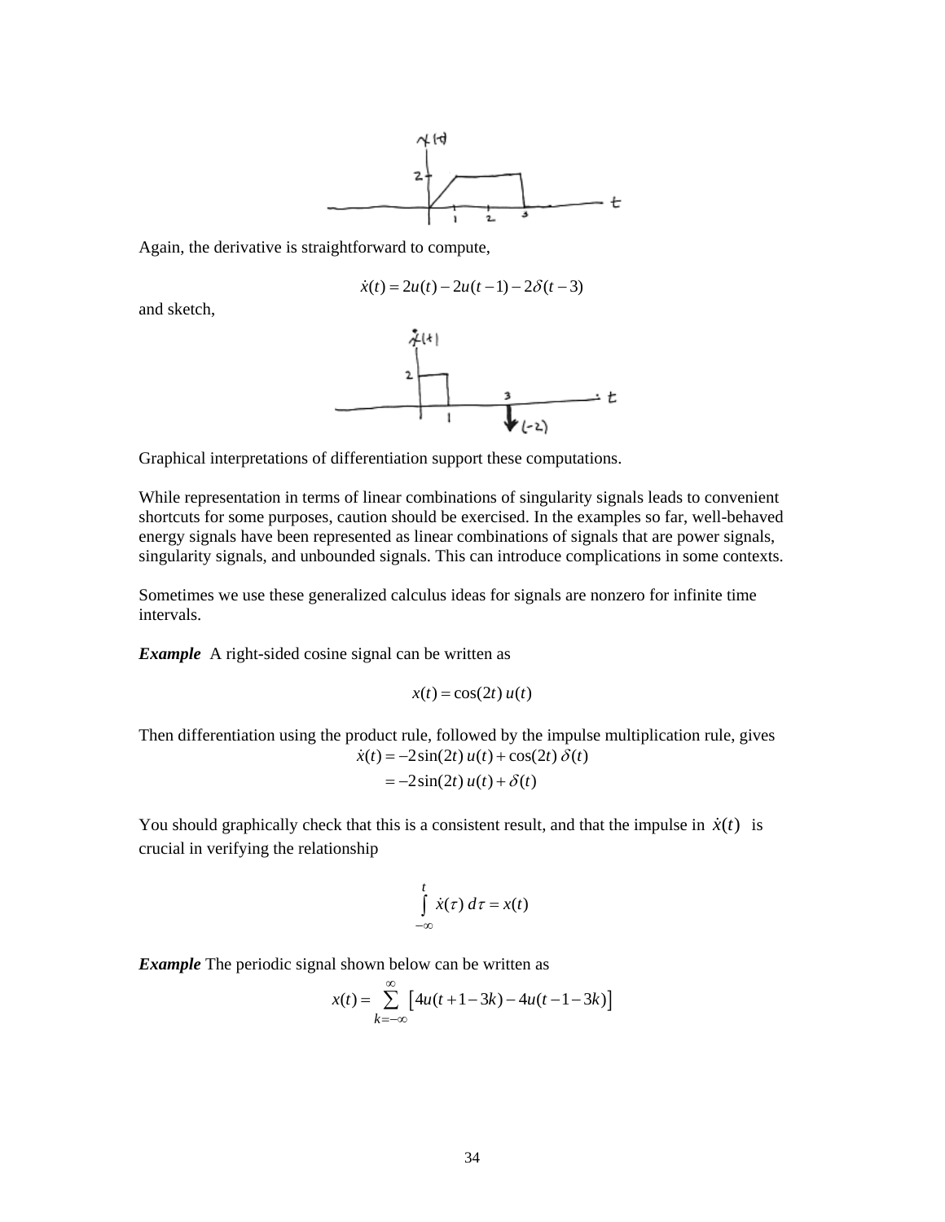Again, the derivative is straightforward to compute,

$$\dot{x}(t) = 2u(t) - 2u(t-1) - 2\delta(t-3)$$

and sketch,

Graphical interpretations of differentiation support these computations.

While representation in terms of linear combinations of singularity signals leads to convenient shortcuts for some purposes, caution should be exercised. In the examples so far, well-behaved energy signals have been represented as linear combinations of signals that are power signals, singularity signals, and unbounded signals. This can introduce complications in some contexts.

Sometimes we use these generalized calculus ideas for signals are nonzero for infinite time intervals.

***Example*** A right-sided cosine signal can be written as

$$x(t) = \cos(2t)\, u(t)$$

Then differentiation using the product rule, followed by the impulse multiplication rule, gives

$$\begin{aligned}\dot{x}(t) &= -2\sin(2t)\, u(t) + \cos(2t)\, \delta(t) \\ &= -2\sin(2t)\, u(t) + \delta(t)\end{aligned}$$

You should graphically check that this is a consistent result, and that the impulse in $\dot{x}(t)$ is crucial in verifying the relationship

$$\int_{-\infty}^{t} \dot{x}(\tau)\, d\tau = x(t)$$

***Example*** The periodic signal shown below can be written as

$$x(t) = \sum_{k=-\infty}^{\infty} \left[ 4u(t+1-3k) - 4u(t-1-3k) \right]$$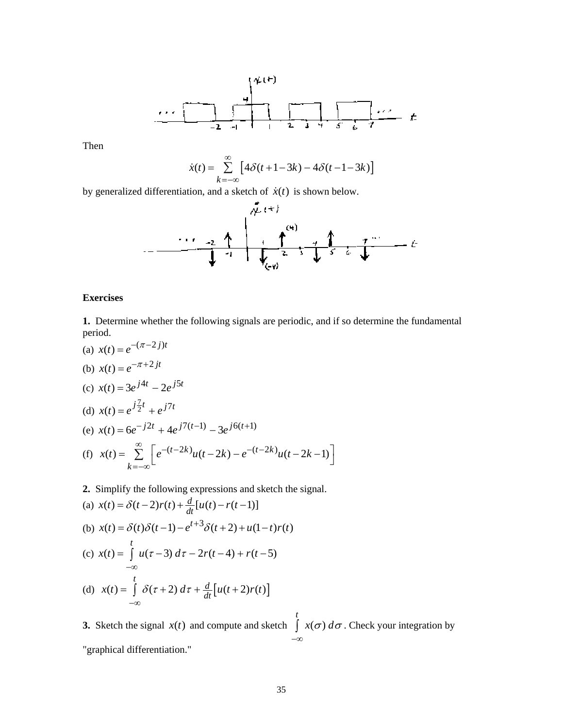Then

$$\dot{x}(t) = \sum_{k=-\infty}^{\infty} \left[ 4\delta(t+1-3k) - 4\delta(t-1-3k) \right]$$

by generalized differentiation, and a sketch of $\dot{x}(t)$ is shown below.

**Exercises**

**1.** Determine whether the following signals are periodic, and if so determine the fundamental period.

(a) $x(t) = e^{-(\pi - 2j)t}$

(b) $x(t) = e^{-\pi + 2jt}$

(c) $x(t) = 3e^{j4t} - 2e^{j5t}$

(d) $x(t) = e^{j\frac{7}{2}t} + e^{j7t}$

(e) $x(t) = 6e^{-j2t} + 4e^{j7(t-1)} - 3e^{j6(t+1)}$

(f) $x(t) = \sum_{k=-\infty}^{\infty} \left[ e^{-(t-2k)}u(t-2k) - e^{-(t-2k)}u(t-2k-1) \right]$

**2.** Simplify the following expressions and sketch the signal.

(a) $x(t) = \delta(t-2)r(t) + \frac{d}{dt}[u(t) - r(t-1)]$

(b) $x(t) = \delta(t)\delta(t-1) - e^{t+3}\delta(t+2) + u(1-t)r(t)$

(c) $x(t) = \int_{-\infty}^{t} u(\tau - 3)\, d\tau - 2r(t-4) + r(t-5)$

(d) $x(t) = \int_{-\infty}^{t} \delta(\tau + 2)\, d\tau + \frac{d}{dt}\left[u(t+2)r(t)\right]$

**3.** Sketch the signal $x(t)$ and compute and sketch $\int_{-\infty}^{t} x(\sigma)\, d\sigma$. Check your integration by "graphical differentiation."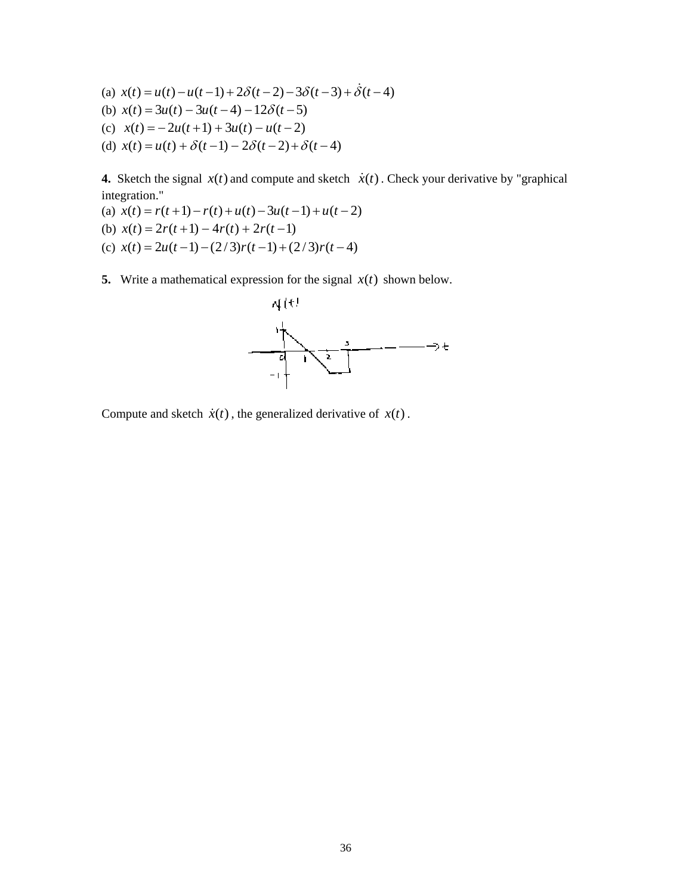(a) $x(t) = u(t) - u(t-1) + 2\delta(t-2) - 3\delta(t-3) + \dot{\delta}(t-4)$

(b) $x(t) = 3u(t) - 3u(t-4) - 12\delta(t-5)$

(c) $x(t) = -2u(t+1) + 3u(t) - u(t-2)$

(d) $x(t) = u(t) + \delta(t-1) - 2\delta(t-2) + \delta(t-4)$

**4.** Sketch the signal $x(t)$ and compute and sketch $\dot{x}(t)$. Check your derivative by "graphical integration."

(a) $x(t) = r(t+1) - r(t) + u(t) - 3u(t-1) + u(t-2)$

(b) $x(t) = 2r(t+1) - 4r(t) + 2r(t-1)$

(c) $x(t) = 2u(t-1) - (2/3)r(t-1) + (2/3)r(t-4)$

**5.** Write a mathematical expression for the signal $x(t)$ shown below.

Compute and sketch $\dot{x}(t)$, the generalized derivative of $x(t)$.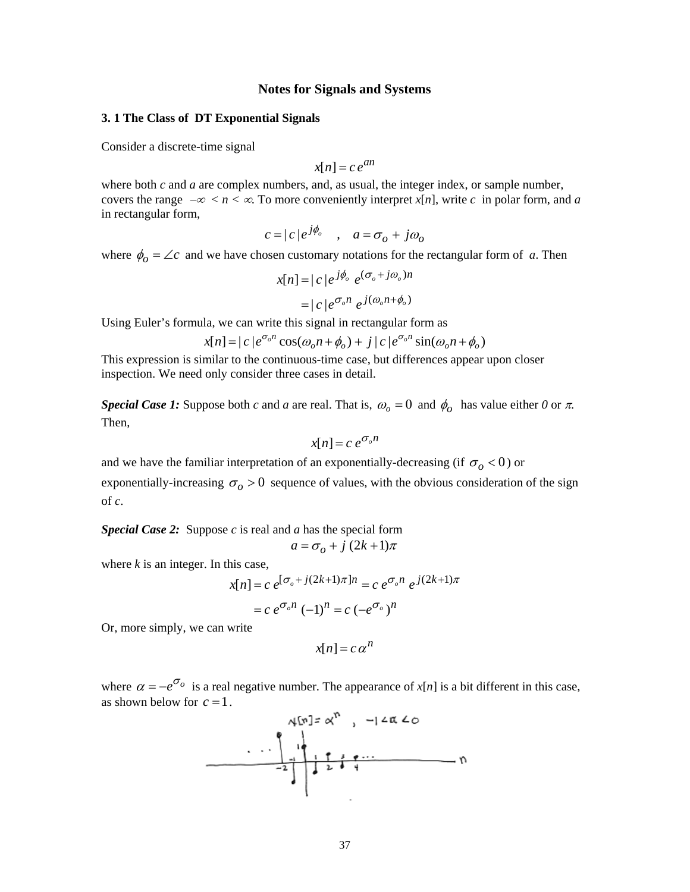**Notes for Signals and Systems**

**3. 1 The Class of DT Exponential Signals**

Consider a discrete-time signal

$$x[n] = c\, e^{an}$$

where both *c* and *a* are complex numbers, and, as usual, the integer index, or sample number, covers the range $-\infty < n < \infty$. To more conveniently interpret *x*[*n*], write *c* in polar form, and *a* in rectangular form,

$$c = |c| e^{j\phi_o} \quad , \quad a = \sigma_o + j\omega_o$$

where $\phi_o = \angle c$ and we have chosen customary notations for the rectangular form of *a*. Then

$$x[n] = |c| e^{j\phi_o}\; e^{(\sigma_o + j\omega_o)n}$$

$$= |c| e^{\sigma_o n}\; e^{j(\omega_o n + \phi_o)}$$

Using Euler's formula, we can write this signal in rectangular form as

$$x[n] = |c| e^{\sigma_o n} \cos(\omega_o n + \phi_o) + j\,|c| e^{\sigma_o n} \sin(\omega_o n + \phi_o)$$

This expression is similar to the continuous-time case, but differences appear upon closer inspection. We need only consider three cases in detail.

***Special Case 1:*** Suppose both *c* and *a* are real. That is, $\omega_o = 0$ and $\phi_o$ has value either *0* or $\pi$. Then,

$$x[n] = c\, e^{\sigma_o n}$$

and we have the familiar interpretation of an exponentially-decreasing (if $\sigma_o < 0$) or exponentially-increasing $\sigma_o > 0$ sequence of values, with the obvious consideration of the sign of *c*.

***Special Case 2:*** Suppose *c* is real and *a* has the special form

$$a = \sigma_o + j\,(2k+1)\pi$$

where *k* is an integer. In this case,

$$x[n] = c\, e^{[\sigma_o + j(2k+1)\pi]n} = c\, e^{\sigma_o n}\; e^{j(2k+1)\pi}$$

$$= c\, e^{\sigma_o n}\, (-1)^n = c\,(-e^{\sigma_o})^n$$

Or, more simply, we can write

$$x[n] = c\,\alpha^n$$

where $\alpha = -e^{\sigma_o}$ is a real negative number. The appearance of *x*[*n*] is a bit different in this case, as shown below for $c = 1$.

$x[n] = \alpha^n \;,\; -1 < \alpha < 0$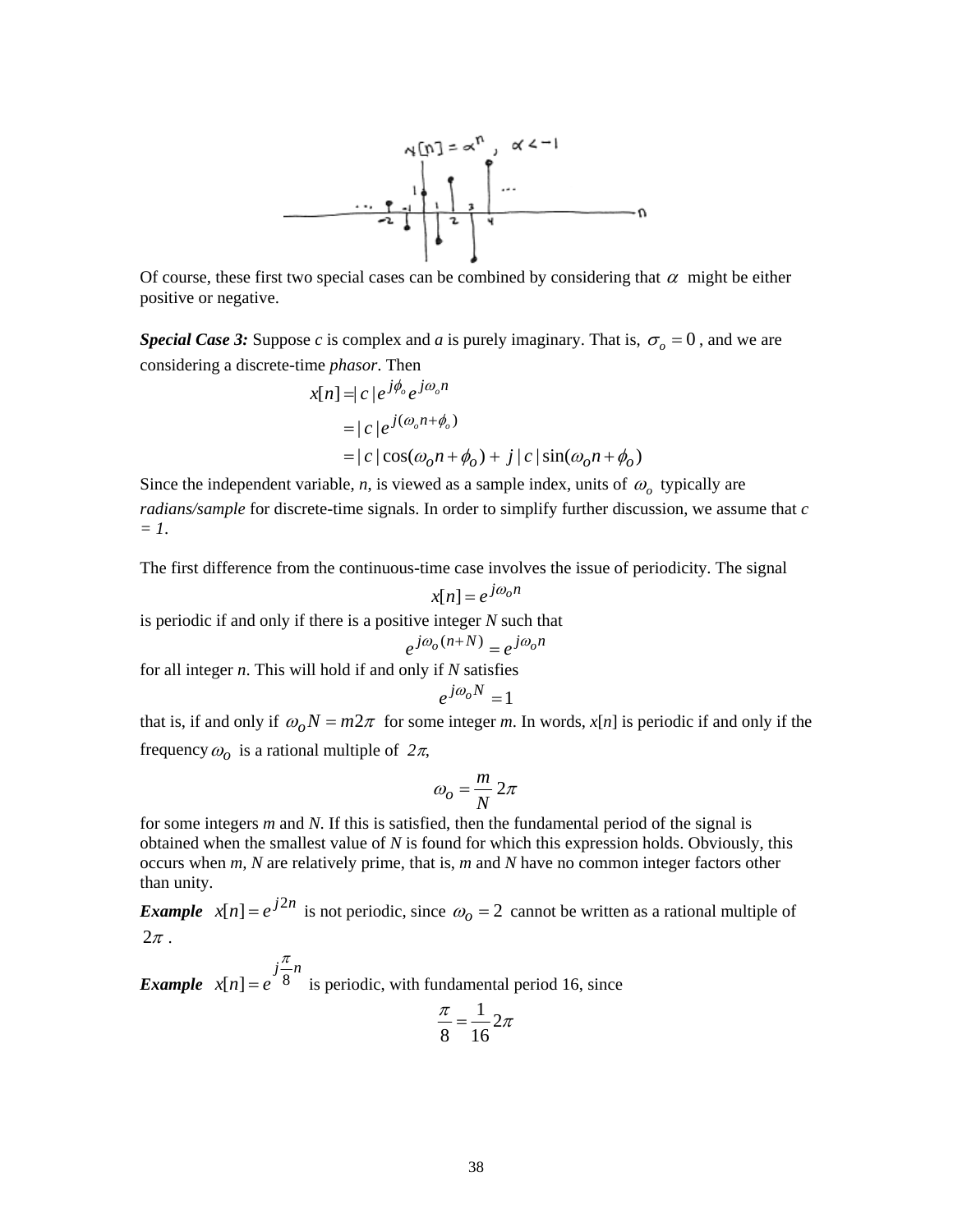Of course, these first two special cases can be combined by considering that $\alpha$ might be either positive or negative.

***Special Case 3:*** Suppose *c* is complex and *a* is purely imaginary. That is, $\sigma_o = 0$ , and we are considering a discrete-time *phasor*. Then

$$
\begin{aligned}
x[n] &= |c| e^{j\phi_o} e^{j\omega_o n} \\
&= |c| e^{j(\omega_o n + \phi_o)} \\
&= |c| \cos(\omega_o n + \phi_o) + j|c| \sin(\omega_o n + \phi_o)
\end{aligned}
$$

Since the independent variable, *n*, is viewed as a sample index, units of $\omega_o$ typically are *radians/sample* for discrete-time signals. In order to simplify further discussion, we assume that *c = 1*.

The first difference from the continuous-time case involves the issue of periodicity. The signal

$$x[n] = e^{j\omega_o n}$$

is periodic if and only if there is a positive integer *N* such that

$$e^{j\omega_o (n+N)} = e^{j\omega_o n}$$

for all integer *n*. This will hold if and only if *N* satisfies

$$e^{j\omega_o N} = 1$$

that is, if and only if $\omega_o N = m2\pi$ for some integer *m*. In words, *x*[*n*] is periodic if and only if the frequency $\omega_o$ is a rational multiple of $2\pi$,

$$\omega_o = \frac{m}{N} 2\pi$$

for some integers *m* and *N*. If this is satisfied, then the fundamental period of the signal is obtained when the smallest value of *N* is found for which this expression holds. Obviously, this occurs when *m*, *N* are relatively prime, that is, *m* and *N* have no common integer factors other than unity.

***Example*** $x[n] = e^{j2n}$ is not periodic, since $\omega_o = 2$ cannot be written as a rational multiple of $2\pi$ .

***Example*** $x[n] = e^{j\frac{\pi}{8}n}$ is periodic, with fundamental period 16, since

$$\frac{\pi}{8} = \frac{1}{16} 2\pi$$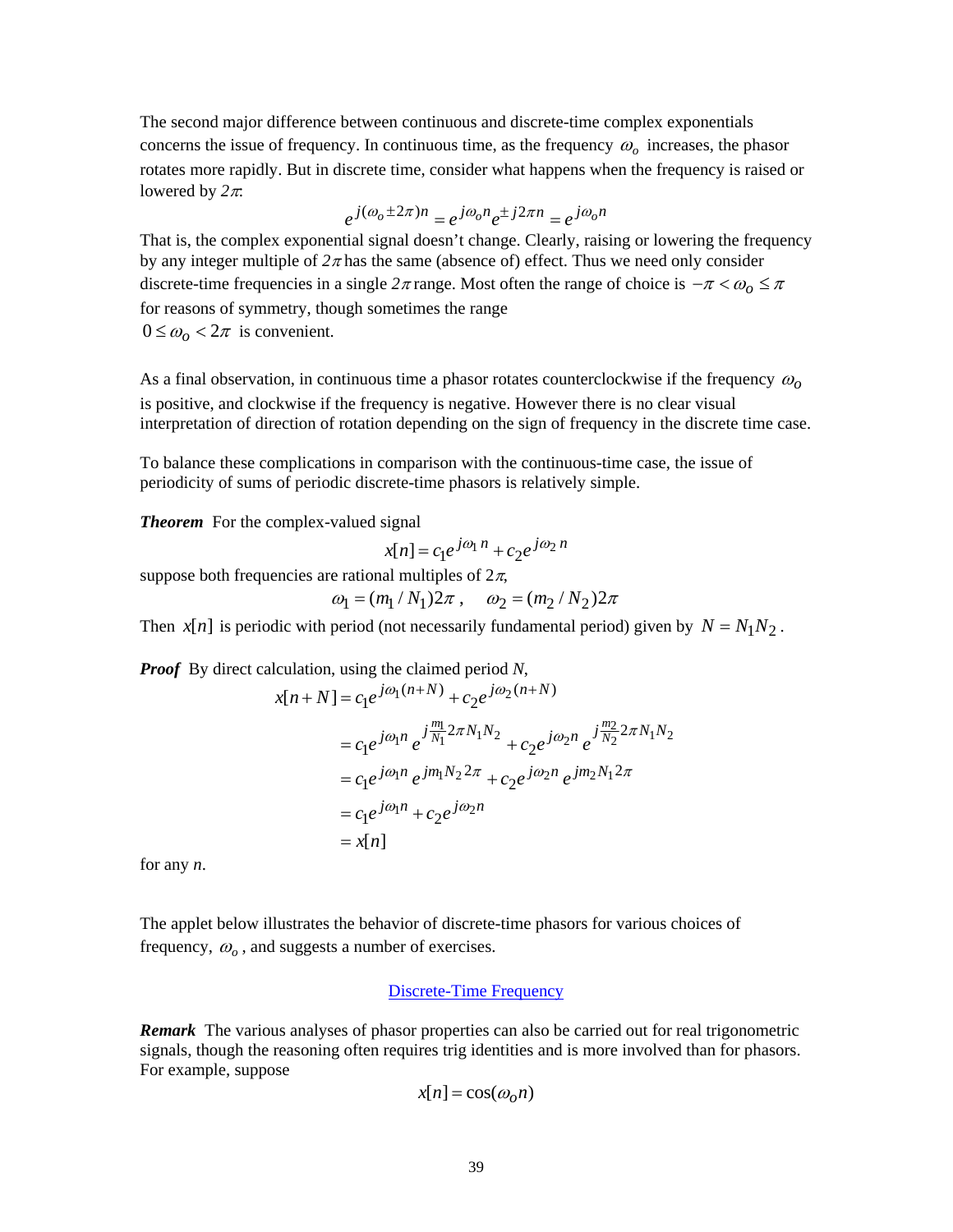The second major difference between continuous and discrete-time complex exponentials concerns the issue of frequency. In continuous time, as the frequency $\omega_o$ increases, the phasor rotates more rapidly. But in discrete time, consider what happens when the frequency is raised or lowered by $2\pi$:

$$e^{j(\omega_o \pm 2\pi)n} = e^{j\omega_o n} e^{\pm j2\pi n} = e^{j\omega_o n}$$

That is, the complex exponential signal doesn't change. Clearly, raising or lowering the frequency by any integer multiple of $2\pi$ has the same (absence of) effect. Thus we need only consider discrete-time frequencies in a single $2\pi$ range. Most often the range of choice is $-\pi < \omega_o \le \pi$ for reasons of symmetry, though sometimes the range $0 \le \omega_o < 2\pi$ is convenient.

As a final observation, in continuous time a phasor rotates counterclockwise if the frequency $\omega_o$ is positive, and clockwise if the frequency is negative. However there is no clear visual interpretation of direction of rotation depending on the sign of frequency in the discrete time case.

To balance these complications in comparison with the continuous-time case, the issue of periodicity of sums of periodic discrete-time phasors is relatively simple.

***Theorem*** For the complex-valued signal

$$x[n] = c_1 e^{j\omega_1 n} + c_2 e^{j\omega_2 n}$$

suppose both frequencies are rational multiples of $2\pi$,

$$\omega_1 = (m_1 / N_1)2\pi\,, \quad \omega_2 = (m_2 / N_2)2\pi$$

Then $x[n]$ is periodic with period (not necessarily fundamental period) given by $N = N_1 N_2$.

***Proof*** By direct calculation, using the claimed period $N$,

$$\begin{aligned}
x[n+N] &= c_1 e^{j\omega_1 (n+N)} + c_2 e^{j\omega_2 (n+N)} \\
&= c_1 e^{j\omega_1 n} e^{j\frac{m_1}{N_1}2\pi N_1 N_2} + c_2 e^{j\omega_2 n} e^{j\frac{m_2}{N_2}2\pi N_1 N_2} \\
&= c_1 e^{j\omega_1 n} e^{jm_1 N_2 2\pi} + c_2 e^{j\omega_2 n} e^{jm_2 N_1 2\pi} \\
&= c_1 e^{j\omega_1 n} + c_2 e^{j\omega_2 n} \\
&= x[n]
\end{aligned}$$

for any $n$.

The applet below illustrates the behavior of discrete-time phasors for various choices of frequency, $\omega_o$, and suggests a number of exercises.

Discrete-Time Frequency

***Remark*** The various analyses of phasor properties can also be carried out for real trigonometric signals, though the reasoning often requires trig identities and is more involved than for phasors. For example, suppose

$$x[n] = \cos(\omega_o n)$$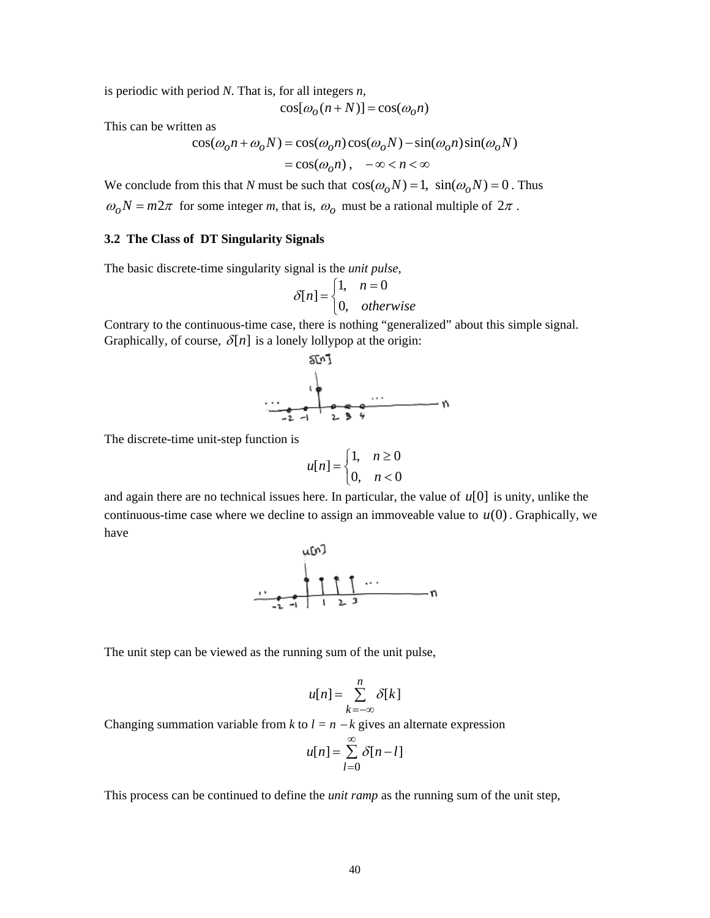is periodic with period *N*. That is, for all integers *n*,

$$\cos[\omega_o(n+N)] = \cos(\omega_o n)$$

This can be written as

$$\cos(\omega_o n + \omega_o N) = \cos(\omega_o n)\cos(\omega_o N) - \sin(\omega_o n)\sin(\omega_o N)$$
$$= \cos(\omega_o n)\,, \quad -\infty < n < \infty$$

We conclude from this that *N* must be such that $\cos(\omega_o N) = 1,\ \sin(\omega_o N) = 0$. Thus $\omega_o N = m2\pi$ for some integer *m*, that is, $\omega_o$ must be a rational multiple of $2\pi$.

### 3.2 The Class of DT Singularity Signals

The basic discrete-time singularity signal is the *unit pulse*,

$$\delta[n] = \begin{cases} 1, & n = 0 \\ 0, & otherwise \end{cases}$$

Contrary to the continuous-time case, there is nothing "generalized" about this simple signal. Graphically, of course, $\delta[n]$ is a lonely lollypop at the origin:

The discrete-time unit-step function is

$$u[n] = \begin{cases} 1, & n \ge 0 \\ 0, & n < 0 \end{cases}$$

and again there are no technical issues here. In particular, the value of $u[0]$ is unity, unlike the continuous-time case where we decline to assign an immoveable value to $u(0)$. Graphically, we have

The unit step can be viewed as the running sum of the unit pulse,

$$u[n] = \sum_{k=-\infty}^{n} \delta[k]$$

Changing summation variable from *k* to *l* = *n* − *k* gives an alternate expression

$$u[n] = \sum_{l=0}^{\infty} \delta[n-l]$$

This process can be continued to define the *unit ramp* as the running sum of the unit step,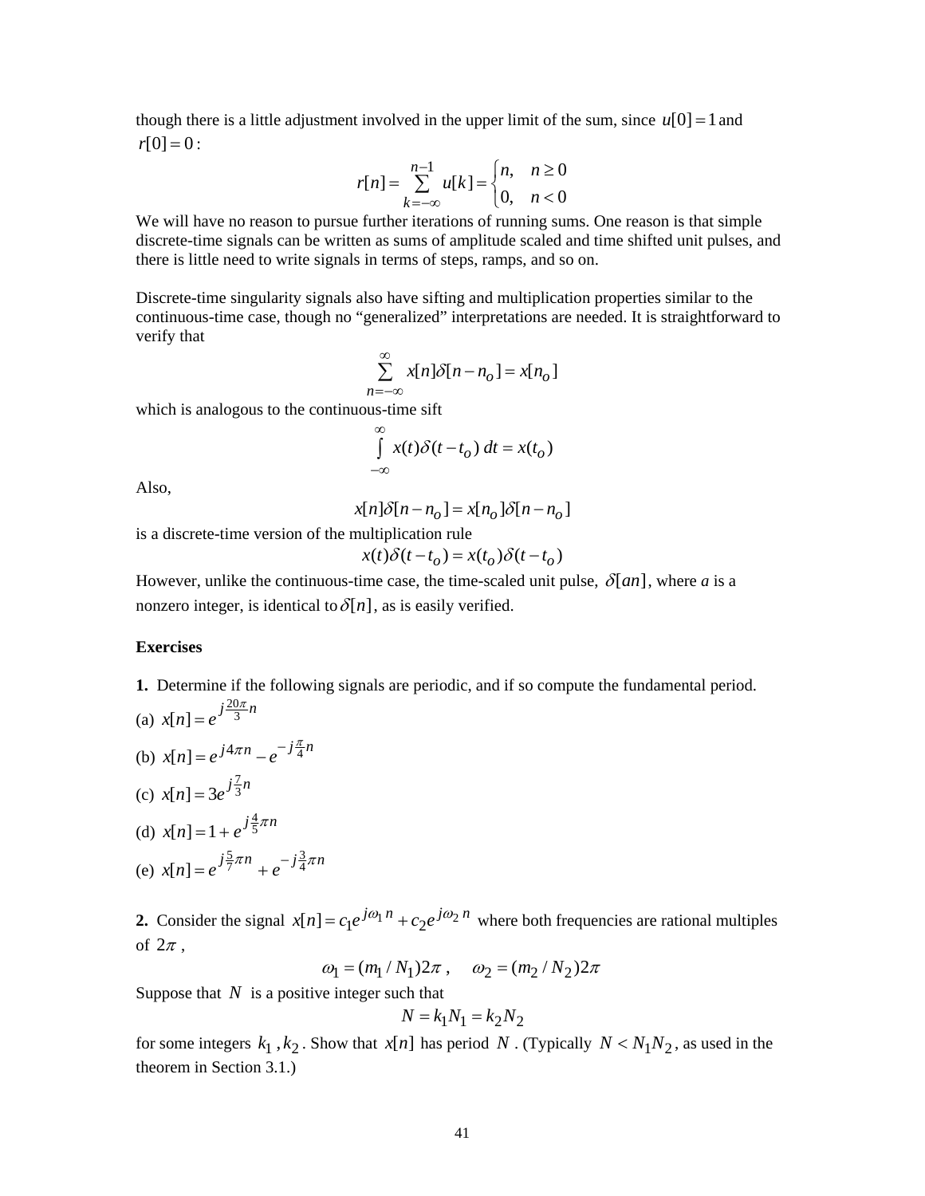though there is a little adjustment involved in the upper limit of the sum, since $u[0] = 1$ and $r[0] = 0$:

$$r[n] = \sum_{k=-\infty}^{n-1} u[k] = \begin{cases} n, & n \geq 0 \\ 0, & n < 0 \end{cases}$$

We will have no reason to pursue further iterations of running sums. One reason is that simple discrete-time signals can be written as sums of amplitude scaled and time shifted unit pulses, and there is little need to write signals in terms of steps, ramps, and so on.

Discrete-time singularity signals also have sifting and multiplication properties similar to the continuous-time case, though no "generalized" interpretations are needed. It is straightforward to verify that

$$\sum_{n=-\infty}^{\infty} x[n]\delta[n-n_o] = x[n_o]$$

which is analogous to the continuous-time sift

$$\int_{-\infty}^{\infty} x(t)\delta(t-t_o)\, dt = x(t_o)$$

Also,

$$x[n]\delta[n-n_o] = x[n_o]\delta[n-n_o]$$

is a discrete-time version of the multiplication rule

$$x(t)\delta(t-t_o) = x(t_o)\delta(t-t_o)$$

However, unlike the continuous-time case, the time-scaled unit pulse, $\delta[an]$, where *a* is a nonzero integer, is identical to $\delta[n]$, as is easily verified.

**Exercises**

**1.** Determine if the following signals are periodic, and if so compute the fundamental period.

(a) $x[n] = e^{j\frac{20\pi}{3}n}$

(b) $x[n] = e^{j4\pi n} - e^{-j\frac{\pi}{4}n}$

(c) $x[n] = 3e^{j\frac{7}{3}n}$

(d) $x[n] = 1 + e^{j\frac{4}{5}\pi n}$

(e) $x[n] = e^{j\frac{5}{7}\pi n} + e^{-j\frac{3}{4}\pi n}$

**2.** Consider the signal $x[n] = c_1 e^{j\omega_1 n} + c_2 e^{j\omega_2 n}$ where both frequencies are rational multiples of $2\pi$,

$$\omega_1 = (m_1 / N_1)2\pi\,, \quad \omega_2 = (m_2 / N_2)2\pi$$

Suppose that $N$ is a positive integer such that

$$N = k_1 N_1 = k_2 N_2$$

for some integers $k_1, k_2$. Show that $x[n]$ has period $N$. (Typically $N < N_1 N_2$, as used in the theorem in Section 3.1.)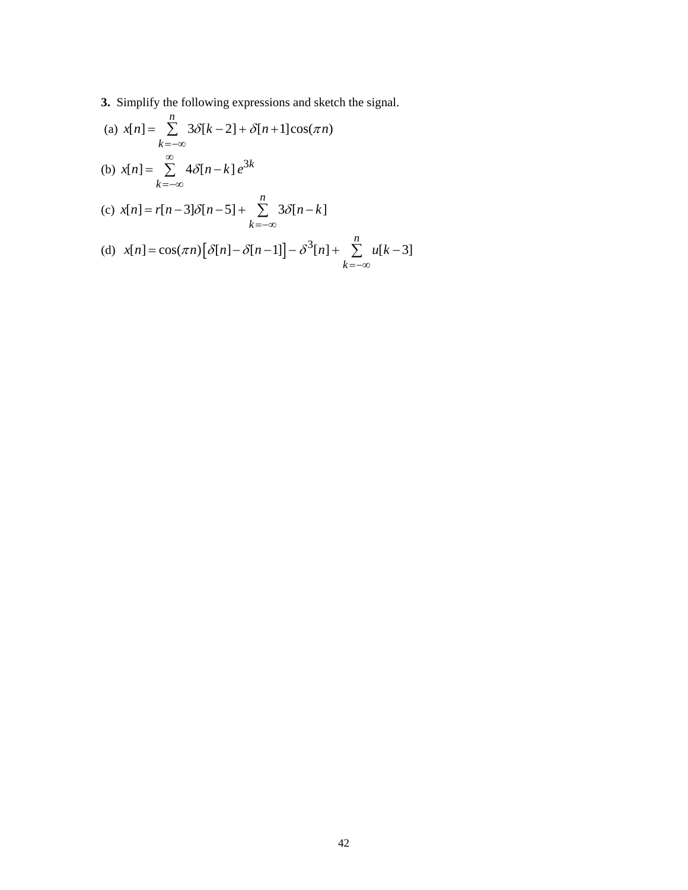**3.** Simplify the following expressions and sketch the signal.

(a) $x[n] = \sum_{k=-\infty}^{n} 3\delta[k-2] + \delta[n+1]\cos(\pi n)$

(b) $x[n] = \sum_{k=-\infty}^{\infty} 4\delta[n-k]\, e^{3k}$

(c) $x[n] = r[n-3]\delta[n-5] + \sum_{k=-\infty}^{n} 3\delta[n-k]$

(d) $x[n] = \cos(\pi n)\left[\delta[n] - \delta[n-1]\right] - \delta^{3}[n] + \sum_{k=-\infty}^{n} u[k-3]$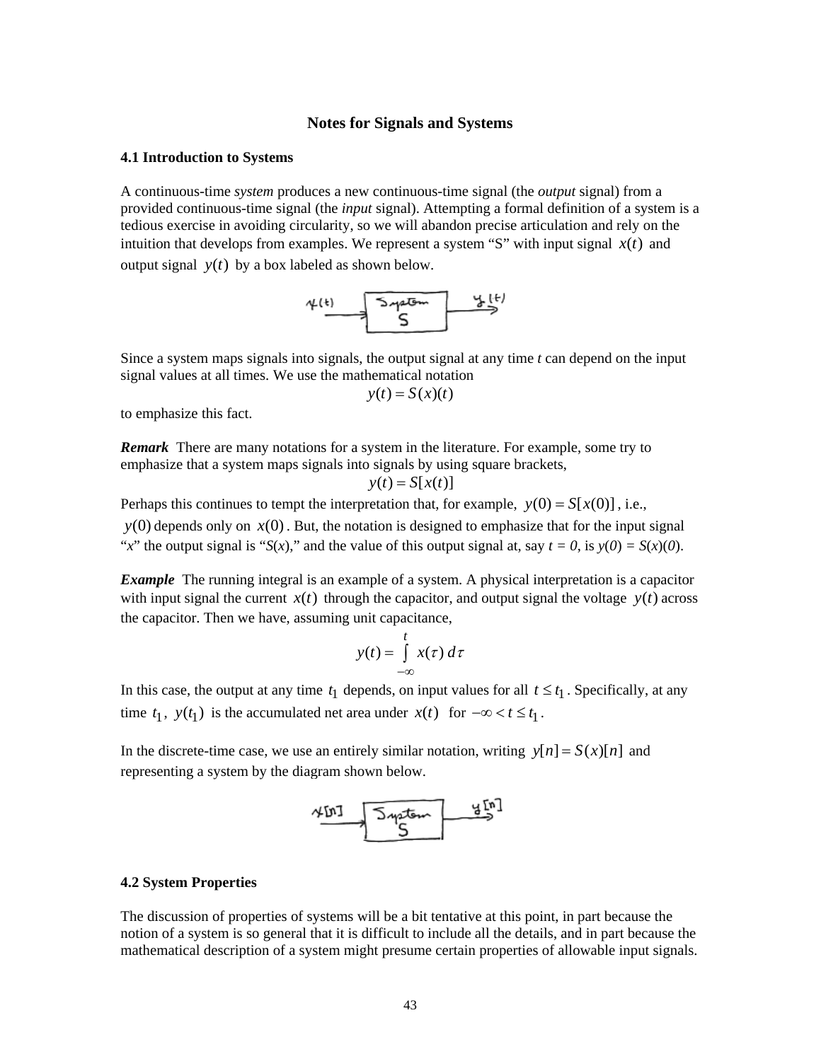**Notes for Signals and Systems**

**4.1 Introduction to Systems**

A continuous-time *system* produces a new continuous-time signal (the *output* signal) from a provided continuous-time signal (the *input* signal). Attempting a formal definition of a system is a tedious exercise in avoiding circularity, so we will abandon precise articulation and rely on the intuition that develops from examples. We represent a system "S" with input signal $x(t)$ and output signal $y(t)$ by a box labeled as shown below.

Since a system maps signals into signals, the output signal at any time *t* can depend on the input signal values at all times. We use the mathematical notation

$$y(t) = S(x)(t)$$

to emphasize this fact.

***Remark*** There are many notations for a system in the literature. For example, some try to emphasize that a system maps signals into signals by using square brackets,

$$y(t) = S[x(t)]$$

Perhaps this continues to tempt the interpretation that, for example, $y(0) = S[x(0)]$, i.e., $y(0)$ depends only on $x(0)$. But, the notation is designed to emphasize that for the input signal "*x*" the output signal is "*S*(*x*)," and the value of this output signal at, say $t = 0$, is $y(0) = S(x)(0)$.

***Example*** The running integral is an example of a system. A physical interpretation is a capacitor with input signal the current $x(t)$ through the capacitor, and output signal the voltage $y(t)$ across the capacitor. Then we have, assuming unit capacitance,

$$y(t) = \int_{-\infty}^{t} x(\tau)\, d\tau$$

In this case, the output at any time $t_1$ depends, on input values for all $t \le t_1$. Specifically, at any time $t_1$, $y(t_1)$ is the accumulated net area under $x(t)$ for $-\infty < t \le t_1$.

In the discrete-time case, we use an entirely similar notation, writing $y[n] = S(x)[n]$ and representing a system by the diagram shown below.

**4.2 System Properties**

The discussion of properties of systems will be a bit tentative at this point, in part because the notion of a system is so general that it is difficult to include all the details, and in part because the mathematical description of a system might presume certain properties of allowable input signals.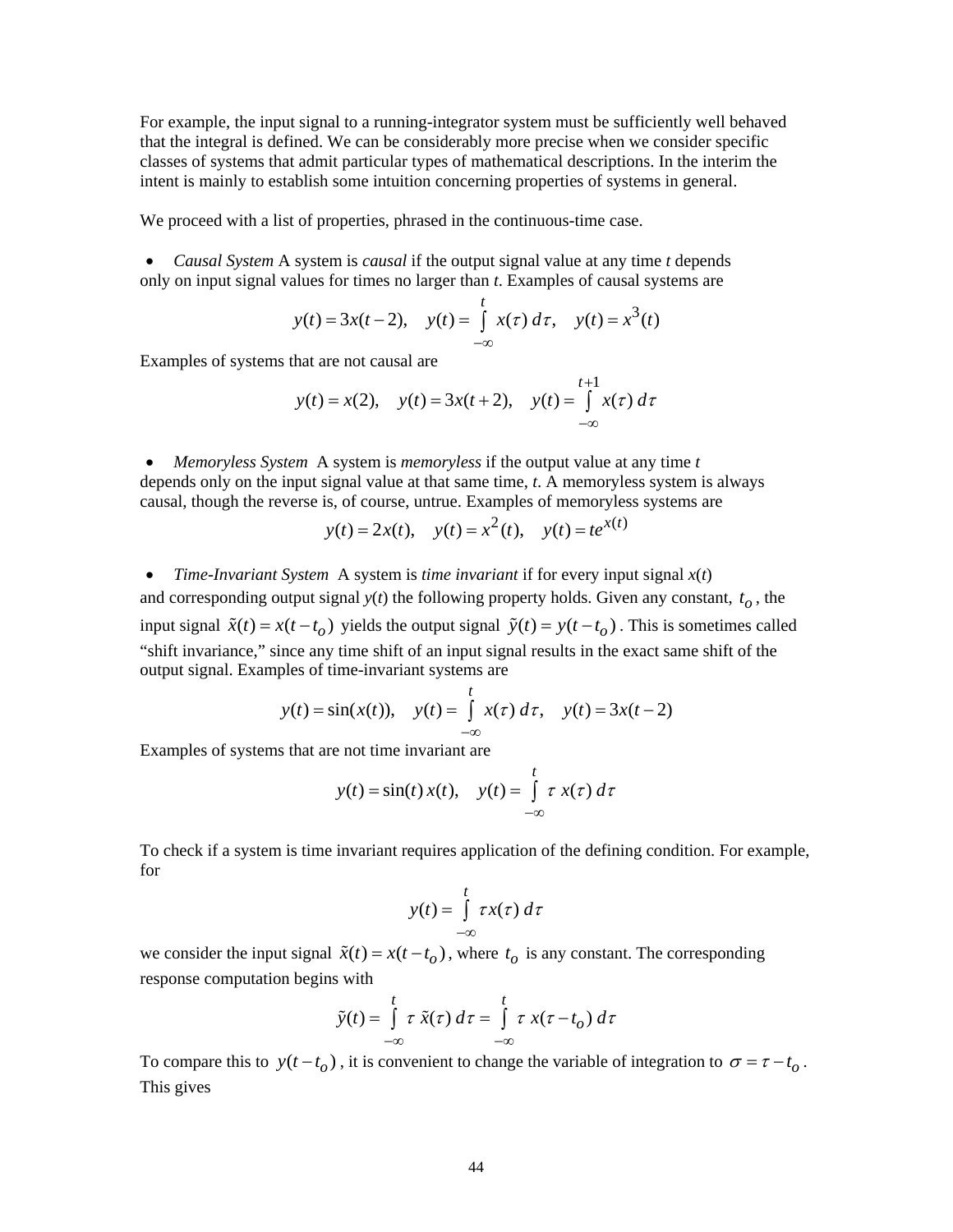For example, the input signal to a running-integrator system must be sufficiently well behaved that the integral is defined. We can be considerably more precise when we consider specific classes of systems that admit particular types of mathematical descriptions. In the interim the intent is mainly to establish some intuition concerning properties of systems in general.

We proceed with a list of properties, phrased in the continuous-time case.

- *Causal System* A system is *causal* if the output signal value at any time *t* depends only on input signal values for times no larger than *t*. Examples of causal systems are

$$y(t) = 3x(t-2), \quad y(t) = \int_{-\infty}^{t} x(\tau)\, d\tau, \quad y(t) = x^3(t)$$

Examples of systems that are not causal are

$$y(t) = x(2), \quad y(t) = 3x(t+2), \quad y(t) = \int_{-\infty}^{t+1} x(\tau)\, d\tau$$

- *Memoryless System* A system is *memoryless* if the output value at any time *t* depends only on the input signal value at that same time, *t*. A memoryless system is always causal, though the reverse is, of course, untrue. Examples of memoryless systems are

$$y(t) = 2x(t), \quad y(t) = x^2(t), \quad y(t) = te^{x(t)}$$

- *Time-Invariant System* A system is *time invariant* if for every input signal $x(t)$ and corresponding output signal $y(t)$ the following property holds. Given any constant, $t_o$, the input signal $\tilde{x}(t) = x(t - t_o)$ yields the output signal $\tilde{y}(t) = y(t - t_o)$. This is sometimes called "shift invariance," since any time shift of an input signal results in the exact same shift of the output signal. Examples of time-invariant systems are

$$y(t) = \sin(x(t)), \quad y(t) = \int_{-\infty}^{t} x(\tau)\, d\tau, \quad y(t) = 3x(t-2)$$

Examples of systems that are not time invariant are

$$y(t) = \sin(t)\, x(t), \quad y(t) = \int_{-\infty}^{t} \tau\, x(\tau)\, d\tau$$

To check if a system is time invariant requires application of the defining condition. For example, for

$$y(t) = \int_{-\infty}^{t} \tau x(\tau)\, d\tau$$

we consider the input signal $\tilde{x}(t) = x(t - t_o)$, where $t_o$ is any constant. The corresponding response computation begins with

$$\tilde{y}(t) = \int_{-\infty}^{t} \tau\, \tilde{x}(\tau)\, d\tau = \int_{-\infty}^{t} \tau\, x(\tau - t_o)\, d\tau$$

To compare this to $y(t - t_o)$, it is convenient to change the variable of integration to $\sigma = \tau - t_o$. This gives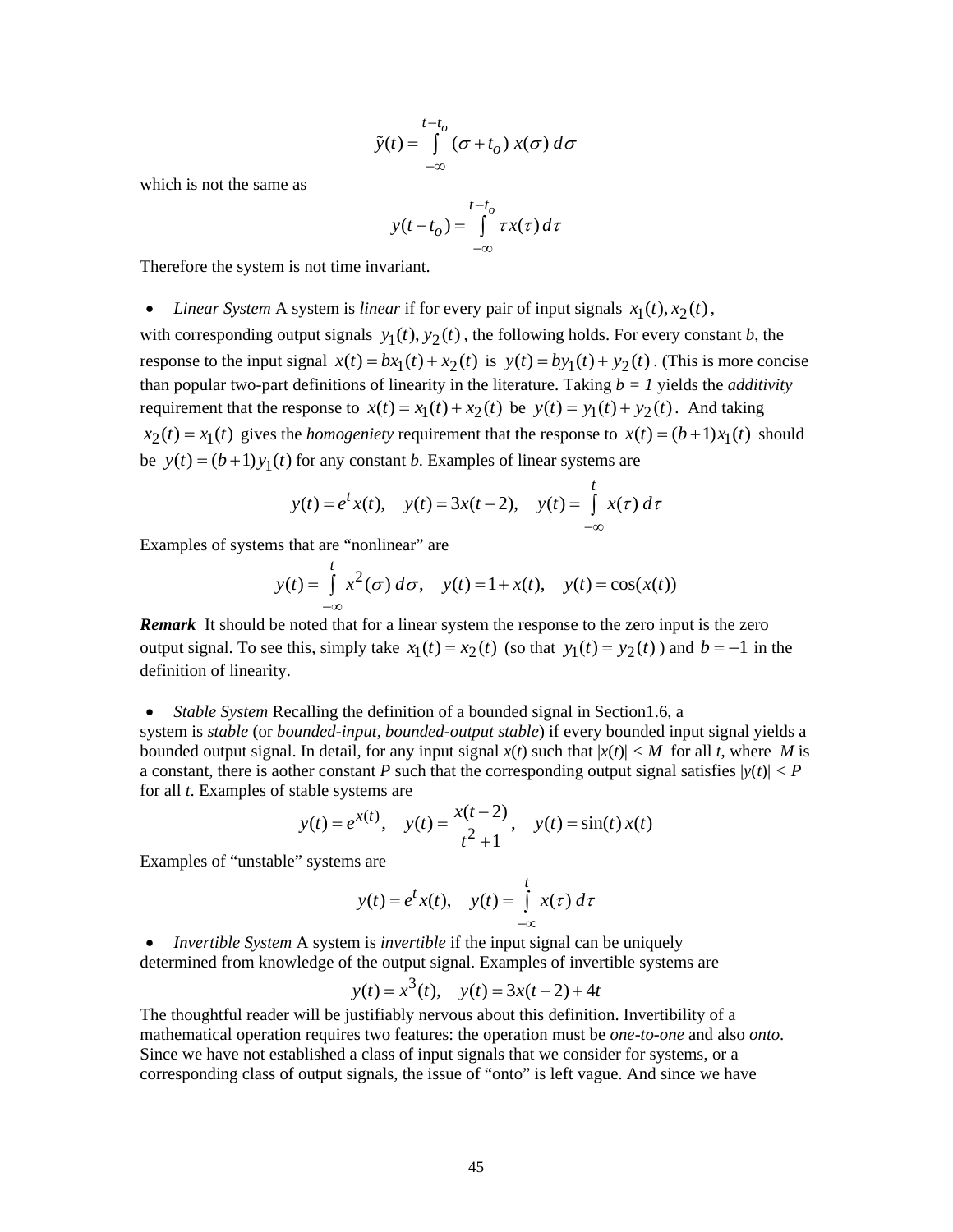$$\tilde{y}(t) = \int_{-\infty}^{t-t_o} (\sigma + t_o)\, x(\sigma)\, d\sigma$$

which is not the same as

$$y(t - t_o) = \int_{-\infty}^{t-t_o} \tau x(\tau)\, d\tau$$

Therefore the system is not time invariant.

- *Linear System* A system is *linear* if for every pair of input signals $x_1(t), x_2(t)$, with corresponding output signals $y_1(t), y_2(t)$, the following holds. For every constant *b*, the response to the input signal $x(t) = bx_1(t) + x_2(t)$ is $y(t) = by_1(t) + y_2(t)$. (This is more concise than popular two-part definitions of linearity in the literature. Taking $b = 1$ yields the *additivity* requirement that the response to $x(t) = x_1(t) + x_2(t)$ be $y(t) = y_1(t) + y_2(t)$. And taking $x_2(t) = x_1(t)$ gives the *homogeniety* requirement that the response to $x(t) = (b+1)x_1(t)$ should be $y(t) = (b+1)y_1(t)$ for any constant *b*. Examples of linear systems are

$$y(t) = e^t x(t), \quad y(t) = 3x(t-2), \quad y(t) = \int_{-\infty}^{t} x(\tau)\, d\tau$$

Examples of systems that are "nonlinear" are

$$y(t) = \int_{-\infty}^{t} x^2(\sigma)\, d\sigma, \quad y(t) = 1 + x(t), \quad y(t) = \cos(x(t))$$

***Remark*** It should be noted that for a linear system the response to the zero input is the zero output signal. To see this, simply take $x_1(t) = x_2(t)$ (so that $y_1(t) = y_2(t)$) and $b = -1$ in the definition of linearity.

- *Stable System* Recalling the definition of a bounded signal in Section1.6, a system is *stable* (or *bounded-input, bounded-output stable*) if every bounded input signal yields a bounded output signal. In detail, for any input signal $x(t)$ such that $|x(t)| < M$ for all *t*, where *M* is a constant, there is aother constant *P* such that the corresponding output signal satisfies $|y(t)| < P$ for all *t*. Examples of stable systems are

$$y(t) = e^{x(t)}, \quad y(t) = \frac{x(t-2)}{t^2+1}, \quad y(t) = \sin(t)\, x(t)$$

Examples of "unstable" systems are

$$y(t) = e^t x(t), \quad y(t) = \int_{-\infty}^{t} x(\tau)\, d\tau$$

- *Invertible System* A system is *invertible* if the input signal can be uniquely determined from knowledge of the output signal. Examples of invertible systems are

$$y(t) = x^3(t), \quad y(t) = 3x(t-2) + 4t$$

The thoughtful reader will be justifiably nervous about this definition. Invertibility of a mathematical operation requires two features: the operation must be *one-to-one* and also *onto*. Since we have not established a class of input signals that we consider for systems, or a corresponding class of output signals, the issue of "onto" is left vague. And since we have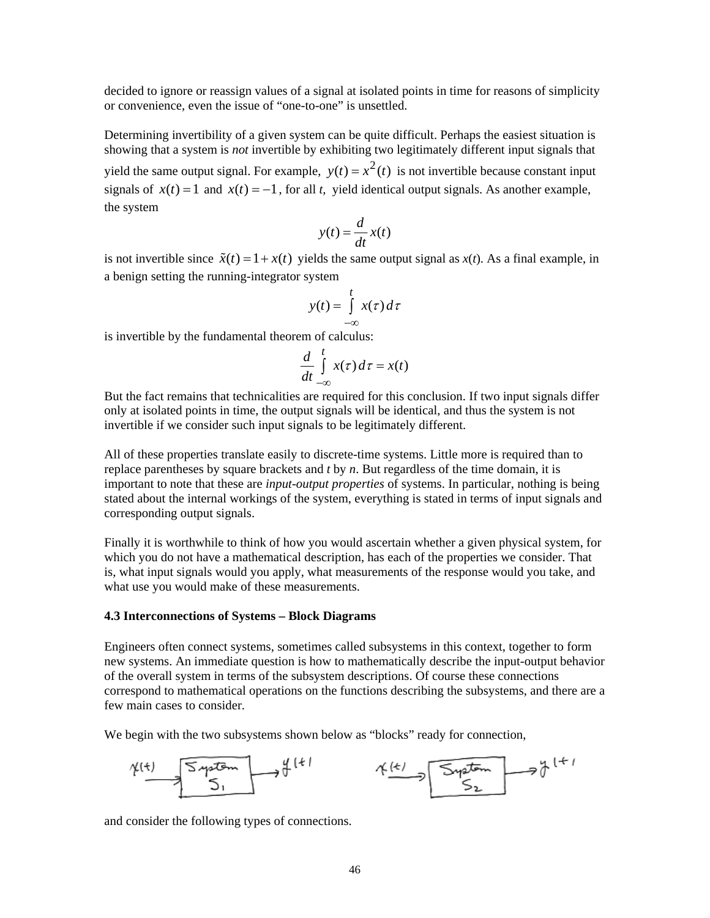decided to ignore or reassign values of a signal at isolated points in time for reasons of simplicity or convenience, even the issue of "one-to-one" is unsettled.

Determining invertibility of a given system can be quite difficult. Perhaps the easiest situation is showing that a system is *not* invertible by exhibiting two legitimately different input signals that yield the same output signal. For example, $y(t) = x^2(t)$ is not invertible because constant input signals of $x(t) = 1$ and $x(t) = -1$, for all *t*, yield identical output signals. As another example, the system

$$y(t) = \frac{d}{dt}x(t)$$

is not invertible since $\tilde{x}(t) = 1 + x(t)$ yields the same output signal as *x*(*t*). As a final example, in a benign setting the running-integrator system

$$y(t) = \int_{-\infty}^{t} x(\tau)\,d\tau$$

is invertible by the fundamental theorem of calculus:

$$\frac{d}{dt}\int_{-\infty}^{t} x(\tau)\,d\tau = x(t)$$

But the fact remains that technicalities are required for this conclusion. If two input signals differ only at isolated points in time, the output signals will be identical, and thus the system is not invertible if we consider such input signals to be legitimately different.

All of these properties translate easily to discrete-time systems. Little more is required than to replace parentheses by square brackets and *t* by *n*. But regardless of the time domain, it is important to note that these are *input-output properties* of systems. In particular, nothing is being stated about the internal workings of the system, everything is stated in terms of input signals and corresponding output signals.

Finally it is worthwhile to think of how you would ascertain whether a given physical system, for which you do not have a mathematical description, has each of the properties we consider. That is, what input signals would you apply, what measurements of the response would you take, and what use you would make of these measurements.

**4.3 Interconnections of Systems – Block Diagrams**

Engineers often connect systems, sometimes called subsystems in this context, together to form new systems. An immediate question is how to mathematically describe the input-output behavior of the overall system in terms of the subsystem descriptions. Of course these connections correspond to mathematical operations on the functions describing the subsystems, and there are a few main cases to consider.

We begin with the two subsystems shown below as "blocks" ready for connection,

$x(t) \rightarrow$ [System $S_1$] $\rightarrow y(t)$ $\qquad$ $x(t) \rightarrow$ [System $S_2$] $\rightarrow y(t)$

and consider the following types of connections.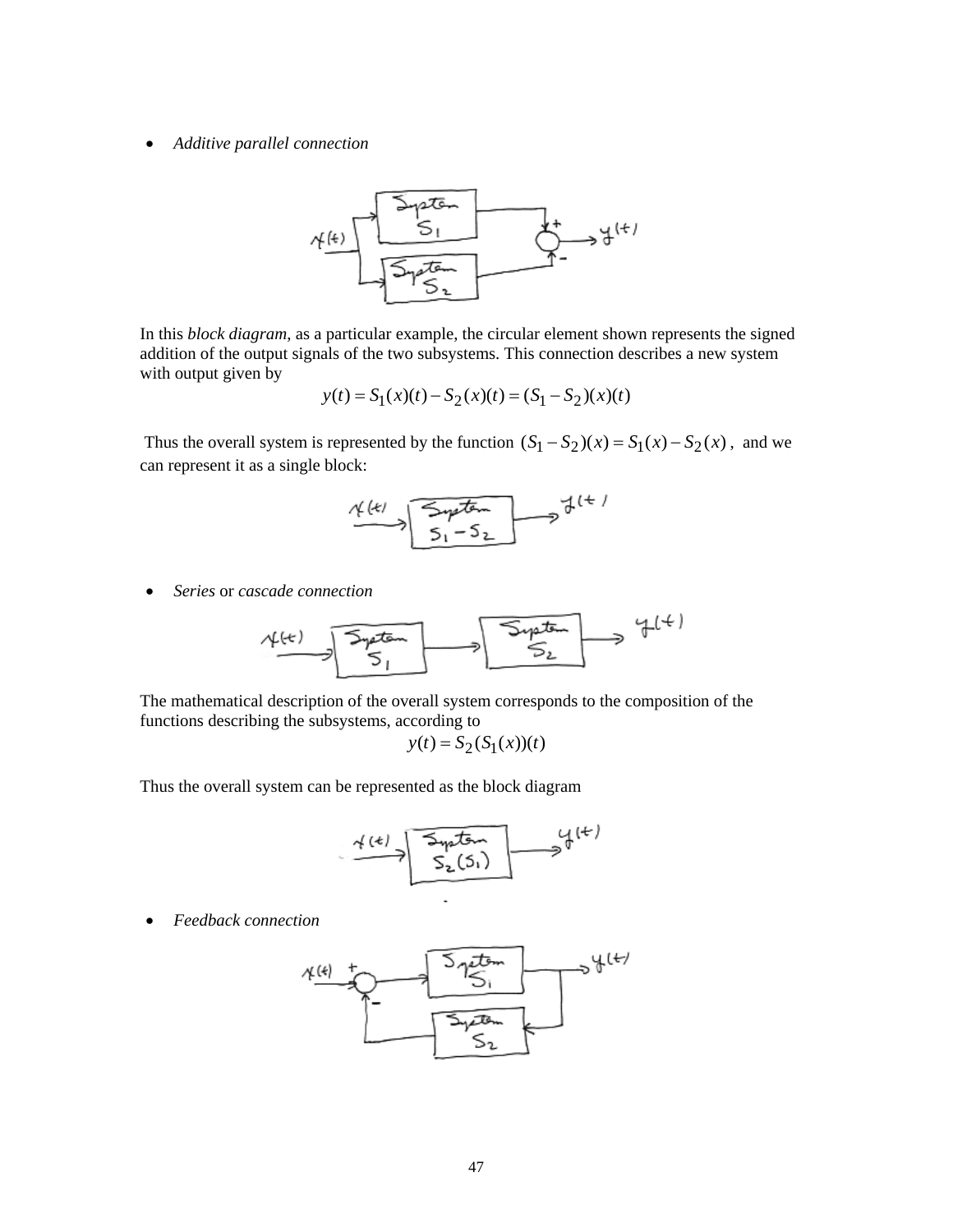- *Additive parallel connection*

In this *block diagram*, as a particular example, the circular element shown represents the signed addition of the output signals of the two subsystems. This connection describes a new system with output given by

$$y(t) = S_1(x)(t) - S_2(x)(t) = (S_1 - S_2)(x)(t)$$

Thus the overall system is represented by the function $(S_1 - S_2)(x) = S_1(x) - S_2(x)$, and we can represent it as a single block:

- *Series* or *cascade connection*

The mathematical description of the overall system corresponds to the composition of the functions describing the subsystems, according to

$$y(t) = S_2(S_1(x))(t)$$

Thus the overall system can be represented as the block diagram

- *Feedback connection*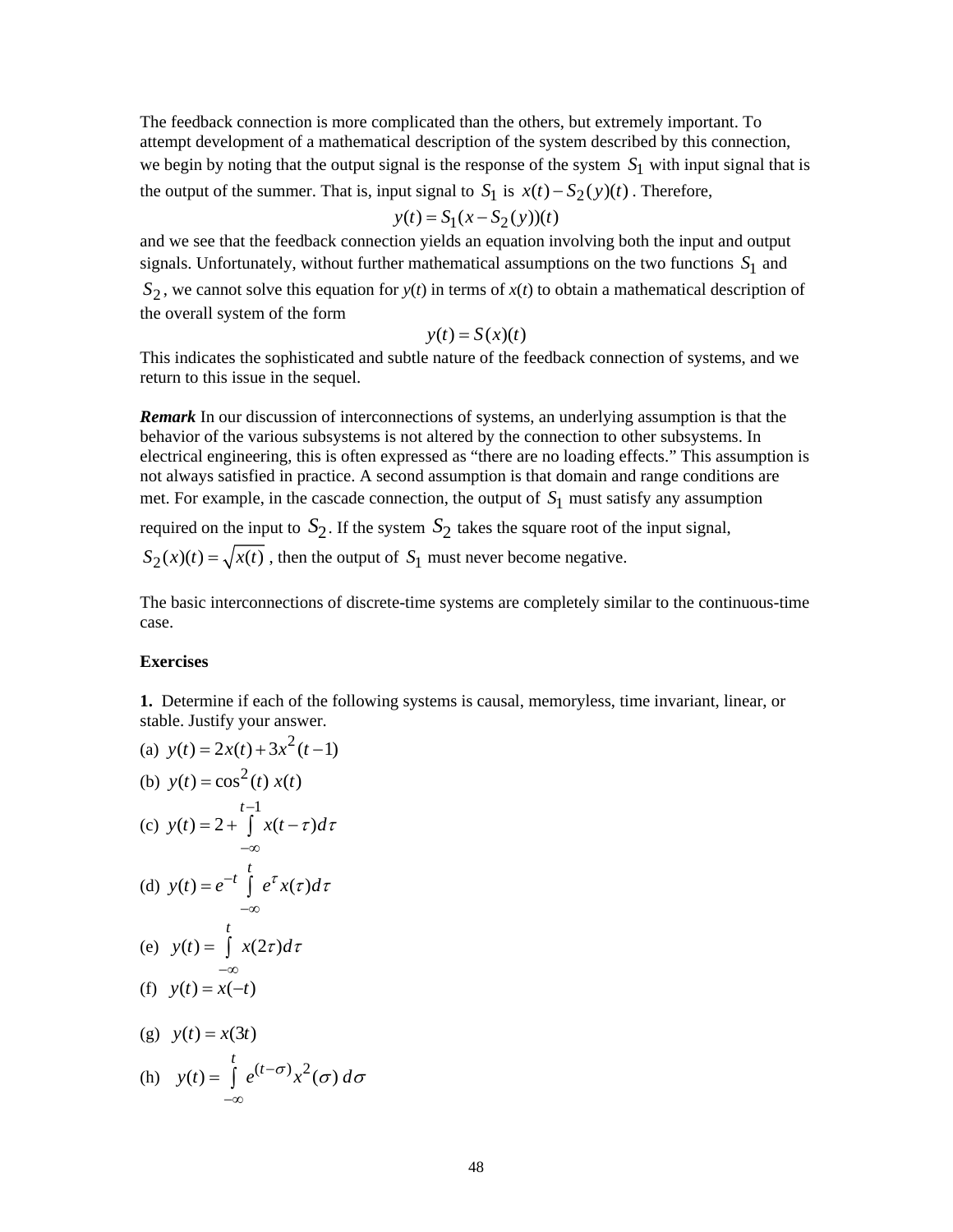The feedback connection is more complicated than the others, but extremely important. To attempt development of a mathematical description of the system described by this connection, we begin by noting that the output signal is the response of the system $S_1$ with input signal that is the output of the summer. That is, input signal to $S_1$ is $x(t) - S_2(y)(t)$. Therefore,

$$y(t) = S_1(x - S_2(y))(t)$$

and we see that the feedback connection yields an equation involving both the input and output signals. Unfortunately, without further mathematical assumptions on the two functions $S_1$ and $S_2$, we cannot solve this equation for *y*(*t*) in terms of *x*(*t*) to obtain a mathematical description of the overall system of the form

$$y(t) = S(x)(t)$$

This indicates the sophisticated and subtle nature of the feedback connection of systems, and we return to this issue in the sequel.

***Remark*** In our discussion of interconnections of systems, an underlying assumption is that the behavior of the various subsystems is not altered by the connection to other subsystems. In electrical engineering, this is often expressed as "there are no loading effects." This assumption is not always satisfied in practice. A second assumption is that domain and range conditions are met. For example, in the cascade connection, the output of $S_1$ must satisfy any assumption required on the input to $S_2$. If the system $S_2$ takes the square root of the input signal, $S_2(x)(t) = \sqrt{x(t)}$, then the output of $S_1$ must never become negative.

The basic interconnections of discrete-time systems are completely similar to the continuous-time case.

**Exercises**

**1.** Determine if each of the following systems is causal, memoryless, time invariant, linear, or stable. Justify your answer.

(a) $y(t) = 2x(t) + 3x^2(t-1)$

(b) $y(t) = \cos^2(t)\, x(t)$

(c) $y(t) = 2 + \int_{-\infty}^{t-1} x(t-\tau)d\tau$

(d) $y(t) = e^{-t} \int_{-\infty}^{t} e^{\tau} x(\tau)d\tau$

(e) $y(t) = \int_{-\infty}^{t} x(2\tau)d\tau$

(f) $y(t) = x(-t)$

(g) $y(t) = x(3t)$

(h) $y(t) = \int_{-\infty}^{t} e^{(t-\sigma)} x^2(\sigma)\, d\sigma$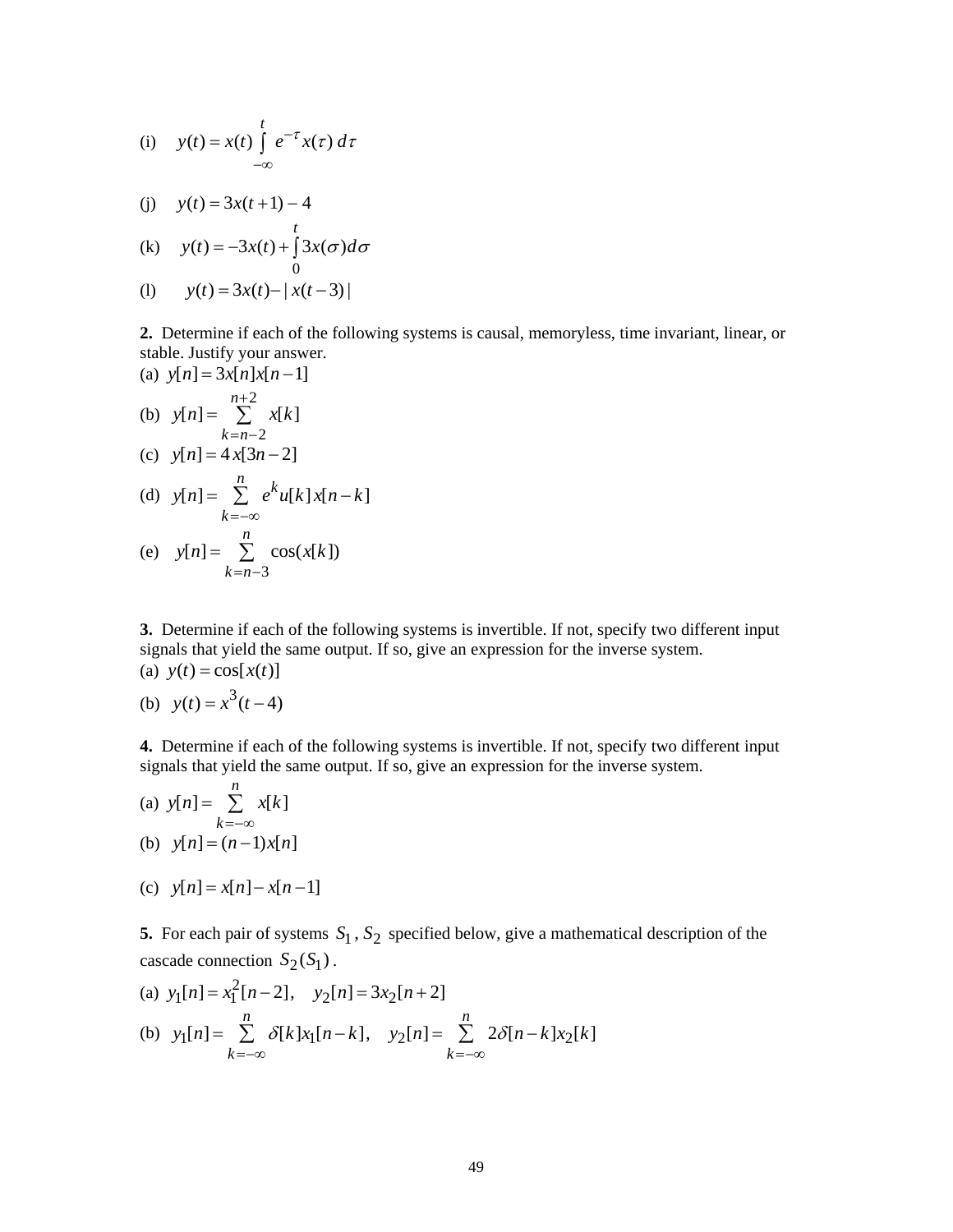(i) $y(t) = x(t) \int_{-\infty}^{t} e^{-\tau} x(\tau)\, d\tau$

(j) $y(t) = 3x(t+1) - 4$

(k) $y(t) = -3x(t) + \int_{0}^{t} 3x(\sigma) d\sigma$

(l) $y(t) = 3x(t) - |\, x(t-3)\,|$

**2.** Determine if each of the following systems is causal, memoryless, time invariant, linear, or stable. Justify your answer.

(a) $y[n] = 3x[n]x[n-1]$

(b) $y[n] = \sum_{k=n-2}^{n+2} x[k]$

(c) $y[n] = 4\,x[3n-2]$

(d) $y[n] = \sum_{k=-\infty}^{n} e^{k} u[k]\, x[n-k]$

(e) $y[n] = \sum_{k=n-3}^{n} \cos(x[k])$

**3.** Determine if each of the following systems is invertible. If not, specify two different input signals that yield the same output. If so, give an expression for the inverse system.

(a) $y(t) = \cos[x(t)]$

(b) $y(t) = x^{3}(t-4)$

**4.** Determine if each of the following systems is invertible. If not, specify two different input signals that yield the same output. If so, give an expression for the inverse system.

(a) $y[n] = \sum_{k=-\infty}^{n} x[k]$

(b) $y[n] = (n-1)x[n]$

(c) $y[n] = x[n] - x[n-1]$

**5.** For each pair of systems $S_1$, $S_2$ specified below, give a mathematical description of the cascade connection $S_2(S_1)$.

(a) $y_1[n] = x_1^{2}[n-2], \quad y_2[n] = 3x_2[n+2]$

(b) $y_1[n] = \sum_{k=-\infty}^{n} \delta[k] x_1[n-k], \quad y_2[n] = \sum_{k=-\infty}^{n} 2\delta[n-k] x_2[k]$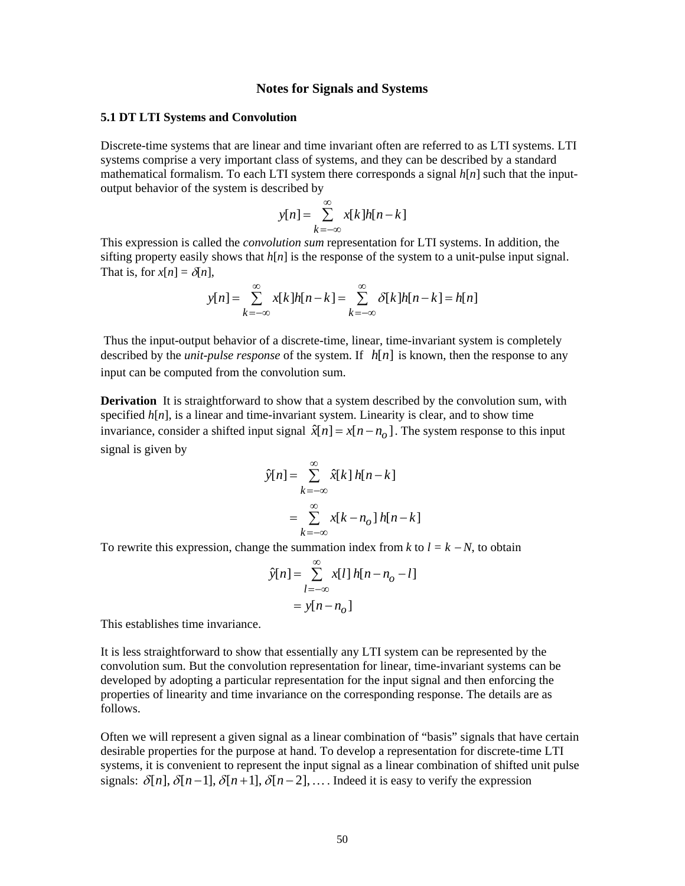**Notes for Signals and Systems**

**5.1 DT LTI Systems and Convolution**

Discrete-time systems that are linear and time invariant often are referred to as LTI systems. LTI systems comprise a very important class of systems, and they can be described by a standard mathematical formalism. To each LTI system there corresponds a signal $h[n]$ such that the input-output behavior of the system is described by

$$y[n] = \sum_{k=-\infty}^{\infty} x[k]h[n-k]$$

This expression is called the *convolution sum* representation for LTI systems. In addition, the sifting property easily shows that $h[n]$ is the response of the system to a unit-pulse input signal. That is, for $x[n] = \delta[n]$,

$$y[n] = \sum_{k=-\infty}^{\infty} x[k]h[n-k] = \sum_{k=-\infty}^{\infty} \delta[k]h[n-k] = h[n]$$

Thus the input-output behavior of a discrete-time, linear, time-invariant system is completely described by the *unit-pulse response* of the system. If $h[n]$ is known, then the response to any input can be computed from the convolution sum.

**Derivation** It is straightforward to show that a system described by the convolution sum, with specified $h[n]$, is a linear and time-invariant system. Linearity is clear, and to show time invariance, consider a shifted input signal $\hat{x}[n] = x[n-n_o]$. The system response to this input signal is given by

$$\begin{aligned}\hat{y}[n] &= \sum_{k=-\infty}^{\infty} \hat{x}[k]\, h[n-k] \\ &= \sum_{k=-\infty}^{\infty} x[k-n_o]\, h[n-k]\end{aligned}$$

To rewrite this expression, change the summation index from $k$ to $l = k - N$, to obtain

$$\begin{aligned}\hat{y}[n] &= \sum_{l=-\infty}^{\infty} x[l]\, h[n-n_o-l] \\ &= y[n-n_o]\end{aligned}$$

This establishes time invariance.

It is less straightforward to show that essentially any LTI system can be represented by the convolution sum. But the convolution representation for linear, time-invariant systems can be developed by adopting a particular representation for the input signal and then enforcing the properties of linearity and time invariance on the corresponding response. The details are as follows.

Often we will represent a given signal as a linear combination of "basis" signals that have certain desirable properties for the purpose at hand. To develop a representation for discrete-time LTI systems, it is convenient to represent the input signal as a linear combination of shifted unit pulse signals: $\delta[n], \delta[n-1], \delta[n+1], \delta[n-2], \ldots$. Indeed it is easy to verify the expression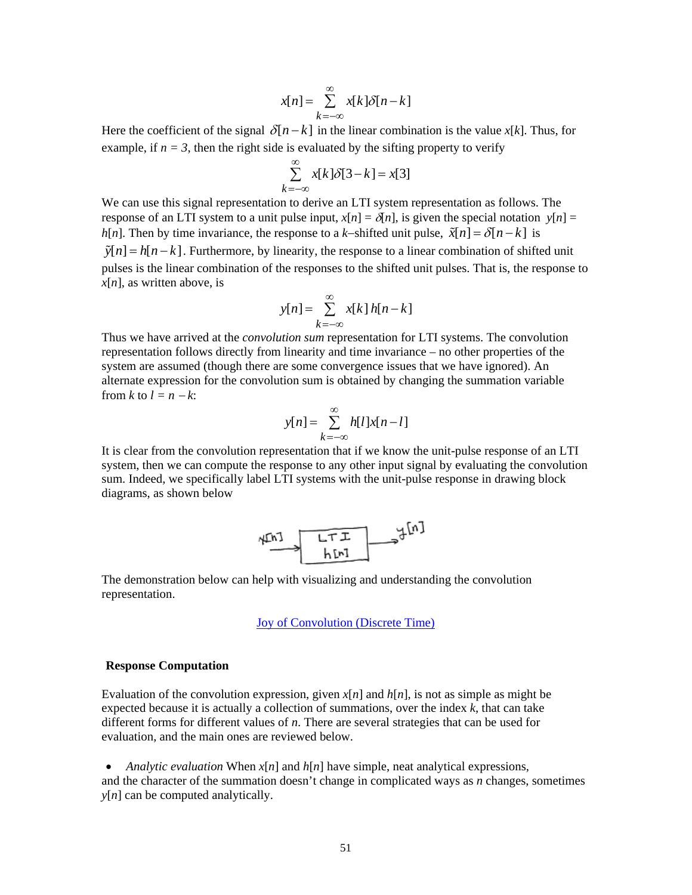$$x[n] = \sum_{k=-\infty}^{\infty} x[k]\delta[n-k]$$

Here the coefficient of the signal $\delta[n-k]$ in the linear combination is the value $x[k]$. Thus, for example, if $n = 3$, then the right side is evaluated by the sifting property to verify

$$\sum_{k=-\infty}^{\infty} x[k]\delta[3-k] = x[3]$$

We can use this signal representation to derive an LTI system representation as follows. The response of an LTI system to a unit pulse input, $x[n] = \delta[n]$, is given the special notation $y[n] = h[n]$. Then by time invariance, the response to a $k$–shifted unit pulse, $\tilde{x}[n] = \delta[n-k]$ is $\tilde{y}[n] = h[n-k]$. Furthermore, by linearity, the response to a linear combination of shifted unit pulses is the linear combination of the responses to the shifted unit pulses. That is, the response to $x[n]$, as written above, is

$$y[n] = \sum_{k=-\infty}^{\infty} x[k]\, h[n-k]$$

Thus we have arrived at the *convolution sum* representation for LTI systems. The convolution representation follows directly from linearity and time invariance – no other properties of the system are assumed (though there are some convergence issues that we have ignored). An alternate expression for the convolution sum is obtained by changing the summation variable from $k$ to $l = n - k$:

$$y[n] = \sum_{k=-\infty}^{\infty} h[l]x[n-l]$$

It is clear from the convolution representation that if we know the unit-pulse response of an LTI system, then we can compute the response to any other input signal by evaluating the convolution sum. Indeed, we specifically label LTI systems with the unit-pulse response in drawing block diagrams, as shown below

x[n] → [ LTI h[n] ] → y[n]

The demonstration below can help with visualizing and understanding the convolution representation.

Joy of Convolution (Discrete Time)

### Response Computation

Evaluation of the convolution expression, given $x[n]$ and $h[n]$, is not as simple as might be expected because it is actually a collection of summations, over the index $k$, that can take different forms for different values of $n$. There are several strategies that can be used for evaluation, and the main ones are reviewed below.

- *Analytic evaluation* When $x[n]$ and $h[n]$ have simple, neat analytical expressions, and the character of the summation doesn't change in complicated ways as $n$ changes, sometimes $y[n]$ can be computed analytically.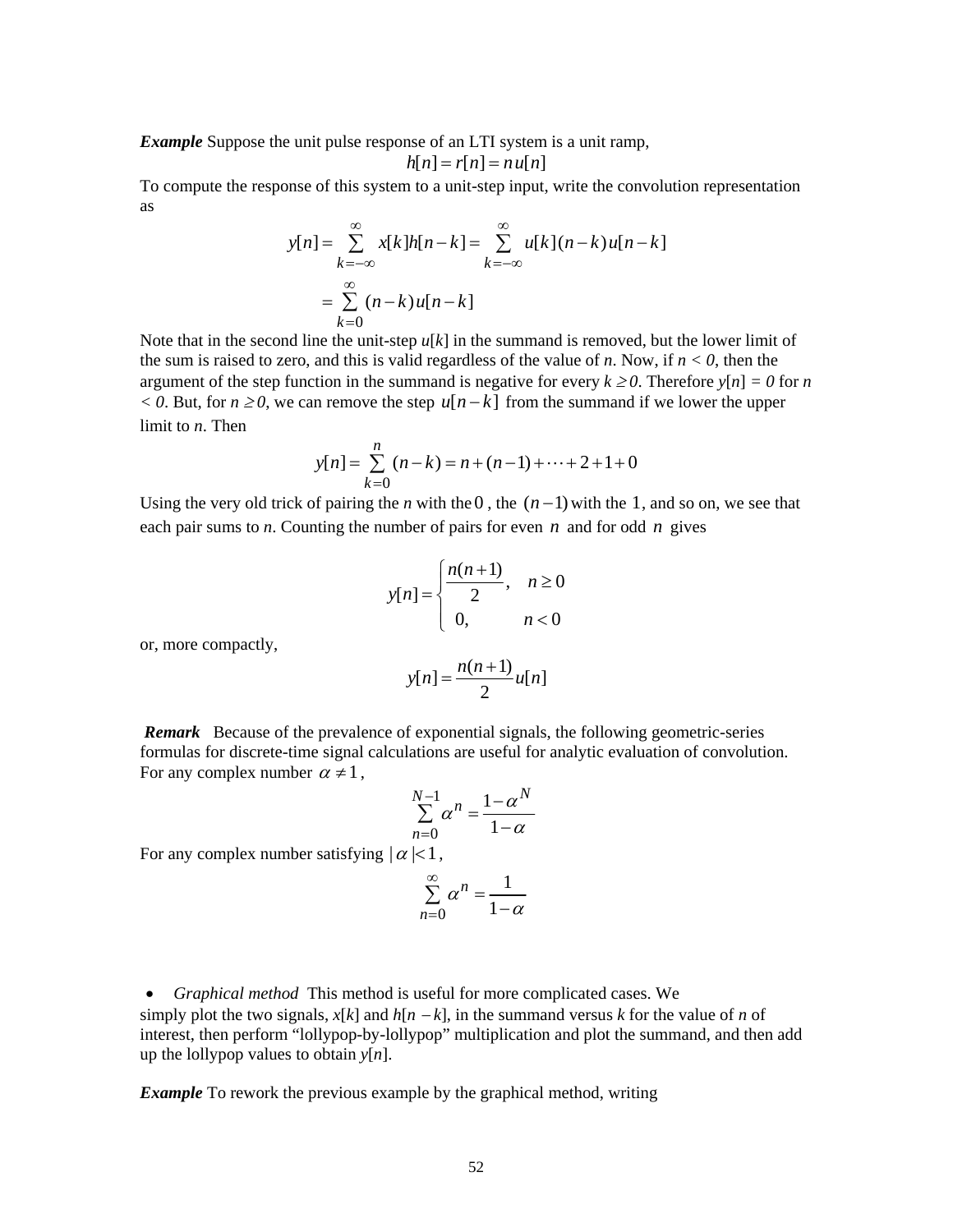***Example*** Suppose the unit pulse response of an LTI system is a unit ramp,

$$h[n] = r[n] = n\,u[n]$$

To compute the response of this system to a unit-step input, write the convolution representation as

$$\begin{aligned} y[n] &= \sum_{k=-\infty}^{\infty} x[k]h[n-k] = \sum_{k=-\infty}^{\infty} u[k](n-k)u[n-k] \\ &= \sum_{k=0}^{\infty} (n-k)u[n-k] \end{aligned}$$

Note that in the second line the unit-step $u[k]$ in the summand is removed, but the lower limit of the sum is raised to zero, and this is valid regardless of the value of $n$. Now, if $n < 0$, then the argument of the step function in the summand is negative for every $k \geq 0$. Therefore $y[n] = 0$ for $n < 0$. But, for $n \geq 0$, we can remove the step $u[n-k]$ from the summand if we lower the upper limit to $n$. Then

$$y[n] = \sum_{k=0}^{n} (n-k) = n + (n-1) + \cdots + 2 + 1 + 0$$

Using the very old trick of pairing the $n$ with the $0$, the $(n-1)$ with the $1$, and so on, we see that each pair sums to $n$. Counting the number of pairs for even $n$ and for odd $n$ gives

$$y[n] = \begin{cases} \dfrac{n(n+1)}{2}, & n \geq 0 \\ 0, & n < 0 \end{cases}$$

or, more compactly,

$$y[n] = \frac{n(n+1)}{2} u[n]$$

***Remark*** Because of the prevalence of exponential signals, the following geometric-series formulas for discrete-time signal calculations are useful for analytic evaluation of convolution. For any complex number $\alpha \neq 1$,

$$\sum_{n=0}^{N-1} \alpha^n = \frac{1-\alpha^N}{1-\alpha}$$

For any complex number satisfying $|\alpha| < 1$,

$$\sum_{n=0}^{\infty} \alpha^n = \frac{1}{1-\alpha}$$

- *Graphical method* This method is useful for more complicated cases. We simply plot the two signals, $x[k]$ and $h[n-k]$, in the summand versus $k$ for the value of $n$ of interest, then perform "lollypop-by-lollypop" multiplication and plot the summand, and then add up the lollypop values to obtain $y[n]$.

***Example*** To rework the previous example by the graphical method, writing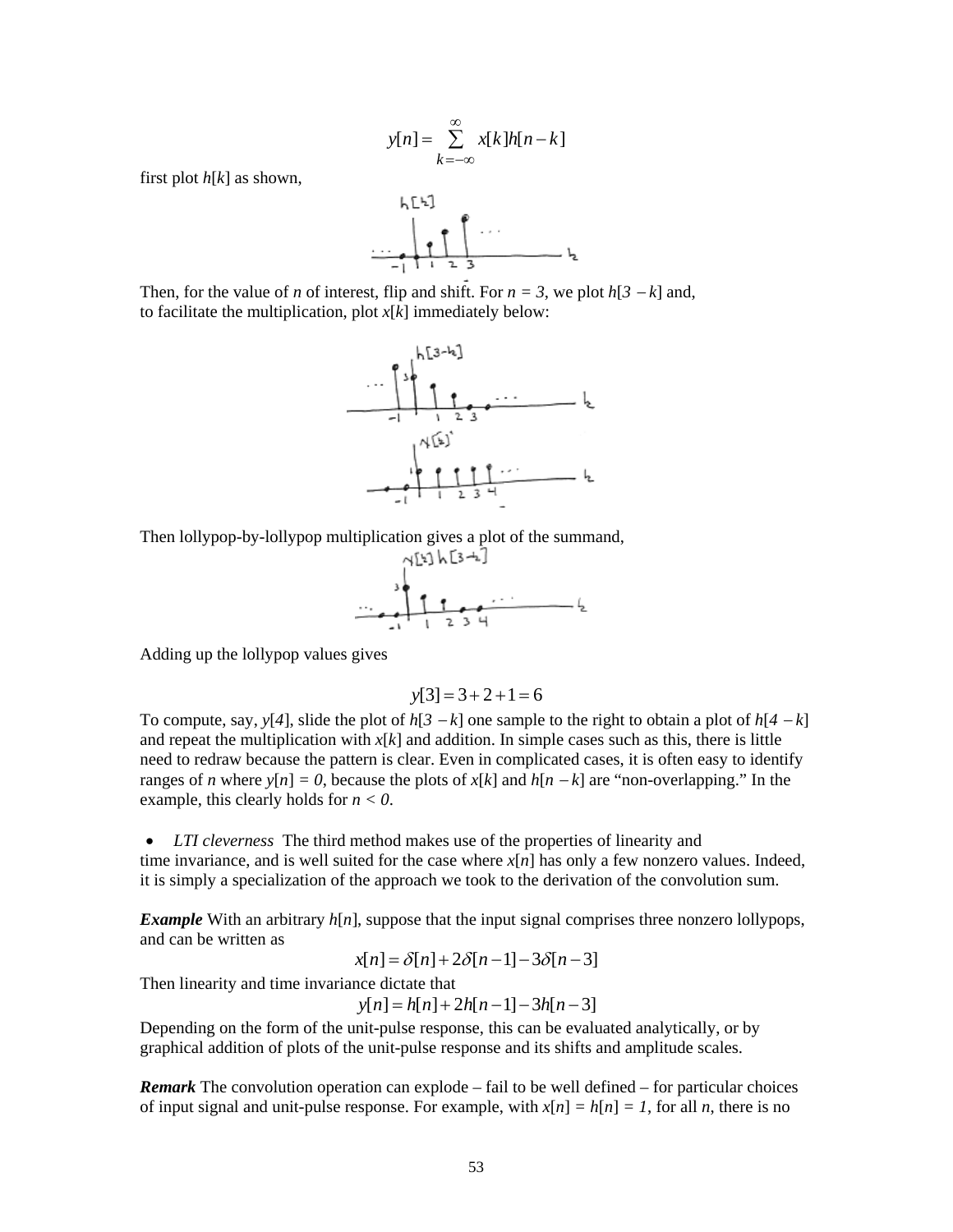$$y[n] = \sum_{k=-\infty}^{\infty} x[k]h[n-k]$$

first plot $h[k]$ as shown,

Then, for the value of $n$ of interest, flip and shift. For $n = 3$, we plot $h[3-k]$ and, to facilitate the multiplication, plot $x[k]$ immediately below:

Then lollypop-by-lollypop multiplication gives a plot of the summand,

Adding up the lollypop values gives

$$y[3] = 3 + 2 + 1 = 6$$

To compute, say, $y[4]$, slide the plot of $h[3-k]$ one sample to the right to obtain a plot of $h[4-k]$ and repeat the multiplication with $x[k]$ and addition. In simple cases such as this, there is little need to redraw because the pattern is clear. Even in complicated cases, it is often easy to identify ranges of $n$ where $y[n] = 0$, because the plots of $x[k]$ and $h[n-k]$ are "non-overlapping." In the example, this clearly holds for $n < 0$.

- *LTI cleverness* The third method makes use of the properties of linearity and time invariance, and is well suited for the case where $x[n]$ has only a few nonzero values. Indeed, it is simply a specialization of the approach we took to the derivation of the convolution sum.

***Example*** With an arbitrary $h[n]$, suppose that the input signal comprises three nonzero lollypops, and can be written as

$$x[n] = \delta[n] + 2\delta[n-1] - 3\delta[n-3]$$

Then linearity and time invariance dictate that

$$y[n] = h[n] + 2h[n-1] - 3h[n-3]$$

Depending on the form of the unit-pulse response, this can be evaluated analytically, or by graphical addition of plots of the unit-pulse response and its shifts and amplitude scales.

***Remark*** The convolution operation can explode – fail to be well defined – for particular choices of input signal and unit-pulse response. For example, with $x[n] = h[n] = 1$, for all $n$, there is no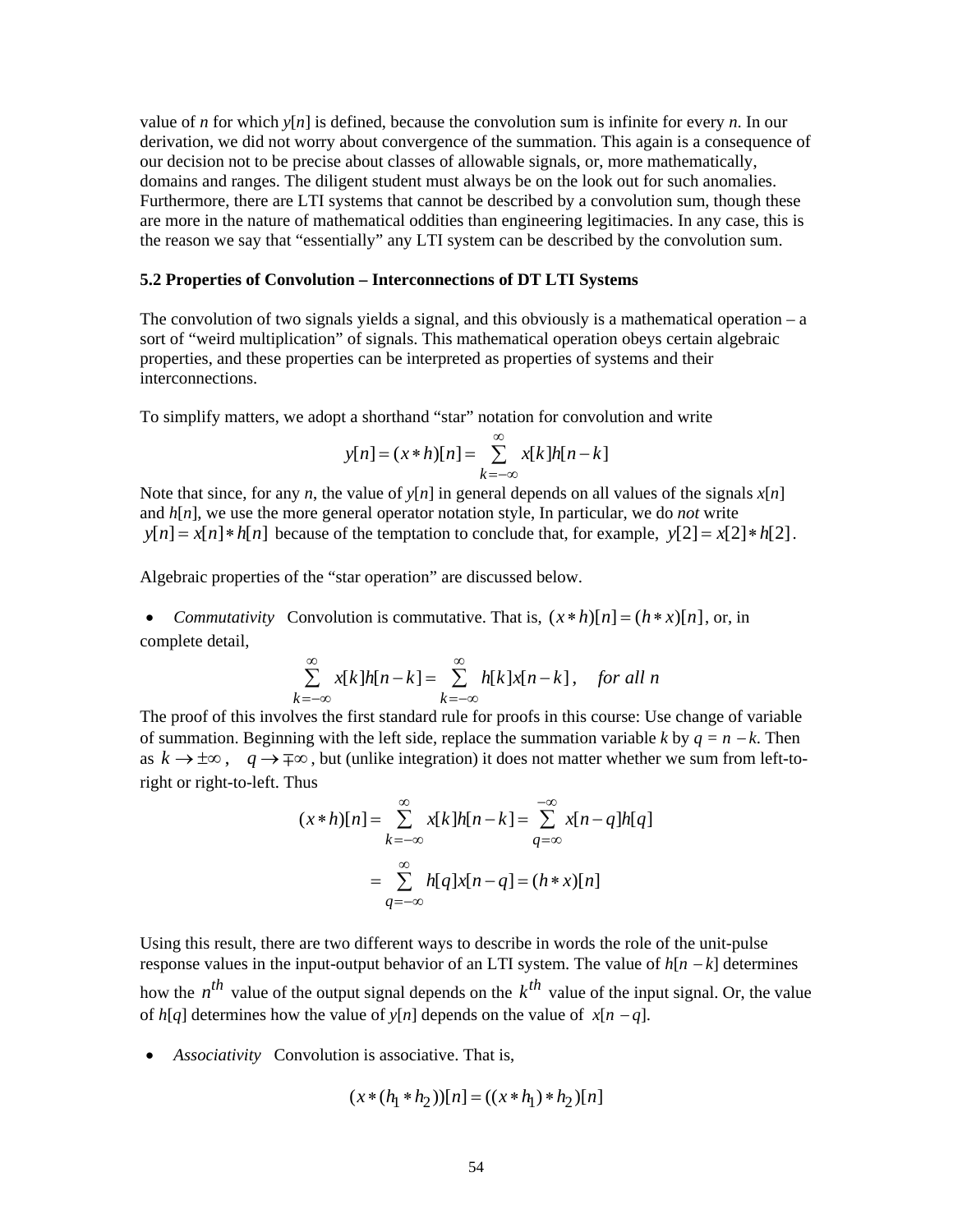value of $n$ for which $y[n]$ is defined, because the convolution sum is infinite for every $n$. In our derivation, we did not worry about convergence of the summation. This again is a consequence of our decision not to be precise about classes of allowable signals, or, more mathematically, domains and ranges. The diligent student must always be on the look out for such anomalies. Furthermore, there are LTI systems that cannot be described by a convolution sum, though these are more in the nature of mathematical oddities than engineering legitimacies. In any case, this is the reason we say that "essentially" any LTI system can be described by the convolution sum.

**5.2 Properties of Convolution – Interconnections of DT LTI Systems**

The convolution of two signals yields a signal, and this obviously is a mathematical operation – a sort of "weird multiplication" of signals. This mathematical operation obeys certain algebraic properties, and these properties can be interpreted as properties of systems and their interconnections.

To simplify matters, we adopt a shorthand "star" notation for convolution and write

$$y[n] = (x * h)[n] = \sum_{k=-\infty}^{\infty} x[k]h[n-k]$$

Note that since, for any $n$, the value of $y[n]$ in general depends on all values of the signals $x[n]$ and $h[n]$, we use the more general operator notation style, In particular, we do *not* write $y[n] = x[n] * h[n]$ because of the temptation to conclude that, for example, $y[2] = x[2] * h[2]$.

Algebraic properties of the "star operation" are discussed below.

- *Commutativity* Convolution is commutative. That is, $(x * h)[n] = (h * x)[n]$, or, in complete detail,

$$\sum_{k=-\infty}^{\infty} x[k]h[n-k] = \sum_{k=-\infty}^{\infty} h[k]x[n-k], \quad \textit{for all } n$$

The proof of this involves the first standard rule for proofs in this course: Use change of variable of summation. Beginning with the left side, replace the summation variable $k$ by $q = n - k$. Then as $k \to \pm\infty$, $q \to \mp\infty$, but (unlike integration) it does not matter whether we sum from left-to-right or right-to-left. Thus

$$(x * h)[n] = \sum_{k=-\infty}^{\infty} x[k]h[n-k] = \sum_{q=\infty}^{-\infty} x[n-q]h[q]$$

$$= \sum_{q=-\infty}^{\infty} h[q]x[n-q] = (h * x)[n]$$

Using this result, there are two different ways to describe in words the role of the unit-pulse response values in the input-output behavior of an LTI system. The value of $h[n-k]$ determines how the $n^{th}$ value of the output signal depends on the $k^{th}$ value of the input signal. Or, the value of $h[q]$ determines how the value of $y[n]$ depends on the value of $x[n-q]$.

- *Associativity* Convolution is associative. That is,

$$(x * (h_1 * h_2))[n] = ((x * h_1) * h_2)[n]$$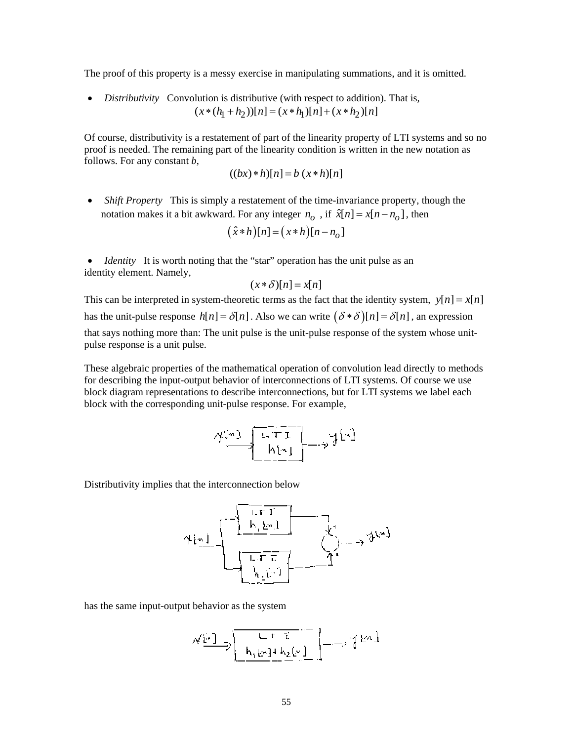The proof of this property is a messy exercise in manipulating summations, and it is omitted.

- *Distributivity* Convolution is distributive (with respect to addition). That is,

$$(x*(h_1+h_2))[n] = (x*h_1)[n] + (x*h_2)[n]$$

Of course, distributivity is a restatement of part of the linearity property of LTI systems and so no proof is needed. The remaining part of the linearity condition is written in the new notation as follows. For any constant $b$,

$$((bx)*h)[n] = b\,(x*h)[n]$$

- *Shift Property* This is simply a restatement of the time-invariance property, though the notation makes it a bit awkward. For any integer $n_o$, if $\hat{x}[n] = x[n-n_o]$, then

$$\left(\hat{x}*h\right)[n] = \left(x*h\right)[n-n_o]$$

- *Identity* It is worth noting that the "star" operation has the unit pulse as an identity element. Namely,

$$(x*\delta)[n] = x[n]$$

This can be interpreted in system-theoretic terms as the fact that the identity system, $y[n] = x[n]$ has the unit-pulse response $h[n] = \delta[n]$. Also we can write $\left(\delta*\delta\right)[n] = \delta[n]$, an expression that says nothing more than: The unit pulse is the unit-pulse response of the system whose unit-pulse response is a unit pulse.

These algebraic properties of the mathematical operation of convolution lead directly to methods for describing the input-output behavior of interconnections of LTI systems. Of course we use block diagram representations to describe interconnections, but for LTI systems we label each block with the corresponding unit-pulse response. For example,

Distributivity implies that the interconnection below

has the same input-output behavior as the system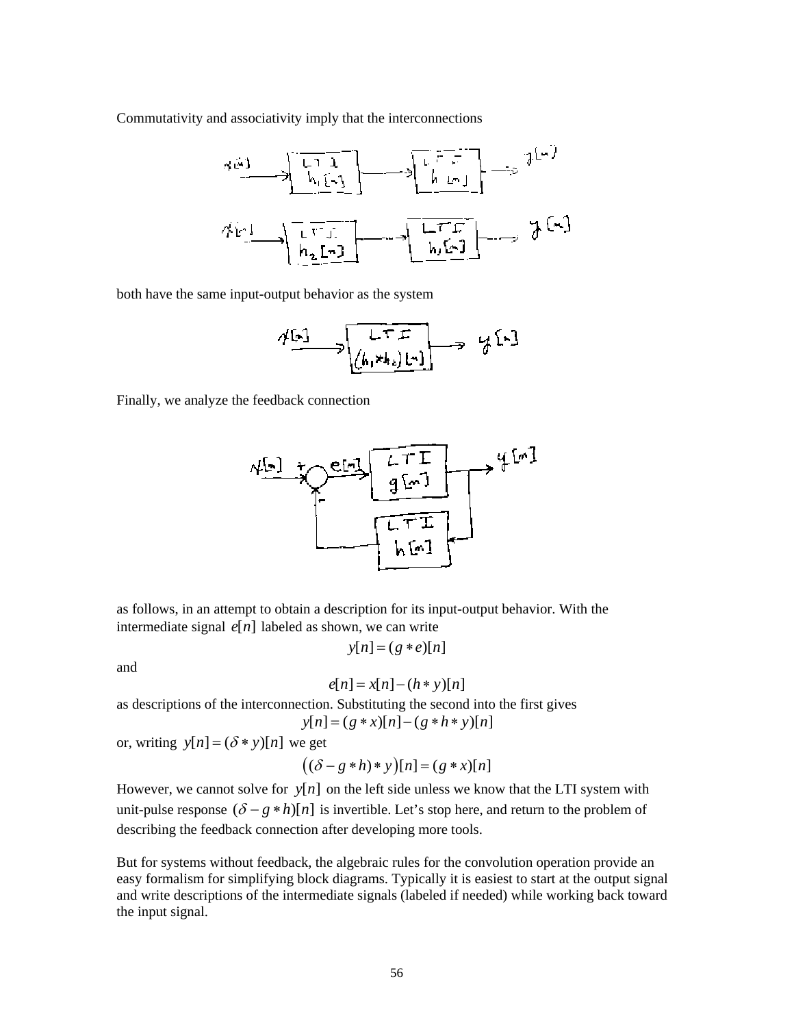Commutativity and associativity imply that the interconnections

both have the same input-output behavior as the system

Finally, we analyze the feedback connection

as follows, in an attempt to obtain a description for its input-output behavior. With the intermediate signal $e[n]$ labeled as shown, we can write

$$y[n] = (g * e)[n]$$

and

$$e[n] = x[n] - (h * y)[n]$$

as descriptions of the interconnection. Substituting the second into the first gives

$$y[n] = (g * x)[n] - (g * h * y)[n]$$

or, writing $y[n] = (\delta * y)[n]$ we get

$$\big((\delta - g * h) * y\big)[n] = (g * x)[n]$$

However, we cannot solve for $y[n]$ on the left side unless we know that the LTI system with unit-pulse response $(\delta - g * h)[n]$ is invertible. Let's stop here, and return to the problem of describing the feedback connection after developing more tools.

But for systems without feedback, the algebraic rules for the convolution operation provide an easy formalism for simplifying block diagrams. Typically it is easiest to start at the output signal and write descriptions of the intermediate signals (labeled if needed) while working back toward the input signal.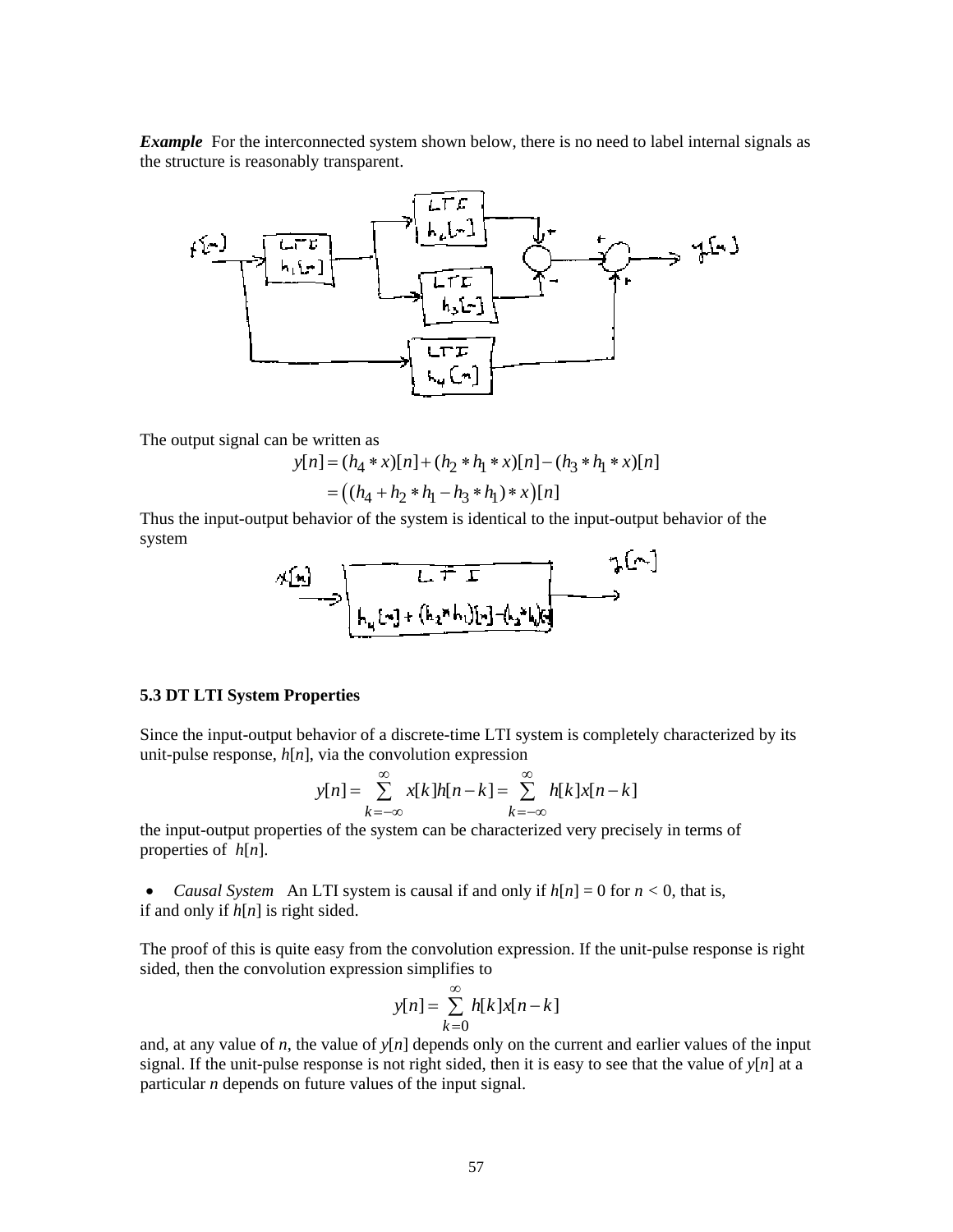***Example*** For the interconnected system shown below, there is no need to label internal signals as the structure is reasonably transparent.

The output signal can be written as

$$
\begin{aligned}
y[n] &= (h_4 * x)[n] + (h_2 * h_1 * x)[n] - (h_3 * h_1 * x)[n] \\
&= \big((h_4 + h_2 * h_1 - h_3 * h_1) * x\big)[n]
\end{aligned}
$$

Thus the input-output behavior of the system is identical to the input-output behavior of the system

### 5.3 DT LTI System Properties

Since the input-output behavior of a discrete-time LTI system is completely characterized by its unit-pulse response, $h[n]$, via the convolution expression

$$
y[n] = \sum_{k=-\infty}^{\infty} x[k]h[n-k] = \sum_{k=-\infty}^{\infty} h[k]x[n-k]
$$

the input-output properties of the system can be characterized very precisely in terms of properties of $h[n]$.

- *Causal System* An LTI system is causal if and only if $h[n] = 0$ for $n < 0$, that is, if and only if $h[n]$ is right sided.

The proof of this is quite easy from the convolution expression. If the unit-pulse response is right sided, then the convolution expression simplifies to

$$
y[n] = \sum_{k=0}^{\infty} h[k]x[n-k]
$$

and, at any value of $n$, the value of $y[n]$ depends only on the current and earlier values of the input signal. If the unit-pulse response is not right sided, then it is easy to see that the value of $y[n]$ at a particular $n$ depends on future values of the input signal.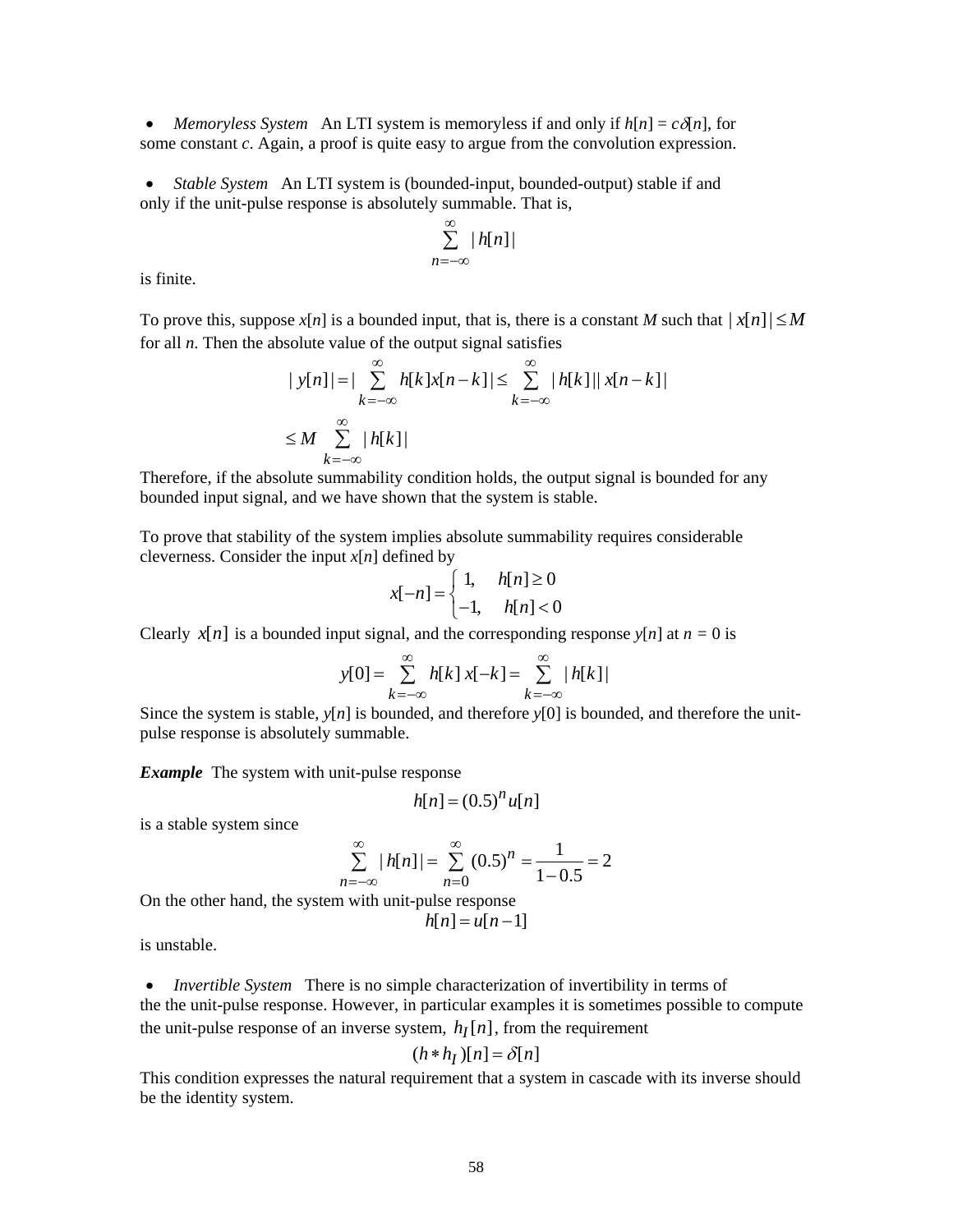- *Memoryless System* An LTI system is memoryless if and only if $h[n] = c\delta[n]$, for some constant $c$. Again, a proof is quite easy to argue from the convolution expression.

- *Stable System* An LTI system is (bounded-input, bounded-output) stable if and only if the unit-pulse response is absolutely summable. That is,

$$\sum_{n=-\infty}^{\infty} |h[n]|$$

is finite.

To prove this, suppose $x[n]$ is a bounded input, that is, there is a constant $M$ such that $|x[n]| \le M$ for all $n$. Then the absolute value of the output signal satisfies

$$|y[n]| = |\sum_{k=-\infty}^{\infty} h[k]x[n-k]| \le \sum_{k=-\infty}^{\infty} |h[k]||x[n-k]|$$

$$\le M \sum_{k=-\infty}^{\infty} |h[k]|$$

Therefore, if the absolute summability condition holds, the output signal is bounded for any bounded input signal, and we have shown that the system is stable.

To prove that stability of the system implies absolute summability requires considerable cleverness. Consider the input $x[n]$ defined by

$$x[-n] = \begin{cases} 1, & h[n] \ge 0 \\ -1, & h[n] < 0 \end{cases}$$

Clearly $x[n]$ is a bounded input signal, and the corresponding response $y[n]$ at $n = 0$ is

$$y[0] = \sum_{k=-\infty}^{\infty} h[k]\, x[-k] = \sum_{k=-\infty}^{\infty} |h[k]|$$

Since the system is stable, $y[n]$ is bounded, and therefore $y[0]$ is bounded, and therefore the unit-pulse response is absolutely summable.

***Example*** The system with unit-pulse response

$$h[n] = (0.5)^n u[n]$$

is a stable system since

$$\sum_{n=-\infty}^{\infty} |h[n]| = \sum_{n=0}^{\infty} (0.5)^n = \frac{1}{1-0.5} = 2$$

On the other hand, the system with unit-pulse response

$$h[n] = u[n-1]$$

is unstable.

- *Invertible System* There is no simple characterization of invertibility in terms of the the unit-pulse response. However, in particular examples it is sometimes possible to compute the unit-pulse response of an inverse system, $h_I[n]$, from the requirement

$$(h * h_I)[n] = \delta[n]$$

This condition expresses the natural requirement that a system in cascade with its inverse should be the identity system.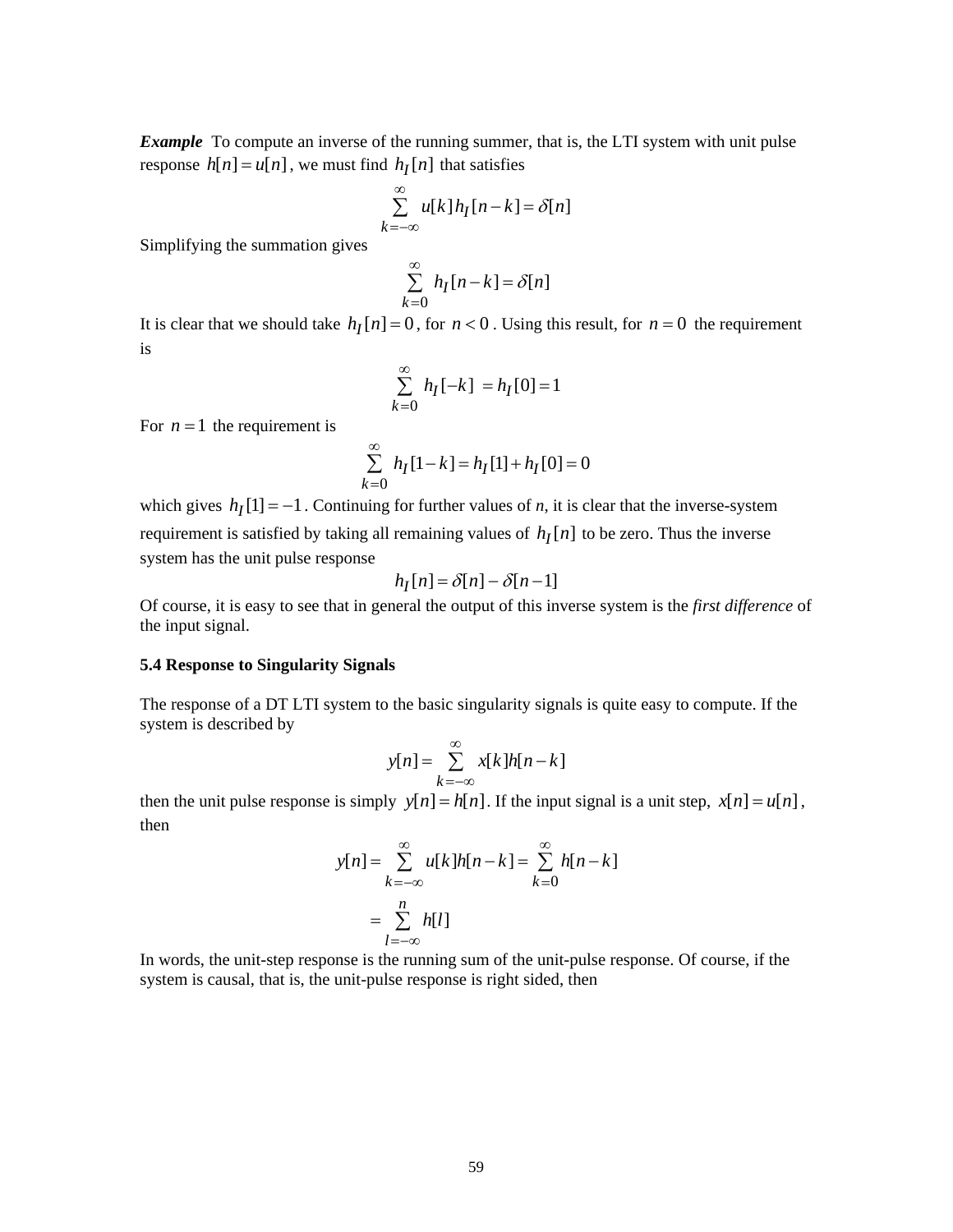***Example*** To compute an inverse of the running summer, that is, the LTI system with unit pulse response $h[n] = u[n]$, we must find $h_I[n]$ that satisfies

$$\sum_{k=-\infty}^{\infty} u[k]\, h_I[n-k] = \delta[n]$$

Simplifying the summation gives

$$\sum_{k=0}^{\infty} h_I[n-k] = \delta[n]$$

It is clear that we should take $h_I[n] = 0$, for $n < 0$. Using this result, for $n = 0$ the requirement is

$$\sum_{k=0}^{\infty} h_I[-k] \; = h_I[0] = 1$$

For $n = 1$ the requirement is

$$\sum_{k=0}^{\infty} h_I[1-k] = h_I[1] + h_I[0] = 0$$

which gives $h_I[1] = -1$. Continuing for further values of *n*, it is clear that the inverse-system requirement is satisfied by taking all remaining values of $h_I[n]$ to be zero. Thus the inverse system has the unit pulse response

$$h_I[n] = \delta[n] - \delta[n-1]$$

Of course, it is easy to see that in general the output of this inverse system is the *first difference* of the input signal.

**5.4 Response to Singularity Signals**

The response of a DT LTI system to the basic singularity signals is quite easy to compute. If the system is described by

$$y[n] = \sum_{k=-\infty}^{\infty} x[k]h[n-k]$$

then the unit pulse response is simply $y[n] = h[n]$. If the input signal is a unit step, $x[n] = u[n]$, then

$$\begin{aligned} y[n] &= \sum_{k=-\infty}^{\infty} u[k]h[n-k] = \sum_{k=0}^{\infty} h[n-k] \\ &= \sum_{l=-\infty}^{n} h[l] \end{aligned}$$

In words, the unit-step response is the running sum of the unit-pulse response. Of course, if the system is causal, that is, the unit-pulse response is right sided, then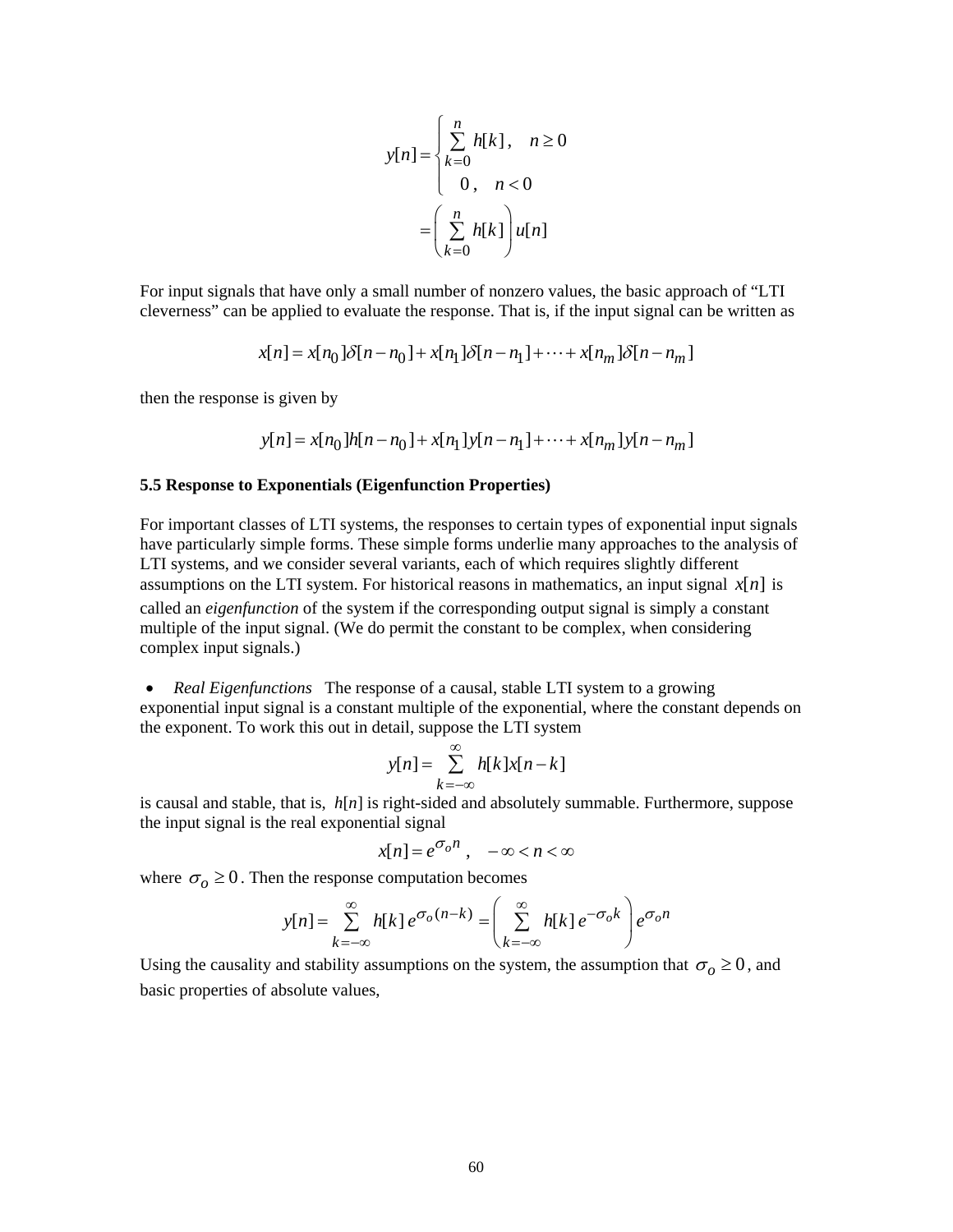$$y[n] = \begin{cases} \sum_{k=0}^{n} h[k]\,, & n \geq 0 \\ 0\,, & n < 0 \end{cases}$$

$$= \left( \sum_{k=0}^{n} h[k] \right) u[n]$$

For input signals that have only a small number of nonzero values, the basic approach of "LTI cleverness" can be applied to evaluate the response. That is, if the input signal can be written as

$$x[n] = x[n_0]\delta[n-n_0] + x[n_1]\delta[n-n_1] + \cdots + x[n_m]\delta[n-n_m]$$

then the response is given by

$$y[n] = x[n_0]h[n-n_0] + x[n_1]y[n-n_1] + \cdots + x[n_m]y[n-n_m]$$

**5.5 Response to Exponentials (Eigenfunction Properties)**

For important classes of LTI systems, the responses to certain types of exponential input signals have particularly simple forms. These simple forms underlie many approaches to the analysis of LTI systems, and we consider several variants, each of which requires slightly different assumptions on the LTI system. For historical reasons in mathematics, an input signal $x[n]$ is called an *eigenfunction* of the system if the corresponding output signal is simply a constant multiple of the input signal. (We do permit the constant to be complex, when considering complex input signals.)

- *Real Eigenfunctions* The response of a causal, stable LTI system to a growing exponential input signal is a constant multiple of the exponential, where the constant depends on the exponent. To work this out in detail, suppose the LTI system

$$y[n] = \sum_{k=-\infty}^{\infty} h[k]x[n-k]$$

is causal and stable, that is, $h[n]$ is right-sided and absolutely summable. Furthermore, suppose the input signal is the real exponential signal

$$x[n] = e^{\sigma_o n}\,, \quad -\infty < n < \infty$$

where $\sigma_o \geq 0$. Then the response computation becomes

$$y[n] = \sum_{k=-\infty}^{\infty} h[k]\,e^{\sigma_o(n-k)} = \left( \sum_{k=-\infty}^{\infty} h[k]\,e^{-\sigma_o k} \right) e^{\sigma_o n}$$

Using the causality and stability assumptions on the system, the assumption that $\sigma_o \geq 0$, and basic properties of absolute values,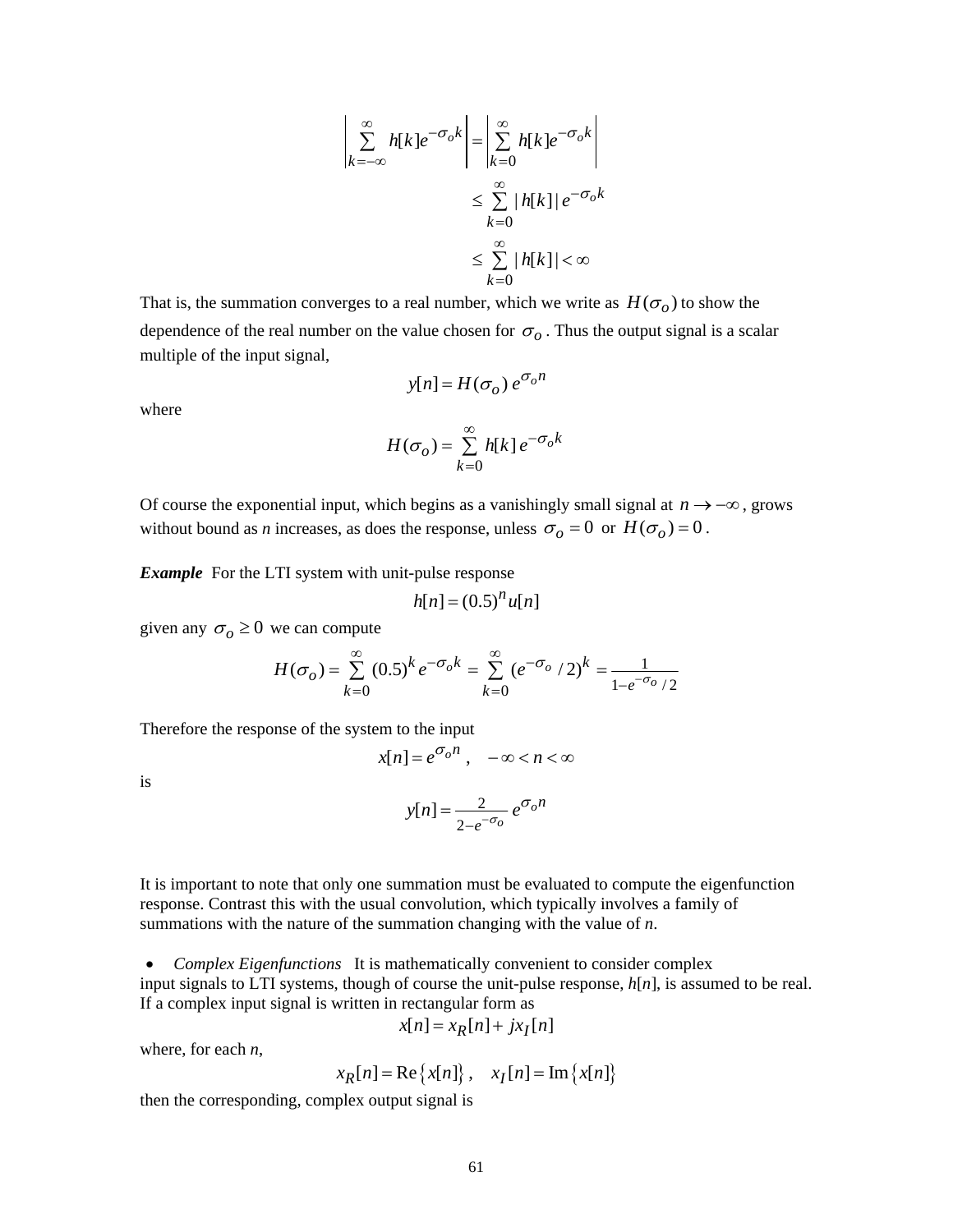$$\left| \sum_{k=-\infty}^{\infty} h[k] e^{-\sigma_o k} \right| = \left| \sum_{k=0}^{\infty} h[k] e^{-\sigma_o k} \right|$$
$$\leq \sum_{k=0}^{\infty} |h[k]| e^{-\sigma_o k}$$
$$\leq \sum_{k=0}^{\infty} |h[k]| < \infty$$

That is, the summation converges to a real number, which we write as $H(\sigma_o)$ to show the dependence of the real number on the value chosen for $\sigma_o$. Thus the output signal is a scalar multiple of the input signal,

$$y[n] = H(\sigma_o)\, e^{\sigma_o n}$$

where

$$H(\sigma_o) = \sum_{k=0}^{\infty} h[k]\, e^{-\sigma_o k}$$

Of course the exponential input, which begins as a vanishingly small signal at $n \to -\infty$, grows without bound as *n* increases, as does the response, unless $\sigma_o = 0$ or $H(\sigma_o) = 0$.

***Example*** For the LTI system with unit-pulse response

$$h[n] = (0.5)^n u[n]$$

given any $\sigma_o \geq 0$ we can compute

$$H(\sigma_o) = \sum_{k=0}^{\infty} (0.5)^k e^{-\sigma_o k} = \sum_{k=0}^{\infty} (e^{-\sigma_o} / 2)^k = \frac{1}{1 - e^{-\sigma_o} / 2}$$

Therefore the response of the system to the input

$$x[n] = e^{\sigma_o n}\,, \quad -\infty < n < \infty$$

is

$$y[n] = \frac{2}{2 - e^{-\sigma_o}}\, e^{\sigma_o n}$$

It is important to note that only one summation must be evaluated to compute the eigenfunction response. Contrast this with the usual convolution, which typically involves a family of summations with the nature of the summation changing with the value of *n*.

- *Complex Eigenfunctions* It is mathematically convenient to consider complex input signals to LTI systems, though of course the unit-pulse response, *h*[*n*], is assumed to be real. If a complex input signal is written in rectangular form as

$$x[n] = x_R[n] + jx_I[n]$$

where, for each *n*,

$$x_R[n] = \text{Re}\{x[n]\}\,, \quad x_I[n] = \text{Im}\{x[n]\}$$

then the corresponding, complex output signal is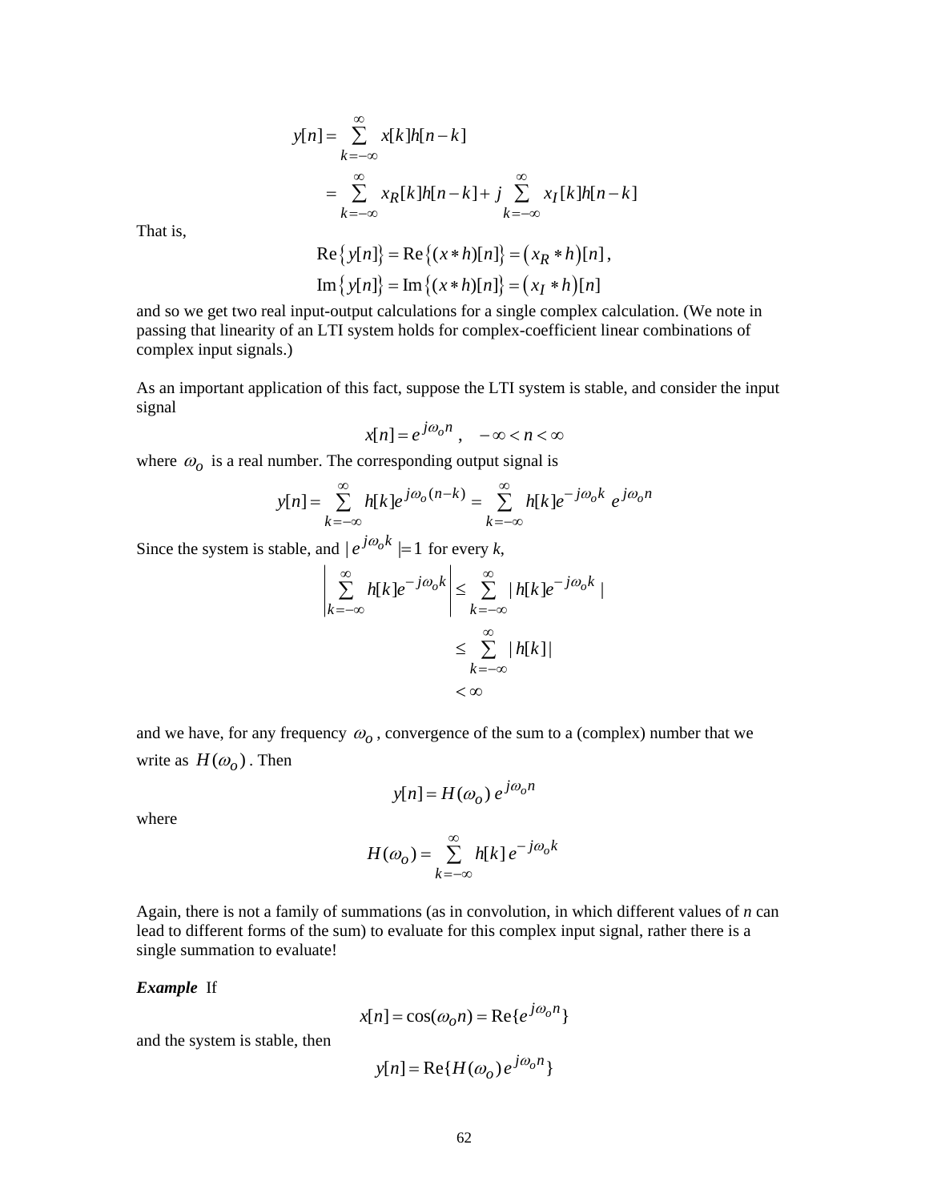$$
\begin{aligned}
y[n] &= \sum_{k=-\infty}^{\infty} x[k]h[n-k] \\
&= \sum_{k=-\infty}^{\infty} x_R[k]h[n-k] + j\sum_{k=-\infty}^{\infty} x_I[k]h[n-k]
\end{aligned}
$$

That is,

$$
\begin{aligned}
\operatorname{Re}\{y[n]\} &= \operatorname{Re}\{(x*h)[n]\} = (x_R * h)[n]\,, \\
\operatorname{Im}\{y[n]\} &= \operatorname{Im}\{(x*h)[n]\} = (x_I * h)[n]
\end{aligned}
$$

and so we get two real input-output calculations for a single complex calculation. (We note in passing that linearity of an LTI system holds for complex-coefficient linear combinations of complex input signals.)

As an important application of this fact, suppose the LTI system is stable, and consider the input signal

$$
x[n] = e^{j\omega_o n}\,, \quad -\infty < n < \infty
$$

where $\omega_o$ is a real number. The corresponding output signal is

$$
y[n] = \sum_{k=-\infty}^{\infty} h[k]e^{j\omega_o(n-k)} = \sum_{k=-\infty}^{\infty} h[k]e^{-j\omega_o k}\; e^{j\omega_o n}
$$

Since the system is stable, and $|\, e^{j\omega_o k}\,| = 1$ for every *k*,

$$
\begin{aligned}
\left| \sum_{k=-\infty}^{\infty} h[k]e^{-j\omega_o k} \right| &\le \sum_{k=-\infty}^{\infty} |\, h[k]e^{-j\omega_o k}\,| \\
&\le \sum_{k=-\infty}^{\infty} |\, h[k]\,| \\
&< \infty
\end{aligned}
$$

and we have, for any frequency $\omega_o$, convergence of the sum to a (complex) number that we write as $H(\omega_o)$. Then

$$
y[n] = H(\omega_o)\, e^{j\omega_o n}
$$

where

$$
H(\omega_o) = \sum_{k=-\infty}^{\infty} h[k]\, e^{-j\omega_o k}
$$

Again, there is not a family of summations (as in convolution, in which different values of *n* can lead to different forms of the sum) to evaluate for this complex input signal, rather there is a single summation to evaluate!

***Example*** If

$$
x[n] = \cos(\omega_o n) = \operatorname{Re}\{e^{j\omega_o n}\}
$$

and the system is stable, then

$$
y[n] = \operatorname{Re}\{H(\omega_o)\, e^{j\omega_o n}\}
$$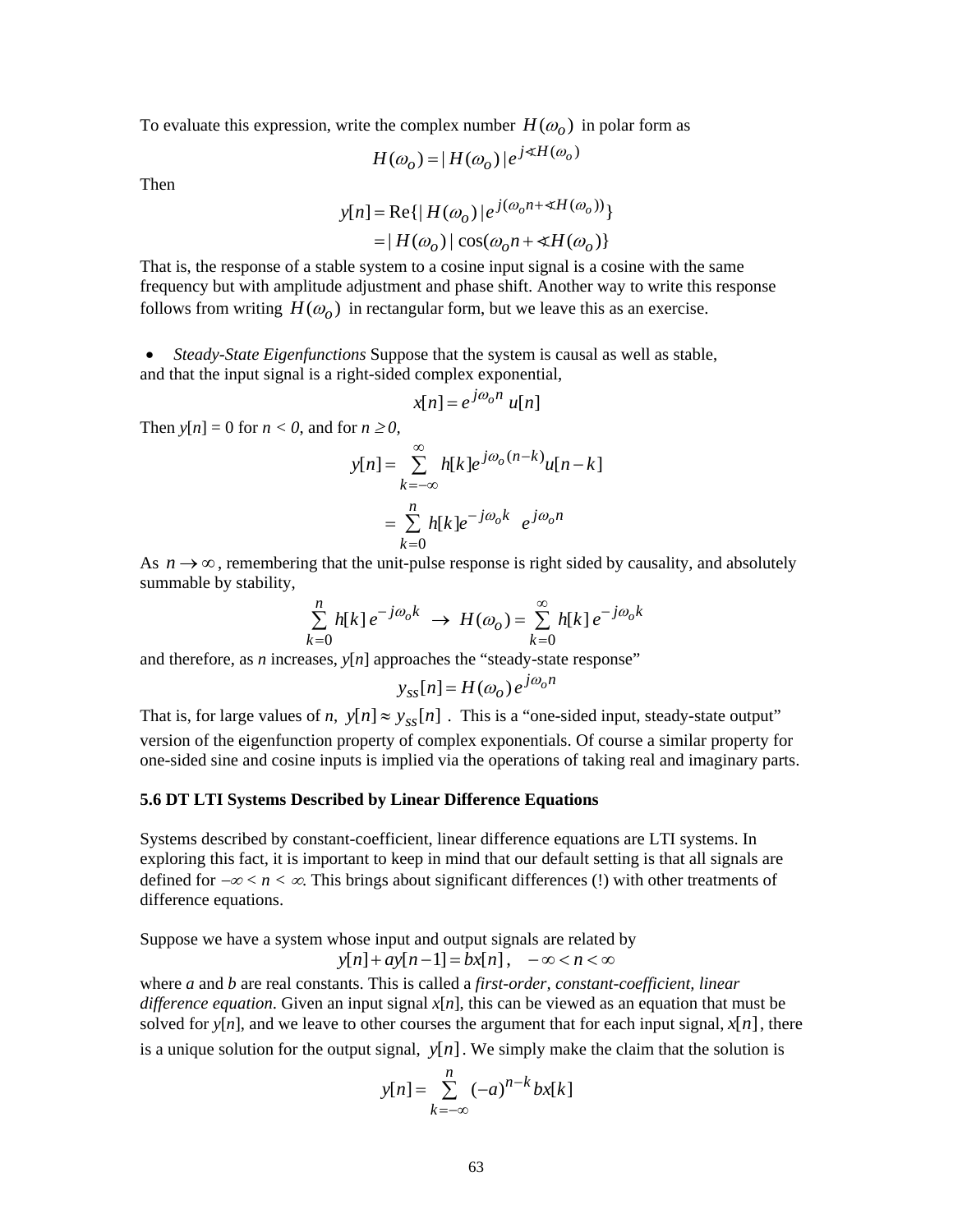To evaluate this expression, write the complex number $H(\omega_o)$ in polar form as

$$H(\omega_o) = |H(\omega_o)|e^{j\measuredangle H(\omega_o)}$$

Then

$$\begin{aligned} y[n] &= \mathrm{Re}\{|H(\omega_o)|e^{j(\omega_o n + \measuredangle H(\omega_o))}\} \\ &= |H(\omega_o)|\cos(\omega_o n + \measuredangle H(\omega_o))\} \end{aligned}$$

That is, the response of a stable system to a cosine input signal is a cosine with the same frequency but with amplitude adjustment and phase shift. Another way to write this response follows from writing $H(\omega_o)$ in rectangular form, but we leave this as an exercise.

- *Steady-State Eigenfunctions* Suppose that the system is causal as well as stable, and that the input signal is a right-sided complex exponential,

$$x[n] = e^{j\omega_o n}\, u[n]$$

Then $y[n] = 0$ for $n < 0$, and for $n \geq 0$,

$$\begin{aligned} y[n] &= \sum_{k=-\infty}^{\infty} h[k]e^{j\omega_o(n-k)}u[n-k] \\ &= \sum_{k=0}^{n} h[k]e^{-j\omega_o k} \;\; e^{j\omega_o n} \end{aligned}$$

As $n \to \infty$, remembering that the unit-pulse response is right sided by causality, and absolutely summable by stability,

$$\sum_{k=0}^{n} h[k]\, e^{-j\omega_o k} \;\; \to \;\; H(\omega_o) = \sum_{k=0}^{\infty} h[k]\, e^{-j\omega_o k}$$

and therefore, as $n$ increases, $y[n]$ approaches the "steady-state response"

$$y_{ss}[n] = H(\omega_o)\, e^{j\omega_o n}$$

That is, for large values of $n$, $y[n] \approx y_{ss}[n]$ . This is a "one-sided input, steady-state output" version of the eigenfunction property of complex exponentials. Of course a similar property for one-sided sine and cosine inputs is implied via the operations of taking real and imaginary parts.

**5.6 DT LTI Systems Described by Linear Difference Equations**

Systems described by constant-coefficient, linear difference equations are LTI systems. In exploring this fact, it is important to keep in mind that our default setting is that all signals are defined for $-\infty < n < \infty$. This brings about significant differences (!) with other treatments of difference equations.

Suppose we have a system whose input and output signals are related by

$$y[n] + ay[n-1] = bx[n]\,, \quad -\infty < n < \infty$$

where $a$ and $b$ are real constants. This is called a *first-order, constant-coefficient, linear difference equation*. Given an input signal $x[n]$, this can be viewed as an equation that must be solved for $y[n]$, and we leave to other courses the argument that for each input signal, $x[n]$, there is a unique solution for the output signal, $y[n]$. We simply make the claim that the solution is

$$y[n] = \sum_{k=-\infty}^{n} (-a)^{n-k}\, bx[k]$$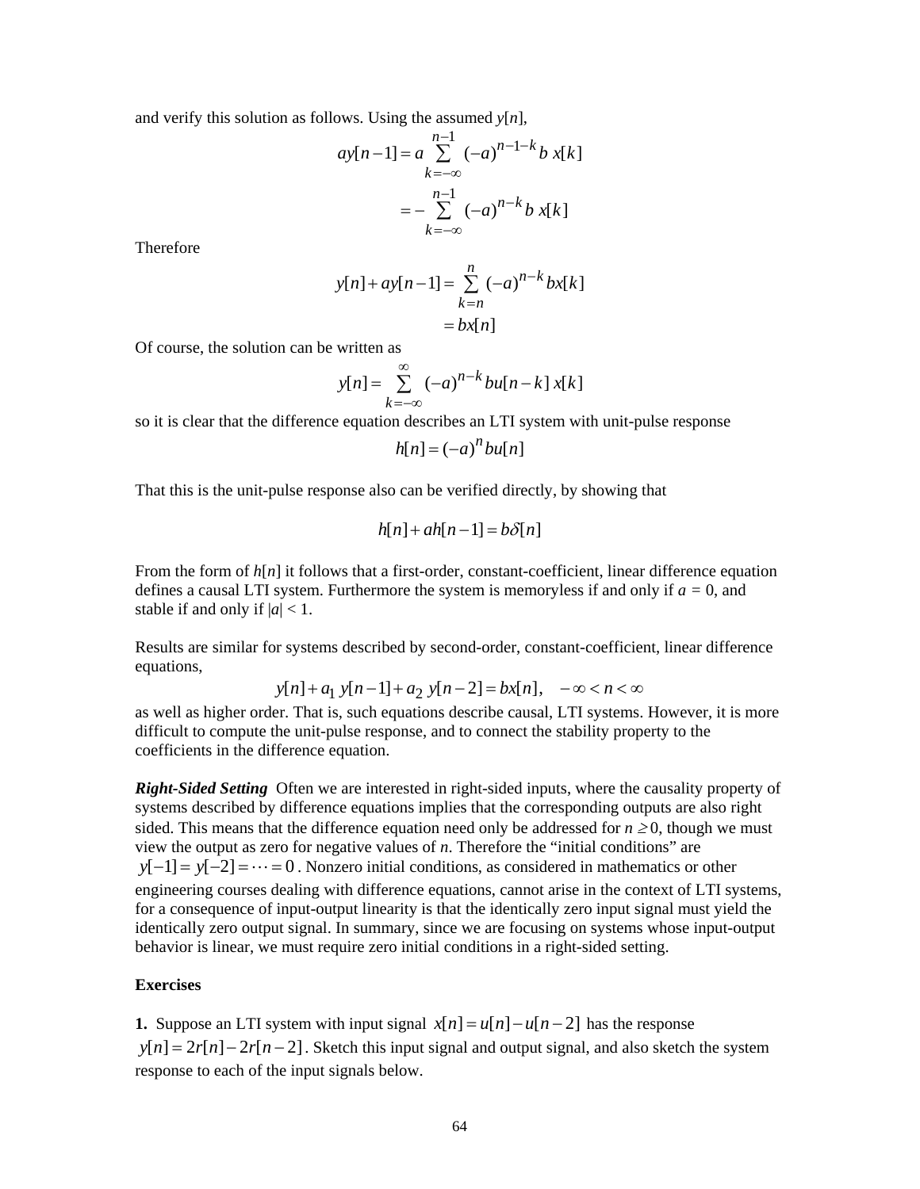and verify this solution as follows. Using the assumed $y[n]$,

$$
\begin{aligned}
ay[n-1] &= a \sum_{k=-\infty}^{n-1} (-a)^{n-1-k} b\, x[k] \\
&= -\sum_{k=-\infty}^{n-1} (-a)^{n-k} b\, x[k]
\end{aligned}
$$

Therefore

$$
\begin{aligned}
y[n] + ay[n-1] &= \sum_{k=n}^{n} (-a)^{n-k} bx[k] \\
&= bx[n]
\end{aligned}
$$

Of course, the solution can be written as

$$
y[n] = \sum_{k=-\infty}^{\infty} (-a)^{n-k} bu[n-k]\, x[k]
$$

so it is clear that the difference equation describes an LTI system with unit-pulse response

$$
h[n] = (-a)^n bu[n]
$$

That this is the unit-pulse response also can be verified directly, by showing that

$$
h[n] + ah[n-1] = b\delta[n]
$$

From the form of $h[n]$ it follows that a first-order, constant-coefficient, linear difference equation defines a causal LTI system. Furthermore the system is memoryless if and only if $a = 0$, and stable if and only if $|a| < 1$.

Results are similar for systems described by second-order, constant-coefficient, linear difference equations,

$$
y[n] + a_1\, y[n-1] + a_2\, y[n-2] = bx[n], \quad -\infty < n < \infty
$$

as well as higher order. That is, such equations describe causal, LTI systems. However, it is more difficult to compute the unit-pulse response, and to connect the stability property to the coefficients in the difference equation.

***Right-Sided Setting*** Often we are interested in right-sided inputs, where the causality property of systems described by difference equations implies that the corresponding outputs are also right sided. This means that the difference equation need only be addressed for $n \geq 0$, though we must view the output as zero for negative values of $n$. Therefore the "initial conditions" are $y[-1] = y[-2] = \cdots = 0$. Nonzero initial conditions, as considered in mathematics or other engineering courses dealing with difference equations, cannot arise in the context of LTI systems, for a consequence of input-output linearity is that the identically zero input signal must yield the identically zero output signal. In summary, since we are focusing on systems whose input-output behavior is linear, we must require zero initial conditions in a right-sided setting.

**Exercises**

**1.** Suppose an LTI system with input signal $x[n] = u[n] - u[n-2]$ has the response $y[n] = 2r[n] - 2r[n-2]$. Sketch this input signal and output signal, and also sketch the system response to each of the input signals below.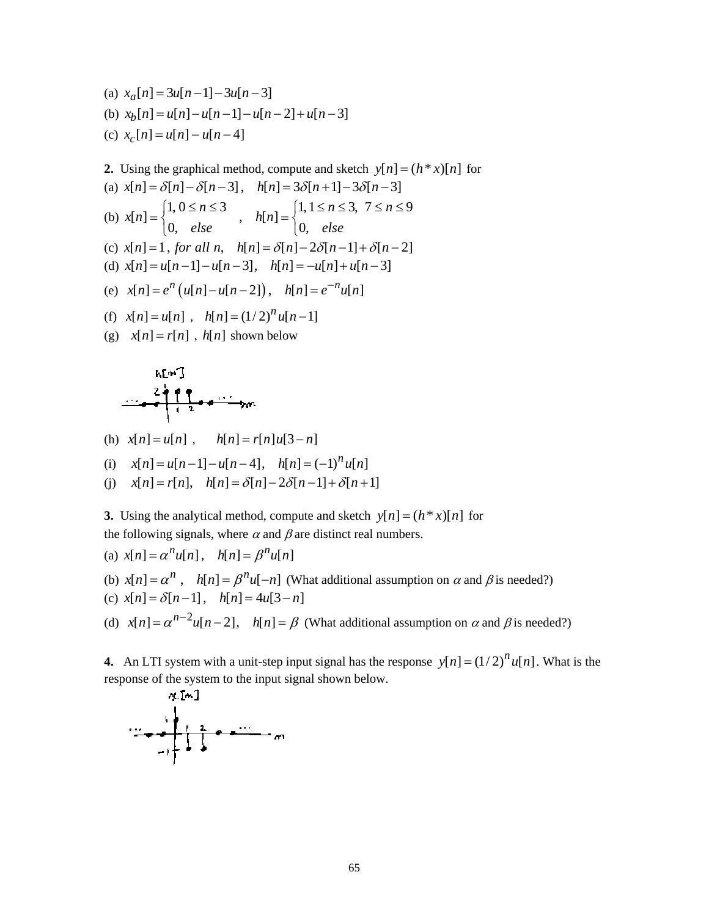(a) $x_a[n] = 3u[n-1] - 3u[n-3]$

(b) $x_b[n] = u[n] - u[n-1] - u[n-2] + u[n-3]$

(c) $x_c[n] = u[n] - u[n-4]$

**2.** Using the graphical method, compute and sketch $y[n] = (h * x)[n]$ for

(a) $x[n] = \delta[n] - \delta[n-3]$, $\quad h[n] = 3\delta[n+1] - 3\delta[n-3]$

(b) $x[n] = \begin{cases} 1, & 0 \le n \le 3 \\ 0, & else \end{cases}$ , $\quad h[n] = \begin{cases} 1, & 1 \le n \le 3, \ 7 \le n \le 9 \\ 0, & else \end{cases}$

(c) $x[n] = 1$, *for all n*, $\quad h[n] = \delta[n] - 2\delta[n-1] + \delta[n-2]$

(d) $x[n] = u[n-1] - u[n-3]$, $\quad h[n] = -u[n] + u[n-3]$

(e) $x[n] = e^{n}\left(u[n] - u[n-2]\right)$, $\quad h[n] = e^{-n}u[n]$

(f) $x[n] = u[n]$ , $\quad h[n] = (1/2)^{n} u[n-1]$

(g) $x[n] = r[n]$ , $h[n]$ shown below

(h) $x[n] = u[n]$ , $\quad h[n] = r[n]u[3-n]$

(i) $x[n] = u[n-1] - u[n-4]$, $\quad h[n] = (-1)^{n} u[n]$

(j) $x[n] = r[n]$, $\quad h[n] = \delta[n] - 2\delta[n-1] + \delta[n+1]$

**3.** Using the analytical method, compute and sketch $y[n] = (h * x)[n]$ for the following signals, where $\alpha$ and $\beta$ are distinct real numbers.

(a) $x[n] = \alpha^{n} u[n]$, $\quad h[n] = \beta^{n} u[n]$

(b) $x[n] = \alpha^{n}$ , $\quad h[n] = \beta^{n} u[-n]$ (What additional assumption on $\alpha$ and $\beta$ is needed?)

(c) $x[n] = \delta[n-1]$, $\quad h[n] = 4u[3-n]$

(d) $x[n] = \alpha^{n-2} u[n-2]$, $\quad h[n] = \beta$ (What additional assumption on $\alpha$ and $\beta$ is needed?)

**4.** An LTI system with a unit-step input signal has the response $y[n] = (1/2)^{n} u[n]$. What is the response of the system to the input signal shown below.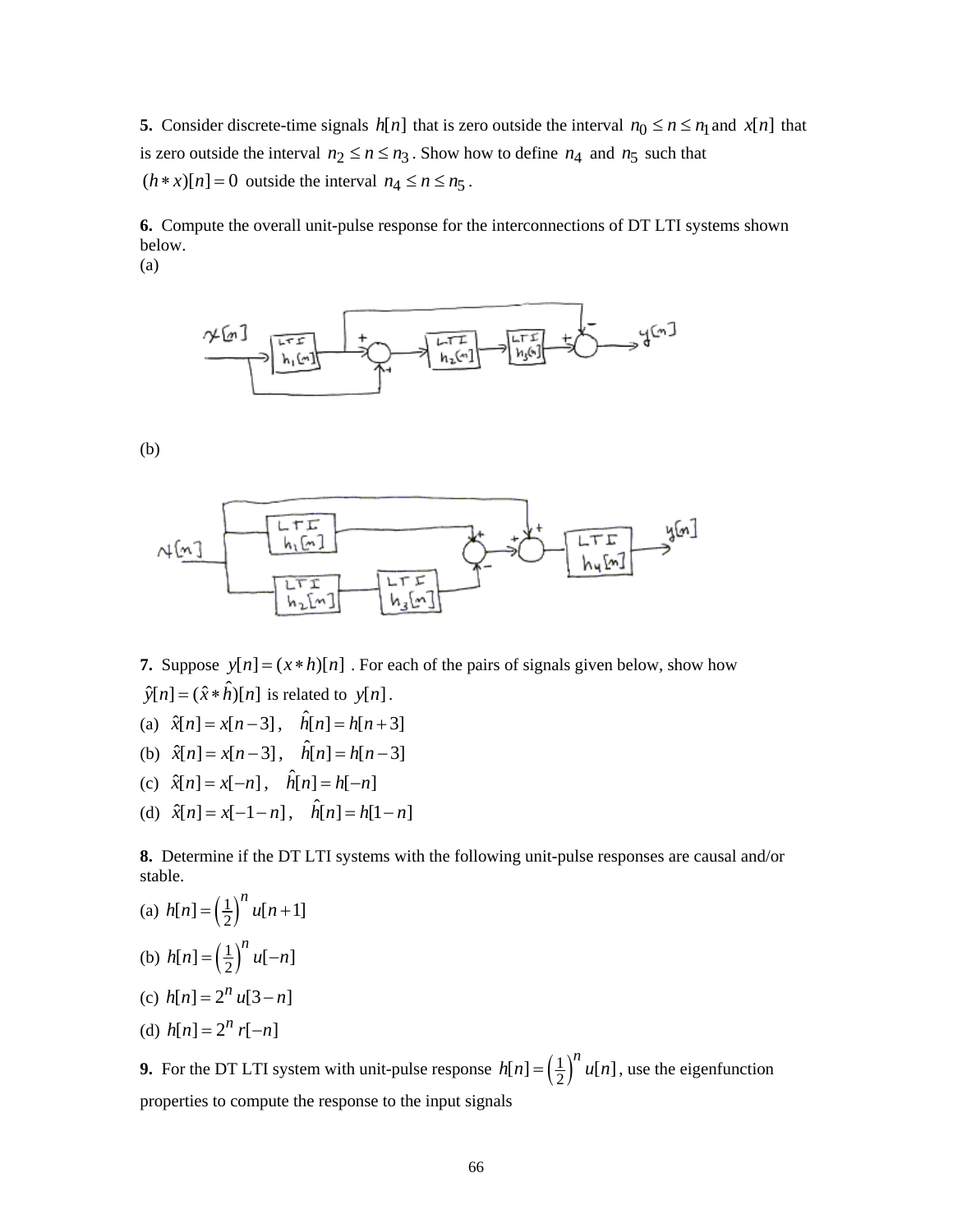**5.** Consider discrete-time signals $h[n]$ that is zero outside the interval $n_0 \le n \le n_1$ and $x[n]$ that is zero outside the interval $n_2 \le n \le n_3$. Show how to define $n_4$ and $n_5$ such that $(h * x)[n] = 0$ outside the interval $n_4 \le n \le n_5$.

**6.** Compute the overall unit-pulse response for the interconnections of DT LTI systems shown below.

(a)

(b)

**7.** Suppose $y[n] = (x * h)[n]$ . For each of the pairs of signals given below, show how $\hat{y}[n] = (\hat{x} * \hat{h})[n]$ is related to $y[n]$.

(a) $\hat{x}[n] = x[n-3]$ , $\hat{h}[n] = h[n+3]$

(b) $\hat{x}[n] = x[n-3]$ , $\hat{h}[n] = h[n-3]$

(c) $\hat{x}[n] = x[-n]$ , $\hat{h}[n] = h[-n]$

(d) $\hat{x}[n] = x[-1-n]$ , $\hat{h}[n] = h[1-n]$

**8.** Determine if the DT LTI systems with the following unit-pulse responses are causal and/or stable.

(a) $h[n] = \left(\frac{1}{2}\right)^n u[n+1]$

(b) $h[n] = \left(\frac{1}{2}\right)^n u[-n]$

(c) $h[n] = 2^n u[3-n]$

(d) $h[n] = 2^n r[-n]$

**9.** For the DT LTI system with unit-pulse response $h[n] = \left(\frac{1}{2}\right)^n u[n]$, use the eigenfunction properties to compute the response to the input signals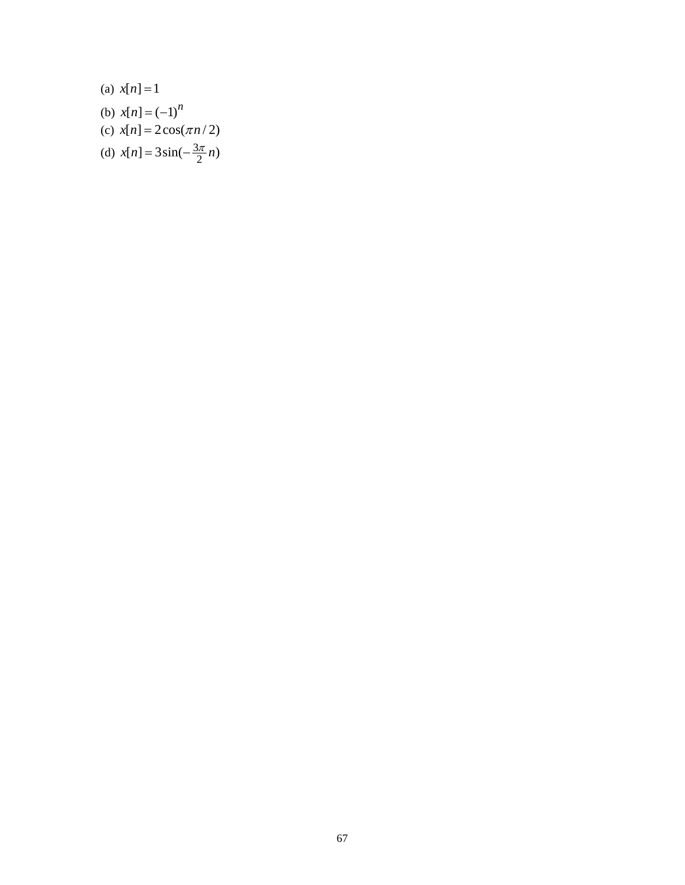(a) $x[n] = 1$

(b) $x[n] = (-1)^n$

(c) $x[n] = 2\cos(\pi n / 2)$

(d) $x[n] = 3\sin(-\frac{3\pi}{2} n)$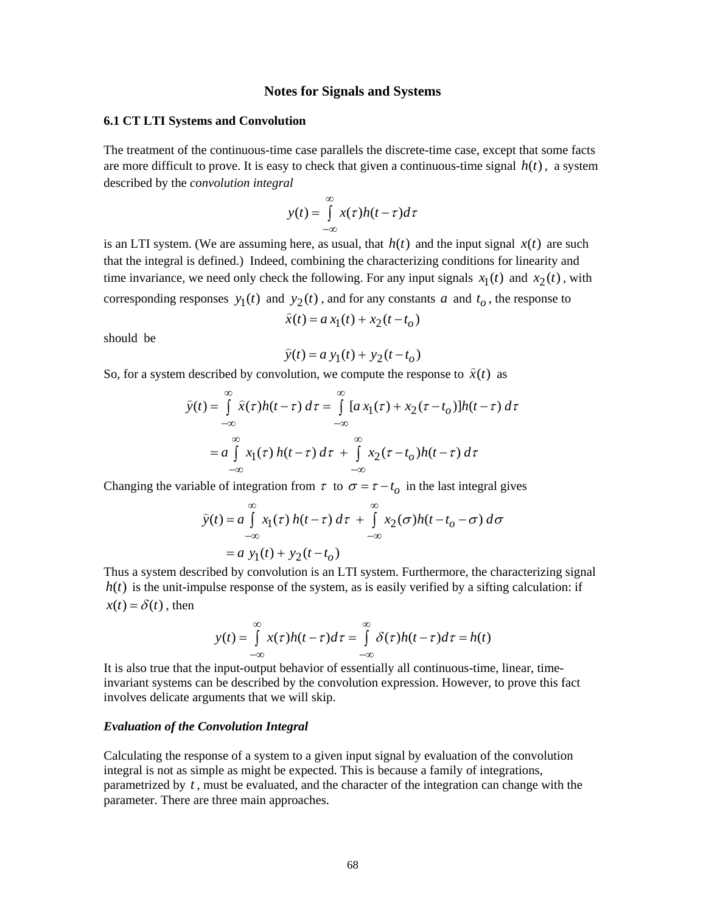# Notes for Signals and Systems

## 6.1 CT LTI Systems and Convolution

The treatment of the continuous-time case parallels the discrete-time case, except that some facts are more difficult to prove. It is easy to check that given a continuous-time signal $h(t)$, a system described by the *convolution integral*

$$y(t) = \int_{-\infty}^{\infty} x(\tau)h(t-\tau)d\tau$$

is an LTI system. (We are assuming here, as usual, that $h(t)$ and the input signal $x(t)$ are such that the integral is defined.) Indeed, combining the characterizing conditions for linearity and time invariance, we need only check the following. For any input signals $x_1(t)$ and $x_2(t)$, with corresponding responses $y_1(t)$ and $y_2(t)$, and for any constants $a$ and $t_o$, the response to

$$\hat{x}(t) = a\,x_1(t) + x_2(t-t_o)$$

should be

$$\hat{y}(t) = a\,y_1(t) + y_2(t-t_o)$$

So, for a system described by convolution, we compute the response to $\hat{x}(t)$ as

$$\begin{aligned}
\hat{y}(t) &= \int_{-\infty}^{\infty} \hat{x}(\tau)h(t-\tau)\,d\tau = \int_{-\infty}^{\infty} [a\,x_1(\tau) + x_2(\tau-t_o)]h(t-\tau)\,d\tau \\
&= a\int_{-\infty}^{\infty} x_1(\tau)\,h(t-\tau)\,d\tau \;+\; \int_{-\infty}^{\infty} x_2(\tau-t_o)h(t-\tau)\,d\tau
\end{aligned}$$

Changing the variable of integration from $\tau$ to $\sigma = \tau - t_o$ in the last integral gives

$$\begin{aligned}
\hat{y}(t) &= a\int_{-\infty}^{\infty} x_1(\tau)\,h(t-\tau)\,d\tau \;+\; \int_{-\infty}^{\infty} x_2(\sigma)h(t-t_o-\sigma)\,d\sigma \\
&= a\;y_1(t) + y_2(t-t_o)
\end{aligned}$$

Thus a system described by convolution is an LTI system. Furthermore, the characterizing signal $h(t)$ is the unit-impulse response of the system, as is easily verified by a sifting calculation: if $x(t) = \delta(t)$, then

$$y(t) = \int_{-\infty}^{\infty} x(\tau)h(t-\tau)d\tau = \int_{-\infty}^{\infty} \delta(\tau)h(t-\tau)d\tau = h(t)$$

It is also true that the input-output behavior of essentially all continuous-time, linear, time-invariant systems can be described by the convolution expression. However, to prove this fact involves delicate arguments that we will skip.

### *Evaluation of the Convolution Integral*

Calculating the response of a system to a given input signal by evaluation of the convolution integral is not as simple as might be expected. This is because a family of integrations, parametrized by $t$, must be evaluated, and the character of the integration can change with the parameter. There are three main approaches.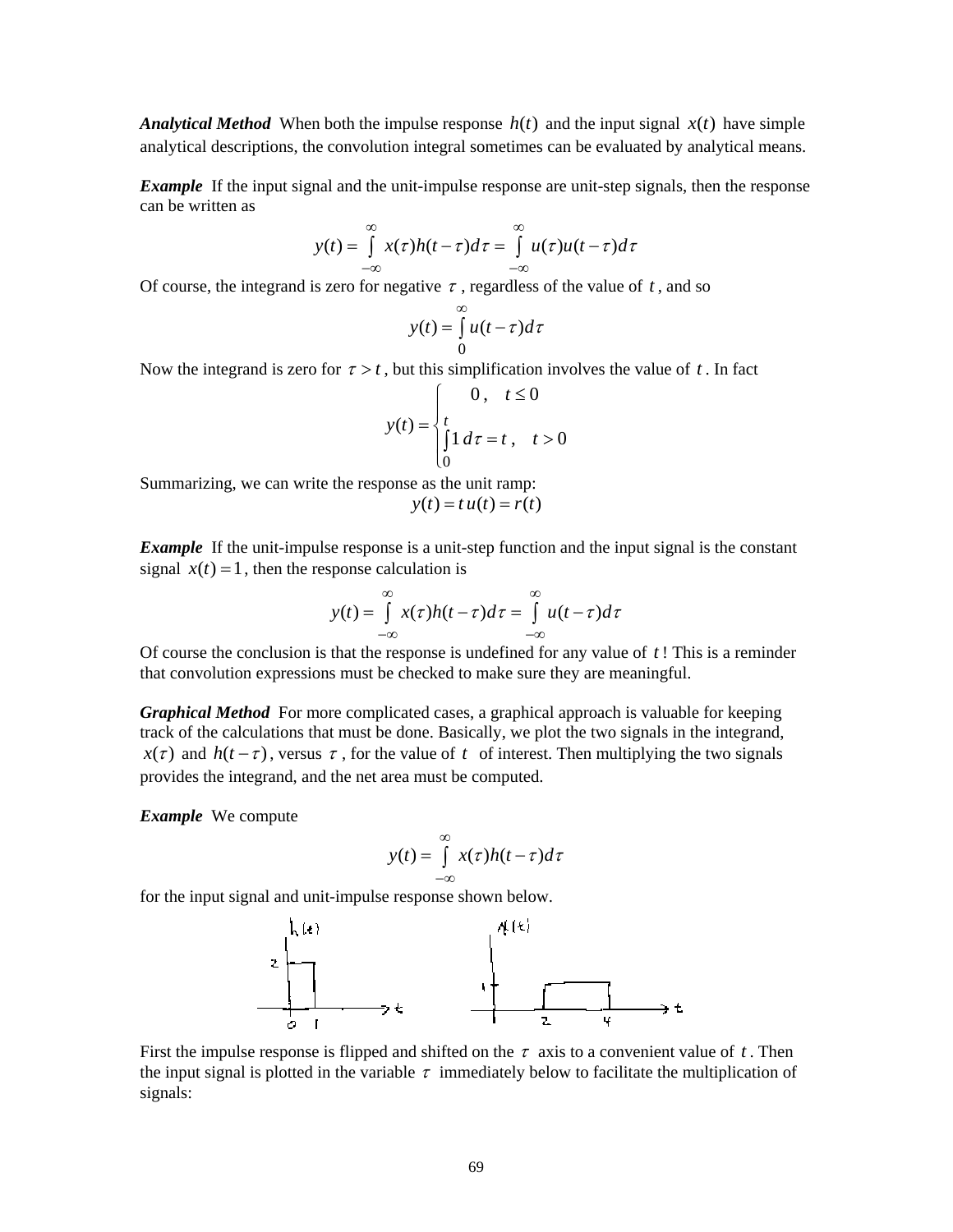***Analytical Method*** When both the impulse response $h(t)$ and the input signal $x(t)$ have simple analytical descriptions, the convolution integral sometimes can be evaluated by analytical means.

***Example*** If the input signal and the unit-impulse response are unit-step signals, then the response can be written as

$$y(t) = \int_{-\infty}^{\infty} x(\tau)h(t-\tau)d\tau = \int_{-\infty}^{\infty} u(\tau)u(t-\tau)d\tau$$

Of course, the integrand is zero for negative $\tau$, regardless of the value of $t$, and so

$$y(t) = \int_{0}^{\infty} u(t-\tau)d\tau$$

Now the integrand is zero for $\tau > t$, but this simplification involves the value of $t$. In fact

$$y(t) = \begin{cases} 0\,, & t \le 0 \\ \int_0^t 1\,d\tau = t\,, & t > 0 \end{cases}$$

Summarizing, we can write the response as the unit ramp:

$$y(t) = t\,u(t) = r(t)$$

***Example*** If the unit-impulse response is a unit-step function and the input signal is the constant signal $x(t) = 1$, then the response calculation is

$$y(t) = \int_{-\infty}^{\infty} x(\tau)h(t-\tau)d\tau = \int_{-\infty}^{\infty} u(t-\tau)d\tau$$

Of course the conclusion is that the response is undefined for any value of $t$! This is a reminder that convolution expressions must be checked to make sure they are meaningful.

***Graphical Method*** For more complicated cases, a graphical approach is valuable for keeping track of the calculations that must be done. Basically, we plot the two signals in the integrand, $x(\tau)$ and $h(t-\tau)$, versus $\tau$, for the value of $t$ of interest. Then multiplying the two signals provides the integrand, and the net area must be computed.

***Example*** We compute

$$y(t) = \int_{-\infty}^{\infty} x(\tau)h(t-\tau)d\tau$$

for the input signal and unit-impulse response shown below.

First the impulse response is flipped and shifted on the $\tau$ axis to a convenient value of $t$. Then the input signal is plotted in the variable $\tau$ immediately below to facilitate the multiplication of signals: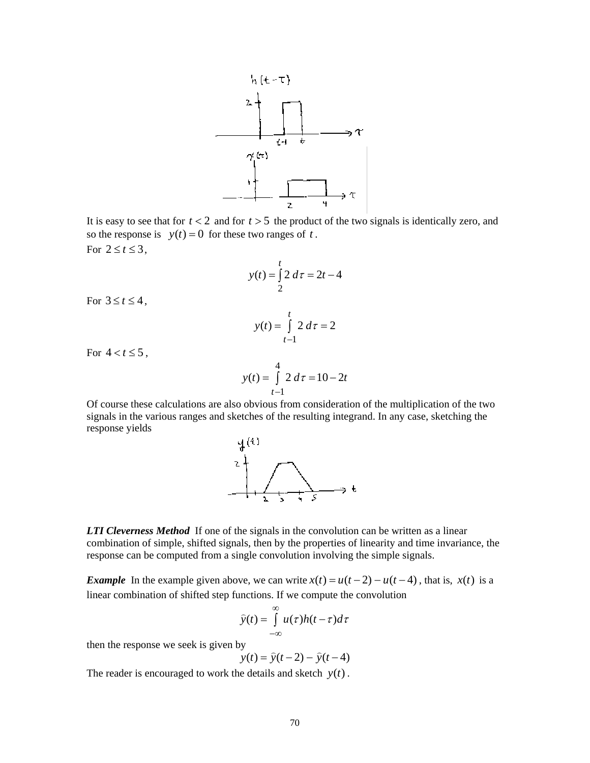It is easy to see that for $t < 2$ and for $t > 5$ the product of the two signals is identically zero, and so the response is $y(t) = 0$ for these two ranges of $t$.

For $2 \le t \le 3$,

$$y(t) = \int_{2}^{t} 2\, d\tau = 2t - 4$$

For $3 \le t \le 4$,

$$y(t) = \int_{t-1}^{t} 2\, d\tau = 2$$

For $4 < t \le 5$,

$$y(t) = \int_{t-1}^{4} 2\, d\tau = 10 - 2t$$

Of course these calculations are also obvious from consideration of the multiplication of the two signals in the various ranges and sketches of the resulting integrand. In any case, sketching the response yields

***LTI Cleverness Method*** If one of the signals in the convolution can be written as a linear combination of simple, shifted signals, then by the properties of linearity and time invariance, the response can be computed from a single convolution involving the simple signals.

***Example*** In the example given above, we can write $x(t) = u(t-2) - u(t-4)$, that is, $x(t)$ is a linear combination of shifted step functions. If we compute the convolution

$$\hat{y}(t) = \int_{-\infty}^{\infty} u(\tau) h(t-\tau) d\tau$$

then the response we seek is given by

$$y(t) = \hat{y}(t-2) - \hat{y}(t-4)$$

The reader is encouraged to work the details and sketch $y(t)$.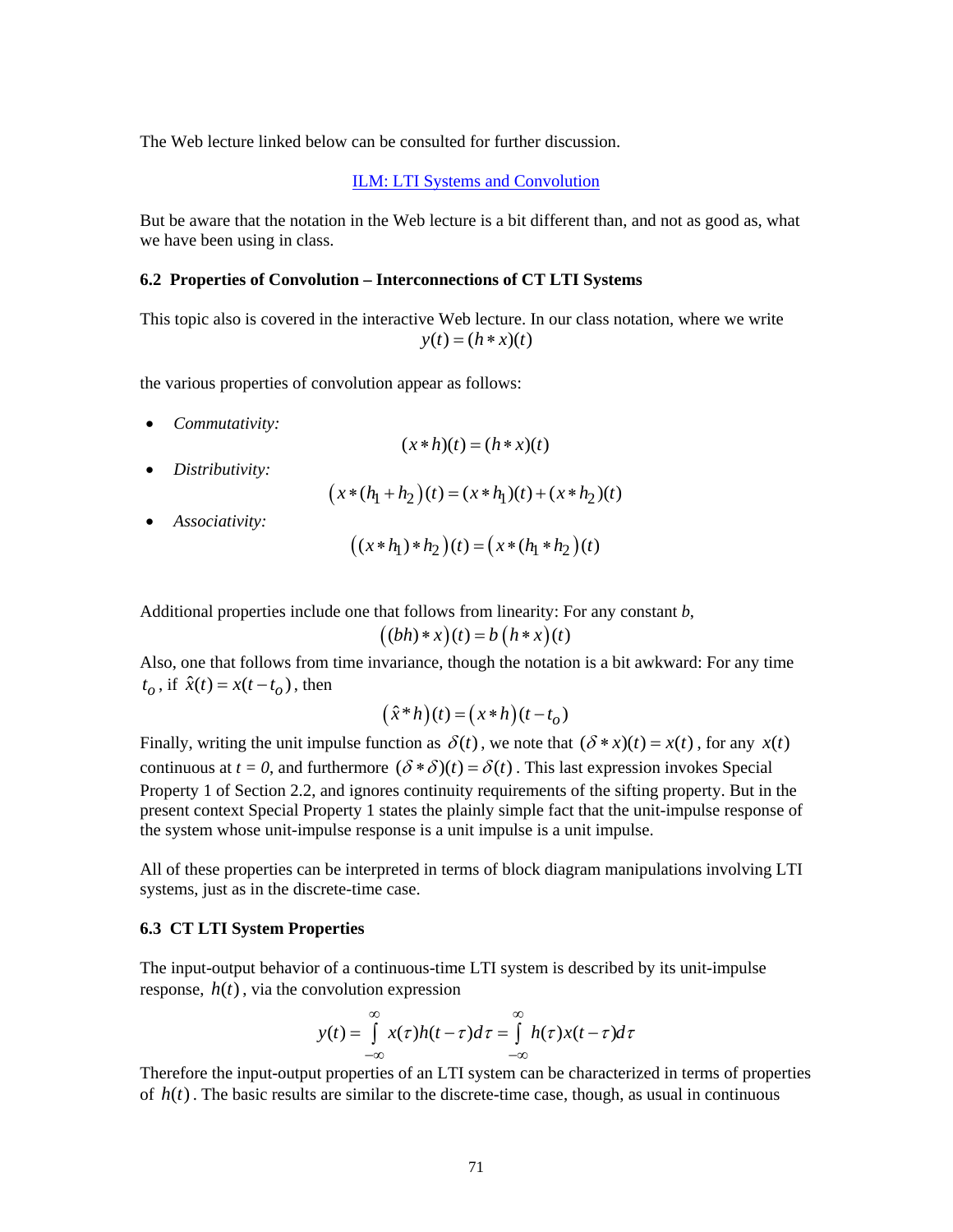The Web lecture linked below can be consulted for further discussion.

ILM: LTI Systems and Convolution

But be aware that the notation in the Web lecture is a bit different than, and not as good as, what we have been using in class.

### 6.2 Properties of Convolution – Interconnections of CT LTI Systems

This topic also is covered in the interactive Web lecture. In our class notation, where we write

$$y(t) = (h * x)(t)$$

the various properties of convolution appear as follows:

- *Commutativity:*

$$(x * h)(t) = (h * x)(t)$$

- *Distributivity:*

$$\big(x * (h_1 + h_2)\big)(t) = (x * h_1)(t) + (x * h_2)(t)$$

- *Associativity:*

$$\big((x * h_1) * h_2\big)(t) = \big(x * (h_1 * h_2)\big)(t)$$

Additional properties include one that follows from linearity: For any constant *b*,

$$\big((bh) * x\big)(t) = b\,\big(h * x\big)(t)$$

Also, one that follows from time invariance, though the notation is a bit awkward: For any time $t_o$, if $\hat{x}(t) = x(t - t_o)$, then

$$\big(\hat{x} * h\big)(t) = \big(x * h\big)(t - t_o)$$

Finally, writing the unit impulse function as $\delta(t)$, we note that $(\delta * x)(t) = x(t)$, for any $x(t)$ continuous at $t = 0$, and furthermore $(\delta * \delta)(t) = \delta(t)$. This last expression invokes Special Property 1 of Section 2.2, and ignores continuity requirements of the sifting property. But in the present context Special Property 1 states the plainly simple fact that the unit-impulse response of the system whose unit-impulse response is a unit impulse is a unit impulse.

All of these properties can be interpreted in terms of block diagram manipulations involving LTI systems, just as in the discrete-time case.

### 6.3 CT LTI System Properties

The input-output behavior of a continuous-time LTI system is described by its unit-impulse response, $h(t)$, via the convolution expression

$$y(t) = \int_{-\infty}^{\infty} x(\tau)h(t-\tau)\,d\tau = \int_{-\infty}^{\infty} h(\tau)x(t-\tau)\,d\tau$$

Therefore the input-output properties of an LTI system can be characterized in terms of properties of $h(t)$. The basic results are similar to the discrete-time case, though, as usual in continuous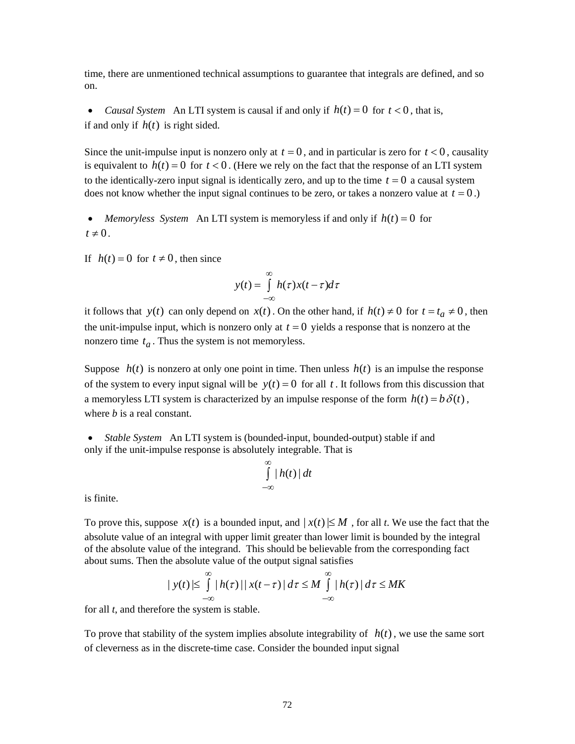time, there are unmentioned technical assumptions to guarantee that integrals are defined, and so on.

- *Causal System* An LTI system is causal if and only if $h(t) = 0$ for $t < 0$, that is, if and only if $h(t)$ is right sided.

Since the unit-impulse input is nonzero only at $t = 0$, and in particular is zero for $t < 0$, causality is equivalent to $h(t) = 0$ for $t < 0$. (Here we rely on the fact that the response of an LTI system to the identically-zero input signal is identically zero, and up to the time $t = 0$ a causal system does not know whether the input signal continues to be zero, or takes a nonzero value at $t = 0$.)

- *Memoryless System* An LTI system is memoryless if and only if $h(t) = 0$ for $t \neq 0$.

If $h(t) = 0$ for $t \neq 0$, then since

$$y(t) = \int_{-\infty}^{\infty} h(\tau)x(t-\tau)d\tau$$

it follows that $y(t)$ can only depend on $x(t)$. On the other hand, if $h(t) \neq 0$ for $t = t_a \neq 0$, then the unit-impulse input, which is nonzero only at $t = 0$ yields a response that is nonzero at the nonzero time $t_a$. Thus the system is not memoryless.

Suppose $h(t)$ is nonzero at only one point in time. Then unless $h(t)$ is an impulse the response of the system to every input signal will be $y(t) = 0$ for all $t$. It follows from this discussion that a memoryless LTI system is characterized by an impulse response of the form $h(t) = b\,\delta(t)$, where *b* is a real constant.

- *Stable System* An LTI system is (bounded-input, bounded-output) stable if and only if the unit-impulse response is absolutely integrable. That is

$$\int_{-\infty}^{\infty} |\, h(t) \,|\, dt$$

is finite.

To prove this, suppose $x(t)$ is a bounded input, and $|\, x(t) \,| \leq M$, for all *t*. We use the fact that the absolute value of an integral with upper limit greater than lower limit is bounded by the integral of the absolute value of the integrand. This should be believable from the corresponding fact about sums. Then the absolute value of the output signal satisfies

$$|\, y(t) \,| \leq \int_{-\infty}^{\infty} |\, h(\tau) \,||\, x(t-\tau) \,|\, d\tau \leq M \int_{-\infty}^{\infty} |\, h(\tau) \,|\, d\tau \leq MK$$

for all *t*, and therefore the system is stable.

To prove that stability of the system implies absolute integrability of $h(t)$, we use the same sort of cleverness as in the discrete-time case. Consider the bounded input signal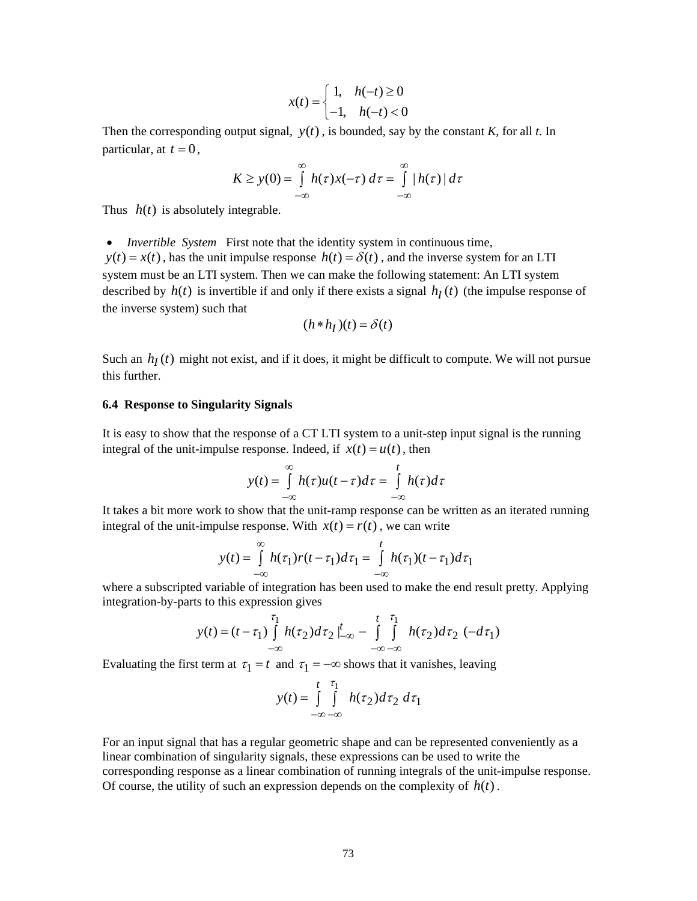$$x(t) = \begin{cases} 1, & h(-t) \geq 0 \\ -1, & h(-t) < 0 \end{cases}$$

Then the corresponding output signal, $y(t)$, is bounded, say by the constant *K*, for all *t*. In particular, at $t = 0$,

$$K \geq y(0) = \int_{-\infty}^{\infty} h(\tau)x(-\tau)\, d\tau = \int_{-\infty}^{\infty} |\, h(\tau)\,|\, d\tau$$

Thus $h(t)$ is absolutely integrable.

- *Invertible System* First note that the identity system in continuous time, $y(t) = x(t)$, has the unit impulse response $h(t) = \delta(t)$, and the inverse system for an LTI system must be an LTI system. Then we can make the following statement: An LTI system described by $h(t)$ is invertible if and only if there exists a signal $h_I(t)$ (the impulse response of the inverse system) such that

$$(h * h_I)(t) = \delta(t)$$

Such an $h_I(t)$ might not exist, and if it does, it might be difficult to compute. We will not pursue this further.

**6.4 Response to Singularity Signals**

It is easy to show that the response of a CT LTI system to a unit-step input signal is the running integral of the unit-impulse response. Indeed, if $x(t) = u(t)$, then

$$y(t) = \int_{-\infty}^{\infty} h(\tau)u(t-\tau)d\tau = \int_{-\infty}^{t} h(\tau)d\tau$$

It takes a bit more work to show that the unit-ramp response can be written as an iterated running integral of the unit-impulse response. With $x(t) = r(t)$, we can write

$$y(t) = \int_{-\infty}^{\infty} h(\tau_1)r(t-\tau_1)d\tau_1 = \int_{-\infty}^{t} h(\tau_1)(t-\tau_1)d\tau_1$$

where a subscripted variable of integration has been used to make the end result pretty. Applying integration-by-parts to this expression gives

$$y(t) = (t-\tau_1)\int_{-\infty}^{\tau_1} h(\tau_2)d\tau_2\, \Big|_{-\infty}^{t} - \int_{-\infty}^{t}\int_{-\infty}^{\tau_1} h(\tau_2)d\tau_2\ (-d\tau_1)$$

Evaluating the first term at $\tau_1 = t$ and $\tau_1 = -\infty$ shows that it vanishes, leaving

$$y(t) = \int_{-\infty}^{t}\int_{-\infty}^{\tau_1} h(\tau_2)d\tau_2\ d\tau_1$$

For an input signal that has a regular geometric shape and can be represented conveniently as a linear combination of singularity signals, these expressions can be used to write the corresponding response as a linear combination of running integrals of the unit-impulse response. Of course, the utility of such an expression depends on the complexity of $h(t)$.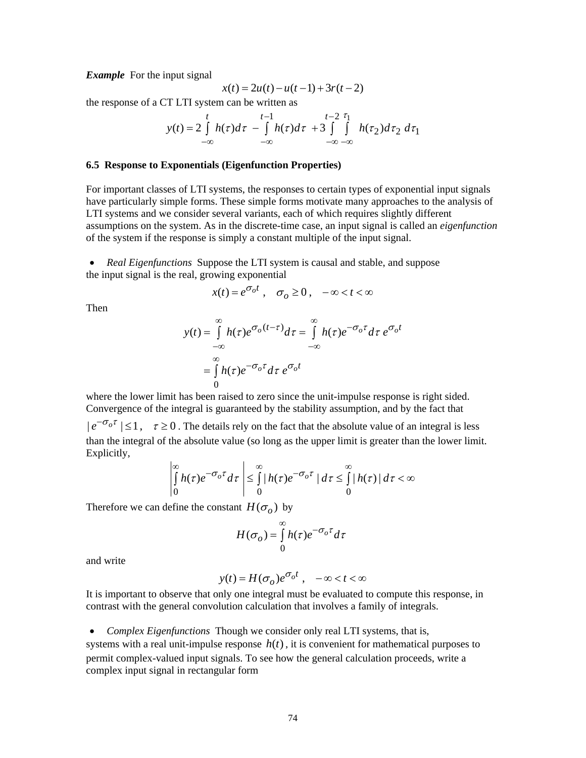***Example*** For the input signal

$$x(t) = 2u(t) - u(t-1) + 3r(t-2)$$

the response of a CT LTI system can be written as

$$y(t) = 2\int_{-\infty}^{t} h(\tau)d\tau \; - \int_{-\infty}^{t-1} h(\tau)d\tau \; + 3\int_{-\infty}^{t-2}\int_{-\infty}^{\tau_1} h(\tau_2)d\tau_2 \, d\tau_1$$

### 6.5 Response to Exponentials (Eigenfunction Properties)

For important classes of LTI systems, the responses to certain types of exponential input signals have particularly simple forms. These simple forms motivate many approaches to the analysis of LTI systems and we consider several variants, each of which requires slightly different assumptions on the system. As in the discrete-time case, an input signal is called an *eigenfunction* of the system if the response is simply a constant multiple of the input signal.

- *Real Eigenfunctions* Suppose the LTI system is causal and stable, and suppose the input signal is the real, growing exponential

$$x(t) = e^{\sigma_o t} \; , \quad \sigma_o \ge 0 \, , \quad -\infty < t < \infty$$

Then

$$y(t) = \int_{-\infty}^{\infty} h(\tau)e^{\sigma_o(t-\tau)}d\tau = \int_{-\infty}^{\infty} h(\tau)e^{-\sigma_o\tau}d\tau \; e^{\sigma_o t}$$

$$= \int_{0}^{\infty} h(\tau)e^{-\sigma_o\tau}d\tau \; e^{\sigma_o t}$$

where the lower limit has been raised to zero since the unit-impulse response is right sided. Convergence of the integral is guaranteed by the stability assumption, and by the fact that $|e^{-\sigma_o\tau}| \le 1 , \quad \tau \ge 0$ . The details rely on the fact that the absolute value of an integral is less than the integral of the absolute value (so long as the upper limit is greater than the lower limit. Explicitly,

$$\left| \int_{0}^{\infty} h(\tau)e^{-\sigma_o\tau}d\tau \right| \le \int_{0}^{\infty} |h(\tau)e^{-\sigma_o\tau}| \, d\tau \le \int_{0}^{\infty} |h(\tau)| \, d\tau < \infty$$

Therefore we can define the constant $H(\sigma_o)$ by

$$H(\sigma_o) = \int_{0}^{\infty} h(\tau)e^{-\sigma_o\tau}d\tau$$

and write

$$y(t) = H(\sigma_o)e^{\sigma_o t} \; , \quad -\infty < t < \infty$$

It is important to observe that only one integral must be evaluated to compute this response, in contrast with the general convolution calculation that involves a family of integrals.

- *Complex Eigenfunctions* Though we consider only real LTI systems, that is, systems with a real unit-impulse response $h(t)$, it is convenient for mathematical purposes to permit complex-valued input signals. To see how the general calculation proceeds, write a complex input signal in rectangular form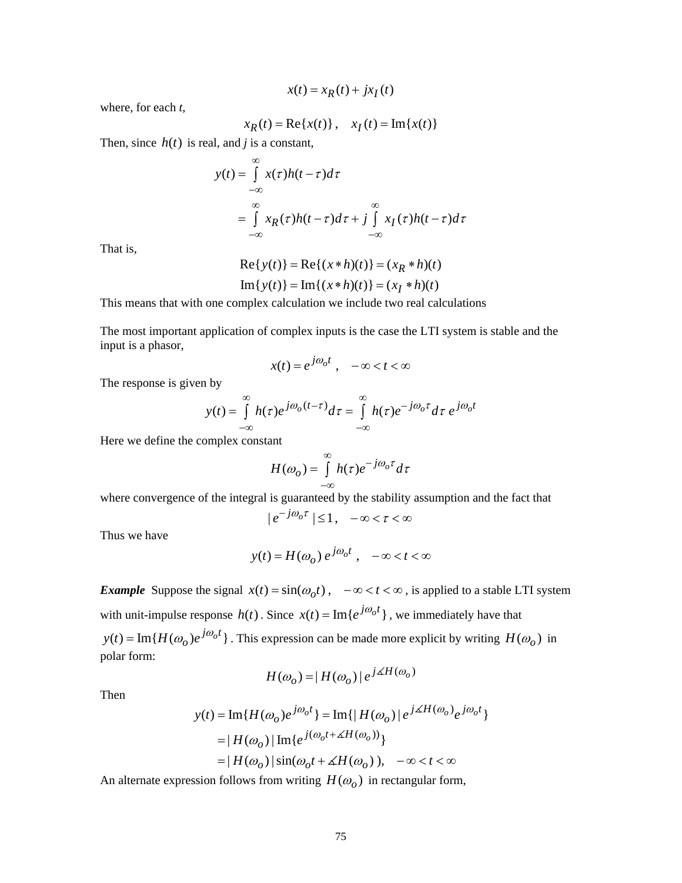$$x(t) = x_R(t) + jx_I(t)$$

where, for each *t*,

$$x_R(t) = \text{Re}\{x(t)\}\,, \quad x_I(t) = \text{Im}\{x(t)\}$$

Then, since $h(t)$ is real, and *j* is a constant,

$$\begin{aligned} y(t) &= \int_{-\infty}^{\infty} x(\tau)h(t-\tau)d\tau \\ &= \int_{-\infty}^{\infty} x_R(\tau)h(t-\tau)d\tau + j\int_{-\infty}^{\infty} x_I(\tau)h(t-\tau)d\tau \end{aligned}$$

That is,

$$\text{Re}\{y(t)\} = \text{Re}\{(x*h)(t)\} = (x_R * h)(t)$$
$$\text{Im}\{y(t)\} = \text{Im}\{(x*h)(t)\} = (x_I * h)(t)$$

This means that with one complex calculation we include two real calculations

The most important application of complex inputs is the case the LTI system is stable and the input is a phasor,

$$x(t) = e^{j\omega_o t}\,, \quad -\infty < t < \infty$$

The response is given by

$$y(t) = \int_{-\infty}^{\infty} h(\tau)e^{j\omega_o(t-\tau)}d\tau = \int_{-\infty}^{\infty} h(\tau)e^{-j\omega_o\tau}d\tau\; e^{j\omega_o t}$$

Here we define the complex constant

$$H(\omega_o) = \int_{-\infty}^{\infty} h(\tau)e^{-j\omega_o\tau}d\tau$$

where convergence of the integral is guaranteed by the stability assumption and the fact that

$$|\,e^{-j\omega_o\tau}\,| \le 1\,, \quad -\infty < \tau < \infty$$

Thus we have

$$y(t) = H(\omega_o)\, e^{j\omega_o t}\,, \quad -\infty < t < \infty$$

***Example*** Suppose the signal $x(t) = \sin(\omega_o t)$, $-\infty < t < \infty$, is applied to a stable LTI system with unit-impulse response $h(t)$. Since $x(t) = \text{Im}\{e^{j\omega_o t}\}$, we immediately have that $y(t) = \text{Im}\{H(\omega_o)e^{j\omega_o t}\}$. This expression can be made more explicit by writing $H(\omega_o)$ in polar form:

$$H(\omega_o) = |\,H(\omega_o)\,|\,e^{j\measuredangle H(\omega_o)}$$

Then

$$\begin{aligned} y(t) &= \text{Im}\{H(\omega_o)e^{j\omega_o t}\} = \text{Im}\{|\,H(\omega_o)\,|\,e^{j\measuredangle H(\omega_o)}e^{j\omega_o t}\} \\ &= |\,H(\omega_o)\,|\,\text{Im}\{e^{j(\omega_o t + \measuredangle H(\omega_o))}\} \\ &= |\,H(\omega_o)\,|\sin(\omega_o t + \measuredangle H(\omega_o)\,), \quad -\infty < t < \infty \end{aligned}$$

An alternate expression follows from writing $H(\omega_o)$ in rectangular form,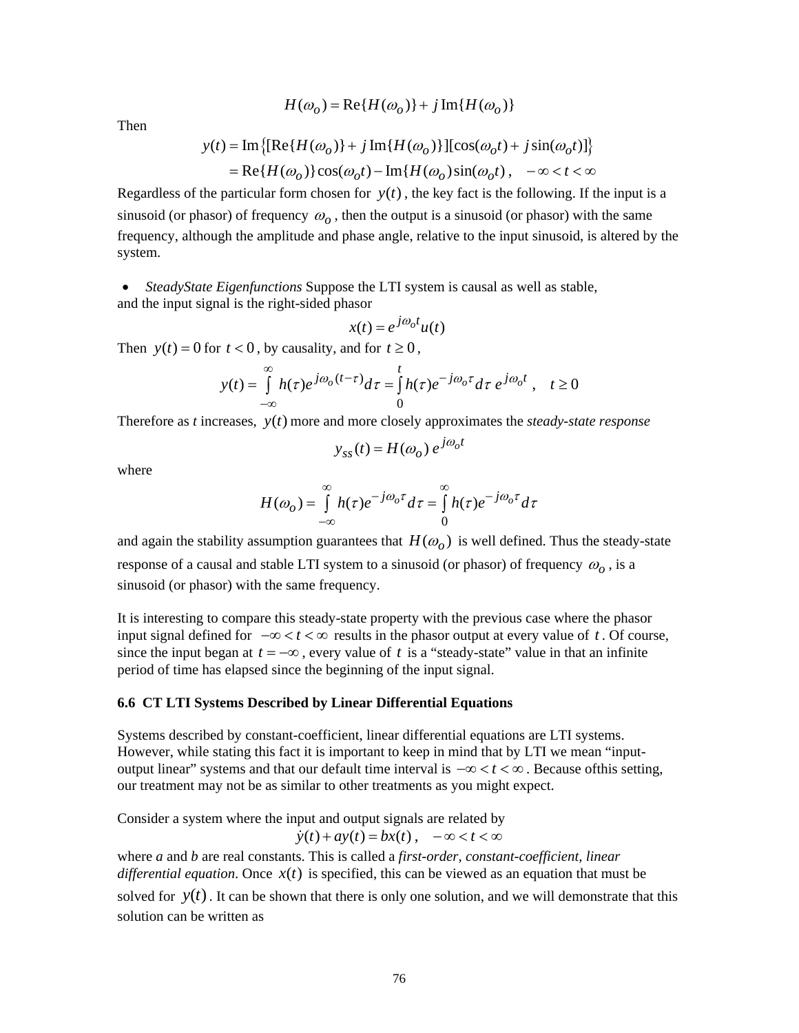$$H(\omega_o) = \text{Re}\{H(\omega_o)\} + j\,\text{Im}\{H(\omega_o)\}$$

Then

$$\begin{aligned} y(t) &= \text{Im}\left\{[\text{Re}\{H(\omega_o)\} + j\,\text{Im}\{H(\omega_o)\}][\cos(\omega_o t) + j\sin(\omega_o t)]\right\} \\ &= \text{Re}\{H(\omega_o)\}\cos(\omega_o t) - \text{Im}\{H(\omega_o)\sin(\omega_o t)\,, \quad -\infty < t < \infty \end{aligned}$$

Regardless of the particular form chosen for $y(t)$, the key fact is the following. If the input is a sinusoid (or phasor) of frequency $\omega_o$, then the output is a sinusoid (or phasor) with the same frequency, although the amplitude and phase angle, relative to the input sinusoid, is altered by the system.

- *SteadyState Eigenfunctions* Suppose the LTI system is causal as well as stable, and the input signal is the right-sided phasor

$$x(t) = e^{j\omega_o t}u(t)$$

Then $y(t) = 0$ for $t < 0$, by causality, and for $t \ge 0$,

$$y(t) = \int_{-\infty}^{\infty} h(\tau)e^{j\omega_o(t-\tau)}d\tau = \int_0^t h(\tau)e^{-j\omega_o\tau}d\tau\; e^{j\omega_o t}\,, \quad t \ge 0$$

Therefore as *t* increases, $y(t)$ more and more closely approximates the *steady-state response*

$$y_{ss}(t) = H(\omega_o)\; e^{j\omega_o t}$$

where

$$H(\omega_o) = \int_{-\infty}^{\infty} h(\tau)e^{-j\omega_o\tau}d\tau = \int_0^{\infty} h(\tau)e^{-j\omega_o\tau}d\tau$$

and again the stability assumption guarantees that $H(\omega_o)$ is well defined. Thus the steady-state response of a causal and stable LTI system to a sinusoid (or phasor) of frequency $\omega_o$, is a sinusoid (or phasor) with the same frequency.

It is interesting to compare this steady-state property with the previous case where the phasor input signal defined for $-\infty < t < \infty$ results in the phasor output at every value of $t$. Of course, since the input began at $t = -\infty$, every value of $t$ is a "steady-state" value in that an infinite period of time has elapsed since the beginning of the input signal.

### 6.6 CT LTI Systems Described by Linear Differential Equations

Systems described by constant-coefficient, linear differential equations are LTI systems. However, while stating this fact it is important to keep in mind that by LTI we mean "input-output linear" systems and that our default time interval is $-\infty < t < \infty$. Because ofthis setting, our treatment may not be as similar to other treatments as you might expect.

Consider a system where the input and output signals are related by

$$\dot{y}(t) + ay(t) = bx(t)\,, \quad -\infty < t < \infty$$

where *a* and *b* are real constants. This is called a *first-order, constant-coefficient, linear differential equation*. Once $x(t)$ is specified, this can be viewed as an equation that must be solved for $y(t)$. It can be shown that there is only one solution, and we will demonstrate that this solution can be written as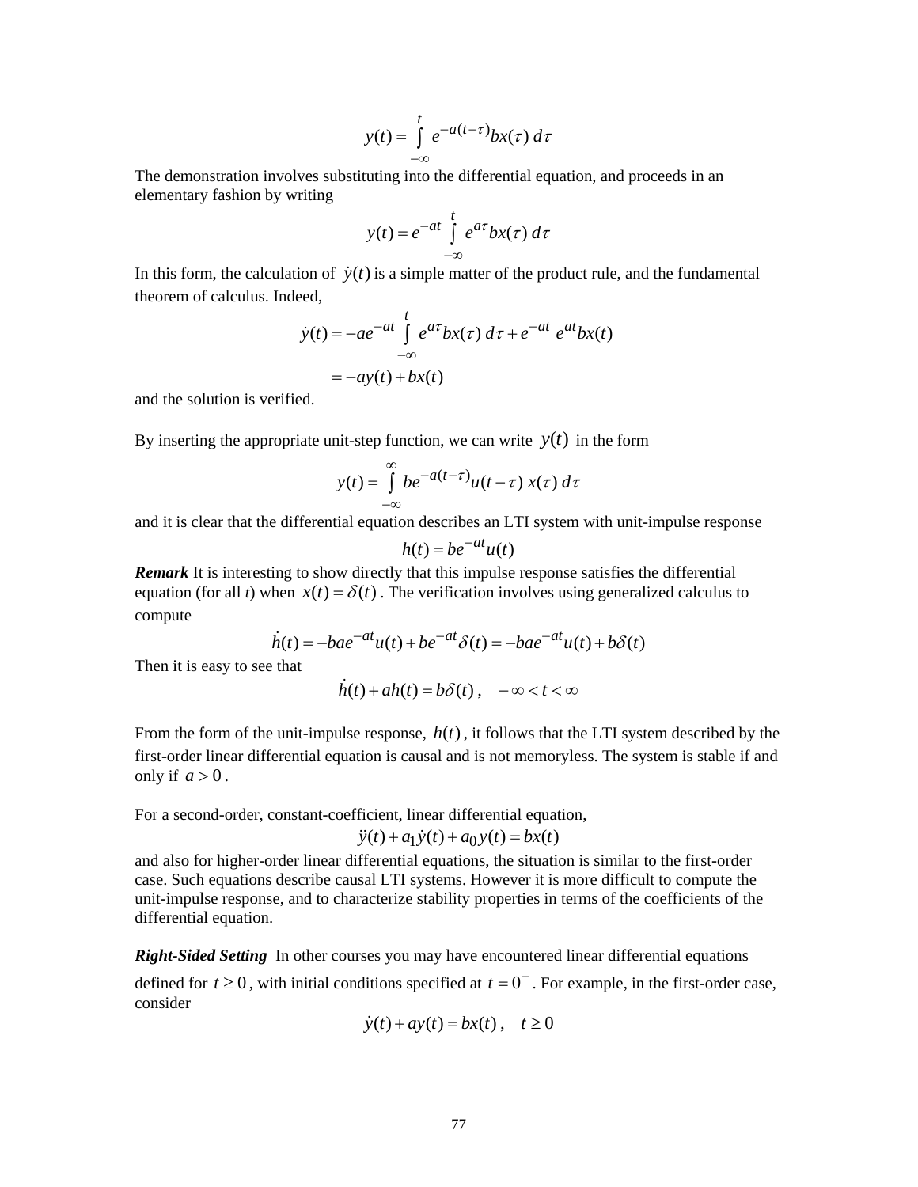$$y(t) = \int_{-\infty}^{t} e^{-a(t-\tau)} bx(\tau)\, d\tau$$

The demonstration involves substituting into the differential equation, and proceeds in an elementary fashion by writing

$$y(t) = e^{-at} \int_{-\infty}^{t} e^{a\tau} bx(\tau)\, d\tau$$

In this form, the calculation of $\dot{y}(t)$ is a simple matter of the product rule, and the fundamental theorem of calculus. Indeed,

$$\begin{aligned}
\dot{y}(t) &= -ae^{-at} \int_{-\infty}^{t} e^{a\tau} bx(\tau)\, d\tau + e^{-at}\, e^{at} bx(t) \\
&= -ay(t) + bx(t)
\end{aligned}$$

and the solution is verified.

By inserting the appropriate unit-step function, we can write $y(t)$ in the form

$$y(t) = \int_{-\infty}^{\infty} be^{-a(t-\tau)} u(t-\tau)\, x(\tau)\, d\tau$$

and it is clear that the differential equation describes an LTI system with unit-impulse response

$$h(t) = be^{-at} u(t)$$

***Remark*** It is interesting to show directly that this impulse response satisfies the differential equation (for all *t*) when $x(t) = \delta(t)$. The verification involves using generalized calculus to compute

$$\dot{h}(t) = -bae^{-at} u(t) + be^{-at} \delta(t) = -bae^{-at} u(t) + b\delta(t)$$

Then it is easy to see that

$$\dot{h}(t) + ah(t) = b\delta(t)\,, \quad -\infty < t < \infty$$

From the form of the unit-impulse response, $h(t)$, it follows that the LTI system described by the first-order linear differential equation is causal and is not memoryless. The system is stable if and only if $a > 0$.

For a second-order, constant-coefficient, linear differential equation,

$$\ddot{y}(t) + a_1 \dot{y}(t) + a_0 y(t) = bx(t)$$

and also for higher-order linear differential equations, the situation is similar to the first-order case. Such equations describe causal LTI systems. However it is more difficult to compute the unit-impulse response, and to characterize stability properties in terms of the coefficients of the differential equation.

***Right-Sided Setting*** In other courses you may have encountered linear differential equations defined for $t \geq 0$, with initial conditions specified at $t = 0^-$. For example, in the first-order case, consider

$$\dot{y}(t) + ay(t) = bx(t)\,, \quad t \geq 0$$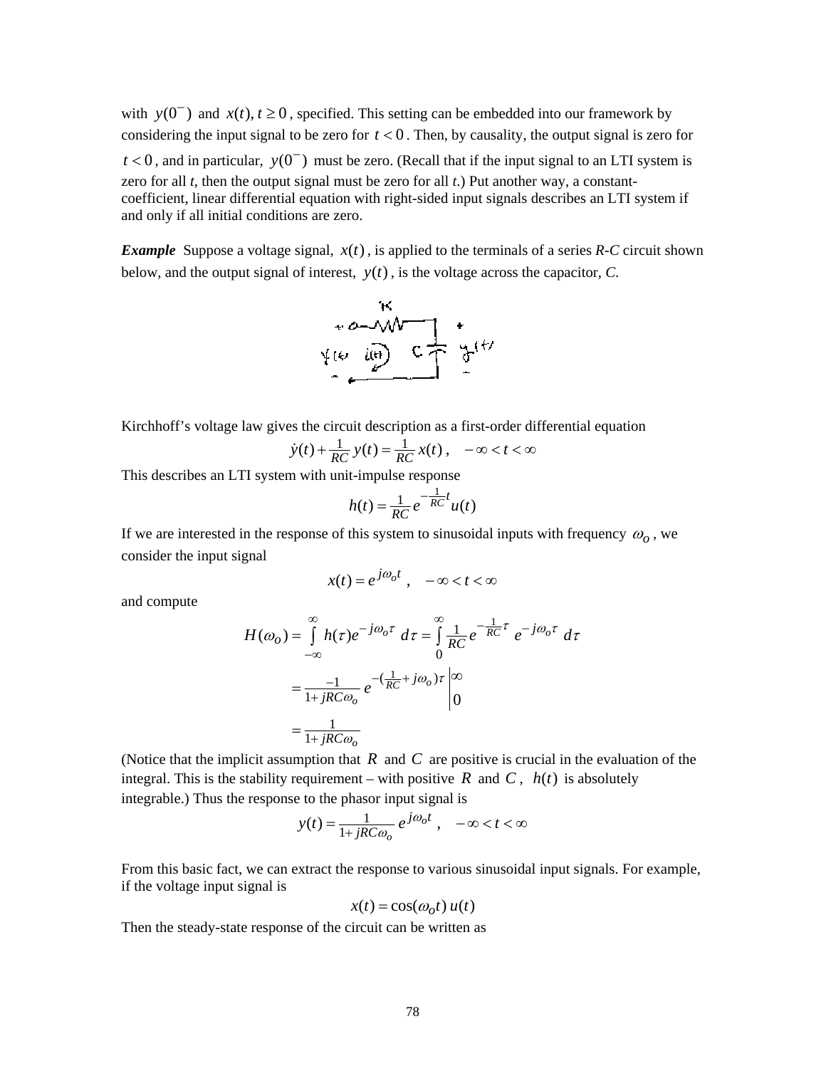with $y(0^-)$ and $x(t), t \geq 0$, specified. This setting can be embedded into our framework by considering the input signal to be zero for $t < 0$. Then, by causality, the output signal is zero for $t < 0$, and in particular, $y(0^-)$ must be zero. (Recall that if the input signal to an LTI system is zero for all *t*, then the output signal must be zero for all *t*.) Put another way, a constant-coefficient, linear differential equation with right-sided input signals describes an LTI system if and only if all initial conditions are zero.

***Example*** Suppose a voltage signal, $x(t)$, is applied to the terminals of a series *R-C* circuit shown below, and the output signal of interest, $y(t)$, is the voltage across the capacitor, *C*.

Kirchhoff's voltage law gives the circuit description as a first-order differential equation

$$\dot{y}(t) + \tfrac{1}{RC}\, y(t) = \tfrac{1}{RC}\, x(t)\,, \quad -\infty < t < \infty$$

This describes an LTI system with unit-impulse response

$$h(t) = \tfrac{1}{RC}\, e^{-\frac{1}{RC}t} u(t)$$

If we are interested in the response of this system to sinusoidal inputs with frequency $\omega_o$, we consider the input signal

$$x(t) = e^{j\omega_o t}\,, \quad -\infty < t < \infty$$

and compute

$$\begin{aligned}
H(\omega_o) &= \int_{-\infty}^{\infty} h(\tau) e^{-j\omega_o \tau}\, d\tau = \int_{0}^{\infty} \tfrac{1}{RC} e^{-\frac{1}{RC}\tau}\, e^{-j\omega_o \tau}\, d\tau \\
&= \tfrac{-1}{1 + jRC\omega_o}\, e^{-(\frac{1}{RC} + j\omega_o)\tau} \Big|_{0}^{\infty} \\
&= \tfrac{1}{1 + jRC\omega_o}
\end{aligned}$$

(Notice that the implicit assumption that $R$ and $C$ are positive is crucial in the evaluation of the integral. This is the stability requirement – with positive $R$ and $C$, $h(t)$ is absolutely integrable.) Thus the response to the phasor input signal is

$$y(t) = \tfrac{1}{1 + jRC\omega_o}\, e^{j\omega_o t}\,, \quad -\infty < t < \infty$$

From this basic fact, we can extract the response to various sinusoidal input signals. For example, if the voltage input signal is

$$x(t) = \cos(\omega_o t)\, u(t)$$

Then the steady-state response of the circuit can be written as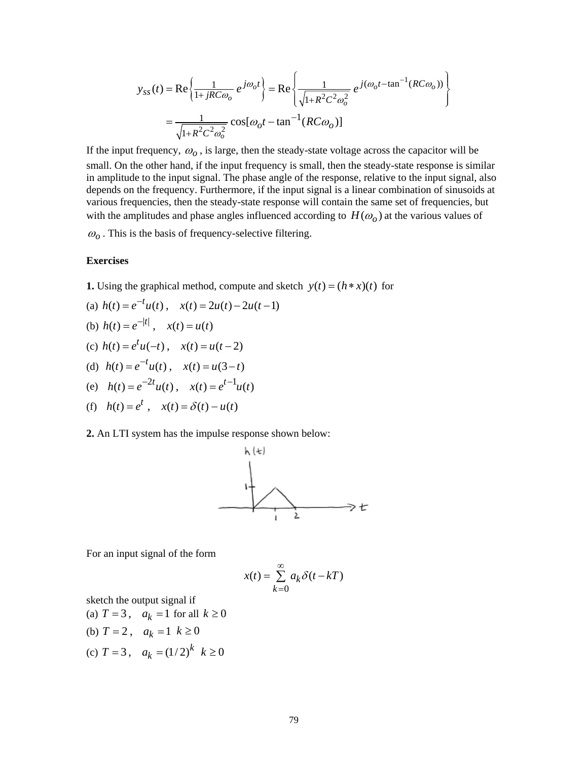$$y_{ss}(t) = \text{Re}\left\{\frac{1}{1+jRC\omega_o}\, e^{j\omega_o t}\right\} = \text{Re}\left\{\frac{1}{\sqrt{1+R^2C^2\omega_o^2}}\, e^{j(\omega_o t - \tan^{-1}(RC\omega_o))}\right\}$$

$$= \frac{1}{\sqrt{1+R^2C^2\omega_o^2}} \cos[\omega_o t - \tan^{-1}(RC\omega_o)]$$

If the input frequency, $\omega_o$, is large, then the steady-state voltage across the capacitor will be small. On the other hand, if the input frequency is small, then the steady-state response is similar in amplitude to the input signal. The phase angle of the response, relative to the input signal, also depends on the frequency. Furthermore, if the input signal is a linear combination of sinusoids at various frequencies, then the steady-state response will contain the same set of frequencies, but with the amplitudes and phase angles influenced according to $H(\omega_o)$ at the various values of $\omega_o$. This is the basis of frequency-selective filtering.

**Exercises**

**1.** Using the graphical method, compute and sketch $y(t) = (h * x)(t)$ for

(a) $h(t) = e^{-t}u(t)$, $\quad x(t) = 2u(t) - 2u(t-1)$

(b) $h(t) = e^{-|t|}$, $\quad x(t) = u(t)$

(c) $h(t) = e^{t}u(-t)$, $\quad x(t) = u(t-2)$

(d) $h(t) = e^{-t}u(t)$, $\quad x(t) = u(3-t)$

(e) $h(t) = e^{-2t}u(t)$, $\quad x(t) = e^{t-1}u(t)$

(f) $h(t) = e^{t}$, $\quad x(t) = \delta(t) - u(t)$

**2.** An LTI system has the impulse response shown below:

For an input signal of the form

$$x(t) = \sum_{k=0}^{\infty} a_k \delta(t - kT)$$

sketch the output signal if

(a) $T = 3$, $\quad a_k = 1$ for all $k \geq 0$

(b) $T = 2$, $\quad a_k = 1 \;\; k \geq 0$

(c) $T = 3$, $\quad a_k = (1/2)^k \;\; k \geq 0$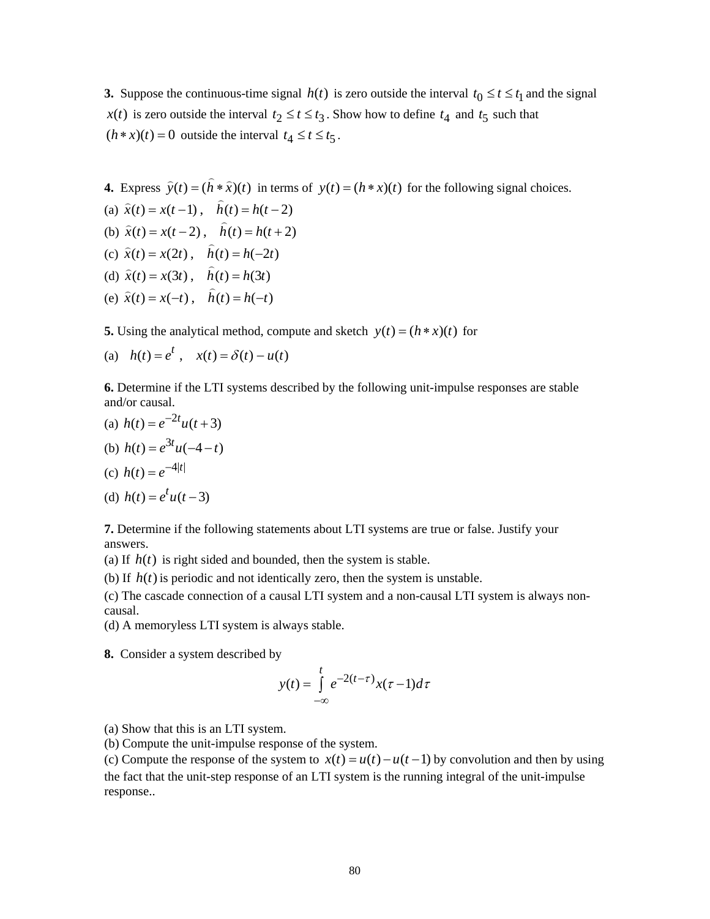**3.** Suppose the continuous-time signal $h(t)$ is zero outside the interval $t_0 \le t \le t_1$ and the signal $x(t)$ is zero outside the interval $t_2 \le t \le t_3$. Show how to define $t_4$ and $t_5$ such that $(h * x)(t) = 0$ outside the interval $t_4 \le t \le t_5$.

**4.** Express $\hat{y}(t) = (\hat{h} * \hat{x})(t)$ in terms of $y(t) = (h * x)(t)$ for the following signal choices.

(a) $\hat{x}(t) = x(t-1)$ , $\hat{h}(t) = h(t-2)$

(b) $\hat{x}(t) = x(t-2)$ , $\hat{h}(t) = h(t+2)$

(c) $\hat{x}(t) = x(2t)$ , $\hat{h}(t) = h(-2t)$

(d) $\hat{x}(t) = x(3t)$ , $\hat{h}(t) = h(3t)$

(e) $\hat{x}(t) = x(-t)$ , $\hat{h}(t) = h(-t)$

**5.** Using the analytical method, compute and sketch $y(t) = (h * x)(t)$ for

(a) $h(t) = e^t$ , $x(t) = \delta(t) - u(t)$

**6.** Determine if the LTI systems described by the following unit-impulse responses are stable and/or causal.

(a) $h(t) = e^{-2t}u(t+3)$

(b) $h(t) = e^{3t}u(-4-t)$

(c) $h(t) = e^{-4|t|}$

(d) $h(t) = e^{t}u(t-3)$

**7.** Determine if the following statements about LTI systems are true or false. Justify your answers.

(a) If $h(t)$ is right sided and bounded, then the system is stable.

(b) If $h(t)$ is periodic and not identically zero, then the system is unstable.

(c) The cascade connection of a causal LTI system and a non-causal LTI system is always non-causal.

(d) A memoryless LTI system is always stable.

**8.** Consider a system described by

$$y(t) = \int_{-\infty}^{t} e^{-2(t-\tau)} x(\tau - 1) d\tau$$

(a) Show that this is an LTI system.

(b) Compute the unit-impulse response of the system.

(c) Compute the response of the system to $x(t) = u(t) - u(t-1)$ by convolution and then by using the fact that the unit-step response of an LTI system is the running integral of the unit-impulse response..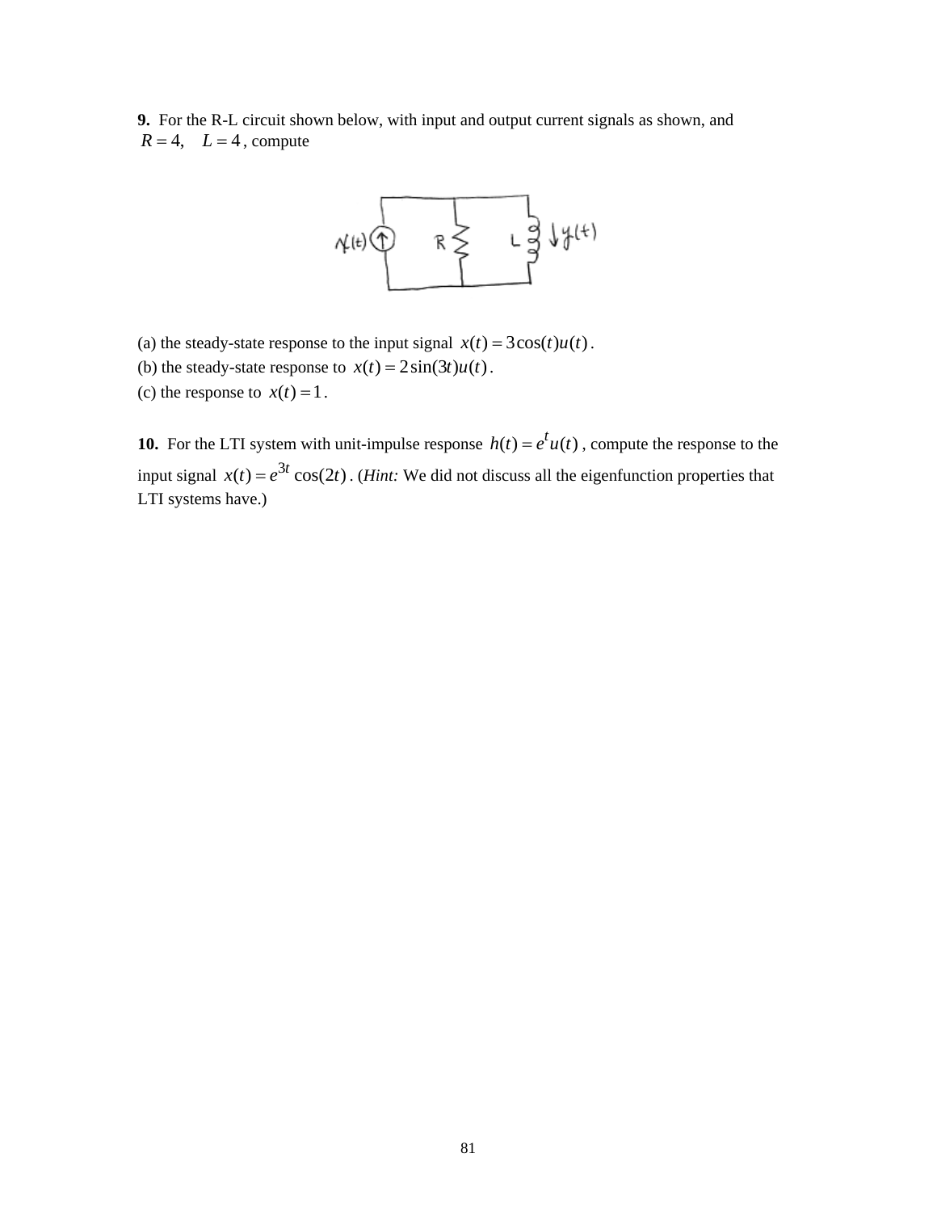**9.** For the R-L circuit shown below, with input and output current signals as shown, and $R = 4, \quad L = 4$, compute

(a) the steady-state response to the input signal $x(t) = 3\cos(t)u(t)$.

(b) the steady-state response to $x(t) = 2\sin(3t)u(t)$.

(c) the response to $x(t) = 1$.

**10.** For the LTI system with unit-impulse response $h(t) = e^{t}u(t)$, compute the response to the input signal $x(t) = e^{3t}\cos(2t)$. (*Hint:* We did not discuss all the eigenfunction properties that LTI systems have.)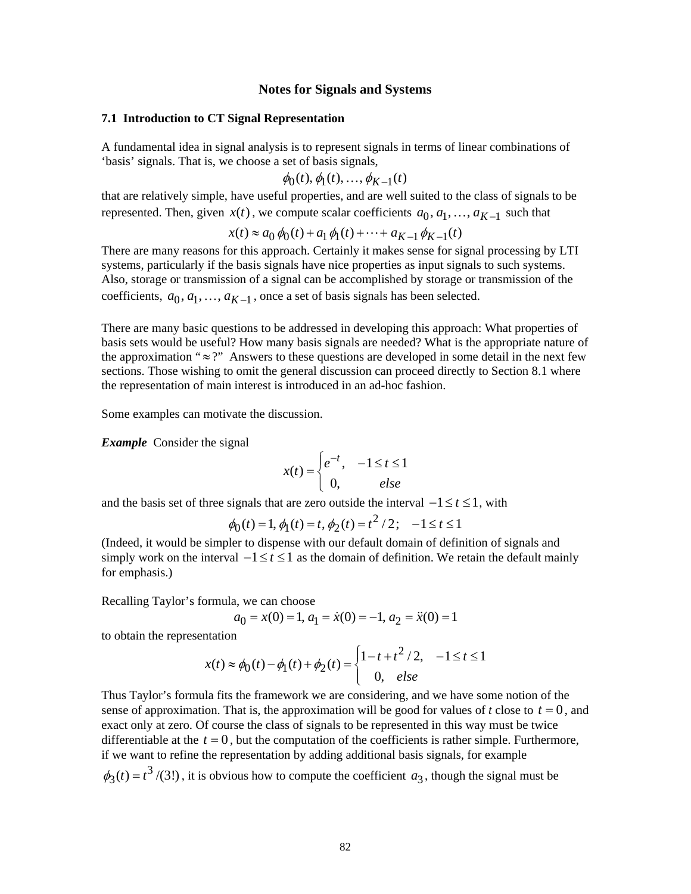# Notes for Signals and Systems

## 7.1 Introduction to CT Signal Representation

A fundamental idea in signal analysis is to represent signals in terms of linear combinations of 'basis' signals. That is, we choose a set of basis signals,

$$\phi_0(t), \phi_1(t), \ldots, \phi_{K-1}(t)$$

that are relatively simple, have useful properties, and are well suited to the class of signals to be represented. Then, given $x(t)$, we compute scalar coefficients $a_0, a_1, \ldots, a_{K-1}$ such that

$$x(t) \approx a_0\,\phi_0(t) + a_1\,\phi_1(t) + \cdots + a_{K-1}\,\phi_{K-1}(t)$$

There are many reasons for this approach. Certainly it makes sense for signal processing by LTI systems, particularly if the basis signals have nice properties as input signals to such systems. Also, storage or transmission of a signal can be accomplished by storage or transmission of the coefficients, $a_0, a_1, \ldots, a_{K-1}$, once a set of basis signals has been selected.

There are many basic questions to be addressed in developing this approach: What properties of basis sets would be useful? How many basis signals are needed? What is the appropriate nature of the approximation "$\approx$?" Answers to these questions are developed in some detail in the next few sections. Those wishing to omit the general discussion can proceed directly to Section 8.1 where the representation of main interest is introduced in an ad-hoc fashion.

Some examples can motivate the discussion.

***Example*** Consider the signal

$$x(t) = \begin{cases} e^{-t}, & -1 \le t \le 1 \\ 0, & else \end{cases}$$

and the basis set of three signals that are zero outside the interval $-1 \le t \le 1$, with

$$\phi_0(t) = 1, \phi_1(t) = t, \phi_2(t) = t^2/2; \quad -1 \le t \le 1$$

(Indeed, it would be simpler to dispense with our default domain of definition of signals and simply work on the interval $-1 \le t \le 1$ as the domain of definition. We retain the default mainly for emphasis.)

Recalling Taylor's formula, we can choose

$$a_0 = x(0) = 1, a_1 = \dot{x}(0) = -1, a_2 = \ddot{x}(0) = 1$$

to obtain the representation

$$x(t) \approx \phi_0(t) - \phi_1(t) + \phi_2(t) = \begin{cases} 1 - t + t^2/2, & -1 \le t \le 1 \\ 0, & else \end{cases}$$

Thus Taylor's formula fits the framework we are considering, and we have some notion of the sense of approximation. That is, the approximation will be good for values of $t$ close to $t = 0$, and exact only at zero. Of course the class of signals to be represented in this way must be twice differentiable at the $t = 0$, but the computation of the coefficients is rather simple. Furthermore, if we want to refine the representation by adding additional basis signals, for example $\phi_3(t) = t^3/(3!)$, it is obvious how to compute the coefficient $a_3$, though the signal must be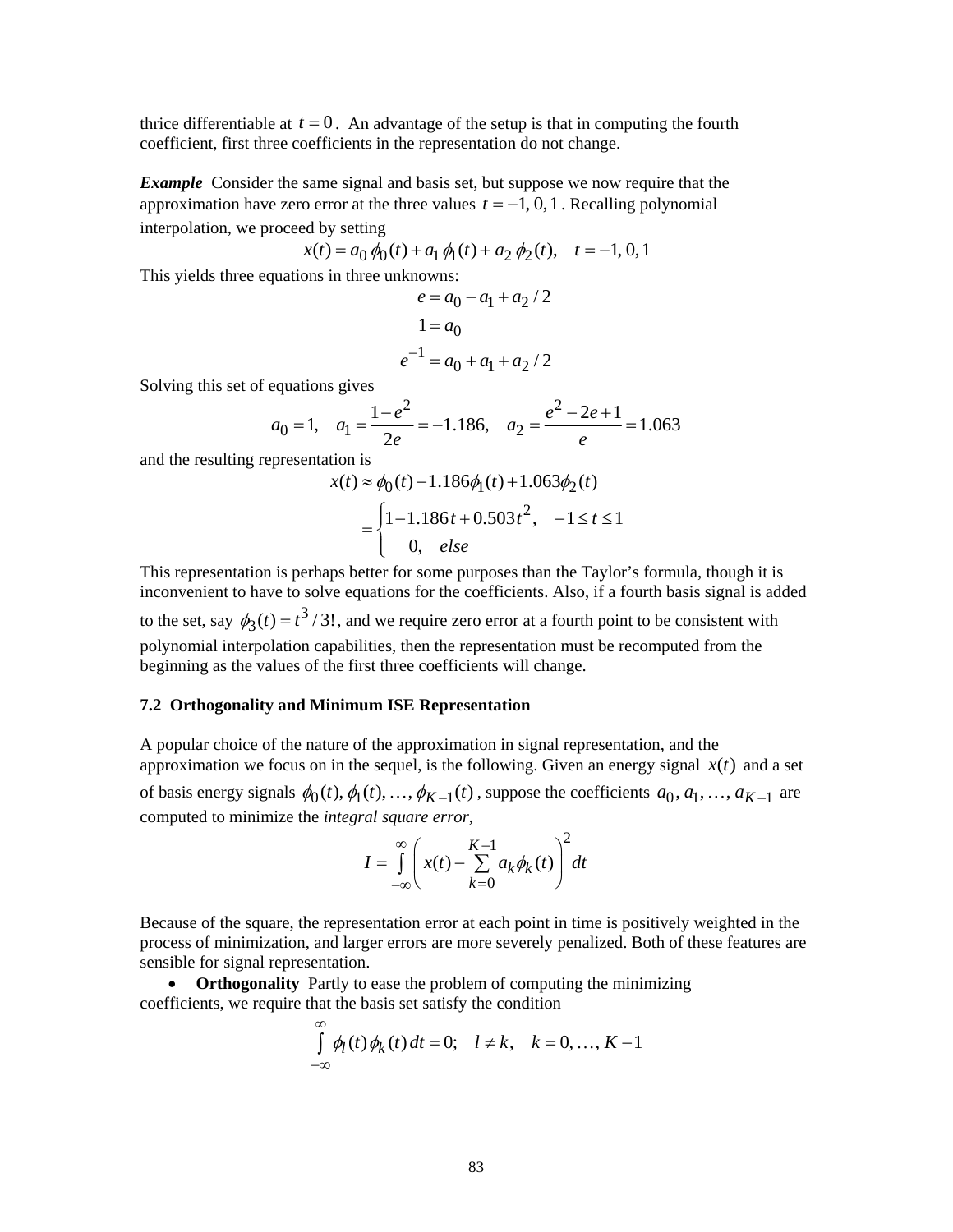thrice differentiable at $t = 0$. An advantage of the setup is that in computing the fourth coefficient, first three coefficients in the representation do not change.

***Example*** Consider the same signal and basis set, but suppose we now require that the approximation have zero error at the three values $t = -1, 0, 1$. Recalling polynomial interpolation, we proceed by setting

$$x(t) = a_0\,\phi_0(t) + a_1\,\phi_1(t) + a_2\,\phi_2(t), \quad t = -1, 0, 1$$

This yields three equations in three unknowns:

$$e = a_0 - a_1 + a_2/2$$
$$1 = a_0$$
$$e^{-1} = a_0 + a_1 + a_2/2$$

Solving this set of equations gives

$$a_0 = 1, \quad a_1 = \frac{1 - e^2}{2e} = -1.186, \quad a_2 = \frac{e^2 - 2e + 1}{e} = 1.063$$

and the resulting representation is

$$x(t) \approx \phi_0(t) - 1.186\phi_1(t) + 1.063\phi_2(t)$$
$$= \begin{cases} 1 - 1.186t + 0.503t^2, & -1 \le t \le 1 \\ 0, & else \end{cases}$$

This representation is perhaps better for some purposes than the Taylor's formula, though it is inconvenient to have to solve equations for the coefficients. Also, if a fourth basis signal is added to the set, say $\phi_3(t) = t^3/3!$, and we require zero error at a fourth point to be consistent with polynomial interpolation capabilities, then the representation must be recomputed from the beginning as the values of the first three coefficients will change.

### 7.2 Orthogonality and Minimum ISE Representation

A popular choice of the nature of the approximation in signal representation, and the approximation we focus on in the sequel, is the following. Given an energy signal $x(t)$ and a set of basis energy signals $\phi_0(t), \phi_1(t), \ldots, \phi_{K-1}(t)$, suppose the coefficients $a_0, a_1, \ldots, a_{K-1}$ are computed to minimize the *integral square error*,

$$I = \int_{-\infty}^{\infty} \left( x(t) - \sum_{k=0}^{K-1} a_k \phi_k(t) \right)^2 dt$$

Because of the square, the representation error at each point in time is positively weighted in the process of minimization, and larger errors are more severely penalized. Both of these features are sensible for signal representation.

- **Orthogonality** Partly to ease the problem of computing the minimizing coefficients, we require that the basis set satisfy the condition

$$\int_{-\infty}^{\infty} \phi_l(t)\phi_k(t)\,dt = 0; \quad l \ne k, \quad k = 0, \ldots, K-1$$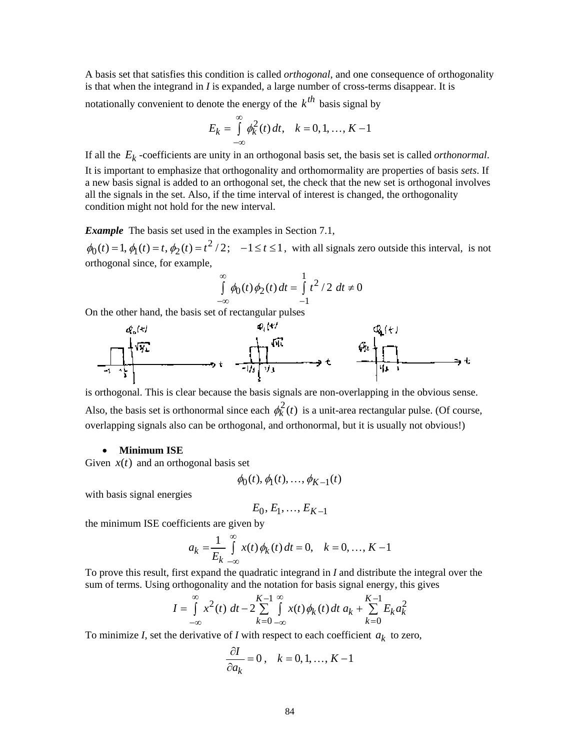A basis set that satisfies this condition is called *orthogonal*, and one consequence of orthogonality is that when the integrand in *I* is expanded, a large number of cross-terms disappear. It is notationally convenient to denote the energy of the $k^{th}$ basis signal by

$$E_k = \int_{-\infty}^{\infty} \phi_k^2(t)\, dt, \quad k = 0, 1, \ldots, K-1$$

If all the $E_k$ -coefficients are unity in an orthogonal basis set, the basis set is called *orthonormal*. It is important to emphasize that orthogonality and orthomormality are properties of basis *sets*. If a new basis signal is added to an orthogonal set, the check that the new set is orthogonal involves all the signals in the set. Also, if the time interval of interest is changed, the orthogonality condition might not hold for the new interval.

***Example*** The basis set used in the examples in Section 7.1,

$\phi_0(t) = 1, \phi_1(t) = t, \phi_2(t) = t^2/2; \quad -1 \le t \le 1$, with all signals zero outside this interval, is not orthogonal since, for example,

$$\int_{-\infty}^{\infty} \phi_0(t)\phi_2(t)\, dt = \int_{-1}^{1} t^2/2 \; dt \ne 0$$

On the other hand, the basis set of rectangular pulses

is orthogonal. This is clear because the basis signals are non-overlapping in the obvious sense. Also, the basis set is orthonormal since each $\phi_k^2(t)$ is a unit-area rectangular pulse. (Of course, overlapping signals also can be orthogonal, and orthonormal, but it is usually not obvious!)

- **Minimum ISE**

Given $x(t)$ and an orthogonal basis set

$$\phi_0(t), \phi_1(t), \ldots, \phi_{K-1}(t)$$

with basis signal energies

$$E_0, E_1, \ldots, E_{K-1}$$

the minimum ISE coefficients are given by

$$a_k = \frac{1}{E_k} \int_{-\infty}^{\infty} x(t)\phi_k(t)\, dt = 0, \quad k = 0, \ldots, K-1$$

To prove this result, first expand the quadratic integrand in *I* and distribute the integral over the sum of terms. Using orthogonality and the notation for basis signal energy, this gives

$$I = \int_{-\infty}^{\infty} x^2(t)\; dt - 2\sum_{k=0}^{K-1} \int_{-\infty}^{\infty} x(t)\phi_k(t)\, dt \; a_k + \sum_{k=0}^{K-1} E_k a_k^2$$

To minimize *I*, set the derivative of *I* with respect to each coefficient $a_k$ to zero,

$$\frac{\partial I}{\partial a_k} = 0\,, \quad k = 0, 1, \ldots, K-1$$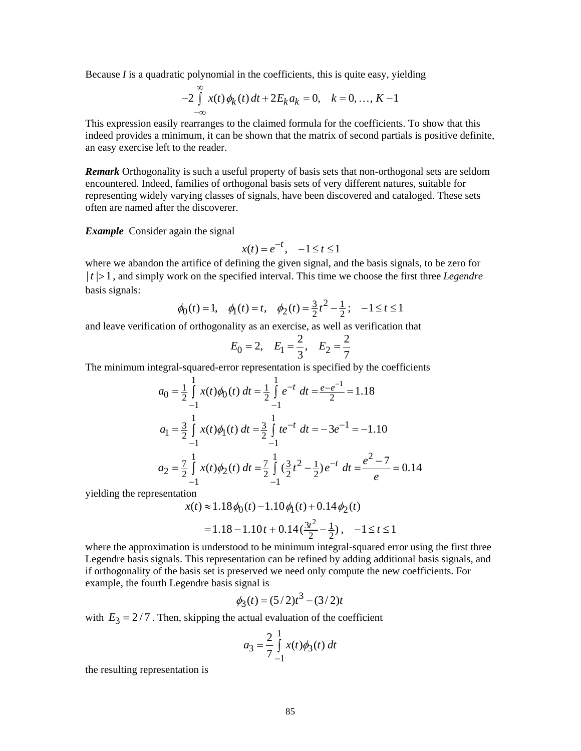Because $I$ is a quadratic polynomial in the coefficients, this is quite easy, yielding

$$-2\int_{-\infty}^{\infty} x(t)\,\phi_k(t)\,dt + 2E_k a_k = 0, \quad k = 0, \ldots, K-1$$

This expression easily rearranges to the claimed formula for the coefficients. To show that this indeed provides a minimum, it can be shown that the matrix of second partials is positive definite, an easy exercise left to the reader.

***Remark*** Orthogonality is such a useful property of basis sets that non-orthogonal sets are seldom encountered. Indeed, families of orthogonal basis sets of very different natures, suitable for representing widely varying classes of signals, have been discovered and cataloged. These sets often are named after the discoverer.

***Example*** Consider again the signal

$$x(t) = e^{-t}, \quad -1 \le t \le 1$$

where we abandon the artifice of defining the given signal, and the basis signals, to be zero for $|t| > 1$, and simply work on the specified interval. This time we choose the first three *Legendre* basis signals:

$$\phi_0(t) = 1, \quad \phi_1(t) = t, \quad \phi_2(t) = \tfrac{3}{2}t^2 - \tfrac{1}{2}; \quad -1 \le t \le 1$$

and leave verification of orthogonality as an exercise, as well as verification that

$$E_0 = 2, \quad E_1 = \frac{2}{3}, \quad E_2 = \frac{2}{7}$$

The minimum integral-squared-error representation is specified by the coefficients

$$a_0 = \tfrac{1}{2}\int_{-1}^{1} x(t)\phi_0(t)\,dt = \tfrac{1}{2}\int_{-1}^{1} e^{-t}\,dt = \tfrac{e - e^{-1}}{2} = 1.18$$

$$a_1 = \tfrac{3}{2}\int_{-1}^{1} x(t)\phi_1(t)\,dt = \tfrac{3}{2}\int_{-1}^{1} te^{-t}\,dt = -3e^{-1} = -1.10$$

$$a_2 = \tfrac{7}{2}\int_{-1}^{1} x(t)\phi_2(t)\,dt = \tfrac{7}{2}\int_{-1}^{1} (\tfrac{3}{2}t^2 - \tfrac{1}{2})e^{-t}\,dt = \frac{e^2 - 7}{e} = 0.14$$

yielding the representation

$$x(t) \approx 1.18\phi_0(t) - 1.10\phi_1(t) + 0.14\phi_2(t)$$

$$= 1.18 - 1.10t + 0.14(\tfrac{3t^2}{2} - \tfrac{1}{2}), \quad -1 \le t \le 1$$

where the approximation is understood to be minimum integral-squared error using the first three Legendre basis signals. This representation can be refined by adding additional basis signals, and if orthogonality of the basis set is preserved we need only compute the new coefficients. For example, the fourth Legendre basis signal is

$$\phi_3(t) = (5/2)t^3 - (3/2)t$$

with $E_3 = 2/7$. Then, skipping the actual evaluation of the coefficient

$$a_3 = \frac{2}{7}\int_{-1}^{1} x(t)\phi_3(t)\,dt$$

the resulting representation is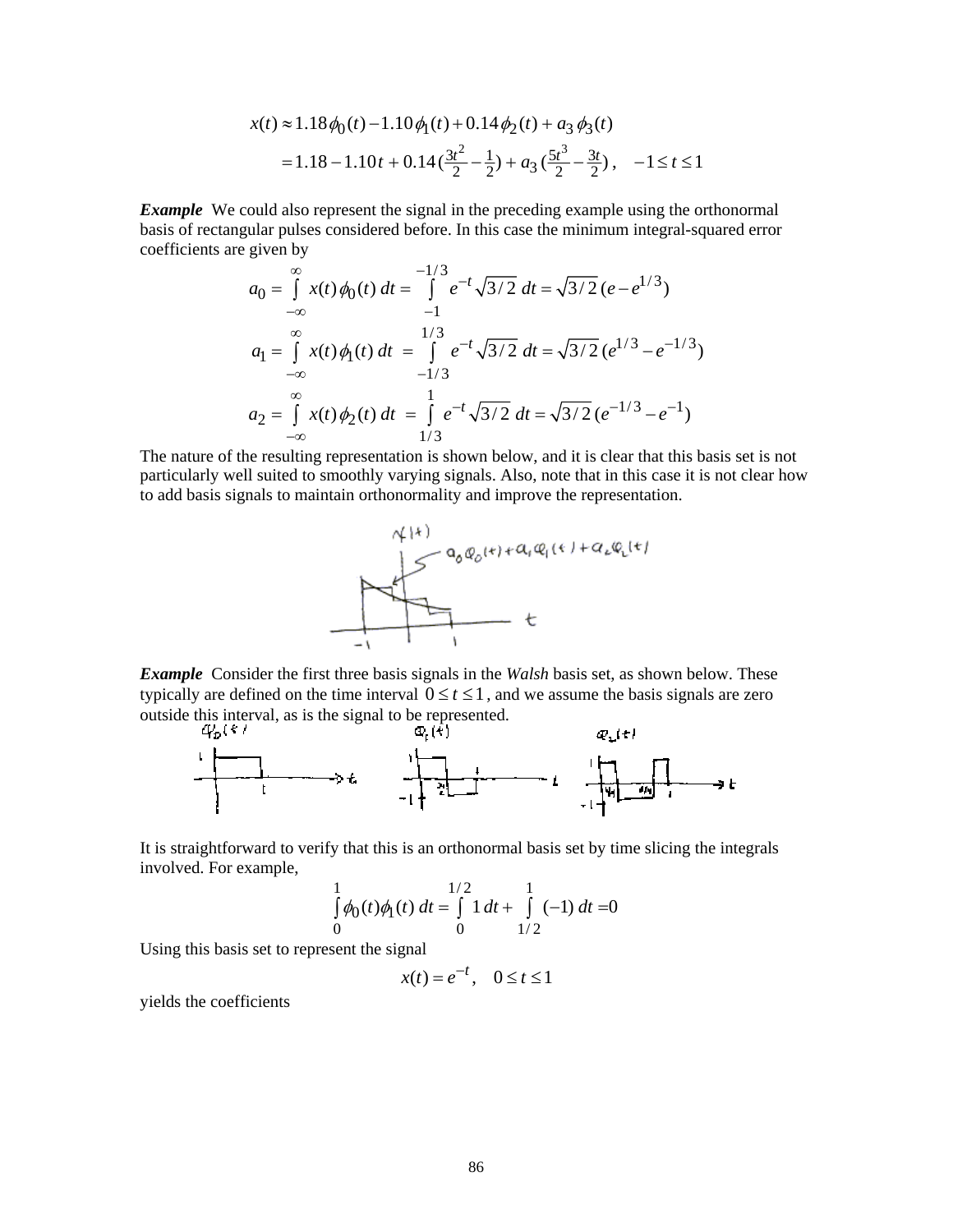$$x(t) \approx 1.18\phi_0(t) - 1.10\phi_1(t) + 0.14\phi_2(t) + a_3\,\phi_3(t)$$
$$= 1.18 - 1.10t + 0.14\left(\tfrac{3t^2}{2} - \tfrac{1}{2}\right) + a_3\left(\tfrac{5t^3}{2} - \tfrac{3t}{2}\right), \quad -1 \le t \le 1$$

***Example*** We could also represent the signal in the preceding example using the orthonormal basis of rectangular pulses considered before. In this case the minimum integral-squared error coefficients are given by

$$a_0 = \int_{-\infty}^{\infty} x(t)\phi_0(t)\,dt = \int_{-1}^{-1/3} e^{-t}\sqrt{3/2}\,dt = \sqrt{3/2}\,(e - e^{1/3})$$
$$a_1 = \int_{-\infty}^{\infty} x(t)\phi_1(t)\,dt = \int_{-1/3}^{1/3} e^{-t}\sqrt{3/2}\,dt = \sqrt{3/2}\,(e^{1/3} - e^{-1/3})$$
$$a_2 = \int_{-\infty}^{\infty} x(t)\phi_2(t)\,dt = \int_{1/3}^{1} e^{-t}\sqrt{3/2}\,dt = \sqrt{3/2}\,(e^{-1/3} - e^{-1})$$

The nature of the resulting representation is shown below, and it is clear that this basis set is not particularly well suited to smoothly varying signals. Also, note that in this case it is not clear how to add basis signals to maintain orthonormality and improve the representation.

***Example*** Consider the first three basis signals in the *Walsh* basis set, as shown below. These typically are defined on the time interval $0 \le t \le 1$, and we assume the basis signals are zero outside this interval, as is the signal to be represented.

It is straightforward to verify that this is an orthonormal basis set by time slicing the integrals involved. For example,

$$\int_0^1 \phi_0(t)\phi_1(t)\,dt = \int_0^{1/2} 1\,dt + \int_{1/2}^{1} (-1)\,dt = 0$$

Using this basis set to represent the signal

$$x(t) = e^{-t}, \quad 0 \le t \le 1$$

yields the coefficients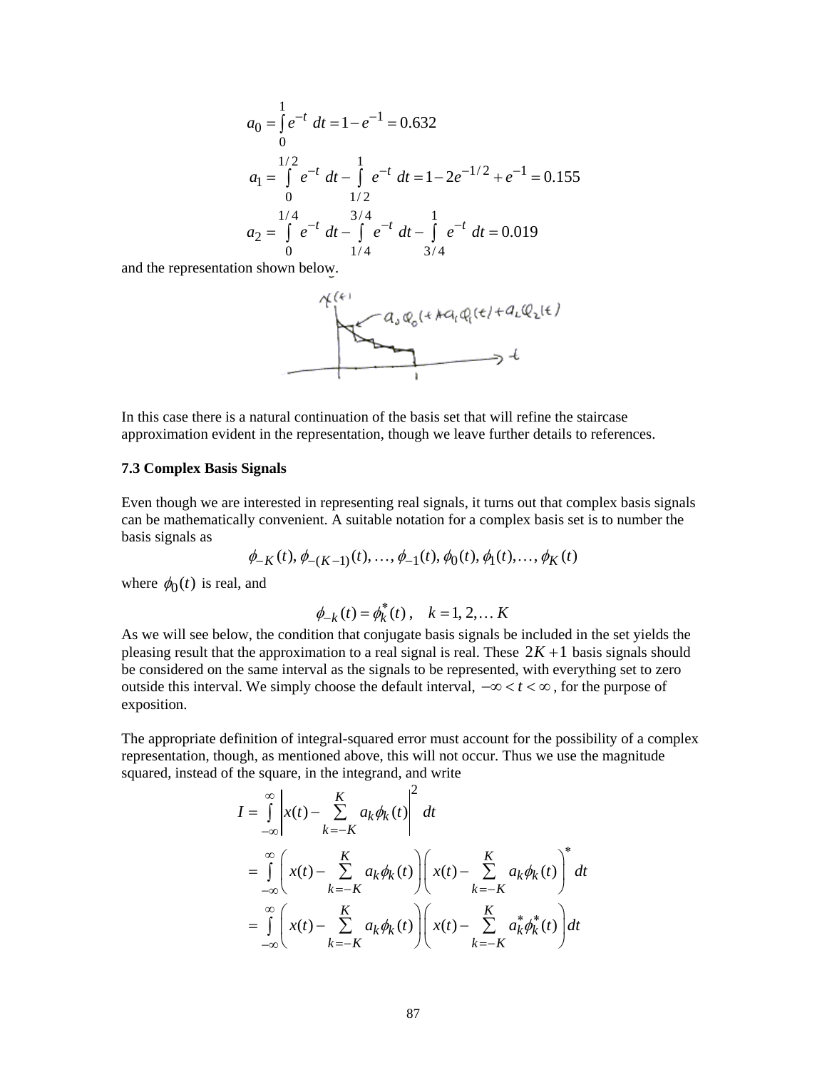$$a_0 = \int_0^1 e^{-t}\, dt = 1 - e^{-1} = 0.632$$

$$a_1 = \int_0^{1/2} e^{-t}\, dt - \int_{1/2}^{1} e^{-t}\, dt = 1 - 2e^{-1/2} + e^{-1} = 0.155$$

$$a_2 = \int_0^{1/4} e^{-t}\, dt - \int_{1/4}^{3/4} e^{-t}\, dt - \int_{3/4}^{1} e^{-t}\, dt = 0.019$$

and the representation shown below.

In this case there is a natural continuation of the basis set that will refine the staircase approximation evident in the representation, though we leave further details to references.

**7.3 Complex Basis Signals**

Even though we are interested in representing real signals, it turns out that complex basis signals can be mathematically convenient. A suitable notation for a complex basis set is to number the basis signals as

$$\phi_{-K}(t), \phi_{-(K-1)}(t), \ldots, \phi_{-1}(t), \phi_0(t), \phi_1(t), \ldots, \phi_K(t)$$

where $\phi_0(t)$ is real, and

$$\phi_{-k}(t) = \phi_k^*(t)\,, \quad k = 1, 2, \ldots K$$

As we will see below, the condition that conjugate basis signals be included in the set yields the pleasing result that the approximation to a real signal is real. These $2K+1$ basis signals should be considered on the same interval as the signals to be represented, with everything set to zero outside this interval. We simply choose the default interval, $-\infty < t < \infty$, for the purpose of exposition.

The appropriate definition of integral-squared error must account for the possibility of a complex representation, though, as mentioned above, this will not occur. Thus we use the magnitude squared, instead of the square, in the integrand, and write

$$\begin{aligned}
I &= \int_{-\infty}^{\infty} \left| x(t) - \sum_{k=-K}^{K} a_k \phi_k(t) \right|^2 dt \\
&= \int_{-\infty}^{\infty} \left( x(t) - \sum_{k=-K}^{K} a_k \phi_k(t) \right) \left( x(t) - \sum_{k=-K}^{K} a_k \phi_k(t) \right)^* dt \\
&= \int_{-\infty}^{\infty} \left( x(t) - \sum_{k=-K}^{K} a_k \phi_k(t) \right) \left( x(t) - \sum_{k=-K}^{K} a_k^* \phi_k^*(t) \right) dt
\end{aligned}$$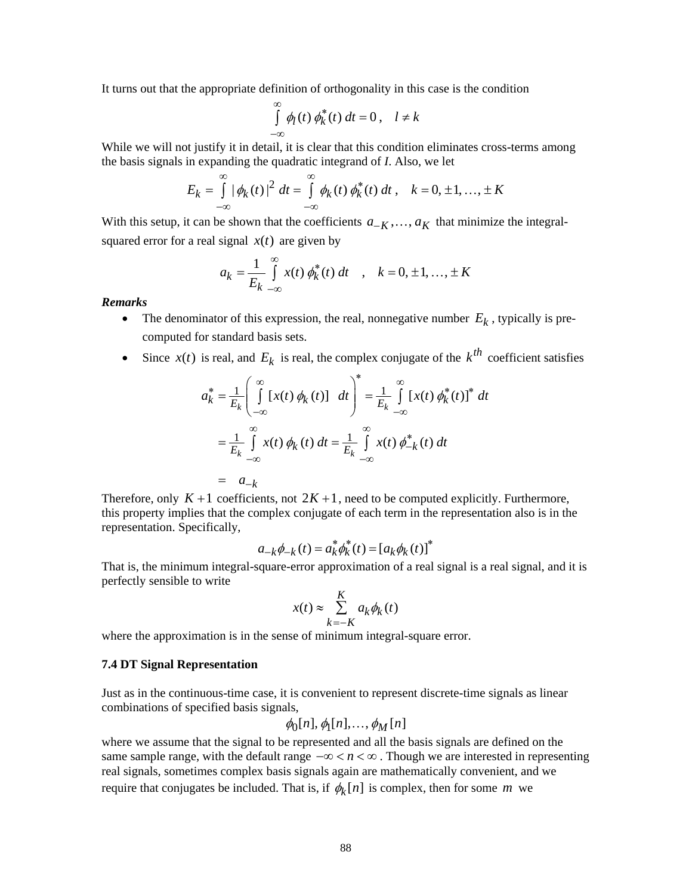It turns out that the appropriate definition of orthogonality in this case is the condition

$$\int_{-\infty}^{\infty} \phi_l(t)\, \phi_k^*(t)\, dt = 0\,, \quad l \neq k$$

While we will not justify it in detail, it is clear that this condition eliminates cross-terms among the basis signals in expanding the quadratic integrand of *I*. Also, we let

$$E_k = \int_{-\infty}^{\infty} |\phi_k(t)|^2\, dt = \int_{-\infty}^{\infty} \phi_k(t)\, \phi_k^*(t)\, dt\,, \quad k = 0, \pm 1, \ldots, \pm K$$

With this setup, it can be shown that the coefficients $a_{-K}, \ldots, a_K$ that minimize the integral-squared error for a real signal $x(t)$ are given by

$$a_k = \frac{1}{E_k} \int_{-\infty}^{\infty} x(t)\, \phi_k^*(t)\, dt \quad , \quad k = 0, \pm 1, \ldots, \pm K$$

***Remarks***

- The denominator of this expression, the real, nonnegative number $E_k$, typically is pre-computed for standard basis sets.
- Since $x(t)$ is real, and $E_k$ is real, the complex conjugate of the $k^{th}$ coefficient satisfies

$$\begin{aligned} a_k^* &= \tfrac{1}{E_k} \left( \int_{-\infty}^{\infty} [x(t)\, \phi_k(t)] \;\; dt \right)^* = \tfrac{1}{E_k} \int_{-\infty}^{\infty} [x(t)\, \phi_k^*(t)]^*\, dt \\ &= \tfrac{1}{E_k} \int_{-\infty}^{\infty} x(t)\, \phi_k(t)\, dt = \tfrac{1}{E_k} \int_{-\infty}^{\infty} x(t)\, \phi_{-k}^*(t)\, dt \\ &= \;\; a_{-k} \end{aligned}$$

Therefore, only $K+1$ coefficients, not $2K+1$, need to be computed explicitly. Furthermore, this property implies that the complex conjugate of each term in the representation also is in the representation. Specifically,

$$a_{-k}\phi_{-k}(t) = a_k^* \phi_k^*(t) = [a_k \phi_k(t)]^*$$

That is, the minimum integral-square-error approximation of a real signal is a real signal, and it is perfectly sensible to write

$$x(t) \approx \sum_{k=-K}^{K} a_k \phi_k(t)$$

where the approximation is in the sense of minimum integral-square error.

**7.4 DT Signal Representation**

Just as in the continuous-time case, it is convenient to represent discrete-time signals as linear combinations of specified basis signals,

$$\phi_0[n], \phi_1[n], \ldots, \phi_M[n]$$

where we assume that the signal to be represented and all the basis signals are defined on the same sample range, with the default range $-\infty < n < \infty$. Though we are interested in representing real signals, sometimes complex basis signals again are mathematically convenient, and we require that conjugates be included. That is, if $\phi_k[n]$ is complex, then for some $m$ we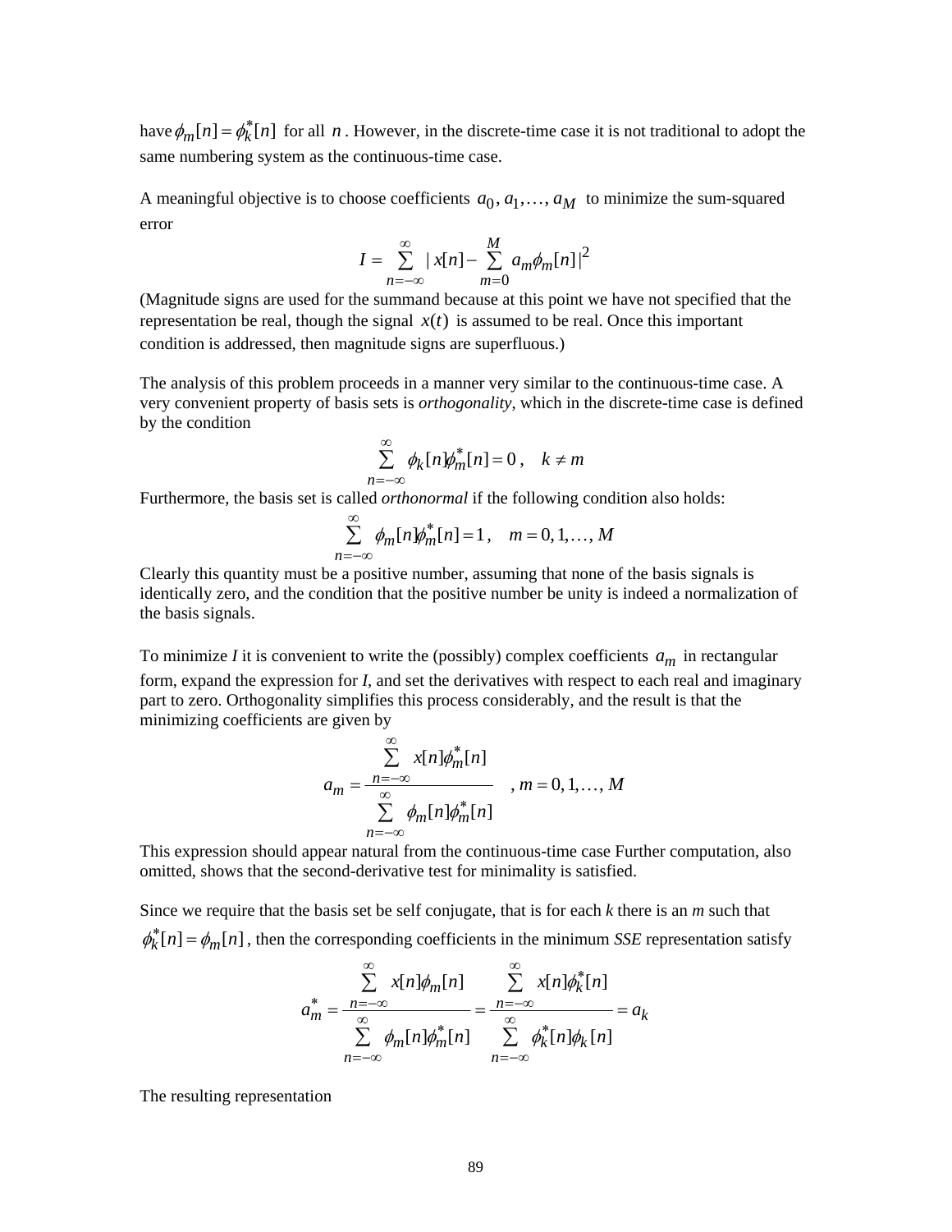have $\phi_m[n] = \phi_k^*[n]$ for all $n$. However, in the discrete-time case it is not traditional to adopt the same numbering system as the continuous-time case.

A meaningful objective is to choose coefficients $a_0, a_1, \ldots, a_M$ to minimize the sum-squared error

$$I = \sum_{n=-\infty}^{\infty} | x[n] - \sum_{m=0}^{M} a_m \phi_m[n] |^2$$

(Magnitude signs are used for the summand because at this point we have not specified that the representation be real, though the signal $x(t)$ is assumed to be real. Once this important condition is addressed, then magnitude signs are superfluous.)

The analysis of this problem proceeds in a manner very similar to the continuous-time case. A very convenient property of basis sets is *orthogonality*, which in the discrete-time case is defined by the condition

$$\sum_{n=-\infty}^{\infty} \phi_k[n] \phi_m^*[n] = 0 \,, \quad k \neq m$$

Furthermore, the basis set is called *orthonormal* if the following condition also holds:

$$\sum_{n=-\infty}^{\infty} \phi_m[n] \phi_m^*[n] = 1 \,, \quad m = 0, 1, \ldots, M$$

Clearly this quantity must be a positive number, assuming that none of the basis signals is identically zero, and the condition that the positive number be unity is indeed a normalization of the basis signals.

To minimize *I* it is convenient to write the (possibly) complex coefficients $a_m$ in rectangular form, expand the expression for *I*, and set the derivatives with respect to each real and imaginary part to zero. Orthogonality simplifies this process considerably, and the result is that the minimizing coefficients are given by

$$a_m = \frac{\sum_{n=-\infty}^{\infty} x[n] \phi_m^*[n]}{\sum_{n=-\infty}^{\infty} \phi_m[n] \phi_m^*[n]} \quad , \, m = 0, 1, \ldots, M$$

This expression should appear natural from the continuous-time case Further computation, also omitted, shows that the second-derivative test for minimality is satisfied.

Since we require that the basis set be self conjugate, that is for each *k* there is an *m* such that $\phi_k^*[n] = \phi_m[n]$, then the corresponding coefficients in the minimum *SSE* representation satisfy

$$a_m^* = \frac{\sum_{n=-\infty}^{\infty} x[n] \phi_m[n]}{\sum_{n=-\infty}^{\infty} \phi_m[n] \phi_m^*[n]} = \frac{\sum_{n=-\infty}^{\infty} x[n] \phi_k^*[n]}{\sum_{n=-\infty}^{\infty} \phi_k^*[n] \phi_k[n]} = a_k$$

The resulting representation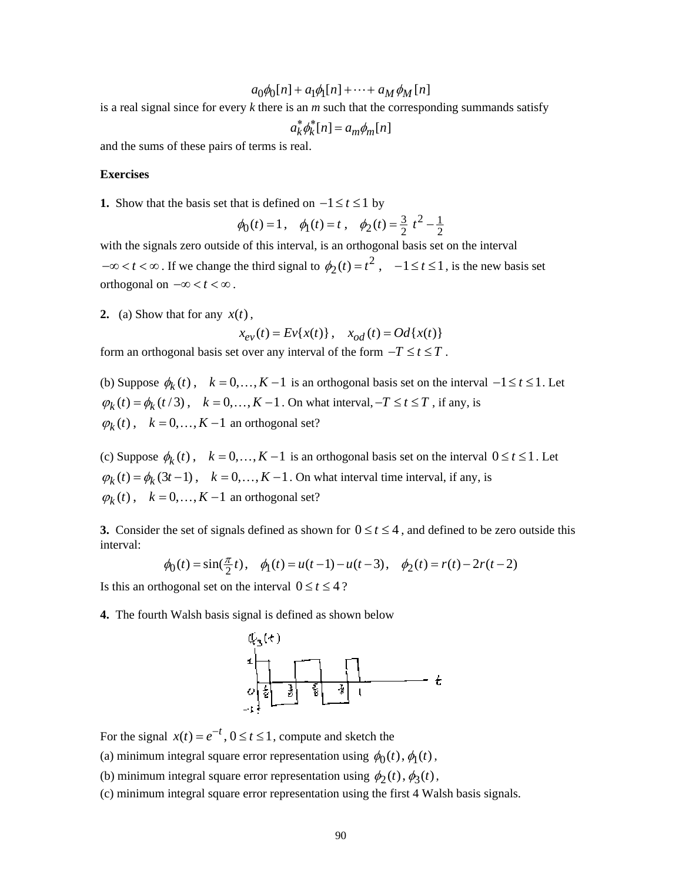$$a_0\phi_0[n] + a_1\phi_1[n] + \cdots + a_M\phi_M[n]$$

is a real signal since for every *k* there is an *m* such that the corresponding summands satisfy

$$a_k^*\phi_k^*[n] = a_m\phi_m[n]$$

and the sums of these pairs of terms is real.

**Exercises**

**1.** Show that the basis set that is defined on $-1 \le t \le 1$ by

$$\phi_0(t) = 1\,, \quad \phi_1(t) = t\,, \quad \phi_2(t) = \tfrac{3}{2}\,t^2 - \tfrac{1}{2}$$

with the signals zero outside of this interval, is an orthogonal basis set on the interval $-\infty < t < \infty$. If we change the third signal to $\phi_2(t) = t^2\,, \quad -1 \le t \le 1$, is the new basis set orthogonal on $-\infty < t < \infty$.

**2.** (a) Show that for any $x(t)$,

$$x_{ev}(t) = Ev\{x(t)\}\,, \quad x_{od}(t) = Od\{x(t)\}$$

form an orthogonal basis set over any interval of the form $-T \le t \le T$.

(b) Suppose $\phi_k(t)\,, \quad k = 0,\ldots,K-1$ is an orthogonal basis set on the interval $-1 \le t \le 1$. Let $\varphi_k(t) = \phi_k(t/3)\,, \quad k = 0,\ldots,K-1$. On what interval, $-T \le t \le T$, if any, is $\varphi_k(t)\,, \quad k = 0,\ldots,K-1$ an orthogonal set?

(c) Suppose $\phi_k(t)\,, \quad k = 0,\ldots,K-1$ is an orthogonal basis set on the interval $0 \le t \le 1$. Let $\varphi_k(t) = \phi_k(3t-1)\,, \quad k = 0,\ldots,K-1$. On what interval time interval, if any, is $\varphi_k(t)\,, \quad k = 0,\ldots,K-1$ an orthogonal set?

**3.** Consider the set of signals defined as shown for $0 \le t \le 4$, and defined to be zero outside this interval:

$$\phi_0(t) = \sin(\tfrac{\pi}{2}t)\,, \quad \phi_1(t) = u(t-1) - u(t-3)\,, \quad \phi_2(t) = r(t) - 2r(t-2)$$

Is this an orthogonal set on the interval $0 \le t \le 4$?

**4.** The fourth Walsh basis signal is defined as shown below

For the signal $x(t) = e^{-t}, 0 \le t \le 1$, compute and sketch the

(a) minimum integral square error representation using $\phi_0(t), \phi_1(t)$,

(b) minimum integral square error representation using $\phi_2(t), \phi_3(t)$,

(c) minimum integral square error representation using the first 4 Walsh basis signals.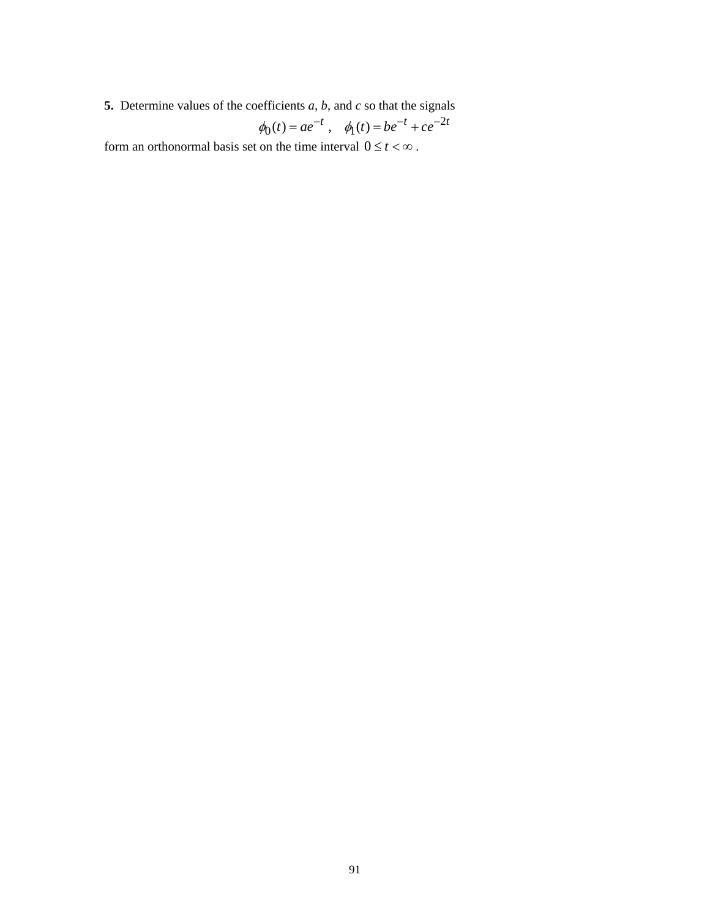**5.** Determine values of the coefficients *a*, *b*, and *c* so that the signals

$$\phi_0(t) = ae^{-t} \ , \quad \phi_1(t) = be^{-t} + ce^{-2t}$$

form an orthonormal basis set on the time interval $0 \le t < \infty$ .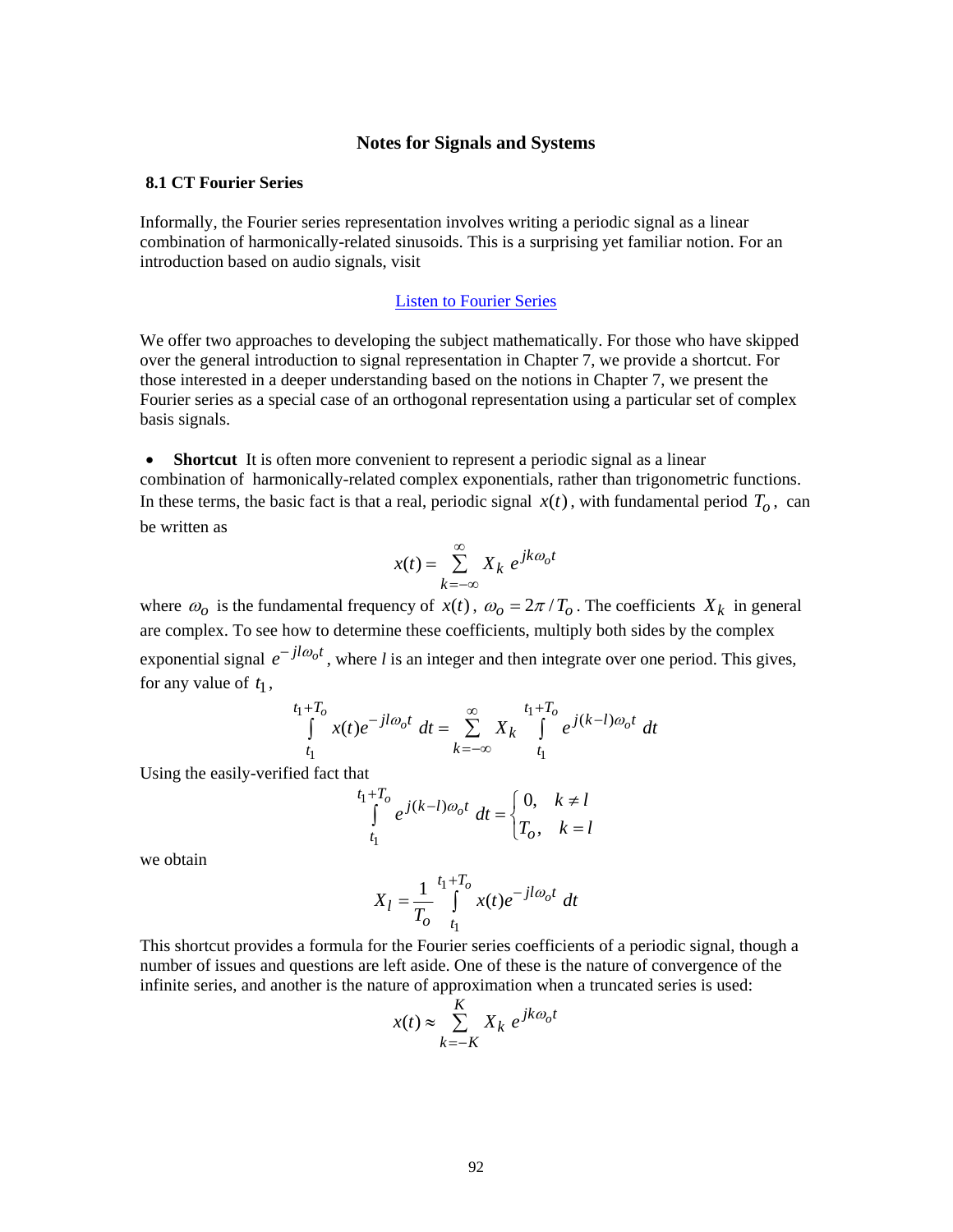# Notes for Signals and Systems

## 8.1 CT Fourier Series

Informally, the Fourier series representation involves writing a periodic signal as a linear combination of harmonically-related sinusoids. This is a surprising yet familiar notion. For an introduction based on audio signals, visit

[Listen to Fourier Series]

We offer two approaches to developing the subject mathematically. For those who have skipped over the general introduction to signal representation in Chapter 7, we provide a shortcut. For those interested in a deeper understanding based on the notions in Chapter 7, we present the Fourier series as a special case of an orthogonal representation using a particular set of complex basis signals.

- **Shortcut** It is often more convenient to represent a periodic signal as a linear combination of harmonically-related complex exponentials, rather than trigonometric functions. In these terms, the basic fact is that a real, periodic signal $x(t)$, with fundamental period $T_o$, can be written as

$$x(t) = \sum_{k=-\infty}^{\infty} X_k \, e^{jk\omega_o t}$$

where $\omega_o$ is the fundamental frequency of $x(t)$, $\omega_o = 2\pi / T_o$. The coefficients $X_k$ in general are complex. To see how to determine these coefficients, multiply both sides by the complex exponential signal $e^{-jl\omega_o t}$, where $l$ is an integer and then integrate over one period. This gives, for any value of $t_1$,

$$\int_{t_1}^{t_1+T_o} x(t) e^{-jl\omega_o t} \, dt = \sum_{k=-\infty}^{\infty} X_k \int_{t_1}^{t_1+T_o} e^{j(k-l)\omega_o t} \, dt$$

Using the easily-verified fact that

$$\int_{t_1}^{t_1+T_o} e^{j(k-l)\omega_o t} \, dt = \begin{cases} 0, & k \neq l \\ T_o, & k = l \end{cases}$$

we obtain

$$X_l = \frac{1}{T_o} \int_{t_1}^{t_1+T_o} x(t) e^{-jl\omega_o t} \, dt$$

This shortcut provides a formula for the Fourier series coefficients of a periodic signal, though a number of issues and questions are left aside. One of these is the nature of convergence of the infinite series, and another is the nature of approximation when a truncated series is used:

$$x(t) \approx \sum_{k=-K}^{K} X_k \, e^{jk\omega_o t}$$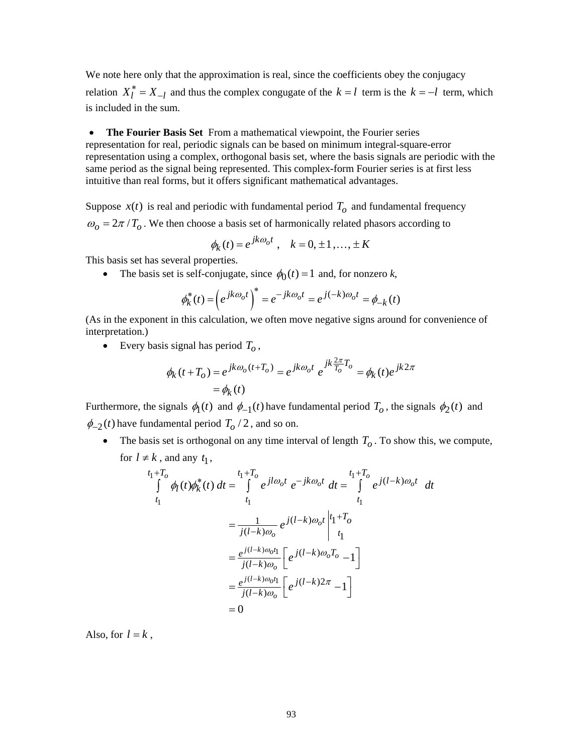We note here only that the approximation is real, since the coefficients obey the conjugacy relation $X_l^* = X_{-l}$ and thus the complex congugate of the $k = l$ term is the $k = -l$ term, which is included in the sum.

- **The Fourier Basis Set** From a mathematical viewpoint, the Fourier series representation for real, periodic signals can be based on minimum integral-square-error representation using a complex, orthogonal basis set, where the basis signals are periodic with the same period as the signal being represented. This complex-form Fourier series is at first less intuitive than real forms, but it offers significant mathematical advantages.

Suppose $x(t)$ is real and periodic with fundamental period $T_o$ and fundamental frequency $\omega_o = 2\pi / T_o$. We then choose a basis set of harmonically related phasors according to

$$\phi_k(t) = e^{jk\omega_o t} \ , \quad k = 0, \pm 1, \ldots, \pm K$$

This basis set has several properties.

- The basis set is self-conjugate, since $\phi_0(t) = 1$ and, for nonzero *k*,

$$\phi_k^*(t) = \left(e^{jk\omega_o t}\right)^* = e^{-jk\omega_o t} = e^{j(-k)\omega_o t} = \phi_{-k}(t)$$

(As in the exponent in this calculation, we often move negative signs around for convenience of interpretation.)

- Every basis signal has period $T_o$,

$$\begin{aligned}\phi_k(t + T_o) &= e^{jk\omega_o(t+T_o)} = e^{jk\omega_o t}\, e^{jk\frac{2\pi}{T_o}T_o} = \phi_k(t)e^{jk2\pi} \\ &= \phi_k(t)\end{aligned}$$

Furthermore, the signals $\phi_1(t)$ and $\phi_{-1}(t)$ have fundamental period $T_o$, the signals $\phi_2(t)$ and $\phi_{-2}(t)$ have fundamental period $T_o / 2$, and so on.

- The basis set is orthogonal on any time interval of length $T_o$. To show this, we compute, for $l \neq k$, and any $t_1$,

$$\begin{aligned}\int_{t_1}^{t_1+T_o} \phi_l(t)\phi_k^*(t)\, dt &= \int_{t_1}^{t_1+T_o} e^{jl\omega_o t}\, e^{-jk\omega_o t}\, dt = \int_{t_1}^{t_1+T_o} e^{j(l-k)\omega_o t}\, dt \\ &= \frac{1}{j(l-k)\omega_o} e^{j(l-k)\omega_o t} \Big|_{t_1}^{t_1+T_o} \\ &= \frac{e^{j(l-k)\omega_o t_1}}{j(l-k)\omega_o}\left[e^{j(l-k)\omega_o T_o} - 1\right] \\ &= \frac{e^{j(l-k)\omega_o t_1}}{j(l-k)\omega_o}\left[e^{j(l-k)2\pi} - 1\right] \\ &= 0\end{aligned}$$

Also, for $l = k$,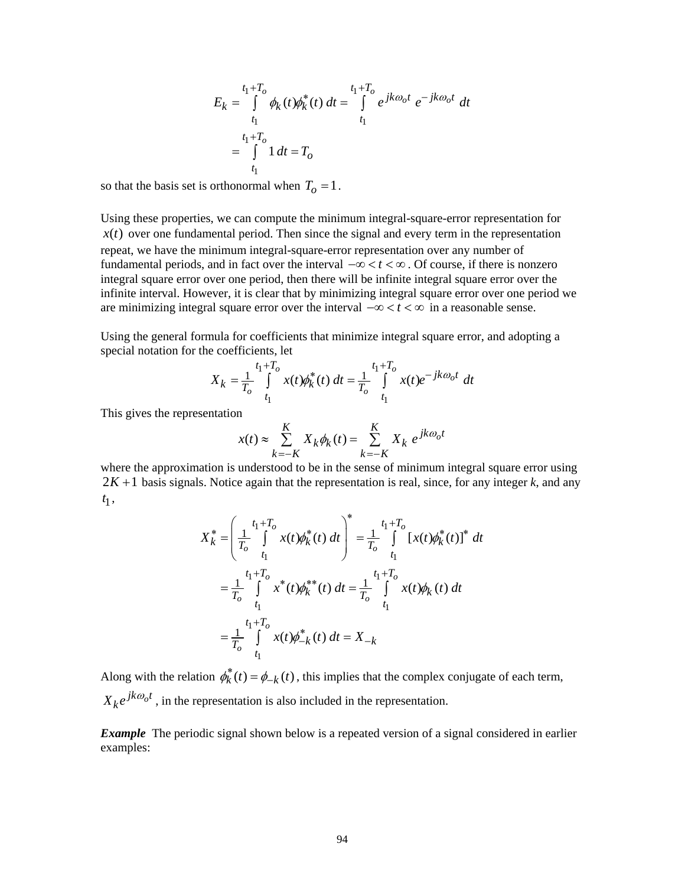$$E_k = \int_{t_1}^{t_1+T_o} \phi_k(t)\phi_k^*(t)\, dt = \int_{t_1}^{t_1+T_o} e^{jk\omega_o t}\, e^{-jk\omega_o t}\, dt$$

$$= \int_{t_1}^{t_1+T_o} 1\, dt = T_o$$

so that the basis set is orthonormal when $T_o = 1$.

Using these properties, we can compute the minimum integral-square-error representation for $x(t)$ over one fundamental period. Then since the signal and every term in the representation repeat, we have the minimum integral-square-error representation over any number of fundamental periods, and in fact over the interval $-\infty < t < \infty$. Of course, if there is nonzero integral square error over one period, then there will be infinite integral square error over the infinite interval. However, it is clear that by minimizing integral square error over one period we are minimizing integral square error over the interval $-\infty < t < \infty$ in a reasonable sense.

Using the general formula for coefficients that minimize integral square error, and adopting a special notation for the coefficients, let

$$X_k = \frac{1}{T_o} \int_{t_1}^{t_1+T_o} x(t)\phi_k^*(t)\, dt = \frac{1}{T_o} \int_{t_1}^{t_1+T_o} x(t) e^{-jk\omega_o t}\, dt$$

This gives the representation

$$x(t) \approx \sum_{k=-K}^{K} X_k \phi_k(t) = \sum_{k=-K}^{K} X_k\, e^{jk\omega_o t}$$

where the approximation is understood to be in the sense of minimum integral square error using $2K+1$ basis signals. Notice again that the representation is real, since, for any integer *k*, and any $t_1$,

$$X_k^* = \left( \frac{1}{T_o} \int_{t_1}^{t_1+T_o} x(t)\phi_k^*(t)\, dt \right)^* = \frac{1}{T_o} \int_{t_1}^{t_1+T_o} [x(t)\phi_k^*(t)]^*\, dt$$

$$= \frac{1}{T_o} \int_{t_1}^{t_1+T_o} x^*(t)\phi_k^{**}(t)\, dt = \frac{1}{T_o} \int_{t_1}^{t_1+T_o} x(t)\phi_k(t)\, dt$$

$$= \frac{1}{T_o} \int_{t_1}^{t_1+T_o} x(t)\phi_{-k}^*(t)\, dt = X_{-k}$$

Along with the relation $\phi_k^*(t) = \phi_{-k}(t)$, this implies that the complex conjugate of each term, $X_k e^{jk\omega_o t}$, in the representation is also included in the representation.

***Example*** The periodic signal shown below is a repeated version of a signal considered in earlier examples: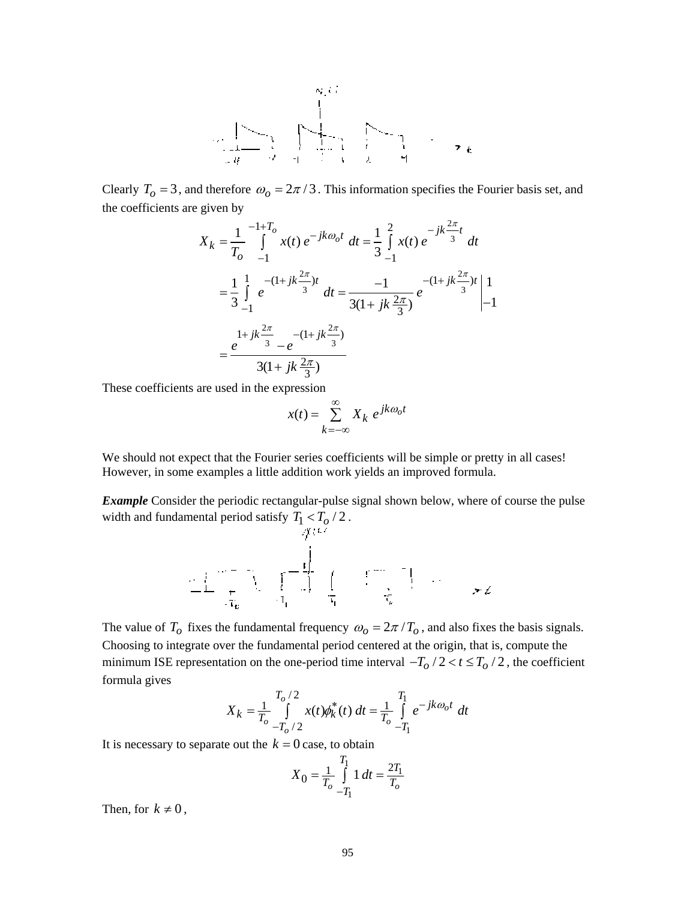Clearly $T_o = 3$, and therefore $\omega_o = 2\pi/3$. This information specifies the Fourier basis set, and the coefficients are given by

$$X_k = \frac{1}{T_o}\int_{-1}^{-1+T_o} x(t)\, e^{-jk\omega_o t}\, dt = \frac{1}{3}\int_{-1}^{2} x(t)\, e^{-jk\frac{2\pi}{3}t}\, dt$$

$$= \frac{1}{3}\int_{-1}^{1} e^{-(1+jk\frac{2\pi}{3})t}\, dt = \frac{-1}{3(1+jk\frac{2\pi}{3})} e^{-(1+jk\frac{2\pi}{3})t}\Big|_{-1}^{1}$$

$$= \frac{e^{1+jk\frac{2\pi}{3}} - e^{-(1+jk\frac{2\pi}{3})}}{3(1+jk\frac{2\pi}{3})}$$

These coefficients are used in the expression

$$x(t) = \sum_{k=-\infty}^{\infty} X_k\, e^{jk\omega_o t}$$

We should not expect that the Fourier series coefficients will be simple or pretty in all cases! However, in some examples a little addition work yields an improved formula.

***Example*** Consider the periodic rectangular-pulse signal shown below, where of course the pulse width and fundamental period satisfy $T_1 < T_o/2$.

The value of $T_o$ fixes the fundamental frequency $\omega_o = 2\pi/T_o$, and also fixes the basis signals. Choosing to integrate over the fundamental period centered at the origin, that is, compute the minimum ISE representation on the one-period time interval $-T_o/2 < t \le T_o/2$, the coefficient formula gives

$$X_k = \tfrac{1}{T_o}\int_{-T_o/2}^{T_o/2} x(t)\phi_k^*(t)\, dt = \tfrac{1}{T_o}\int_{-T_1}^{T_1} e^{-jk\omega_o t}\, dt$$

It is necessary to separate out the $k = 0$ case, to obtain

$$X_0 = \tfrac{1}{T_o}\int_{-T_1}^{T_1} 1\, dt = \tfrac{2T_1}{T_o}$$

Then, for $k \ne 0$,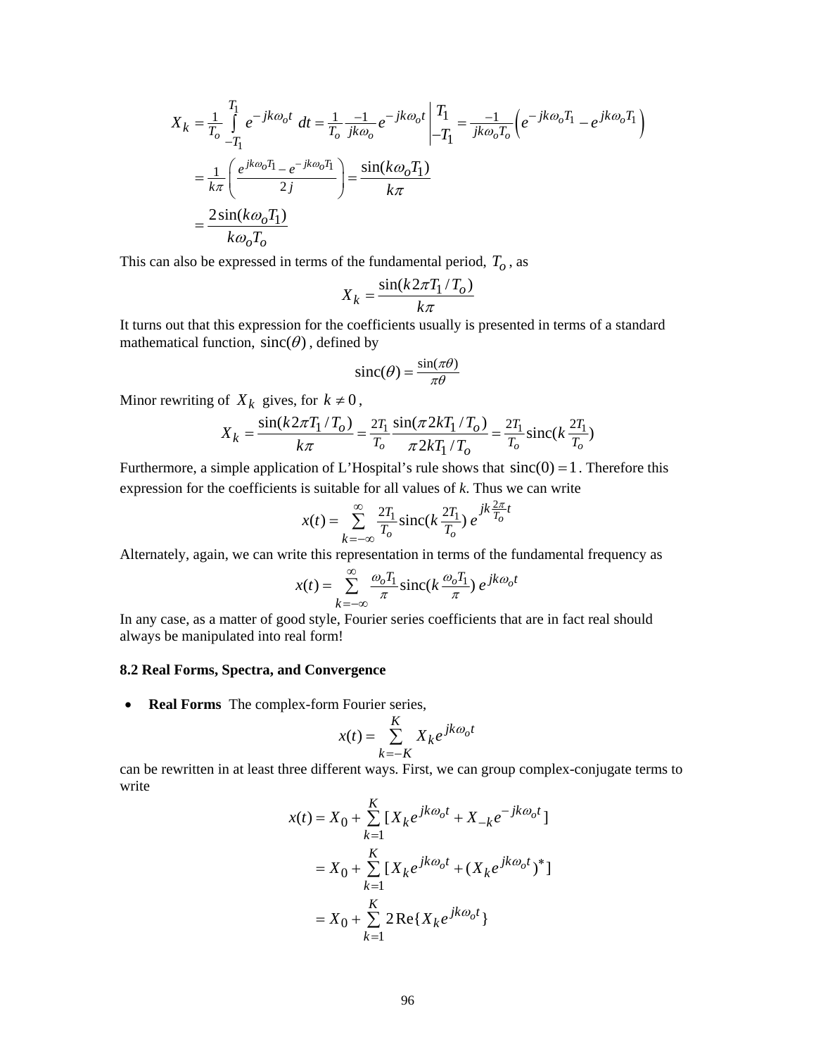$$X_k = \frac{1}{T_o} \int_{-T_1}^{T_1} e^{-jk\omega_o t}\, dt = \frac{1}{T_o} \frac{-1}{jk\omega_o} e^{-jk\omega_o t} \Bigg|_{-T_1}^{T_1} = \frac{-1}{jk\omega_o T_o} \left( e^{-jk\omega_o T_1} - e^{jk\omega_o T_1} \right)$$

$$= \frac{1}{k\pi} \left( \frac{e^{jk\omega_o T_1} - e^{-jk\omega_o T_1}}{2j} \right) = \frac{\sin(k\omega_o T_1)}{k\pi}$$

$$= \frac{2\sin(k\omega_o T_1)}{k\omega_o T_o}$$

This can also be expressed in terms of the fundamental period, $T_o$, as

$$X_k = \frac{\sin(k2\pi T_1 / T_o)}{k\pi}$$

It turns out that this expression for the coefficients usually is presented in terms of a standard mathematical function, $\text{sinc}(\theta)$, defined by

$$\text{sinc}(\theta) = \frac{\sin(\pi\theta)}{\pi\theta}$$

Minor rewriting of $X_k$ gives, for $k \neq 0$,

$$X_k = \frac{\sin(k2\pi T_1 / T_o)}{k\pi} = \frac{2T_1}{T_o} \frac{\sin(\pi 2kT_1 / T_o)}{\pi 2kT_1 / T_o} = \frac{2T_1}{T_o} \text{sinc}(k \frac{2T_1}{T_o})$$

Furthermore, a simple application of L'Hospital's rule shows that $\text{sinc}(0) = 1$. Therefore this expression for the coefficients is suitable for all values of *k*. Thus we can write

$$x(t) = \sum_{k=-\infty}^{\infty} \frac{2T_1}{T_o} \text{sinc}(k \frac{2T_1}{T_o})\, e^{jk\frac{2\pi}{T_o}t}$$

Alternately, again, we can write this representation in terms of the fundamental frequency as

$$x(t) = \sum_{k=-\infty}^{\infty} \frac{\omega_o T_1}{\pi} \text{sinc}(k \frac{\omega_o T_1}{\pi})\, e^{jk\omega_o t}$$

In any case, as a matter of good style, Fourier series coefficients that are in fact real should always be manipulated into real form!

### 8.2 Real Forms, Spectra, and Convergence

- **Real Forms** The complex-form Fourier series,

$$x(t) = \sum_{k=-K}^{K} X_k e^{jk\omega_o t}$$

can be rewritten in at least three different ways. First, we can group complex-conjugate terms to write

$$x(t) = X_0 + \sum_{k=1}^{K} [X_k e^{jk\omega_o t} + X_{-k} e^{-jk\omega_o t}]$$

$$= X_0 + \sum_{k=1}^{K} [X_k e^{jk\omega_o t} + (X_k e^{jk\omega_o t})^*]$$

$$= X_0 + \sum_{k=1}^{K} 2\,\text{Re}\{X_k e^{jk\omega_o t}\}$$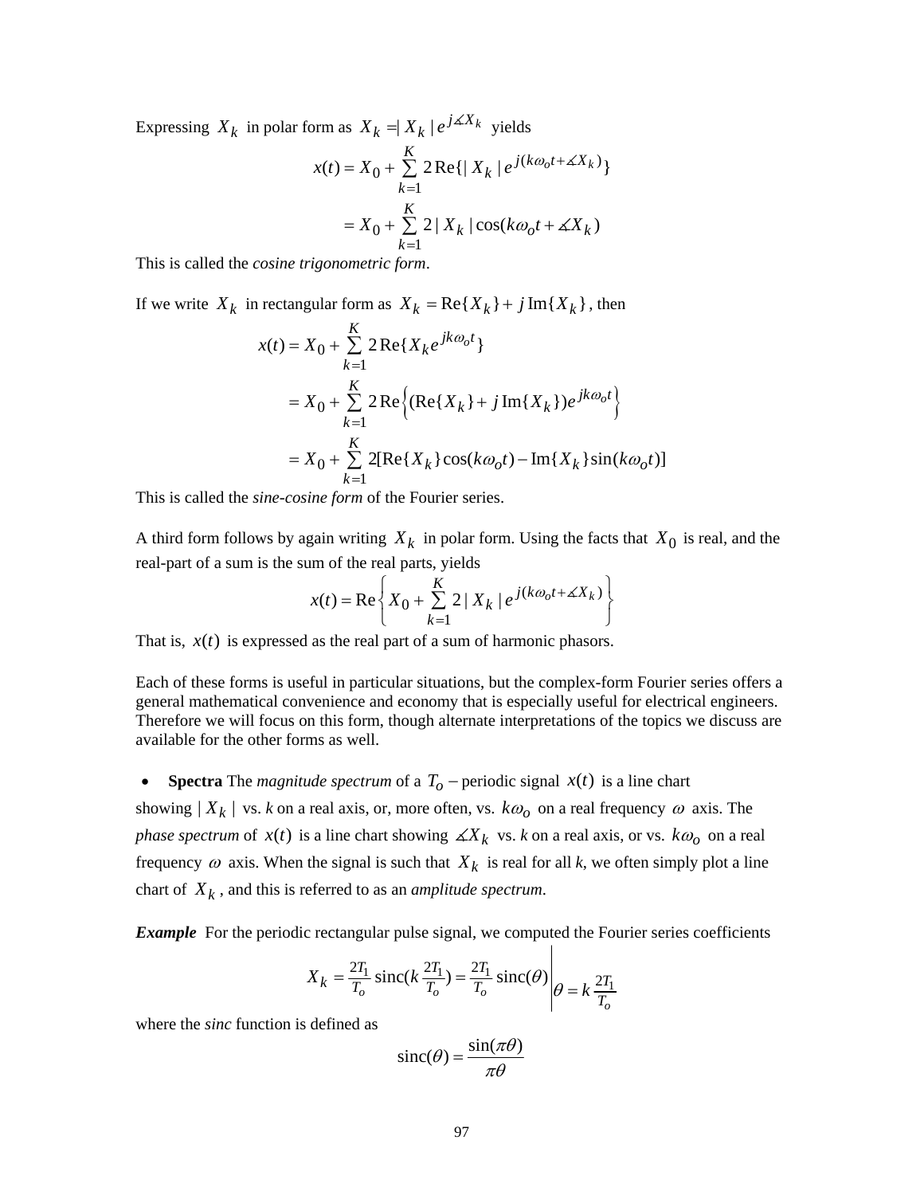Expressing $X_k$ in polar form as $X_k = |X_k| e^{j\measuredangle X_k}$ yields

$$x(t) = X_0 + \sum_{k=1}^{K} 2\,\mathrm{Re}\{|X_k| e^{j(k\omega_o t + \measuredangle X_k)}\}$$

$$= X_0 + \sum_{k=1}^{K} 2\,|X_k| \cos(k\omega_o t + \measuredangle X_k)$$

This is called the *cosine trigonometric form*.

If we write $X_k$ in rectangular form as $X_k = \mathrm{Re}\{X_k\} + j\,\mathrm{Im}\{X_k\}$, then

$$x(t) = X_0 + \sum_{k=1}^{K} 2\,\mathrm{Re}\{X_k e^{jk\omega_o t}\}$$

$$= X_0 + \sum_{k=1}^{K} 2\,\mathrm{Re}\left\{(\mathrm{Re}\{X_k\} + j\,\mathrm{Im}\{X_k\})e^{jk\omega_o t}\right\}$$

$$= X_0 + \sum_{k=1}^{K} 2[\mathrm{Re}\{X_k\}\cos(k\omega_o t) - \mathrm{Im}\{X_k\}\sin(k\omega_o t)]$$

This is called the *sine-cosine form* of the Fourier series.

A third form follows by again writing $X_k$ in polar form. Using the facts that $X_0$ is real, and the real-part of a sum is the sum of the real parts, yields

$$x(t) = \mathrm{Re}\left\{X_0 + \sum_{k=1}^{K} 2\,|X_k| e^{j(k\omega_o t + \measuredangle X_k)}\right\}$$

That is, $x(t)$ is expressed as the real part of a sum of harmonic phasors.

Each of these forms is useful in particular situations, but the complex-form Fourier series offers a general mathematical convenience and economy that is especially useful for electrical engineers. Therefore we will focus on this form, though alternate interpretations of the topics we discuss are available for the other forms as well.

- **Spectra** The *magnitude spectrum* of a $T_o$ − periodic signal $x(t)$ is a line chart showing $|X_k|$ vs. *k* on a real axis, or, more often, vs. $k\omega_o$ on a real frequency $\omega$ axis. The *phase spectrum* of $x(t)$ is a line chart showing $\measuredangle X_k$ vs. *k* on a real axis, or vs. $k\omega_o$ on a real frequency $\omega$ axis. When the signal is such that $X_k$ is real for all *k*, we often simply plot a line chart of $X_k$, and this is referred to as an *amplitude spectrum*.

***Example*** For the periodic rectangular pulse signal, we computed the Fourier series coefficients

$$X_k = \frac{2T_1}{T_o}\,\mathrm{sinc}(k\,\frac{2T_1}{T_o}) = \frac{2T_1}{T_o}\,\mathrm{sinc}(\theta)\Bigg|_{\theta = k\frac{2T_1}{T_o}}$$

where the *sinc* function is defined as

$$\mathrm{sinc}(\theta) = \frac{\sin(\pi\theta)}{\pi\theta}$$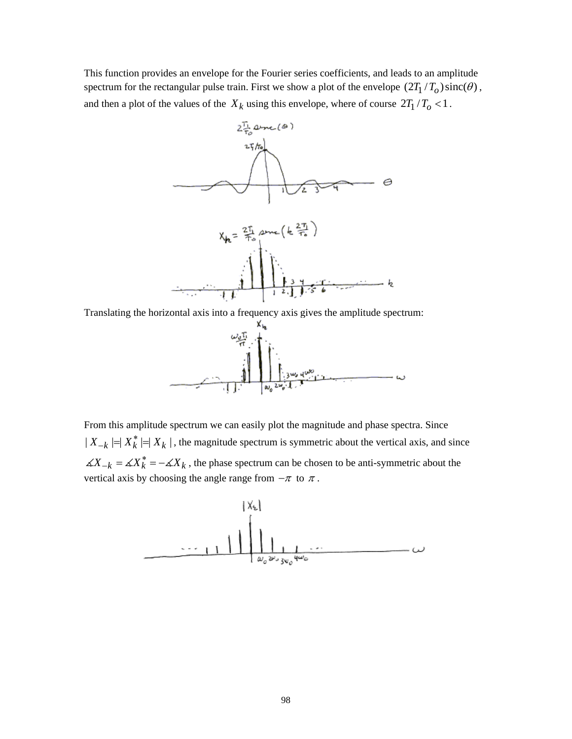This function provides an envelope for the Fourier series coefficients, and leads to an amplitude spectrum for the rectangular pulse train. First we show a plot of the envelope $(2T_1/T_o)\,\text{sinc}(\theta)$, and then a plot of the values of the $X_k$ using this envelope, where of course $2T_1/T_o < 1$.

Translating the horizontal axis into a frequency axis gives the amplitude spectrum:

From this amplitude spectrum we can easily plot the magnitude and phase spectra. Since $|X_{-k}| = |X_k^*| = |X_k|$, the magnitude spectrum is symmetric about the vertical axis, and since $\measuredangle X_{-k} = \measuredangle X_k^* = -\measuredangle X_k$, the phase spectrum can be chosen to be anti-symmetric about the vertical axis by choosing the angle range from $-\pi$ to $\pi$.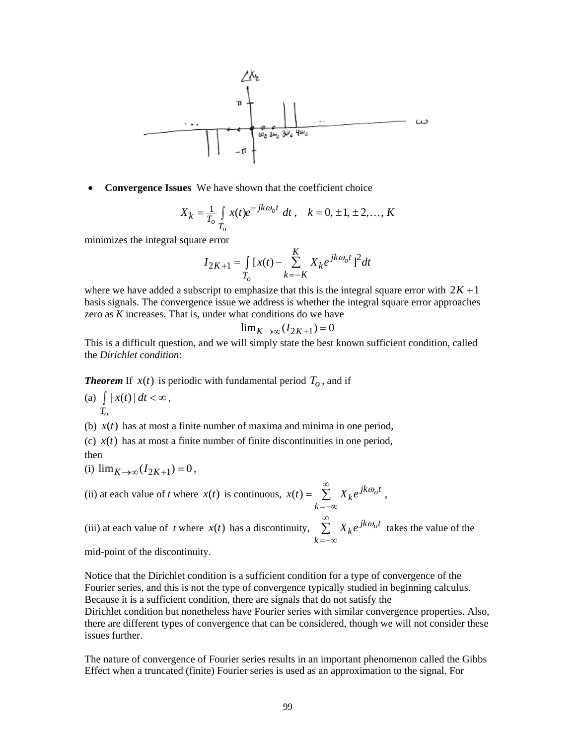- **Convergence Issues** We have shown that the coefficient choice

$$X_k = \frac{1}{T_o} \int_{T_o} x(t) e^{-jk\omega_o t}\, dt\,, \quad k = 0, \pm 1, \pm 2, \ldots, K$$

minimizes the integral square error

$$I_{2K+1} = \int_{T_o} [x(t) - \sum_{k=-K}^{K} X_k e^{jk\omega_o t}]^2 dt$$

where we have added a subscript to emphasize that this is the integral square error with $2K+1$ basis signals. The convergence issue we address is whether the integral square error approaches zero as *K* increases. That is, under what conditions do we have

$$\lim_{K\to\infty}(I_{2K+1}) = 0$$

This is a difficult question, and we will simply state the best known sufficient condition, called the *Dirichlet condition*:

***Theorem*** If $x(t)$ is periodic with fundamental period $T_o$, and if

(a) $\int_{T_o} |\, x(t)\,|\, dt < \infty$ ,

(b) $x(t)$ has at most a finite number of maxima and minima in one period,

(c) $x(t)$ has at most a finite number of finite discontinuities in one period,

then

(i) $\lim_{K\to\infty}(I_{2K+1}) = 0$ ,

(ii) at each value of *t* where $x(t)$ is continuous, $x(t) = \sum_{k=-\infty}^{\infty} X_k e^{jk\omega_o t}$ ,

(iii) at each value of *t* where $x(t)$ has a discontinuity, $\sum_{k=-\infty}^{\infty} X_k e^{jk\omega_o t}$ takes the value of the mid-point of the discontinuity.

Notice that the Dirichlet condition is a sufficient condition for a type of convergence of the Fourier series, and this is not the type of convergence typically studied in beginning calculus. Because it is a sufficient condition, there are signals that do not satisfy the Dirichlet condition but nonetheless have Fourier series with similar convergence properties. Also, there are different types of convergence that can be considered, though we will not consider these issues further.

The nature of convergence of Fourier series results in an important phenomenon called the Gibbs Effect when a truncated (finite) Fourier series is used as an approximation to the signal. For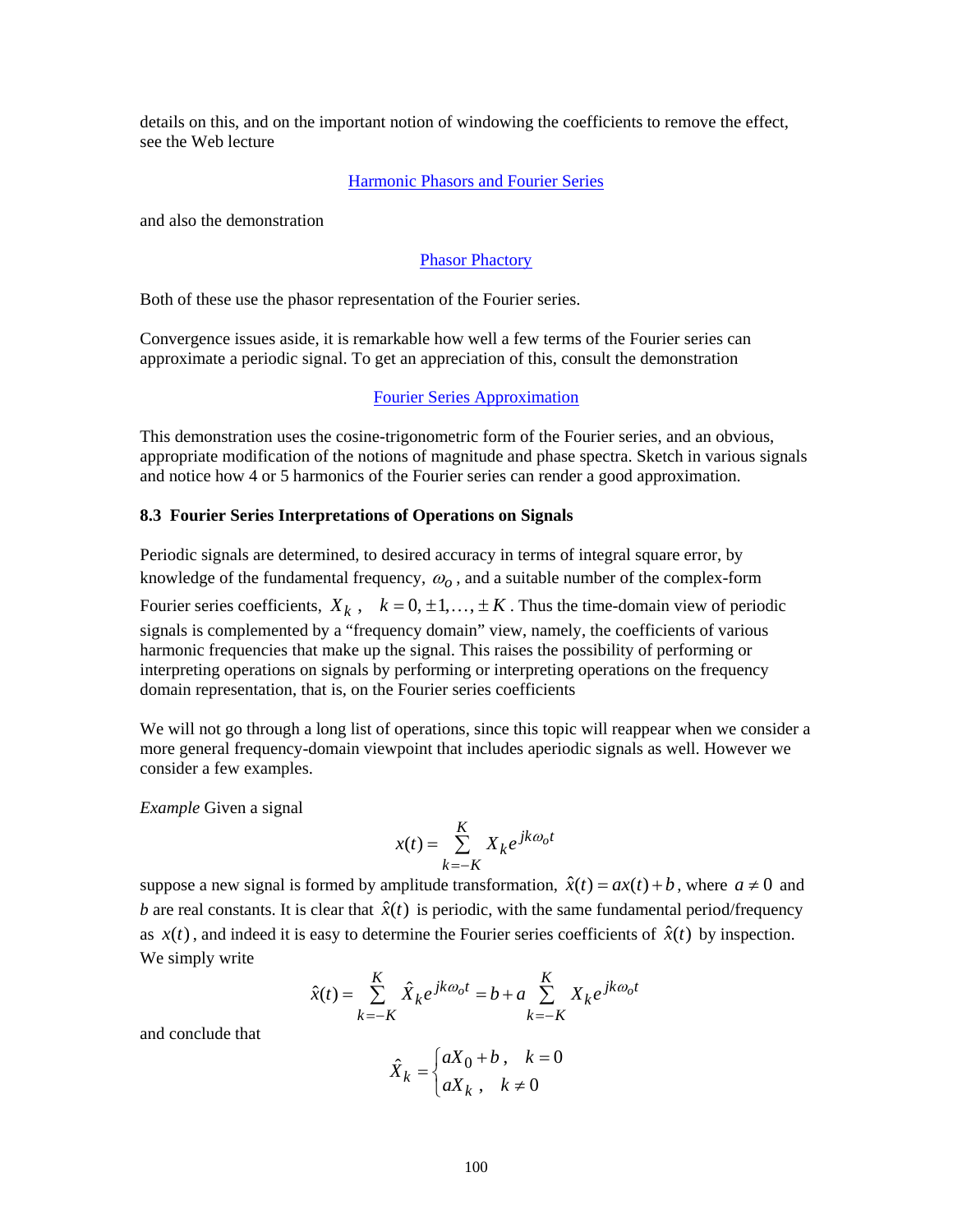details on this, and on the important notion of windowing the coefficients to remove the effect, see the Web lecture

Harmonic Phasors and Fourier Series

and also the demonstration

Phasor Phactory

Both of these use the phasor representation of the Fourier series.

Convergence issues aside, it is remarkable how well a few terms of the Fourier series can approximate a periodic signal. To get an appreciation of this, consult the demonstration

Fourier Series Approximation

This demonstration uses the cosine-trigonometric form of the Fourier series, and an obvious, appropriate modification of the notions of magnitude and phase spectra. Sketch in various signals and notice how 4 or 5 harmonics of the Fourier series can render a good approximation.

### 8.3 Fourier Series Interpretations of Operations on Signals

Periodic signals are determined, to desired accuracy in terms of integral square error, by knowledge of the fundamental frequency, $\omega_o$, and a suitable number of the complex-form Fourier series coefficients, $X_k$, $\quad k = 0, \pm 1, \ldots, \pm K$. Thus the time-domain view of periodic signals is complemented by a "frequency domain" view, namely, the coefficients of various harmonic frequencies that make up the signal. This raises the possibility of performing or interpreting operations on signals by performing or interpreting operations on the frequency domain representation, that is, on the Fourier series coefficients

We will not go through a long list of operations, since this topic will reappear when we consider a more general frequency-domain viewpoint that includes aperiodic signals as well. However we consider a few examples.

*Example* Given a signal

$$x(t) = \sum_{k=-K}^{K} X_k e^{jk\omega_o t}$$

suppose a new signal is formed by amplitude transformation, $\hat{x}(t) = ax(t) + b$, where $a \neq 0$ and $b$ are real constants. It is clear that $\hat{x}(t)$ is periodic, with the same fundamental period/frequency as $x(t)$, and indeed it is easy to determine the Fourier series coefficients of $\hat{x}(t)$ by inspection. We simply write

$$\hat{x}(t) = \sum_{k=-K}^{K} \hat{X}_k e^{jk\omega_o t} = b + a \sum_{k=-K}^{K} X_k e^{jk\omega_o t}$$

and conclude that

$$\hat{X}_k = \begin{cases} aX_0 + b\,, & k = 0 \\ aX_k\,, & k \neq 0 \end{cases}$$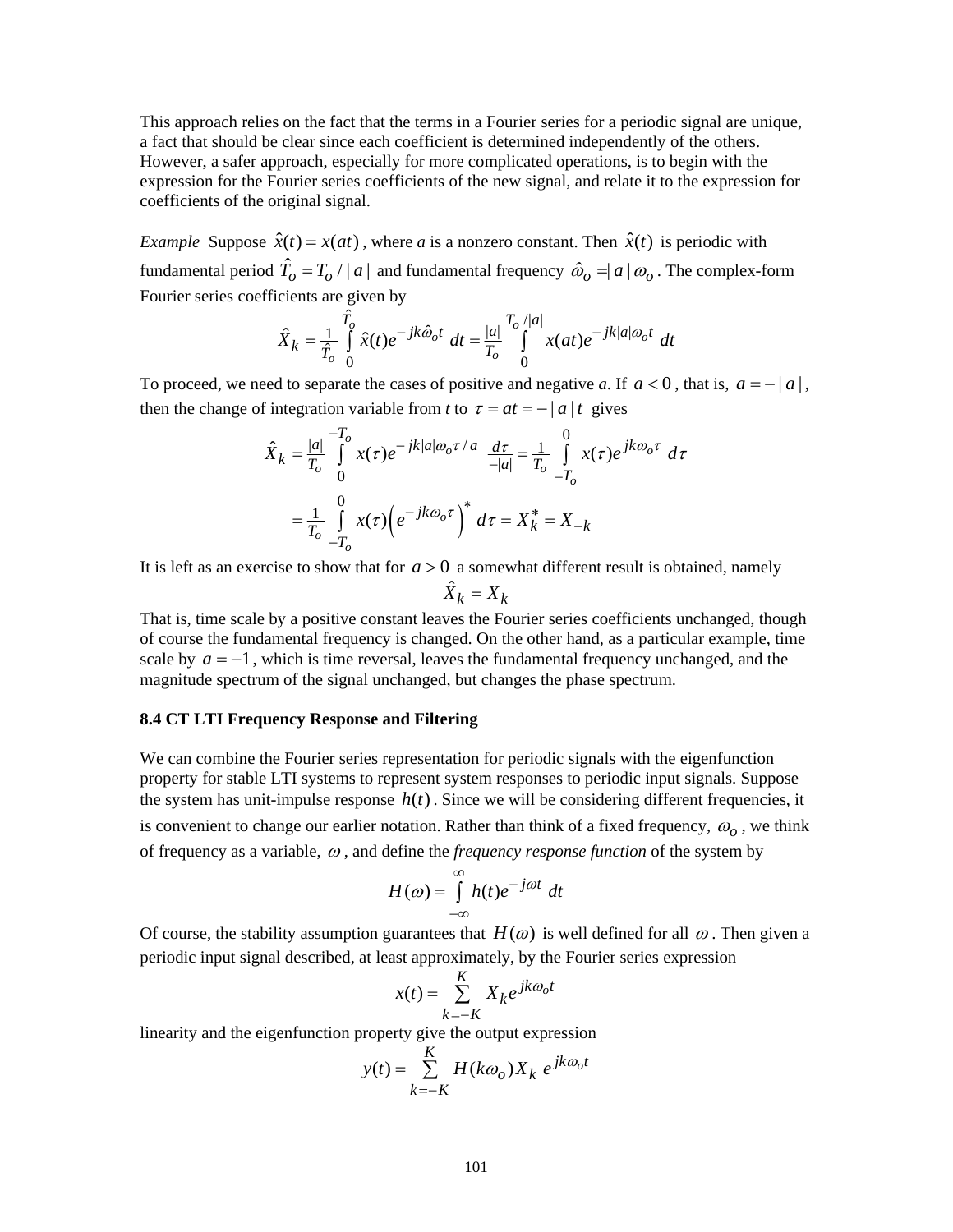This approach relies on the fact that the terms in a Fourier series for a periodic signal are unique, a fact that should be clear since each coefficient is determined independently of the others. However, a safer approach, especially for more complicated operations, is to begin with the expression for the Fourier series coefficients of the new signal, and relate it to the expression for coefficients of the original signal.

*Example* Suppose $\hat{x}(t) = x(at)$, where *a* is a nonzero constant. Then $\hat{x}(t)$ is periodic with fundamental period $\hat{T}_o = T_o / |a|$ and fundamental frequency $\hat{\omega}_o = |a|\,\omega_o$. The complex-form Fourier series coefficients are given by

$$\hat{X}_k = \frac{1}{\hat{T}_o} \int_0^{\hat{T}_o} \hat{x}(t) e^{-jk\hat{\omega}_o t}\, dt = \frac{|a|}{T_o} \int_0^{T_o/|a|} x(at) e^{-jk|a|\omega_o t}\, dt$$

To proceed, we need to separate the cases of positive and negative *a*. If $a < 0$, that is, $a = -|a|$, then the change of integration variable from *t* to $\tau = at = -|a|t$ gives

$$\hat{X}_k = \frac{|a|}{T_o} \int_0^{-T_o} x(\tau) e^{-jk|a|\omega_o \tau / a}\, \frac{d\tau}{-|a|} = \frac{1}{T_o} \int_{-T_o}^{0} x(\tau) e^{jk\omega_o \tau}\, d\tau$$

$$= \frac{1}{T_o} \int_{-T_o}^{0} x(\tau) \left( e^{-jk\omega_o \tau} \right)^* d\tau = X_k^* = X_{-k}$$

It is left as an exercise to show that for $a > 0$ a somewhat different result is obtained, namely

$$\hat{X}_k = X_k$$

That is, time scale by a positive constant leaves the Fourier series coefficients unchanged, though of course the fundamental frequency is changed. On the other hand, as a particular example, time scale by $a = -1$, which is time reversal, leaves the fundamental frequency unchanged, and the magnitude spectrum of the signal unchanged, but changes the phase spectrum.

### 8.4 CT LTI Frequency Response and Filtering

We can combine the Fourier series representation for periodic signals with the eigenfunction property for stable LTI systems to represent system responses to periodic input signals. Suppose the system has unit-impulse response $h(t)$. Since we will be considering different frequencies, it is convenient to change our earlier notation. Rather than think of a fixed frequency, $\omega_o$, we think of frequency as a variable, $\omega$, and define the *frequency response function* of the system by

$$H(\omega) = \int_{-\infty}^{\infty} h(t) e^{-j\omega t}\, dt$$

Of course, the stability assumption guarantees that $H(\omega)$ is well defined for all $\omega$. Then given a periodic input signal described, at least approximately, by the Fourier series expression

$$x(t) = \sum_{k=-K}^{K} X_k e^{jk\omega_o t}$$

linearity and the eigenfunction property give the output expression

$$y(t) = \sum_{k=-K}^{K} H(k\omega_o) X_k\, e^{jk\omega_o t}$$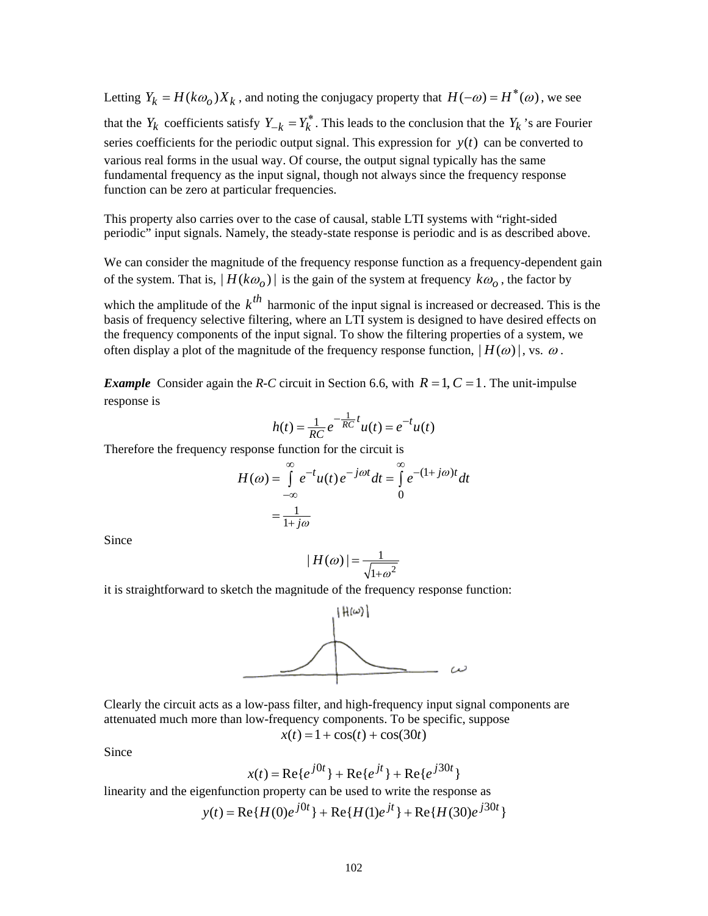Letting $Y_k = H(k\omega_o)X_k$, and noting the conjugacy property that $H(-\omega) = H^*(\omega)$, we see that the $Y_k$ coefficients satisfy $Y_{-k} = Y_k^*$. This leads to the conclusion that the $Y_k$'s are Fourier series coefficients for the periodic output signal. This expression for $y(t)$ can be converted to various real forms in the usual way. Of course, the output signal typically has the same fundamental frequency as the input signal, though not always since the frequency response function can be zero at particular frequencies.

This property also carries over to the case of causal, stable LTI systems with "right-sided periodic" input signals. Namely, the steady-state response is periodic and is as described above.

We can consider the magnitude of the frequency response function as a frequency-dependent gain of the system. That is, $|H(k\omega_o)|$ is the gain of the system at frequency $k\omega_o$, the factor by which the amplitude of the $k^{th}$ harmonic of the input signal is increased or decreased. This is the basis of frequency selective filtering, where an LTI system is designed to have desired effects on the frequency components of the input signal. To show the filtering properties of a system, we often display a plot of the magnitude of the frequency response function, $|H(\omega)|$, vs. $\omega$.

***Example*** Consider again the *R-C* circuit in Section 6.6, with $R = 1, C = 1$. The unit-impulse response is

$$h(t) = \frac{1}{RC} e^{-\frac{1}{RC}t} u(t) = e^{-t} u(t)$$

Therefore the frequency response function for the circuit is

$$H(\omega) = \int_{-\infty}^{\infty} e^{-t} u(t) e^{-j\omega t} dt = \int_{0}^{\infty} e^{-(1+j\omega)t} dt$$

$$= \frac{1}{1+j\omega}$$

Since

$$|H(\omega)| = \frac{1}{\sqrt{1+\omega^2}}$$

it is straightforward to sketch the magnitude of the frequency response function:

Clearly the circuit acts as a low-pass filter, and high-frequency input signal components are attenuated much more than low-frequency components. To be specific, suppose

$$x(t) = 1 + \cos(t) + \cos(30t)$$

Since

$$x(t) = \text{Re}\{e^{j0t}\} + \text{Re}\{e^{jt}\} + \text{Re}\{e^{j30t}\}$$

linearity and the eigenfunction property can be used to write the response as

$$y(t) = \text{Re}\{H(0)e^{j0t}\} + \text{Re}\{H(1)e^{jt}\} + \text{Re}\{H(30)e^{j30t}\}$$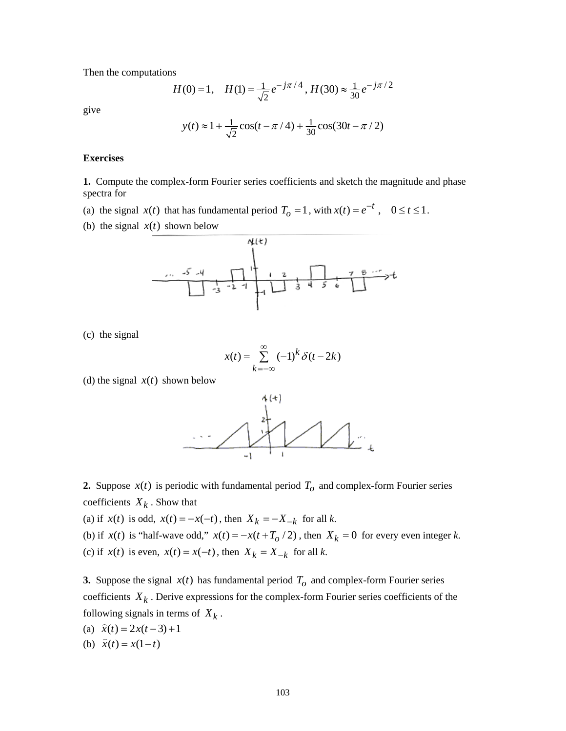Then the computations

$$H(0)=1, \quad H(1)=\tfrac{1}{\sqrt{2}}e^{-j\pi/4}\,, \; H(30)\approx \tfrac{1}{30}e^{-j\pi/2}$$

give

$$y(t)\approx 1+\tfrac{1}{\sqrt{2}}\cos(t-\pi/4)+\tfrac{1}{30}\cos(30t-\pi/2)$$

**Exercises**

**1.** Compute the complex-form Fourier series coefficients and sketch the magnitude and phase spectra for

(a) the signal $x(t)$ that has fundamental period $T_o = 1$, with $x(t) = e^{-t}\;, \quad 0 \le t \le 1$.

(b) the signal $x(t)$ shown below

(c) the signal

$$x(t) = \sum_{k=-\infty}^{\infty} (-1)^k \,\delta(t-2k)$$

(d) the signal $x(t)$ shown below

**2.** Suppose $x(t)$ is periodic with fundamental period $T_o$ and complex-form Fourier series coefficients $X_k$. Show that

(a) if $x(t)$ is odd, $x(t) = -x(-t)$, then $X_k = -X_{-k}$ for all *k*.

(b) if $x(t)$ is "half-wave odd," $x(t) = -x(t + T_o/2)$, then $X_k = 0$ for every even integer *k*.

(c) if $x(t)$ is even, $x(t) = x(-t)$, then $X_k = X_{-k}$ for all *k*.

**3.** Suppose the signal $x(t)$ has fundamental period $T_o$ and complex-form Fourier series coefficients $X_k$. Derive expressions for the complex-form Fourier series coefficients of the following signals in terms of $X_k$.

(a) $\hat{x}(t) = 2x(t-3)+1$

(b) $\hat{x}(t) = x(1-t)$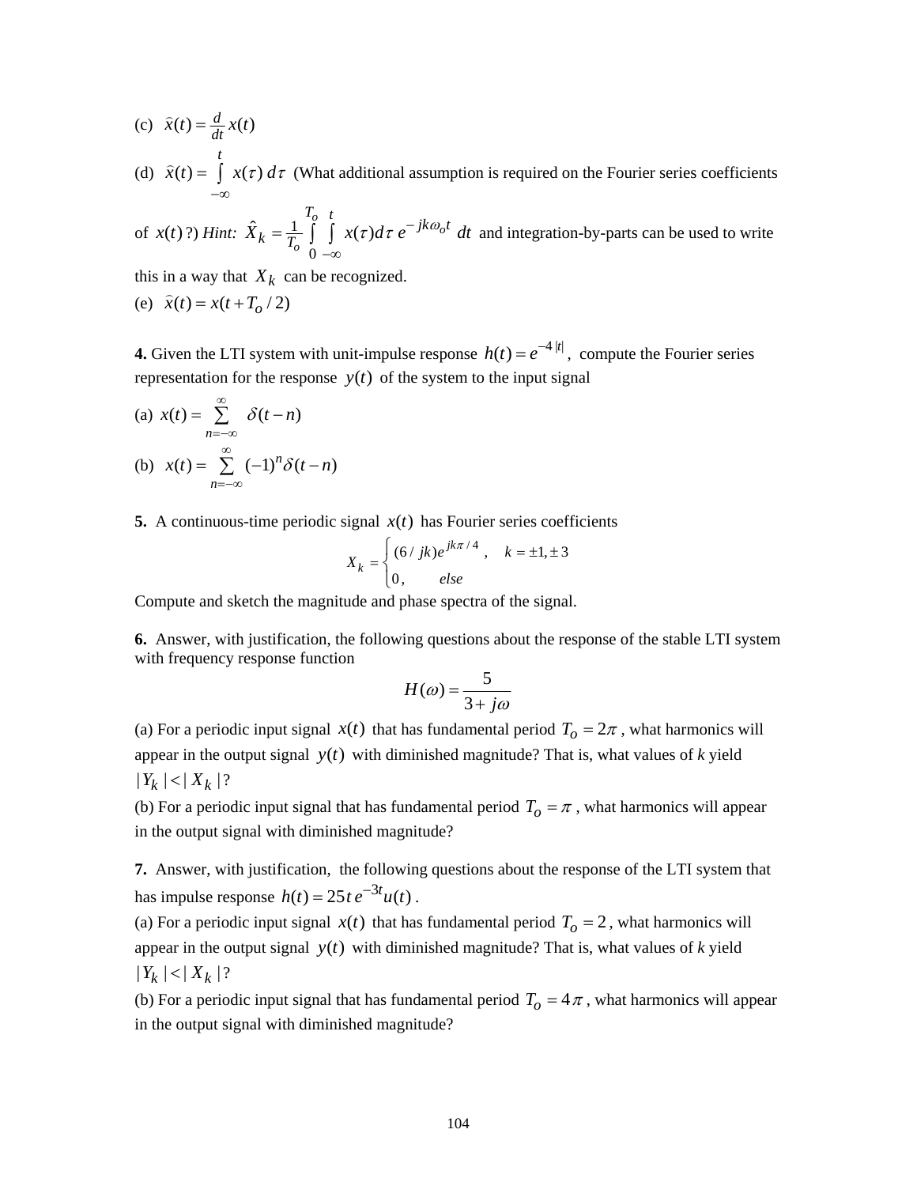(c) $\hat{x}(t) = \frac{d}{dt}x(t)$

(d) $\hat{x}(t) = \int_{-\infty}^{t} x(\tau)\, d\tau$ (What additional assumption is required on the Fourier series coefficients of $x(t)$?) *Hint:* $\hat{X}_k = \frac{1}{T_o}\int_0^{T_o}\int_{-\infty}^{t} x(\tau)d\tau\, e^{-jk\omega_o t}\, dt$ and integration-by-parts can be used to write this in a way that $X_k$ can be recognized.

(e) $\hat{x}(t) = x(t + T_o / 2)$

**4.** Given the LTI system with unit-impulse response $h(t) = e^{-4\,|t|}$, compute the Fourier series representation for the response $y(t)$ of the system to the input signal

(a) $x(t) = \sum_{n=-\infty}^{\infty} \delta(t-n)$

(b) $x(t) = \sum_{n=-\infty}^{\infty} (-1)^n \delta(t-n)$

**5.** A continuous-time periodic signal $x(t)$ has Fourier series coefficients

$$X_k = \begin{cases} (6/jk)e^{jk\pi/4}, & k = \pm 1, \pm 3 \\ 0, & else \end{cases}$$

Compute and sketch the magnitude and phase spectra of the signal.

**6.** Answer, with justification, the following questions about the response of the stable LTI system with frequency response function

$$H(\omega) = \frac{5}{3 + j\omega}$$

(a) For a periodic input signal $x(t)$ that has fundamental period $T_o = 2\pi$, what harmonics will appear in the output signal $y(t)$ with diminished magnitude? That is, what values of *k* yield $|Y_k| < |X_k|$?

(b) For a periodic input signal that has fundamental period $T_o = \pi$, what harmonics will appear in the output signal with diminished magnitude?

**7.** Answer, with justification, the following questions about the response of the LTI system that has impulse response $h(t) = 25t\,e^{-3t}u(t)$.

(a) For a periodic input signal $x(t)$ that has fundamental period $T_o = 2$, what harmonics will appear in the output signal $y(t)$ with diminished magnitude? That is, what values of *k* yield $|Y_k| < |X_k|$?

(b) For a periodic input signal that has fundamental period $T_o = 4\pi$, what harmonics will appear in the output signal with diminished magnitude?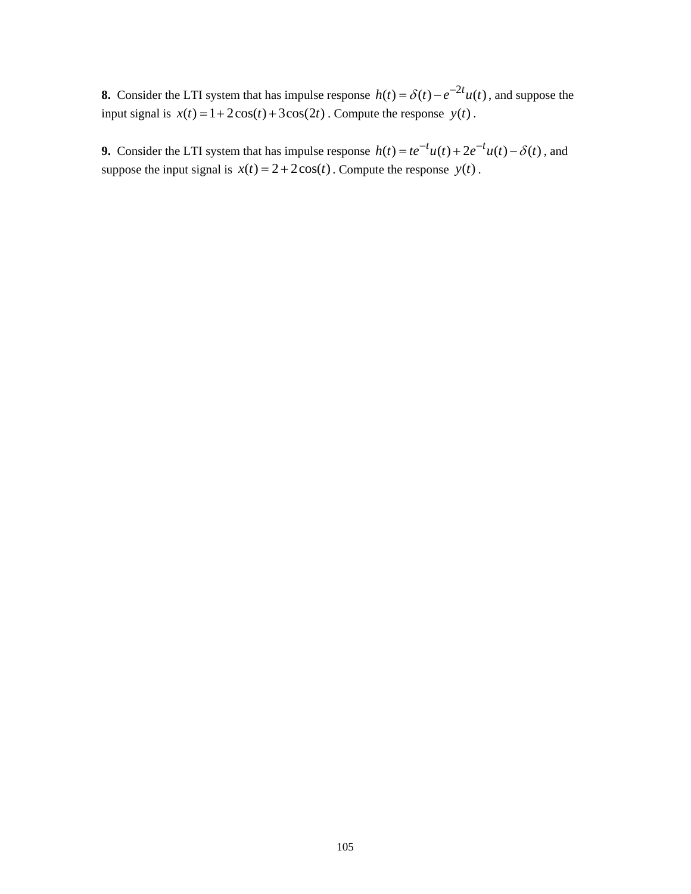**8.** Consider the LTI system that has impulse response $h(t) = \delta(t) - e^{-2t}u(t)$, and suppose the input signal is $x(t) = 1 + 2\cos(t) + 3\cos(2t)$. Compute the response $y(t)$.

**9.** Consider the LTI system that has impulse response $h(t) = te^{-t}u(t) + 2e^{-t}u(t) - \delta(t)$, and suppose the input signal is $x(t) = 2 + 2\cos(t)$. Compute the response $y(t)$.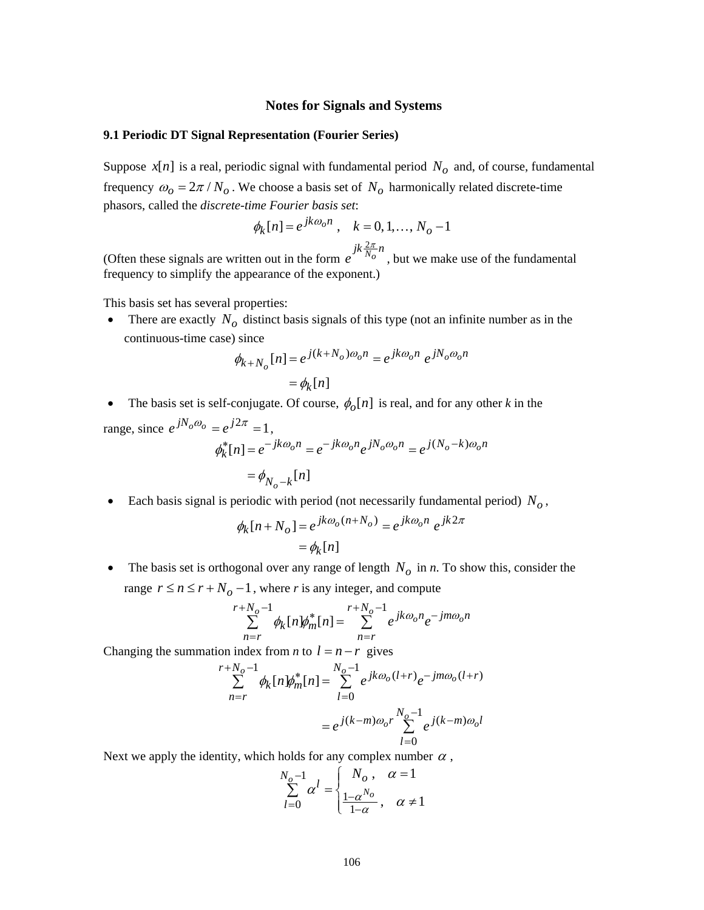## Notes for Signals and Systems

### 9.1 Periodic DT Signal Representation (Fourier Series)

Suppose $x[n]$ is a real, periodic signal with fundamental period $N_o$ and, of course, fundamental frequency $\omega_o = 2\pi / N_o$. We choose a basis set of $N_o$ harmonically related discrete-time phasors, called the *discrete-time Fourier basis set*:

$$\phi_k[n] = e^{jk\omega_o n} \ , \quad k = 0, 1, \ldots, N_o - 1$$

(Often these signals are written out in the form $e^{jk\frac{2\pi}{N_o}n}$, but we make use of the fundamental frequency to simplify the appearance of the exponent.)

This basis set has several properties:

- There are exactly $N_o$ distinct basis signals of this type (not an infinite number as in the continuous-time case) since

$$\begin{aligned} \phi_{k+N_o}[n] &= e^{j(k+N_o)\omega_o n} = e^{jk\omega_o n} \ e^{jN_o\omega_o n} \\ &= \phi_k[n] \end{aligned}$$

- The basis set is self-conjugate. Of course, $\phi_o[n]$ is real, and for any other *k* in the range, since $e^{jN_o\omega_o} = e^{j2\pi} = 1$,

$$\begin{aligned} \phi_k^*[n] &= e^{-jk\omega_o n} = e^{-jk\omega_o n} e^{jN_o\omega_o n} = e^{j(N_o - k)\omega_o n} \\ &= \phi_{N_o - k}[n] \end{aligned}$$

- Each basis signal is periodic with period (not necessarily fundamental period) $N_o$,

$$\begin{aligned} \phi_k[n + N_o] &= e^{jk\omega_o(n+N_o)} = e^{jk\omega_o n} \ e^{jk2\pi} \\ &= \phi_k[n] \end{aligned}$$

- The basis set is orthogonal over any range of length $N_o$ in *n*. To show this, consider the range $r \le n \le r + N_o - 1$, where *r* is any integer, and compute

$$\sum_{n=r}^{r+N_o-1} \phi_k[n]\phi_m^*[n] = \sum_{n=r}^{r+N_o-1} e^{jk\omega_o n} e^{-jm\omega_o n}$$

Changing the summation index from *n* to $l = n - r$ gives

$$\begin{aligned} \sum_{n=r}^{r+N_o-1} \phi_k[n]\phi_m^*[n] &= \sum_{l=0}^{N_o-1} e^{jk\omega_o(l+r)} e^{-jm\omega_o(l+r)} \\ &= e^{j(k-m)\omega_o r} \sum_{l=0}^{N_o-1} e^{j(k-m)\omega_o l} \end{aligned}$$

Next we apply the identity, which holds for any complex number $\alpha$,

$$\sum_{l=0}^{N_o-1} \alpha^l = \begin{cases} N_o \ , & \alpha = 1 \\ \frac{1-\alpha^{N_o}}{1-\alpha} \ , & \alpha \ne 1 \end{cases}$$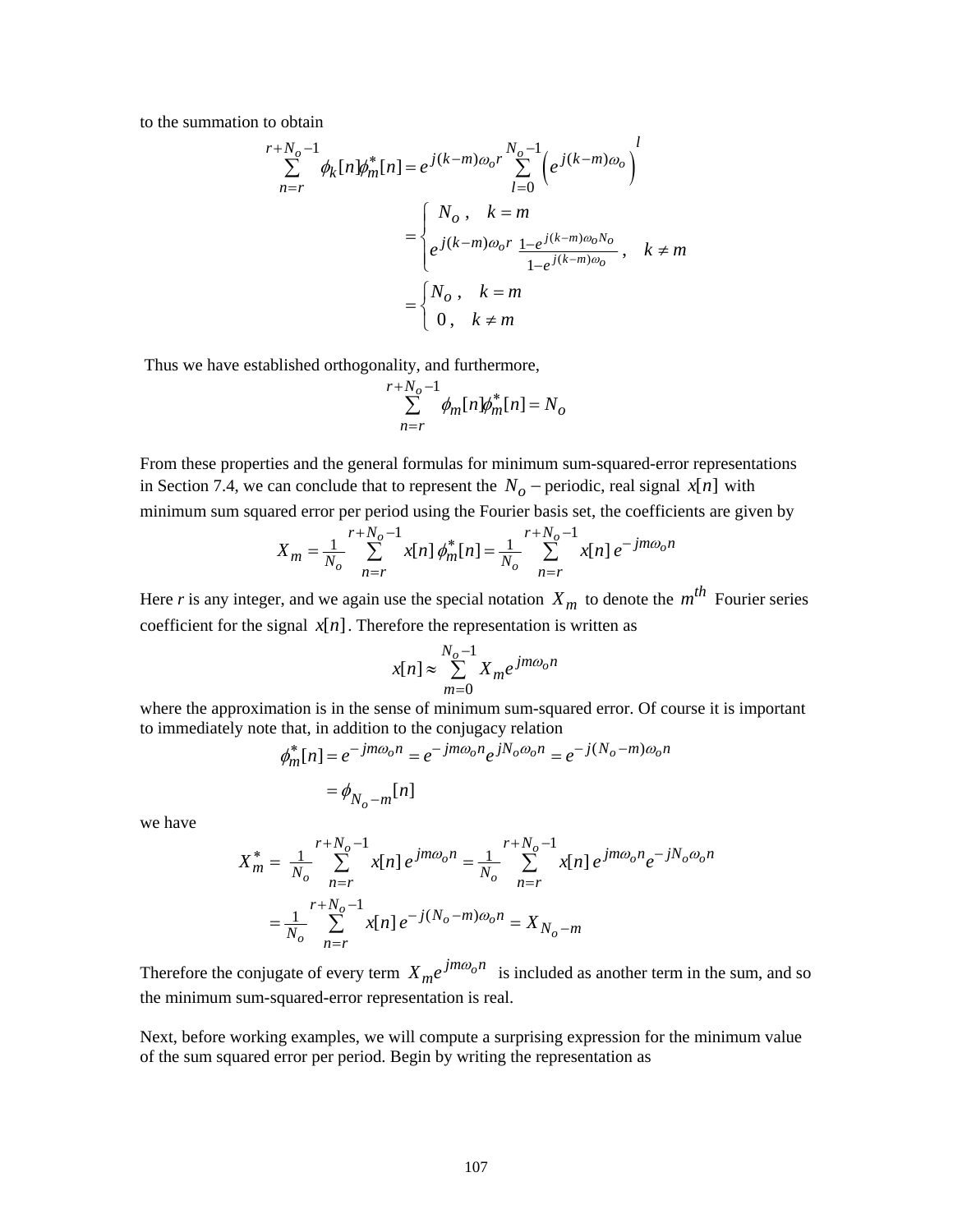to the summation to obtain

$$\sum_{n=r}^{r+N_o-1} \phi_k[n]\phi_m^*[n] = e^{j(k-m)\omega_o r} \sum_{l=0}^{N_o-1} \left(e^{j(k-m)\omega_o}\right)^l$$

$$= \begin{cases} N_o \,, & k = m \\ e^{j(k-m)\omega_o r} \, \frac{1-e^{j(k-m)\omega_o N_o}}{1-e^{j(k-m)\omega_o}} \,, & k \neq m \end{cases}$$

$$= \begin{cases} N_o \,, & k = m \\ 0 \,, & k \neq m \end{cases}$$

Thus we have established orthogonality, and furthermore,

$$\sum_{n=r}^{r+N_o-1} \phi_m[n]\phi_m^*[n] = N_o$$

From these properties and the general formulas for minimum sum-squared-error representations in Section 7.4, we can conclude that to represent the $N_o$ − periodic, real signal $x[n]$ with minimum sum squared error per period using the Fourier basis set, the coefficients are given by

$$X_m = \frac{1}{N_o} \sum_{n=r}^{r+N_o-1} x[n]\, \phi_m^*[n] = \frac{1}{N_o} \sum_{n=r}^{r+N_o-1} x[n]\, e^{-jm\omega_o n}$$

Here *r* is any integer, and we again use the special notation $X_m$ to denote the $m^{th}$ Fourier series coefficient for the signal $x[n]$. Therefore the representation is written as

$$x[n] \approx \sum_{m=0}^{N_o-1} X_m e^{jm\omega_o n}$$

where the approximation is in the sense of minimum sum-squared error. Of course it is important to immediately note that, in addition to the conjugacy relation

$$\phi_m^*[n] = e^{-jm\omega_o n} = e^{-jm\omega_o n} e^{jN_o\omega_o n} = e^{-j(N_o - m)\omega_o n}$$

$$= \phi_{N_o - m}[n]$$

we have

$$X_m^* = \frac{1}{N_o} \sum_{n=r}^{r+N_o-1} x[n]\, e^{jm\omega_o n} = \frac{1}{N_o} \sum_{n=r}^{r+N_o-1} x[n]\, e^{jm\omega_o n} e^{-jN_o\omega_o n}$$

$$= \frac{1}{N_o} \sum_{n=r}^{r+N_o-1} x[n]\, e^{-j(N_o - m)\omega_o n} = X_{N_o - m}$$

Therefore the conjugate of every term $X_m e^{jm\omega_o n}$ is included as another term in the sum, and so the minimum sum-squared-error representation is real.

Next, before working examples, we will compute a surprising expression for the minimum value of the sum squared error per period. Begin by writing the representation as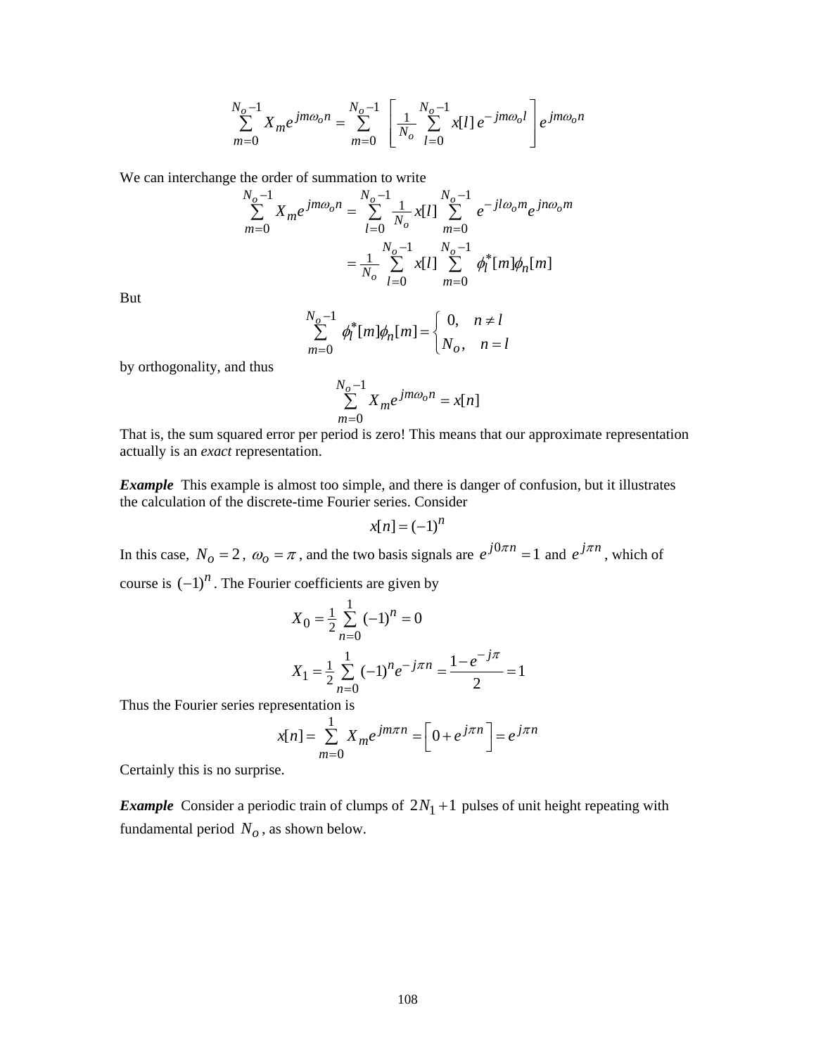$$\sum_{m=0}^{N_o-1} X_m e^{jm\omega_o n} = \sum_{m=0}^{N_o-1} \left[ \frac{1}{N_o} \sum_{l=0}^{N_o-1} x[l]\, e^{-jm\omega_o l} \right] e^{jm\omega_o n}$$

We can interchange the order of summation to write

$$\begin{aligned}
\sum_{m=0}^{N_o-1} X_m e^{jm\omega_o n} &= \sum_{l=0}^{N_o-1} \frac{1}{N_o} x[l] \sum_{m=0}^{N_o-1} e^{-jl\omega_o m} e^{jn\omega_o m} \\
&= \frac{1}{N_o} \sum_{l=0}^{N_o-1} x[l] \sum_{m=0}^{N_o-1} \phi_l^*[m]\phi_n[m]
\end{aligned}$$

But

$$\sum_{m=0}^{N_o-1} \phi_l^*[m]\phi_n[m] = \begin{cases} 0, & n \neq l \\ N_o, & n = l \end{cases}$$

by orthogonality, and thus

$$\sum_{m=0}^{N_o-1} X_m e^{jm\omega_o n} = x[n]$$

That is, the sum squared error per period is zero! This means that our approximate representation actually is an *exact* representation.

***Example*** This example is almost too simple, and there is danger of confusion, but it illustrates the calculation of the discrete-time Fourier series. Consider

$$x[n] = (-1)^n$$

In this case, $N_o = 2$, $\omega_o = \pi$, and the two basis signals are $e^{j0\pi n} = 1$ and $e^{j\pi n}$, which of course is $(-1)^n$. The Fourier coefficients are given by

$$X_0 = \frac{1}{2} \sum_{n=0}^{1} (-1)^n = 0$$

$$X_1 = \frac{1}{2} \sum_{n=0}^{1} (-1)^n e^{-j\pi n} = \frac{1 - e^{-j\pi}}{2} = 1$$

Thus the Fourier series representation is

$$x[n] = \sum_{m=0}^{1} X_m e^{jm\pi n} = \left[ 0 + e^{j\pi n} \right] = e^{j\pi n}$$

Certainly this is no surprise.

***Example*** Consider a periodic train of clumps of $2N_1 + 1$ pulses of unit height repeating with fundamental period $N_o$, as shown below.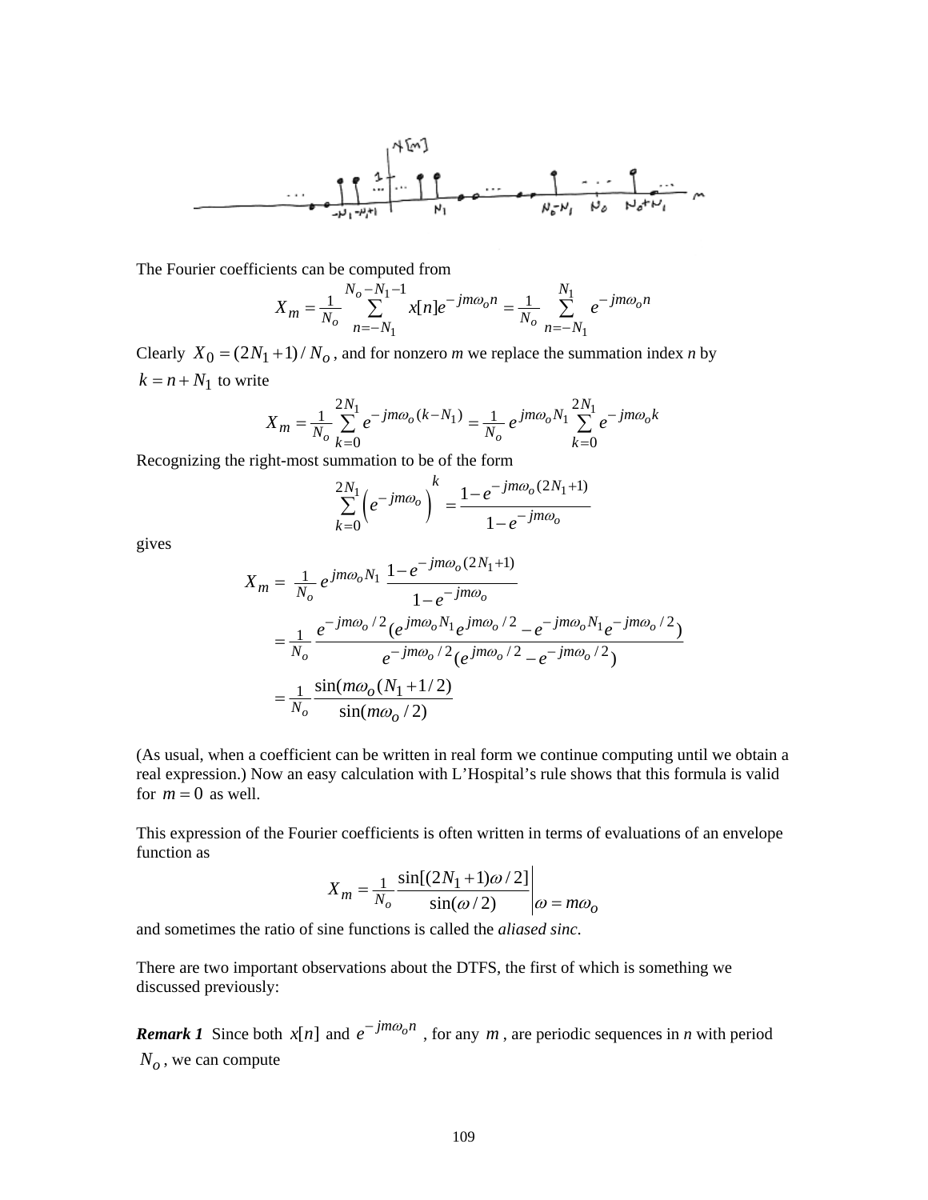The Fourier coefficients can be computed from

$$X_m = \frac{1}{N_o} \sum_{n=-N_1}^{N_o - N_1 - 1} x[n] e^{-jm\omega_o n} = \frac{1}{N_o} \sum_{n=-N_1}^{N_1} e^{-jm\omega_o n}$$

Clearly $X_0 = (2N_1 + 1)/N_o$, and for nonzero *m* we replace the summation index *n* by $k = n + N_1$ to write

$$X_m = \frac{1}{N_o} \sum_{k=0}^{2N_1} e^{-jm\omega_o (k - N_1)} = \frac{1}{N_o} e^{jm\omega_o N_1} \sum_{k=0}^{2N_1} e^{-jm\omega_o k}$$

Recognizing the right-most summation to be of the form

$$\sum_{k=0}^{2N_1} \left( e^{-jm\omega_o} \right)^k = \frac{1 - e^{-jm\omega_o (2N_1 + 1)}}{1 - e^{-jm\omega_o}}$$

gives

$$\begin{aligned}
X_m &= \frac{1}{N_o} e^{jm\omega_o N_1} \frac{1 - e^{-jm\omega_o (2N_1 + 1)}}{1 - e^{-jm\omega_o}} \\
&= \frac{1}{N_o} \frac{e^{-jm\omega_o /2} (e^{jm\omega_o N_1} e^{jm\omega_o /2} - e^{-jm\omega_o N_1} e^{-jm\omega_o /2})}{e^{-jm\omega_o /2} (e^{jm\omega_o /2} - e^{-jm\omega_o /2})} \\
&= \frac{1}{N_o} \frac{\sin(m\omega_o (N_1 + 1/2))}{\sin(m\omega_o /2)}
\end{aligned}$$

(As usual, when a coefficient can be written in real form we continue computing until we obtain a real expression.) Now an easy calculation with L'Hospital's rule shows that this formula is valid for $m = 0$ as well.

This expression of the Fourier coefficients is often written in terms of evaluations of an envelope function as

$$X_m = \frac{1}{N_o} \frac{\sin[(2N_1 + 1)\omega / 2]}{\sin(\omega / 2)} \Bigg|_{\omega = m\omega_o}$$

and sometimes the ratio of sine functions is called the *aliased sinc*.

There are two important observations about the DTFS, the first of which is something we discussed previously:

***Remark 1*** Since both $x[n]$ and $e^{-jm\omega_o n}$, for any $m$, are periodic sequences in *n* with period $N_o$, we can compute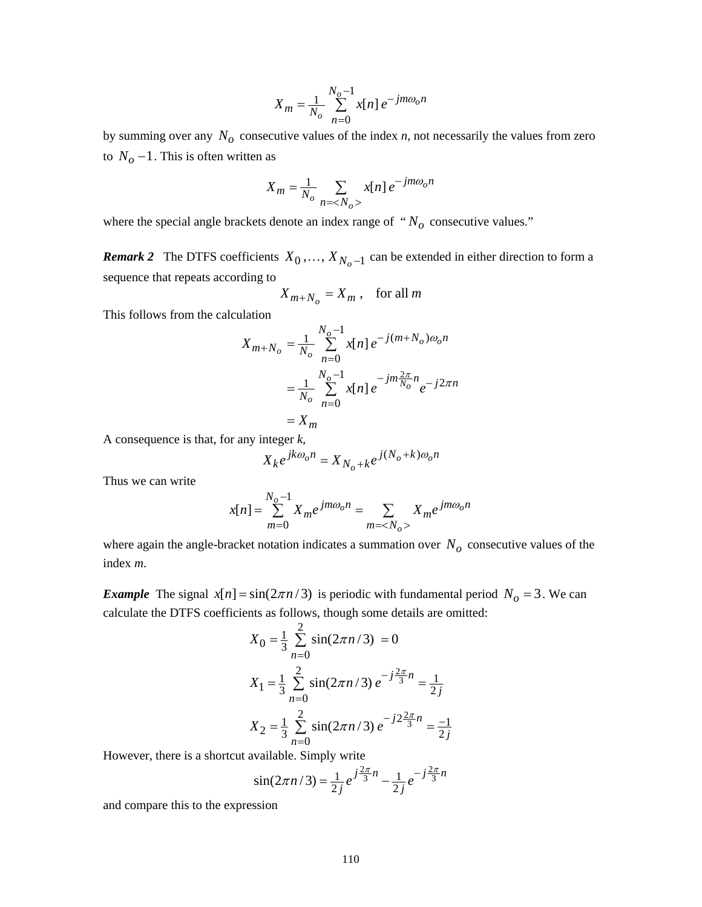$$X_m = \frac{1}{N_o} \sum_{n=0}^{N_o-1} x[n]\, e^{-jm\omega_o n}$$

by summing over any $N_o$ consecutive values of the index *n*, not necessarily the values from zero to $N_o - 1$. This is often written as

$$X_m = \frac{1}{N_o} \sum_{n=<N_o>} x[n]\, e^{-jm\omega_o n}$$

where the special angle brackets denote an index range of " $N_o$ consecutive values."

***Remark 2*** The DTFS coefficients $X_0, \ldots, X_{N_o-1}$ can be extended in either direction to form a sequence that repeats according to

$$X_{m+N_o} = X_m\,, \quad \text{for all } m$$

This follows from the calculation

$$\begin{aligned}
X_{m+N_o} &= \frac{1}{N_o} \sum_{n=0}^{N_o-1} x[n]\, e^{-j(m+N_o)\omega_o n} \\
&= \frac{1}{N_o} \sum_{n=0}^{N_o-1} x[n]\, e^{-jm\frac{2\pi}{N_o}n} e^{-j2\pi n} \\
&= X_m
\end{aligned}$$

A consequence is that, for any integer *k*,

$$X_k e^{jk\omega_o n} = X_{N_o+k} e^{j(N_o+k)\omega_o n}$$

Thus we can write

$$x[n] = \sum_{m=0}^{N_o-1} X_m e^{jm\omega_o n} = \sum_{m=<N_o>} X_m e^{jm\omega_o n}$$

where again the angle-bracket notation indicates a summation over $N_o$ consecutive values of the index *m*.

***Example*** The signal $x[n] = \sin(2\pi n/3)$ is periodic with fundamental period $N_o = 3$. We can calculate the DTFS coefficients as follows, though some details are omitted:

$$\begin{aligned}
X_0 &= \frac{1}{3} \sum_{n=0}^{2} \sin(2\pi n/3) \;= 0 \\
X_1 &= \frac{1}{3} \sum_{n=0}^{2} \sin(2\pi n/3)\, e^{-j\frac{2\pi}{3}n} = \frac{1}{2j} \\
X_2 &= \frac{1}{3} \sum_{n=0}^{2} \sin(2\pi n/3)\, e^{-j2\frac{2\pi}{3}n} = \frac{-1}{2j}
\end{aligned}$$

However, there is a shortcut available. Simply write

$$\sin(2\pi n/3) = \frac{1}{2j} e^{j\frac{2\pi}{3}n} - \frac{1}{2j} e^{-j\frac{2\pi}{3}n}$$

and compare this to the expression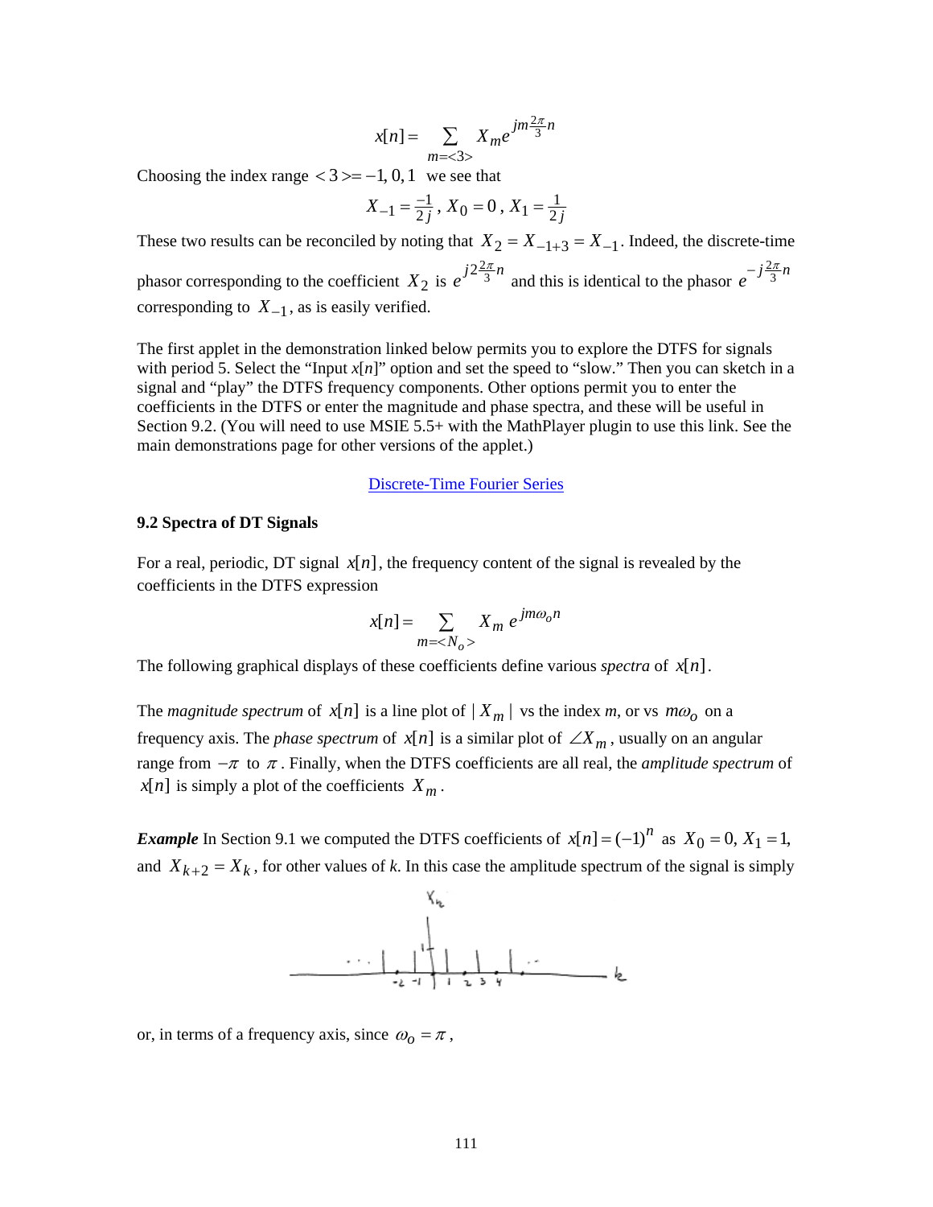$$x[n] = \sum_{m=<3>} X_m e^{jm\frac{2\pi}{3}n}$$

Choosing the index range $<3>= -1, 0, 1$ we see that

$$X_{-1} = \frac{-1}{2j}\,,\; X_0 = 0\,,\; X_1 = \frac{1}{2j}$$

These two results can be reconciled by noting that $X_2 = X_{-1+3} = X_{-1}$. Indeed, the discrete-time phasor corresponding to the coefficient $X_2$ is $e^{j2\frac{2\pi}{3}n}$ and this is identical to the phasor $e^{-j\frac{2\pi}{3}n}$ corresponding to $X_{-1}$, as is easily verified.

The first applet in the demonstration linked below permits you to explore the DTFS for signals with period 5. Select the "Input *x*[*n*]" option and set the speed to "slow." Then you can sketch in a signal and "play" the DTFS frequency components. Other options permit you to enter the coefficients in the DTFS or enter the magnitude and phase spectra, and these will be useful in Section 9.2. (You will need to use MSIE 5.5+ with the MathPlayer plugin to use this link. See the main demonstrations page for other versions of the applet.)

Discrete-Time Fourier Series

### 9.2 Spectra of DT Signals

For a real, periodic, DT signal $x[n]$, the frequency content of the signal is revealed by the coefficients in the DTFS expression

$$x[n] = \sum_{m=<N_o>} X_m\, e^{jm\omega_o n}$$

The following graphical displays of these coefficients define various *spectra* of $x[n]$.

The *magnitude spectrum* of $x[n]$ is a line plot of $|\,X_m\,|$ vs the index *m*, or vs $m\omega_o$ on a frequency axis. The *phase spectrum* of $x[n]$ is a similar plot of $\angle X_m$, usually on an angular range from $-\pi$ to $\pi$. Finally, when the DTFS coefficients are all real, the *amplitude spectrum* of $x[n]$ is simply a plot of the coefficients $X_m$.

***Example*** In Section 9.1 we computed the DTFS coefficients of $x[n] = (-1)^n$ as $X_0 = 0,\, X_1 = 1,$ and $X_{k+2} = X_k$, for other values of *k*. In this case the amplitude spectrum of the signal is simply

or, in terms of a frequency axis, since $\omega_o = \pi$,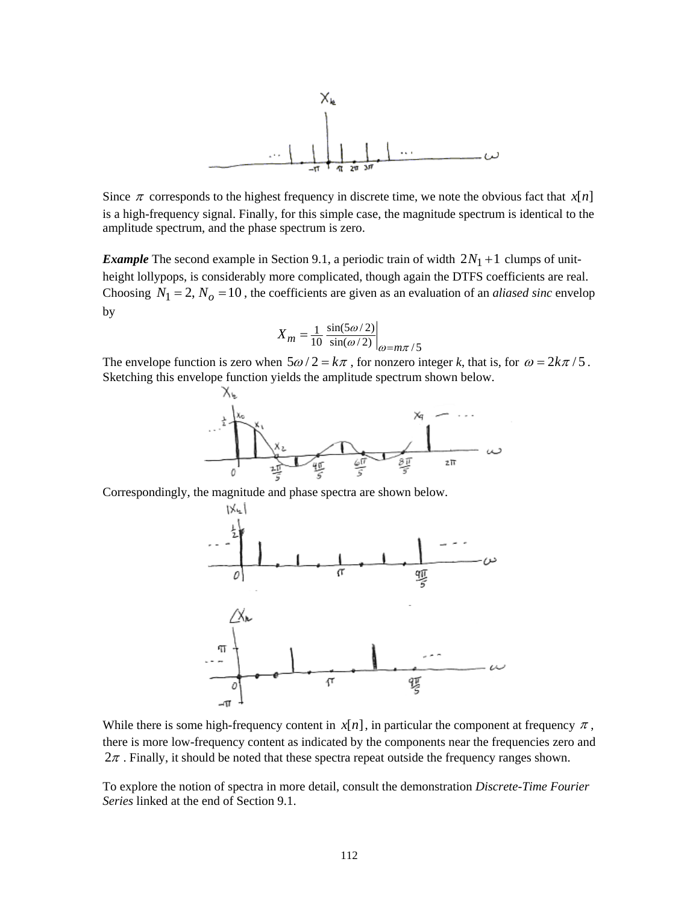Since $\pi$ corresponds to the highest frequency in discrete time, we note the obvious fact that $x[n]$ is a high-frequency signal. Finally, for this simple case, the magnitude spectrum is identical to the amplitude spectrum, and the phase spectrum is zero.

***Example*** The second example in Section 9.1, a periodic train of width $2N_1 + 1$ clumps of unit-height lollypops, is considerably more complicated, though again the DTFS coefficients are real. Choosing $N_1 = 2, N_o = 10$, the coefficients are given as an evaluation of an *aliased sinc* envelop by

$$X_m = \frac{1}{10} \frac{\sin(5\omega/2)}{\sin(\omega/2)}\bigg|_{\omega=m\pi/5}$$

The envelope function is zero when $5\omega/2 = k\pi$, for nonzero integer *k*, that is, for $\omega = 2k\pi/5$. Sketching this envelope function yields the amplitude spectrum shown below.

Correspondingly, the magnitude and phase spectra are shown below.

While there is some high-frequency content in $x[n]$, in particular the component at frequency $\pi$, there is more low-frequency content as indicated by the components near the frequencies zero and $2\pi$. Finally, it should be noted that these spectra repeat outside the frequency ranges shown.

To explore the notion of spectra in more detail, consult the demonstration *Discrete-Time Fourier Series* linked at the end of Section 9.1.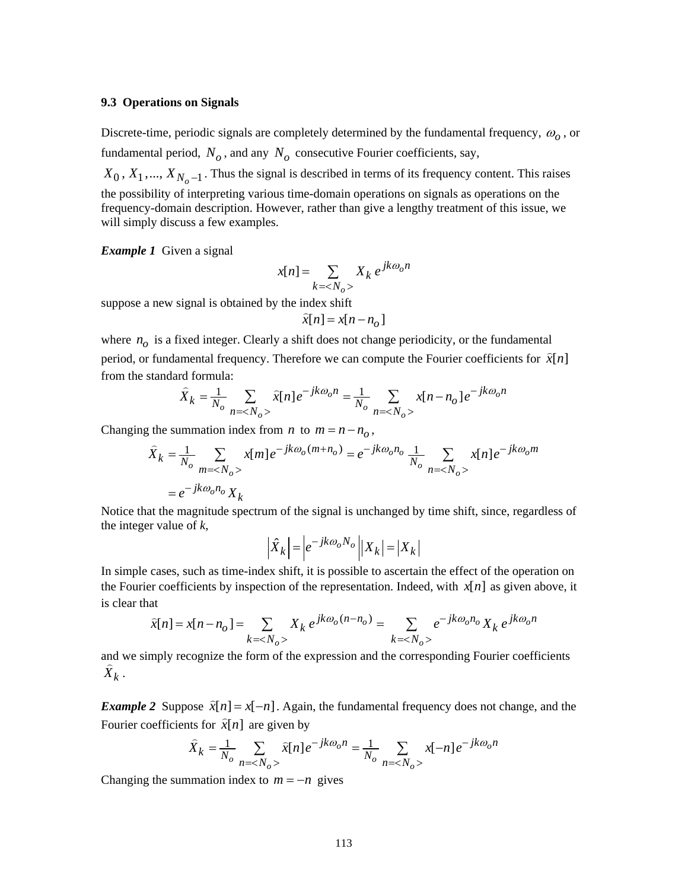### 9.3 Operations on Signals

Discrete-time, periodic signals are completely determined by the fundamental frequency, $\omega_o$, or fundamental period, $N_o$, and any $N_o$ consecutive Fourier coefficients, say, $X_0, X_1, ..., X_{N_o-1}$. Thus the signal is described in terms of its frequency content. This raises the possibility of interpreting various time-domain operations on signals as operations on the frequency-domain description. However, rather than give a lengthy treatment of this issue, we will simply discuss a few examples.

***Example 1*** Given a signal

$$x[n] = \sum_{k=<N_o>} X_k \, e^{jk\omega_o n}$$

suppose a new signal is obtained by the index shift

$$\hat{x}[n] = x[n - n_o]$$

where $n_o$ is a fixed integer. Clearly a shift does not change periodicity, or the fundamental period, or fundamental frequency. Therefore we can compute the Fourier coefficients for $\hat{x}[n]$ from the standard formula:

$$\hat{X}_k = \frac{1}{N_o} \sum_{n=<N_o>} \hat{x}[n] e^{-jk\omega_o n} = \frac{1}{N_o} \sum_{n=<N_o>} x[n - n_o] e^{-jk\omega_o n}$$

Changing the summation index from $n$ to $m = n - n_o$,

$$\hat{X}_k = \frac{1}{N_o} \sum_{m=<N_o>} x[m] e^{-jk\omega_o (m+n_o)} = e^{-jk\omega_o n_o} \frac{1}{N_o} \sum_{n=<N_o>} x[n] e^{-jk\omega_o m}$$

$$= e^{-jk\omega_o n_o} X_k$$

Notice that the magnitude spectrum of the signal is unchanged by time shift, since, regardless of the integer value of *k*,

$$\left|\hat{X}_k\right| = \left|e^{-jk\omega_o N_o}\right| \left|X_k\right| = \left|X_k\right|$$

In simple cases, such as time-index shift, it is possible to ascertain the effect of the operation on the Fourier coefficients by inspection of the representation. Indeed, with $x[n]$ as given above, it is clear that

$$\hat{x}[n] = x[n - n_o] = \sum_{k=<N_o>} X_k \, e^{jk\omega_o (n-n_o)} = \sum_{k=<N_o>} e^{-jk\omega_o n_o} X_k \, e^{jk\omega_o n}$$

and we simply recognize the form of the expression and the corresponding Fourier coefficients $\hat{X}_k$.

***Example 2*** Suppose $\hat{x}[n] = x[-n]$. Again, the fundamental frequency does not change, and the Fourier coefficients for $\hat{x}[n]$ are given by

$$\hat{X}_k = \frac{1}{N_o} \sum_{n=<N_o>} \hat{x}[n] e^{-jk\omega_o n} = \frac{1}{N_o} \sum_{n=<N_o>} x[-n] e^{-jk\omega_o n}$$

Changing the summation index to $m = -n$ gives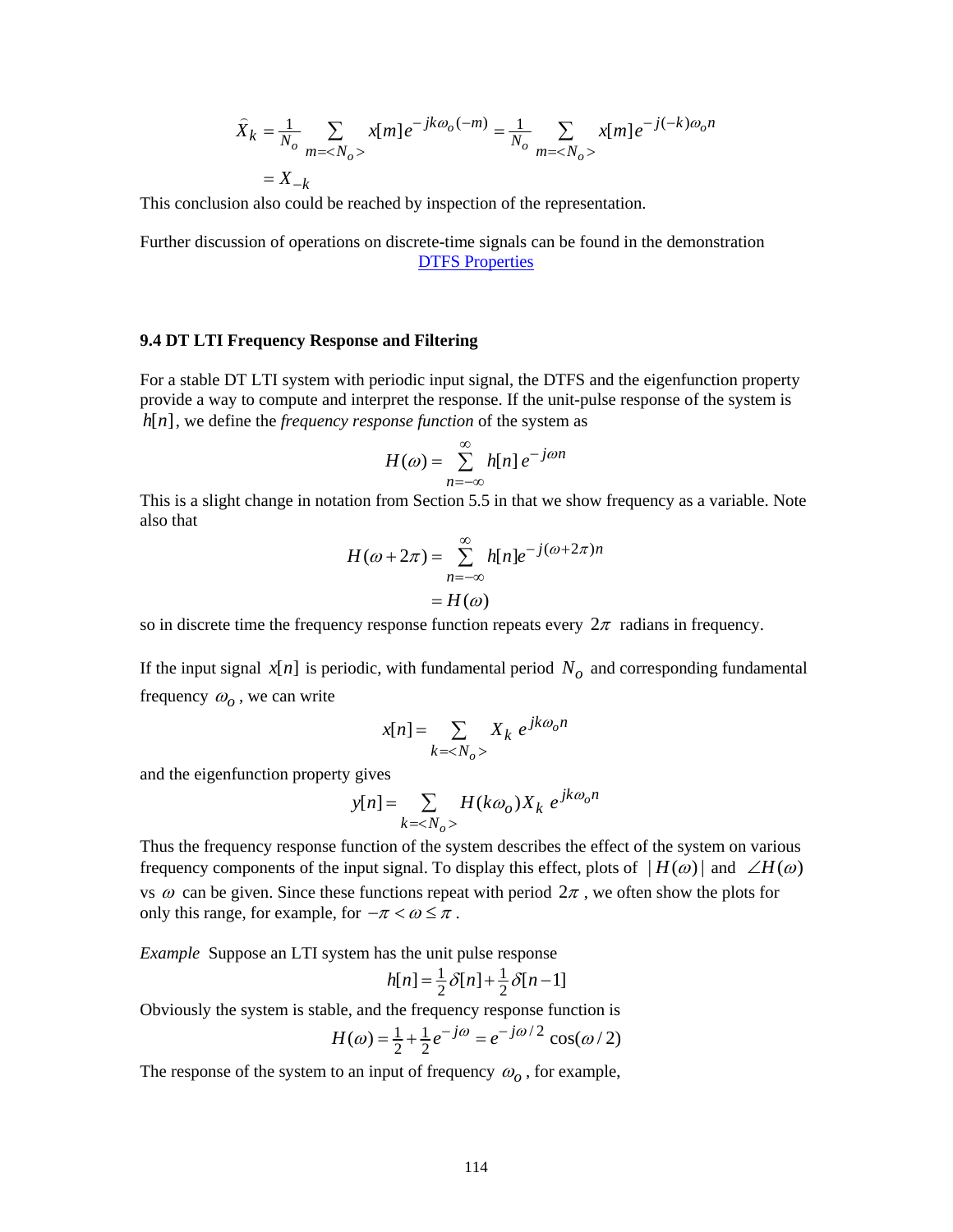$$\hat{X}_k = \frac{1}{N_o} \sum_{m=<N_o>} x[m] e^{-jk\omega_o(-m)} = \frac{1}{N_o} \sum_{m=<N_o>} x[m] e^{-j(-k)\omega_o n}$$

$$= X_{-k}$$

This conclusion also could be reached by inspection of the representation.

Further discussion of operations on discrete-time signals can be found in the demonstration DTFS Properties

### 9.4 DT LTI Frequency Response and Filtering

For a stable DT LTI system with periodic input signal, the DTFS and the eigenfunction property provide a way to compute and interpret the response. If the unit-pulse response of the system is $h[n]$, we define the *frequency response function* of the system as

$$H(\omega) = \sum_{n=-\infty}^{\infty} h[n]\, e^{-j\omega n}$$

This is a slight change in notation from Section 5.5 in that we show frequency as a variable. Note also that

$$H(\omega + 2\pi) = \sum_{n=-\infty}^{\infty} h[n] e^{-j(\omega+2\pi)n}$$

$$= H(\omega)$$

so in discrete time the frequency response function repeats every $2\pi$ radians in frequency.

If the input signal $x[n]$ is periodic, with fundamental period $N_o$ and corresponding fundamental frequency $\omega_o$, we can write

$$x[n] = \sum_{k=<N_o>} X_k\, e^{jk\omega_o n}$$

and the eigenfunction property gives

$$y[n] = \sum_{k=<N_o>} H(k\omega_o) X_k\, e^{jk\omega_o n}$$

Thus the frequency response function of the system describes the effect of the system on various frequency components of the input signal. To display this effect, plots of $|H(\omega)|$ and $\angle H(\omega)$ vs $\omega$ can be given. Since these functions repeat with period $2\pi$, we often show the plots for only this range, for example, for $-\pi < \omega \le \pi$.

*Example* Suppose an LTI system has the unit pulse response

$$h[n] = \tfrac{1}{2}\delta[n] + \tfrac{1}{2}\delta[n-1]$$

Obviously the system is stable, and the frequency response function is

$$H(\omega) = \tfrac{1}{2} + \tfrac{1}{2} e^{-j\omega} = e^{-j\omega/2} \cos(\omega/2)$$

The response of the system to an input of frequency $\omega_o$, for example,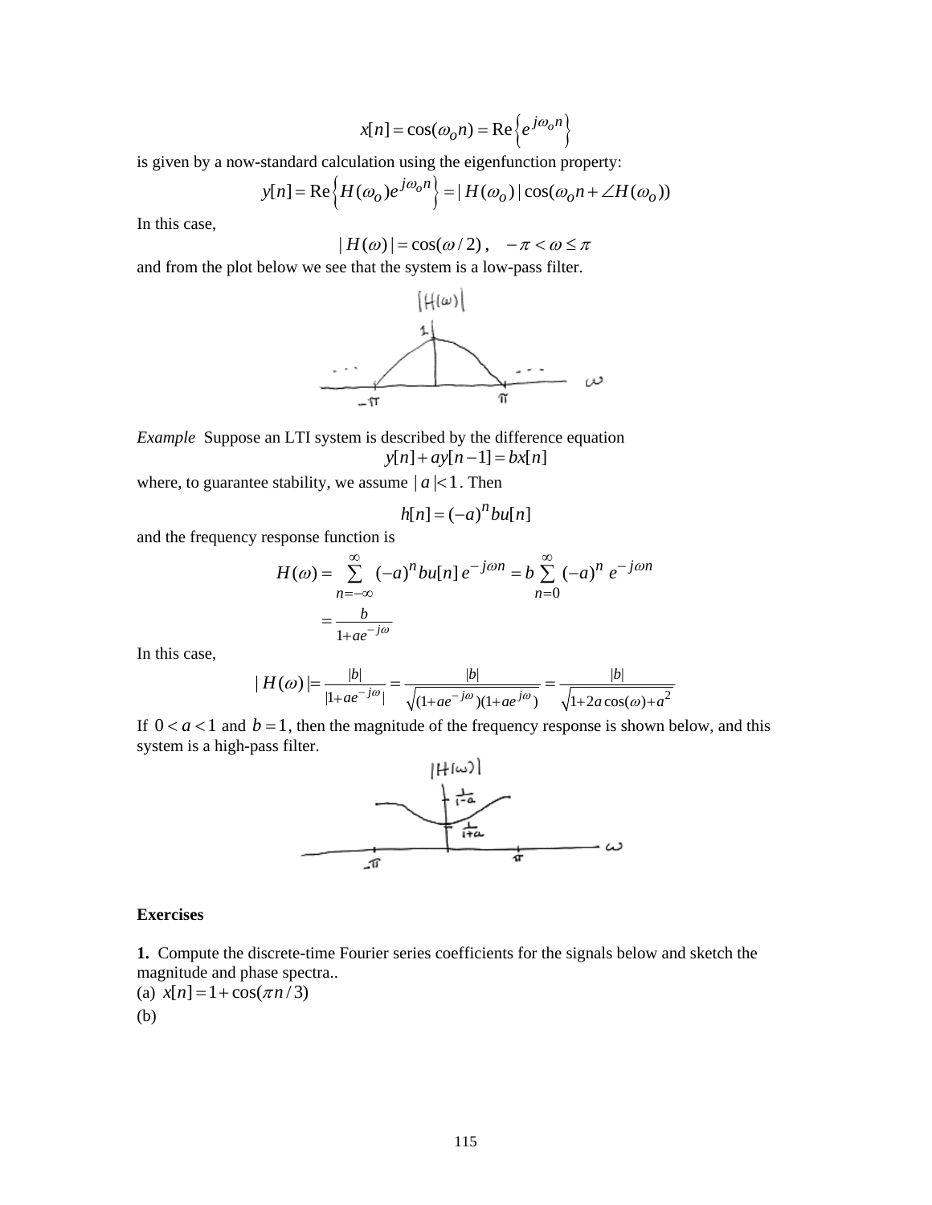$$x[n] = \cos(\omega_o n) = \text{Re}\left\{e^{j\omega_o n}\right\}$$

is given by a now-standard calculation using the eigenfunction property:

$$y[n] = \text{Re}\left\{H(\omega_o)e^{j\omega_o n}\right\} = |H(\omega_o)|\cos(\omega_o n + \angle H(\omega_o))$$

In this case,

$$|H(\omega)| = \cos(\omega/2)\,, \quad -\pi < \omega \le \pi$$

and from the plot below we see that the system is a low-pass filter.

*Example* Suppose an LTI system is described by the difference equation

$$y[n] + ay[n-1] = bx[n]$$

where, to guarantee stability, we assume $|a| < 1$. Then

$$h[n] = (-a)^n bu[n]$$

and the frequency response function is

$$H(\omega) = \sum_{n=-\infty}^{\infty} (-a)^n bu[n]\, e^{-j\omega n} = b\sum_{n=0}^{\infty} (-a)^n\, e^{-j\omega n}$$

$$= \frac{b}{1+ae^{-j\omega}}$$

In this case,

$$|H(\omega)| = \frac{|b|}{|1+ae^{-j\omega}|} = \frac{|b|}{\sqrt{(1+ae^{-j\omega})(1+ae^{j\omega})}} = \frac{|b|}{\sqrt{1+2a\cos(\omega)+a^2}}$$

If $0 < a < 1$ and $b = 1$, then the magnitude of the frequency response is shown below, and this system is a high-pass filter.

**Exercises**

**1.** Compute the discrete-time Fourier series coefficients for the signals below and sketch the magnitude and phase spectra..

(a) $x[n] = 1 + \cos(\pi n/3)$

(b)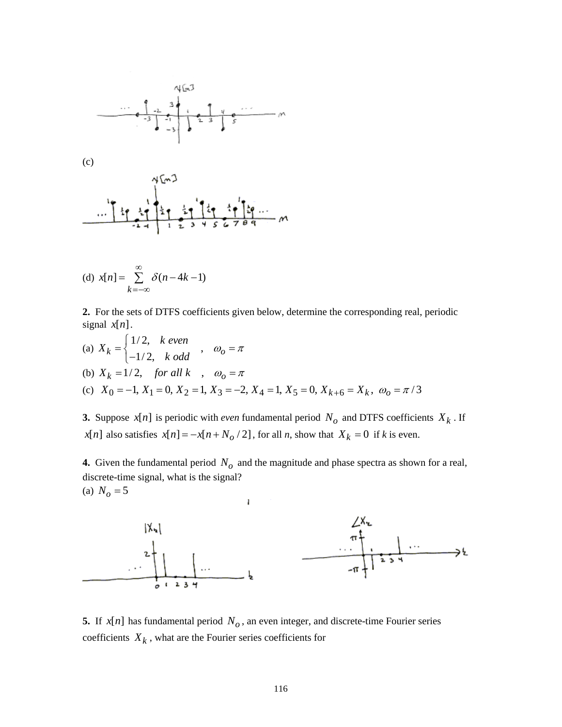(c)

(d) $x[n] = \sum_{k=-\infty}^{\infty} \delta(n - 4k - 1)$

**2.** For the sets of DTFS coefficients given below, determine the corresponding real, periodic signal $x[n]$.

(a) $X_k = \begin{cases} 1/2, & k \text{ even} \\ -1/2, & k \text{ odd} \end{cases}$ , $\omega_o = \pi$

(b) $X_k = 1/2, \quad \text{for all } k$ , $\omega_o = \pi$

(c) $X_0 = -1, X_1 = 0, X_2 = 1, X_3 = -2, X_4 = 1, X_5 = 0, X_{k+6} = X_k, \ \omega_o = \pi/3$

**3.** Suppose $x[n]$ is periodic with *even* fundamental period $N_o$ and DTFS coefficients $X_k$. If $x[n]$ also satisfies $x[n] = -x[n + N_o/2]$, for all *n*, show that $X_k = 0$ if *k* is even.

**4.** Given the fundamental period $N_o$ and the magnitude and phase spectra as shown for a real, discrete-time signal, what is the signal?

(a) $N_o = 5$

**5.** If $x[n]$ has fundamental period $N_o$, an even integer, and discrete-time Fourier series coefficients $X_k$, what are the Fourier series coefficients for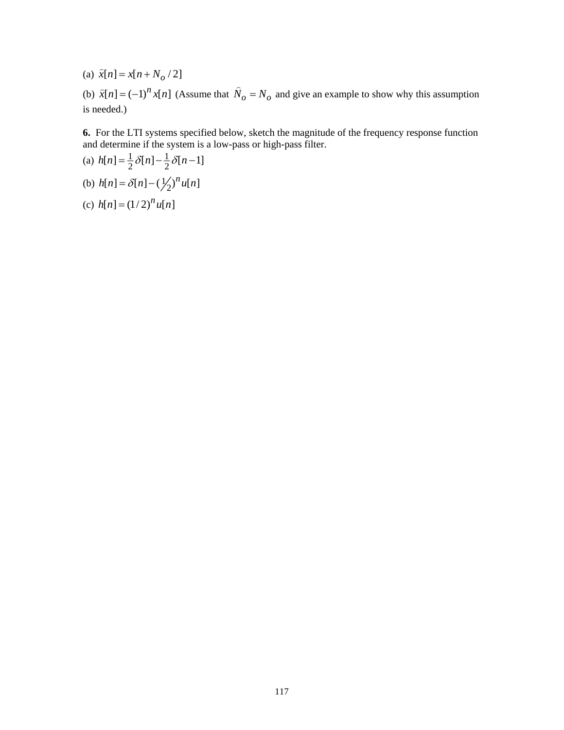(a) $\hat{x}[n] = x[n + N_o / 2]$

(b) $\hat{x}[n] = (-1)^n x[n]$ (Assume that $\hat{N}_o = N_o$ and give an example to show why this assumption is needed.)

**6.** For the LTI systems specified below, sketch the magnitude of the frequency response function and determine if the system is a low-pass or high-pass filter.

(a) $h[n] = \frac{1}{2}\delta[n] - \frac{1}{2}\delta[n-1]$

(b) $h[n] = \delta[n] - (1/2)^n u[n]$

(c) $h[n] = (1/2)^n u[n]$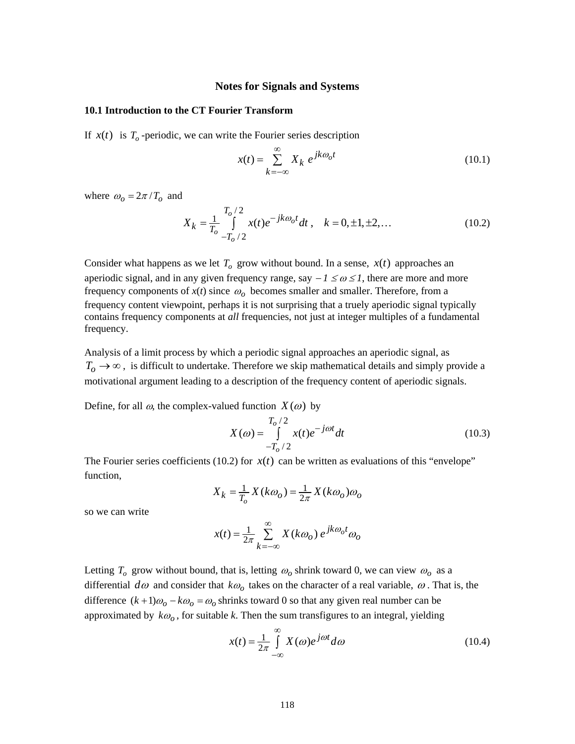**Notes for Signals and Systems**

## 10.1 Introduction to the CT Fourier Transform

If $x(t)$ is $T_o$-periodic, we can write the Fourier series description

$$x(t) = \sum_{k=-\infty}^{\infty} X_k \, e^{jk\omega_o t} \tag{10.1}$$

where $\omega_o = 2\pi / T_o$ and

$$X_k = \frac{1}{T_o} \int_{-T_o/2}^{T_o/2} x(t) e^{-jk\omega_o t} dt \,, \quad k = 0, \pm 1, \pm 2, \ldots \tag{10.2}$$

Consider what happens as we let $T_o$ grow without bound. In a sense, $x(t)$ approaches an aperiodic signal, and in any given frequency range, say $-1 \le \omega \le 1$, there are more and more frequency components of $x(t)$ since $\omega_o$ becomes smaller and smaller. Therefore, from a frequency content viewpoint, perhaps it is not surprising that a truely aperiodic signal typically contains frequency components at *all* frequencies, not just at integer multiples of a fundamental frequency.

Analysis of a limit process by which a periodic signal approaches an aperiodic signal, as $T_o \to \infty$, is difficult to undertake. Therefore we skip mathematical details and simply provide a motivational argument leading to a description of the frequency content of aperiodic signals.

Define, for all $\omega$, the complex-valued function $X(\omega)$ by

$$X(\omega) = \int_{-T_o/2}^{T_o/2} x(t) e^{-j\omega t} dt \tag{10.3}$$

The Fourier series coefficients (10.2) for $x(t)$ can be written as evaluations of this "envelope" function,

$$X_k = \frac{1}{T_o} X(k\omega_o) = \frac{1}{2\pi} X(k\omega_o)\omega_o$$

so we can write

$$x(t) = \frac{1}{2\pi} \sum_{k=-\infty}^{\infty} X(k\omega_o) \, e^{jk\omega_o t} \omega_o$$

Letting $T_o$ grow without bound, that is, letting $\omega_o$ shrink toward 0, we can view $\omega_o$ as a differential $d\omega$ and consider that $k\omega_o$ takes on the character of a real variable, $\omega$. That is, the difference $(k+1)\omega_o - k\omega_o = \omega_o$ shrinks toward 0 so that any given real number can be approximated by $k\omega_o$, for suitable $k$. Then the sum transfigures to an integral, yielding

$$x(t) = \frac{1}{2\pi} \int_{-\infty}^{\infty} X(\omega) e^{j\omega t} d\omega \tag{10.4}$$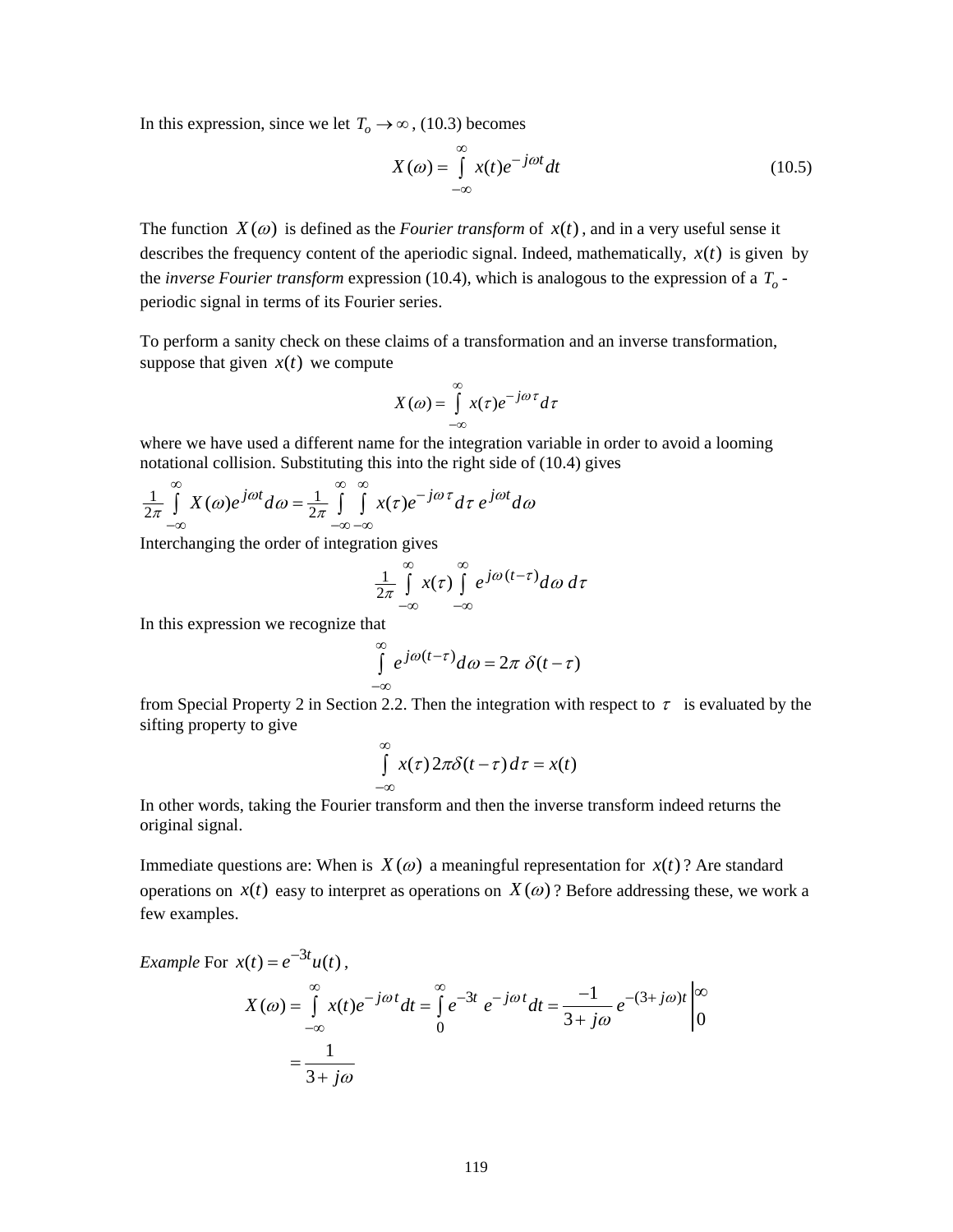In this expression, since we let $T_o \to \infty$, (10.3) becomes

$$X(\omega) = \int_{-\infty}^{\infty} x(t) e^{-j\omega t} dt \tag{10.5}$$

The function $X(\omega)$ is defined as the *Fourier transform* of $x(t)$, and in a very useful sense it describes the frequency content of the aperiodic signal. Indeed, mathematically, $x(t)$ is given by the *inverse Fourier transform* expression (10.4), which is analogous to the expression of a $T_o$-periodic signal in terms of its Fourier series.

To perform a sanity check on these claims of a transformation and an inverse transformation, suppose that given $x(t)$ we compute

$$X(\omega) = \int_{-\infty}^{\infty} x(\tau) e^{-j\omega\tau} d\tau$$

where we have used a different name for the integration variable in order to avoid a looming notational collision. Substituting this into the right side of (10.4) gives

$$\frac{1}{2\pi} \int_{-\infty}^{\infty} X(\omega) e^{j\omega t} d\omega = \frac{1}{2\pi} \int_{-\infty}^{\infty} \int_{-\infty}^{\infty} x(\tau) e^{-j\omega\tau} d\tau \, e^{j\omega t} d\omega$$

Interchanging the order of integration gives

$$\frac{1}{2\pi} \int_{-\infty}^{\infty} x(\tau) \int_{-\infty}^{\infty} e^{j\omega(t-\tau)} d\omega \, d\tau$$

In this expression we recognize that

$$\int_{-\infty}^{\infty} e^{j\omega(t-\tau)} d\omega = 2\pi \, \delta(t-\tau)$$

from Special Property 2 in Section 2.2. Then the integration with respect to $\tau$ is evaluated by the sifting property to give

$$\int_{-\infty}^{\infty} x(\tau) \, 2\pi\delta(t-\tau) \, d\tau = x(t)$$

In other words, taking the Fourier transform and then the inverse transform indeed returns the original signal.

Immediate questions are: When is $X(\omega)$ a meaningful representation for $x(t)$? Are standard operations on $x(t)$ easy to interpret as operations on $X(\omega)$? Before addressing these, we work a few examples.

*Example* For $x(t) = e^{-3t} u(t)$,

$$X(\omega) = \int_{-\infty}^{\infty} x(t) e^{-j\omega t} dt = \int_{0}^{\infty} e^{-3t} \, e^{-j\omega t} dt = \frac{-1}{3 + j\omega} e^{-(3+j\omega)t} \Big|_{0}^{\infty}$$

$$= \frac{1}{3 + j\omega}$$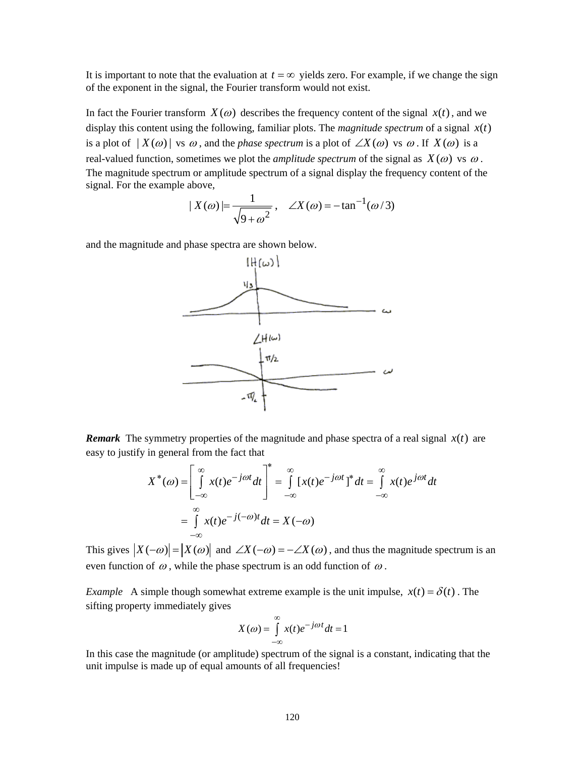It is important to note that the evaluation at $t = \infty$ yields zero. For example, if we change the sign of the exponent in the signal, the Fourier transform would not exist.

In fact the Fourier transform $X(\omega)$ describes the frequency content of the signal $x(t)$, and we display this content using the following, familiar plots. The *magnitude spectrum* of a signal $x(t)$ is a plot of $|X(\omega)|$ vs $\omega$, and the *phase spectrum* is a plot of $\angle X(\omega)$ vs $\omega$. If $X(\omega)$ is a real-valued function, sometimes we plot the *amplitude spectrum* of the signal as $X(\omega)$ vs $\omega$. The magnitude spectrum or amplitude spectrum of a signal display the frequency content of the signal. For the example above,

$$|X(\omega)| = \frac{1}{\sqrt{9+\omega^2}}\,, \quad \angle X(\omega) = -\tan^{-1}(\omega/3)$$

and the magnitude and phase spectra are shown below.

***Remark*** The symmetry properties of the magnitude and phase spectra of a real signal $x(t)$ are easy to justify in general from the fact that

$$X^*(\omega) = \left[\int_{-\infty}^{\infty} x(t)e^{-j\omega t}\,dt\right]^* = \int_{-\infty}^{\infty} [x(t)e^{-j\omega t}]^*\,dt = \int_{-\infty}^{\infty} x(t)e^{j\omega t}\,dt$$

$$= \int_{-\infty}^{\infty} x(t)e^{-j(-\omega)t}\,dt = X(-\omega)$$

This gives $|X(-\omega)| = |X(\omega)|$ and $\angle X(-\omega) = -\angle X(\omega)$, and thus the magnitude spectrum is an even function of $\omega$, while the phase spectrum is an odd function of $\omega$.

*Example* A simple though somewhat extreme example is the unit impulse, $x(t) = \delta(t)$. The sifting property immediately gives

$$X(\omega) = \int_{-\infty}^{\infty} x(t)e^{-j\omega t}\,dt = 1$$

In this case the magnitude (or amplitude) spectrum of the signal is a constant, indicating that the unit impulse is made up of equal amounts of all frequencies!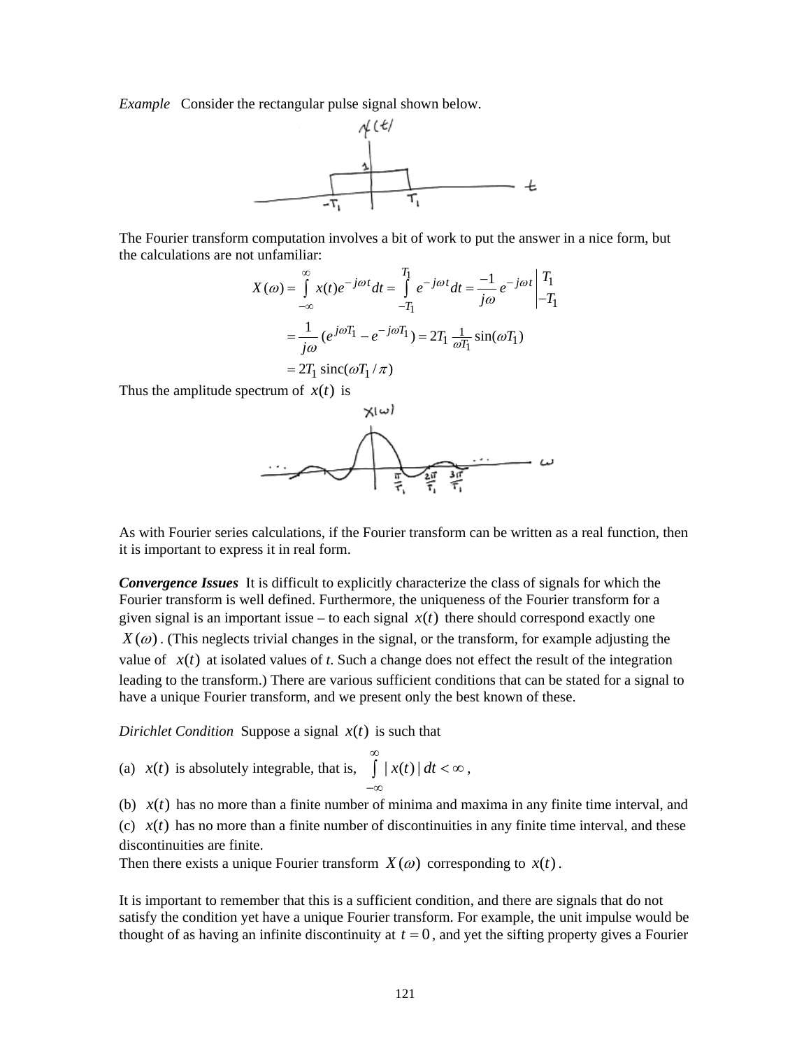*Example* Consider the rectangular pulse signal shown below.

The Fourier transform computation involves a bit of work to put the answer in a nice form, but the calculations are not unfamiliar:

$$X(\omega) = \int_{-\infty}^{\infty} x(t)e^{-j\omega t}dt = \int_{-T_1}^{T_1} e^{-j\omega t}dt = \frac{-1}{j\omega} e^{-j\omega t} \Bigg|_{-T_1}^{T_1}$$

$$= \frac{1}{j\omega}(e^{j\omega T_1} - e^{-j\omega T_1}) = 2T_1 \tfrac{1}{\omega T_1} \sin(\omega T_1)$$

$$= 2T_1 \operatorname{sinc}(\omega T_1 / \pi)$$

Thus the amplitude spectrum of $x(t)$ is

As with Fourier series calculations, if the Fourier transform can be written as a real function, then it is important to express it in real form.

***Convergence Issues*** It is difficult to explicitly characterize the class of signals for which the Fourier transform is well defined. Furthermore, the uniqueness of the Fourier transform for a given signal is an important issue – to each signal $x(t)$ there should correspond exactly one $X(\omega)$. (This neglects trivial changes in the signal, or the transform, for example adjusting the value of $x(t)$ at isolated values of *t*. Such a change does not effect the result of the integration leading to the transform.) There are various sufficient conditions that can be stated for a signal to have a unique Fourier transform, and we present only the best known of these.

*Dirichlet Condition* Suppose a signal $x(t)$ is such that

(a) $x(t)$ is absolutely integrable, that is, $\int_{-\infty}^{\infty} |x(t)|\, dt < \infty$,

(b) $x(t)$ has no more than a finite number of minima and maxima in any finite time interval, and

(c) $x(t)$ has no more than a finite number of discontinuities in any finite time interval, and these discontinuities are finite.

Then there exists a unique Fourier transform $X(\omega)$ corresponding to $x(t)$.

It is important to remember that this is a sufficient condition, and there are signals that do not satisfy the condition yet have a unique Fourier transform. For example, the unit impulse would be thought of as having an infinite discontinuity at $t = 0$, and yet the sifting property gives a Fourier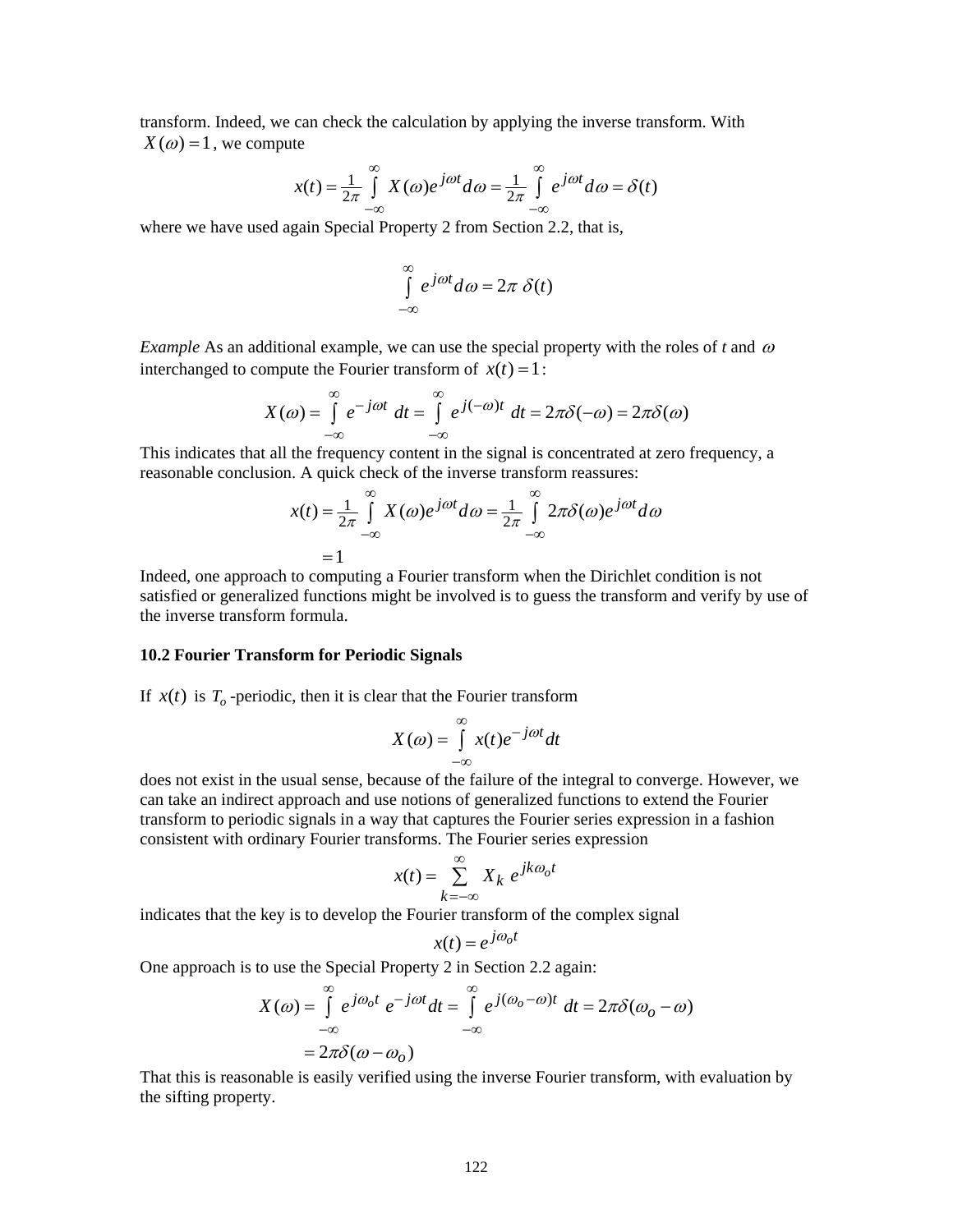transform. Indeed, we can check the calculation by applying the inverse transform. With $X(\omega) = 1$, we compute

$$x(t) = \tfrac{1}{2\pi} \int_{-\infty}^{\infty} X(\omega) e^{j\omega t} d\omega = \tfrac{1}{2\pi} \int_{-\infty}^{\infty} e^{j\omega t} d\omega = \delta(t)$$

where we have used again Special Property 2 from Section 2.2, that is,

$$\int_{-\infty}^{\infty} e^{j\omega t} d\omega = 2\pi \ \delta(t)$$

*Example* As an additional example, we can use the special property with the roles of *t* and $\omega$ interchanged to compute the Fourier transform of $x(t) = 1$:

$$X(\omega) = \int_{-\infty}^{\infty} e^{-j\omega t} \ dt = \int_{-\infty}^{\infty} e^{j(-\omega)t} \ dt = 2\pi\delta(-\omega) = 2\pi\delta(\omega)$$

This indicates that all the frequency content in the signal is concentrated at zero frequency, a reasonable conclusion. A quick check of the inverse transform reassures:

$$\begin{aligned} x(t) &= \tfrac{1}{2\pi} \int_{-\infty}^{\infty} X(\omega) e^{j\omega t} d\omega = \tfrac{1}{2\pi} \int_{-\infty}^{\infty} 2\pi\delta(\omega) e^{j\omega t} d\omega \\ &= 1 \end{aligned}$$

Indeed, one approach to computing a Fourier transform when the Dirichlet condition is not satisfied or generalized functions might be involved is to guess the transform and verify by use of the inverse transform formula.

**10.2 Fourier Transform for Periodic Signals**

If $x(t)$ is $T_o$-periodic, then it is clear that the Fourier transform

$$X(\omega) = \int_{-\infty}^{\infty} x(t) e^{-j\omega t} dt$$

does not exist in the usual sense, because of the failure of the integral to converge. However, we can take an indirect approach and use notions of generalized functions to extend the Fourier transform to periodic signals in a way that captures the Fourier series expression in a fashion consistent with ordinary Fourier transforms. The Fourier series expression

$$x(t) = \sum_{k=-\infty}^{\infty} X_k \ e^{jk\omega_o t}$$

indicates that the key is to develop the Fourier transform of the complex signal

$$x(t) = e^{j\omega_o t}$$

One approach is to use the Special Property 2 in Section 2.2 again:

$$\begin{aligned} X(\omega) &= \int_{-\infty}^{\infty} e^{j\omega_o t} \ e^{-j\omega t} dt = \int_{-\infty}^{\infty} e^{j(\omega_o - \omega)t} \ dt = 2\pi\delta(\omega_o - \omega) \\ &= 2\pi\delta(\omega - \omega_o) \end{aligned}$$

That this is reasonable is easily verified using the inverse Fourier transform, with evaluation by the sifting property.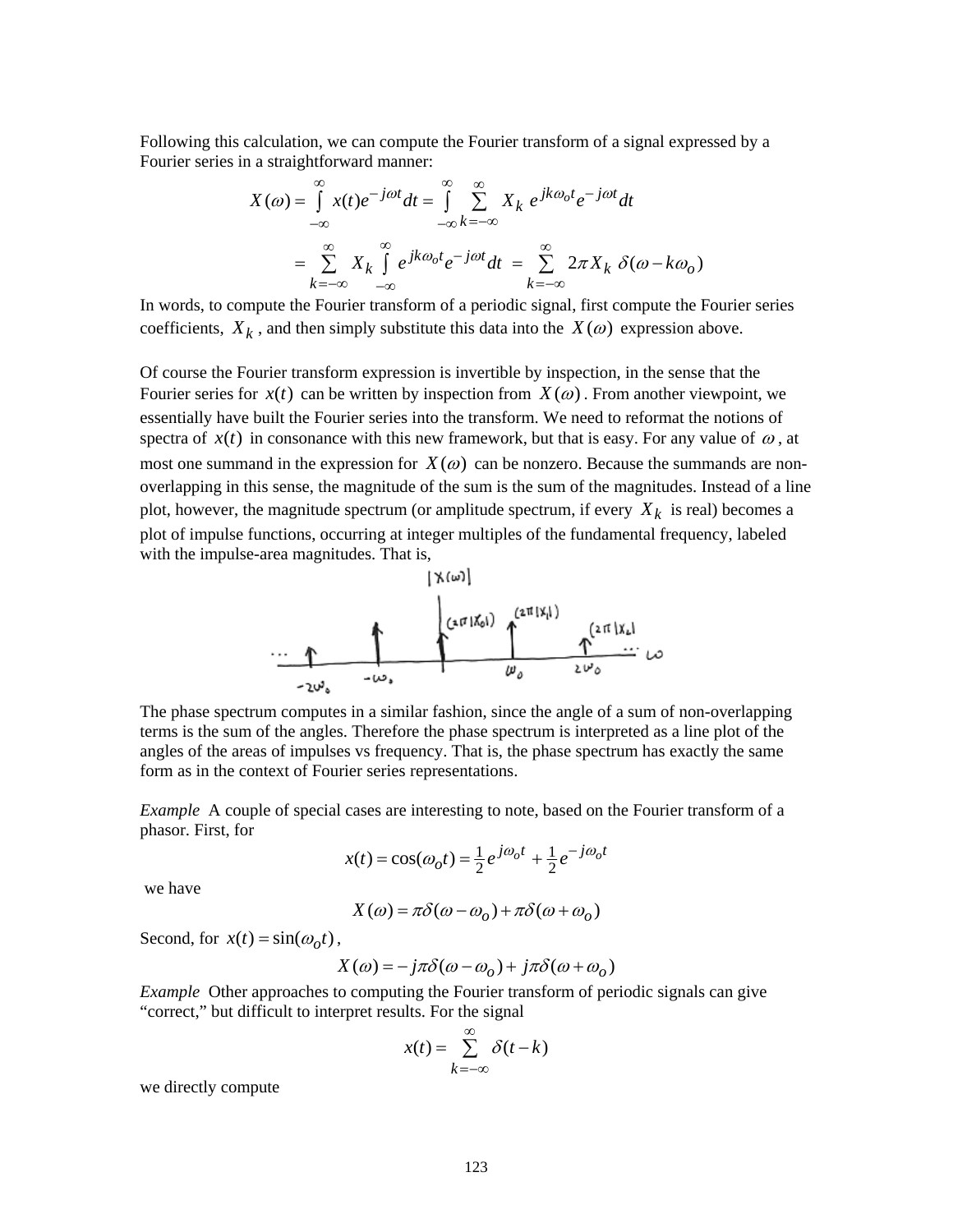Following this calculation, we can compute the Fourier transform of a signal expressed by a Fourier series in a straightforward manner:

$$X(\omega) = \int_{-\infty}^{\infty} x(t) e^{-j\omega t} dt = \int_{-\infty}^{\infty} \sum_{k=-\infty}^{\infty} X_k \, e^{jk\omega_o t} e^{-j\omega t} dt$$

$$= \sum_{k=-\infty}^{\infty} X_k \int_{-\infty}^{\infty} e^{jk\omega_o t} e^{-j\omega t} dt \; = \sum_{k=-\infty}^{\infty} 2\pi X_k \, \delta(\omega - k\omega_o)$$

In words, to compute the Fourier transform of a periodic signal, first compute the Fourier series coefficients, $X_k$, and then simply substitute this data into the $X(\omega)$ expression above.

Of course the Fourier transform expression is invertible by inspection, in the sense that the Fourier series for $x(t)$ can be written by inspection from $X(\omega)$. From another viewpoint, we essentially have built the Fourier series into the transform. We need to reformat the notions of spectra of $x(t)$ in consonance with this new framework, but that is easy. For any value of $\omega$, at most one summand in the expression for $X(\omega)$ can be nonzero. Because the summands are non-overlapping in this sense, the magnitude of the sum is the sum of the magnitudes. Instead of a line plot, however, the magnitude spectrum (or amplitude spectrum, if every $X_k$ is real) becomes a plot of impulse functions, occurring at integer multiples of the fundamental frequency, labeled with the impulse-area magnitudes. That is,

The phase spectrum computes in a similar fashion, since the angle of a sum of non-overlapping terms is the sum of the angles. Therefore the phase spectrum is interpreted as a line plot of the angles of the areas of impulses vs frequency. That is, the phase spectrum has exactly the same form as in the context of Fourier series representations.

*Example* A couple of special cases are interesting to note, based on the Fourier transform of a phasor. First, for

$$x(t) = \cos(\omega_o t) = \tfrac{1}{2} e^{j\omega_o t} + \tfrac{1}{2} e^{-j\omega_o t}$$

we have

$$X(\omega) = \pi\delta(\omega - \omega_o) + \pi\delta(\omega + \omega_o)$$

Second, for $x(t) = \sin(\omega_o t)$,

$$X(\omega) = -j\pi\delta(\omega - \omega_o) + j\pi\delta(\omega + \omega_o)$$

*Example* Other approaches to computing the Fourier transform of periodic signals can give "correct," but difficult to interpret results. For the signal

$$x(t) = \sum_{k=-\infty}^{\infty} \delta(t - k)$$

we directly compute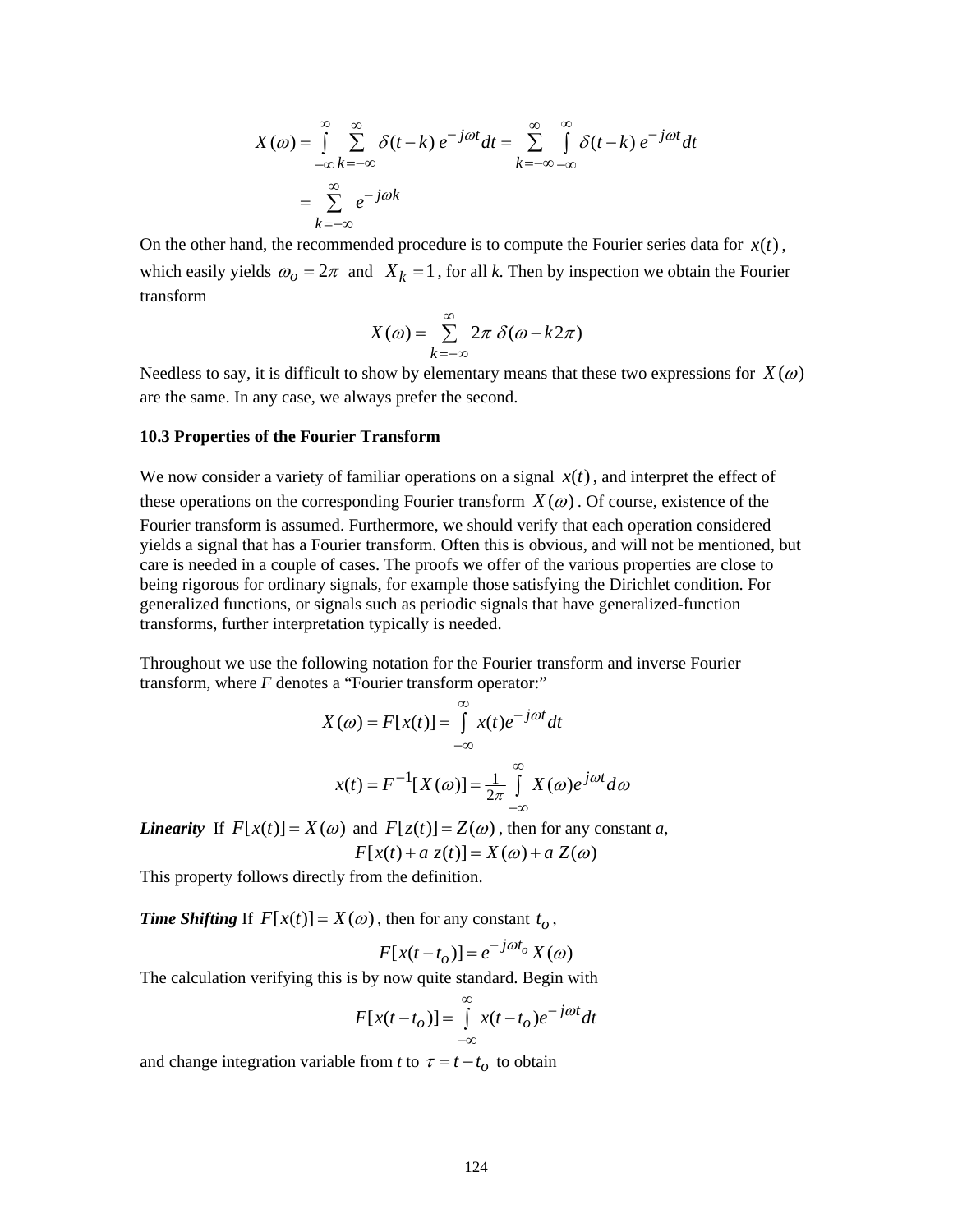$$X(\omega) = \int_{-\infty}^{\infty} \sum_{k=-\infty}^{\infty} \delta(t-k)\, e^{-j\omega t} dt = \sum_{k=-\infty}^{\infty} \int_{-\infty}^{\infty} \delta(t-k)\, e^{-j\omega t} dt$$

$$= \sum_{k=-\infty}^{\infty} e^{-j\omega k}$$

On the other hand, the recommended procedure is to compute the Fourier series data for $x(t)$, which easily yields $\omega_o = 2\pi$ and $X_k = 1$, for all *k*. Then by inspection we obtain the Fourier transform

$$X(\omega) = \sum_{k=-\infty}^{\infty} 2\pi\, \delta(\omega - k2\pi)$$

Needless to say, it is difficult to show by elementary means that these two expressions for $X(\omega)$ are the same. In any case, we always prefer the second.

**10.3 Properties of the Fourier Transform**

We now consider a variety of familiar operations on a signal $x(t)$, and interpret the effect of these operations on the corresponding Fourier transform $X(\omega)$. Of course, existence of the Fourier transform is assumed. Furthermore, we should verify that each operation considered yields a signal that has a Fourier transform. Often this is obvious, and will not be mentioned, but care is needed in a couple of cases. The proofs we offer of the various properties are close to being rigorous for ordinary signals, for example those satisfying the Dirichlet condition. For generalized functions, or signals such as periodic signals that have generalized-function transforms, further interpretation typically is needed.

Throughout we use the following notation for the Fourier transform and inverse Fourier transform, where *F* denotes a "Fourier transform operator:"

$$X(\omega) = F[x(t)] = \int_{-\infty}^{\infty} x(t) e^{-j\omega t} dt$$

$$x(t) = F^{-1}[X(\omega)] = \frac{1}{2\pi} \int_{-\infty}^{\infty} X(\omega) e^{j\omega t} d\omega$$

***Linearity*** If $F[x(t)] = X(\omega)$ and $F[z(t)] = Z(\omega)$, then for any constant *a*,

$$F[x(t) + a\, z(t)] = X(\omega) + a\, Z(\omega)$$

This property follows directly from the definition.

***Time Shifting*** If $F[x(t)] = X(\omega)$, then for any constant $t_o$,

$$F[x(t - t_o)] = e^{-j\omega t_o} X(\omega)$$

The calculation verifying this is by now quite standard. Begin with

$$F[x(t - t_o)] = \int_{-\infty}^{\infty} x(t - t_o) e^{-j\omega t} dt$$

and change integration variable from *t* to $\tau = t - t_o$ to obtain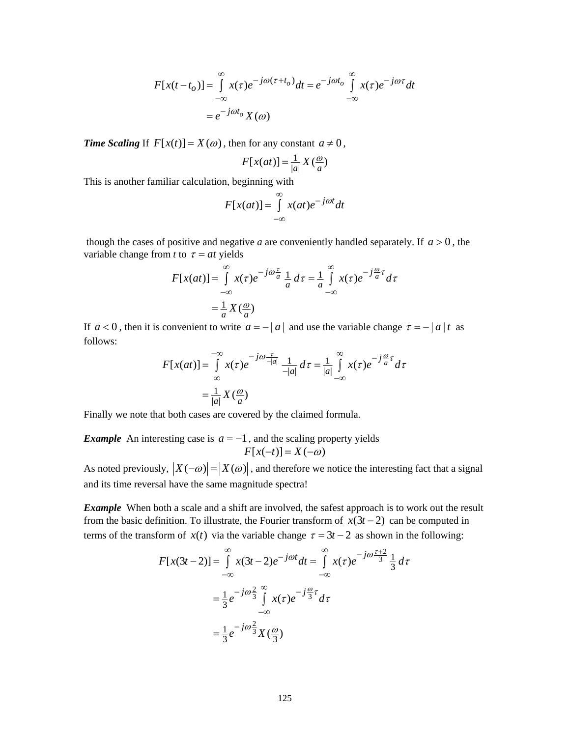$$F[x(t-t_o)] = \int_{-\infty}^{\infty} x(\tau)e^{-j\omega(\tau+t_o)}dt = e^{-j\omega t_o}\int_{-\infty}^{\infty} x(\tau)e^{-j\omega\tau}dt$$
$$= e^{-j\omega t_o}X(\omega)$$

***Time Scaling*** If $F[x(t)] = X(\omega)$, then for any constant $a \neq 0$,

$$F[x(at)] = \tfrac{1}{|a|}X(\tfrac{\omega}{a})$$

This is another familiar calculation, beginning with

$$F[x(at)] = \int_{-\infty}^{\infty} x(at)e^{-j\omega t}dt$$

though the cases of positive and negative *a* are conveniently handled separately. If $a > 0$, the variable change from *t* to $\tau = at$ yields

$$F[x(at)] = \int_{-\infty}^{\infty} x(\tau)e^{-j\omega\frac{\tau}{a}}\tfrac{1}{a}\,d\tau = \tfrac{1}{a}\int_{-\infty}^{\infty} x(\tau)e^{-j\frac{\omega}{a}\tau}d\tau$$
$$= \tfrac{1}{a}X(\tfrac{\omega}{a})$$

If $a < 0$, then it is convenient to write $a = -|a|$ and use the variable change $\tau = -|a|t$ as follows:

$$F[x(at)] = \int_{\infty}^{-\infty} x(\tau)e^{-j\omega\frac{\tau}{-|a|}}\tfrac{1}{-|a|}\,d\tau = \tfrac{1}{|a|}\int_{-\infty}^{\infty} x(\tau)e^{-j\frac{\omega}{a}\tau}d\tau$$
$$= \tfrac{1}{|a|}X(\tfrac{\omega}{a})$$

Finally we note that both cases are covered by the claimed formula.

***Example*** An interesting case is $a = -1$, and the scaling property yields

$$F[x(-t)] = X(-\omega)$$

As noted previously, $|X(-\omega)| = |X(\omega)|$, and therefore we notice the interesting fact that a signal and its time reversal have the same magnitude spectra!

***Example*** When both a scale and a shift are involved, the safest approach is to work out the result from the basic definition. To illustrate, the Fourier transform of $x(3t-2)$ can be computed in terms of the transform of $x(t)$ via the variable change $\tau = 3t-2$ as shown in the following:

$$F[x(3t-2)] = \int_{-\infty}^{\infty} x(3t-2)e^{-j\omega t}dt = \int_{-\infty}^{\infty} x(\tau)e^{-j\omega\frac{\tau+2}{3}}\tfrac{1}{3}\,d\tau$$
$$= \tfrac{1}{3}e^{-j\omega\frac{2}{3}}\int_{-\infty}^{\infty} x(\tau)e^{-j\frac{\omega}{3}\tau}d\tau$$
$$= \tfrac{1}{3}e^{-j\omega\frac{2}{3}}X(\tfrac{\omega}{3})$$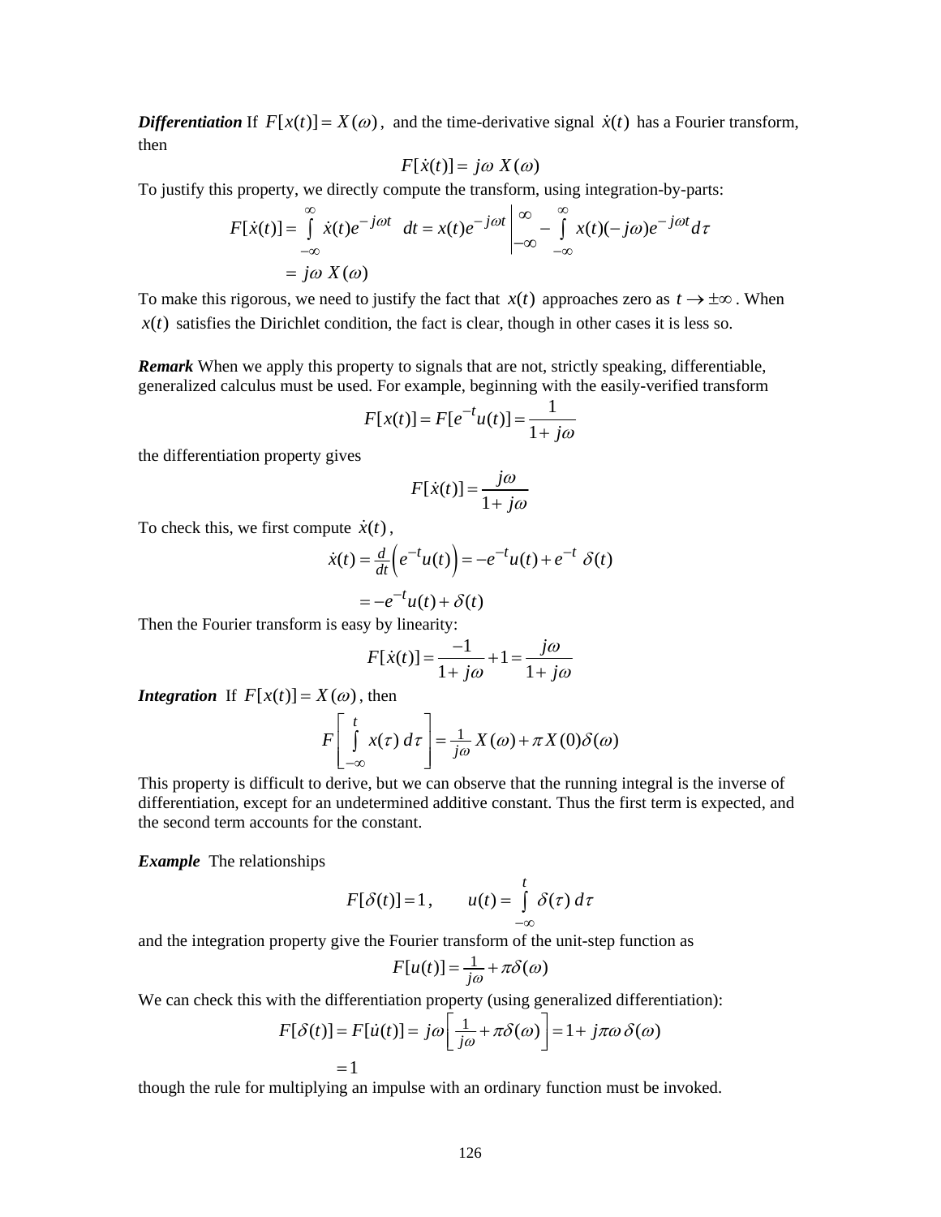***Differentiation*** If $F[x(t)] = X(\omega)$, and the time-derivative signal $\dot{x}(t)$ has a Fourier transform, then

$$F[\dot{x}(t)] = j\omega\, X(\omega)$$

To justify this property, we directly compute the transform, using integration-by-parts:

$$\begin{aligned} F[\dot{x}(t)] &= \int_{-\infty}^{\infty} \dot{x}(t) e^{-j\omega t}\ dt = x(t)e^{-j\omega t} \Big|_{-\infty}^{\infty} - \int_{-\infty}^{\infty} x(t)(-j\omega)e^{-j\omega t} d\tau \\ &= j\omega\, X(\omega) \end{aligned}$$

To make this rigorous, we need to justify the fact that $x(t)$ approaches zero as $t \to \pm\infty$. When $x(t)$ satisfies the Dirichlet condition, the fact is clear, though in other cases it is less so.

***Remark*** When we apply this property to signals that are not, strictly speaking, differentiable, generalized calculus must be used. For example, beginning with the easily-verified transform

$$F[x(t)] = F[e^{-t}u(t)] = \frac{1}{1 + j\omega}$$

the differentiation property gives

$$F[\dot{x}(t)] = \frac{j\omega}{1 + j\omega}$$

To check this, we first compute $\dot{x}(t)$,

$$\begin{aligned} \dot{x}(t) &= \tfrac{d}{dt}\left(e^{-t}u(t)\right) = -e^{-t}u(t) + e^{-t}\ \delta(t) \\ &= -e^{-t}u(t) + \delta(t) \end{aligned}$$

Then the Fourier transform is easy by linearity:

$$F[\dot{x}(t)] = \frac{-1}{1 + j\omega} + 1 = \frac{j\omega}{1 + j\omega}$$

***Integration*** If $F[x(t)] = X(\omega)$, then

$$F\left[\int_{-\infty}^{t} x(\tau)\ d\tau\right] = \tfrac{1}{j\omega} X(\omega) + \pi X(0)\delta(\omega)$$

This property is difficult to derive, but we can observe that the running integral is the inverse of differentiation, except for an undetermined additive constant. Thus the first term is expected, and the second term accounts for the constant.

***Example*** The relationships

$$F[\delta(t)] = 1, \qquad u(t) = \int_{-\infty}^{t} \delta(\tau)\ d\tau$$

and the integration property give the Fourier transform of the unit-step function as

$$F[u(t)] = \tfrac{1}{j\omega} + \pi\delta(\omega)$$

We can check this with the differentiation property (using generalized differentiation):

$$\begin{aligned} F[\delta(t)] = F[\dot{u}(t)] &= j\omega\left[\tfrac{1}{j\omega} + \pi\delta(\omega)\right] = 1 + j\pi\omega\,\delta(\omega) \\ &= 1 \end{aligned}$$

though the rule for multiplying an impulse with an ordinary function must be invoked.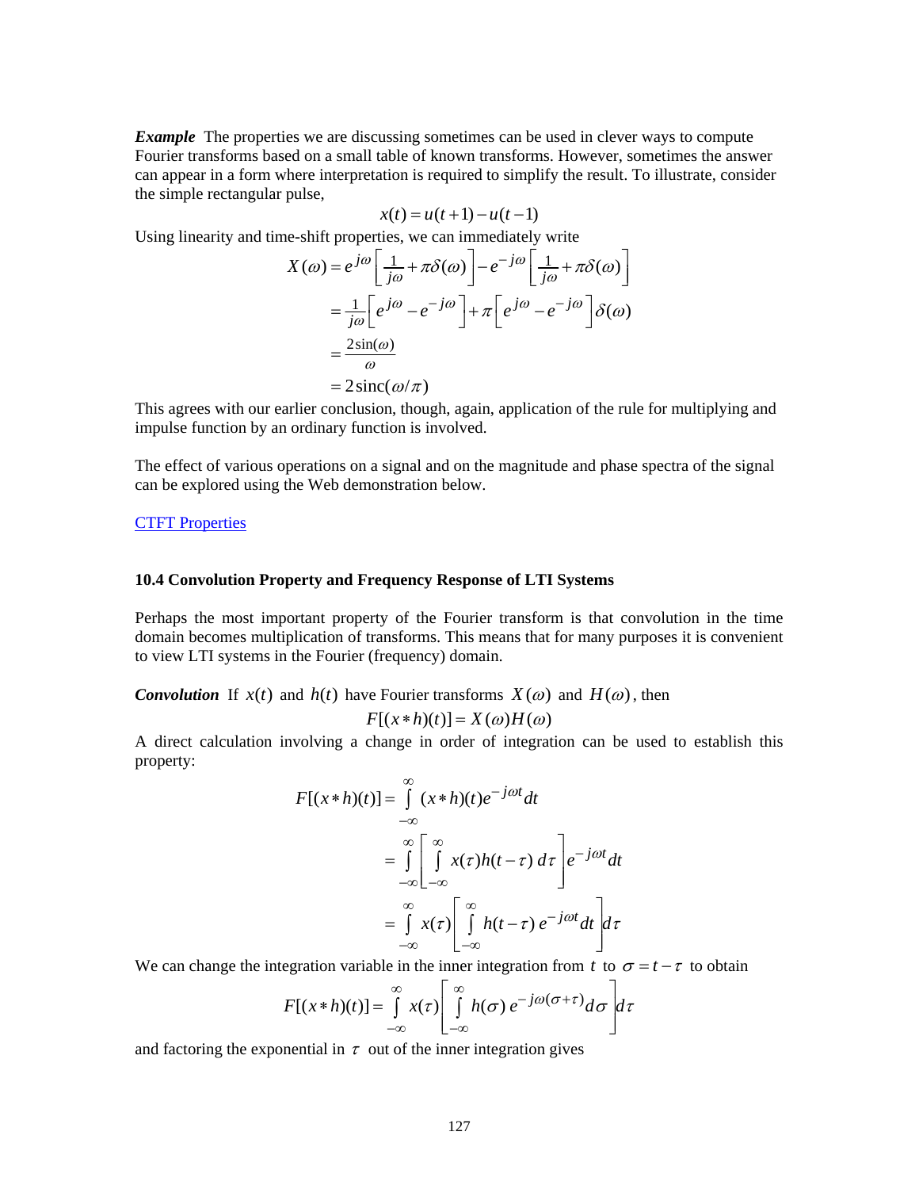***Example*** The properties we are discussing sometimes can be used in clever ways to compute Fourier transforms based on a small table of known transforms. However, sometimes the answer can appear in a form where interpretation is required to simplify the result. To illustrate, consider the simple rectangular pulse,

$$x(t) = u(t+1) - u(t-1)$$

Using linearity and time-shift properties, we can immediately write

$$\begin{aligned} X(\omega) &= e^{j\omega}\left[\tfrac{1}{j\omega} + \pi\delta(\omega)\right] - e^{-j\omega}\left[\tfrac{1}{j\omega} + \pi\delta(\omega)\right] \\ &= \tfrac{1}{j\omega}\left[e^{j\omega} - e^{-j\omega}\right] + \pi\left[e^{j\omega} - e^{-j\omega}\right]\delta(\omega) \\ &= \frac{2\sin(\omega)}{\omega} \\ &= 2\,\text{sinc}(\omega/\pi) \end{aligned}$$

This agrees with our earlier conclusion, though, again, application of the rule for multiplying and impulse function by an ordinary function is involved.

The effect of various operations on a signal and on the magnitude and phase spectra of the signal can be explored using the Web demonstration below.

CTFT Properties

### 10.4 Convolution Property and Frequency Response of LTI Systems

Perhaps the most important property of the Fourier transform is that convolution in the time domain becomes multiplication of transforms. This means that for many purposes it is convenient to view LTI systems in the Fourier (frequency) domain.

***Convolution*** If $x(t)$ and $h(t)$ have Fourier transforms $X(\omega)$ and $H(\omega)$, then

$$F[(x*h)(t)] = X(\omega)H(\omega)$$

A direct calculation involving a change in order of integration can be used to establish this property:

$$\begin{aligned} F[(x*h)(t)] &= \int_{-\infty}^{\infty} (x*h)(t)e^{-j\omega t}dt \\ &= \int_{-\infty}^{\infty}\left[\int_{-\infty}^{\infty} x(\tau)h(t-\tau)\,d\tau\right]e^{-j\omega t}dt \\ &= \int_{-\infty}^{\infty} x(\tau)\left[\int_{-\infty}^{\infty} h(t-\tau)\,e^{-j\omega t}dt\right]d\tau \end{aligned}$$

We can change the integration variable in the inner integration from $t$ to $\sigma = t - \tau$ to obtain

$$F[(x*h)(t)] = \int_{-\infty}^{\infty} x(\tau)\left[\int_{-\infty}^{\infty} h(\sigma)\,e^{-j\omega(\sigma+\tau)}d\sigma\right]d\tau$$

and factoring the exponential in $\tau$ out of the inner integration gives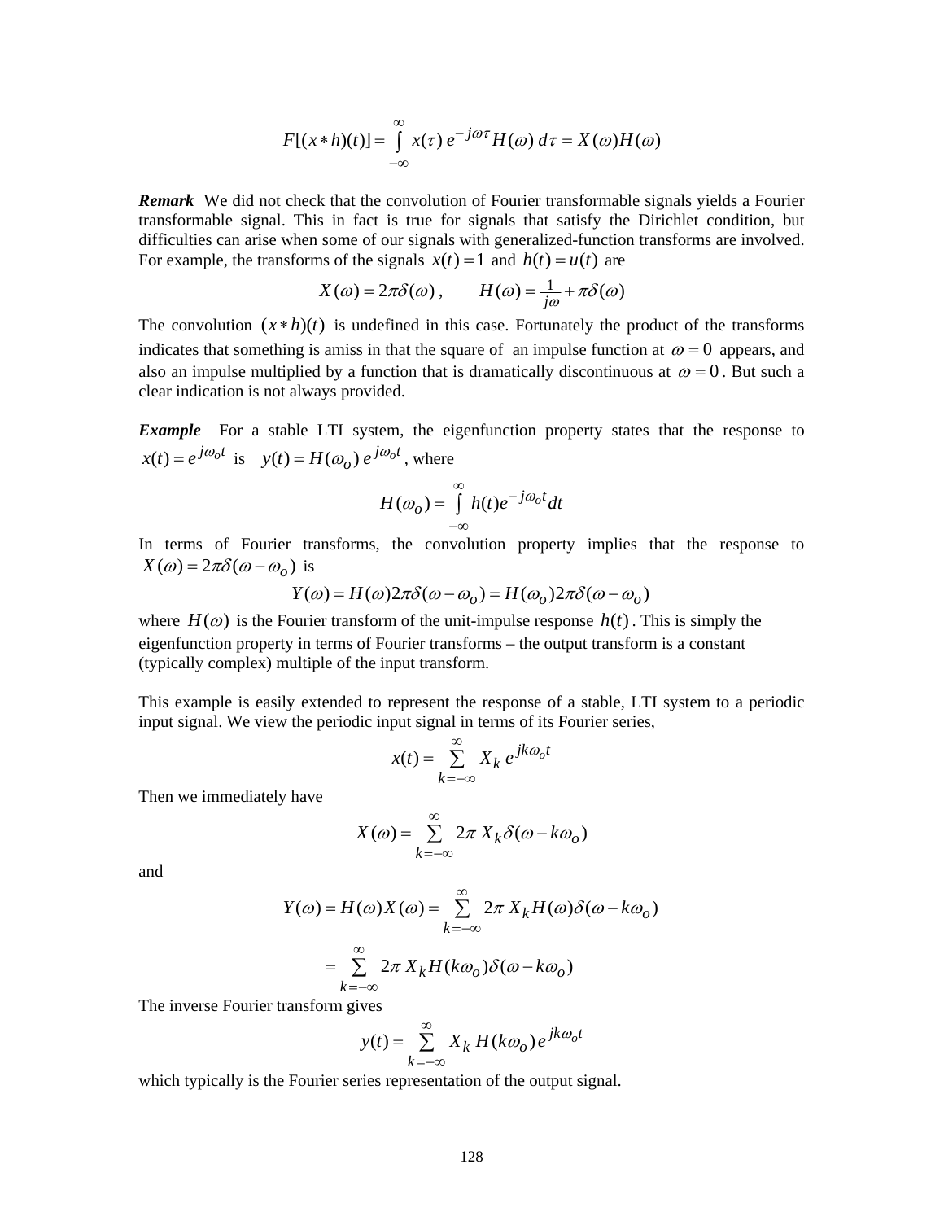$$F[(x*h)(t)] = \int_{-\infty}^{\infty} x(\tau)\, e^{-j\omega\tau} H(\omega)\, d\tau = X(\omega)H(\omega)$$

***Remark*** We did not check that the convolution of Fourier transformable signals yields a Fourier transformable signal. This in fact is true for signals that satisfy the Dirichlet condition, but difficulties can arise when some of our signals with generalized-function transforms are involved. For example, the transforms of the signals $x(t) = 1$ and $h(t) = u(t)$ are

$$X(\omega) = 2\pi\delta(\omega)\,, \qquad H(\omega) = \tfrac{1}{j\omega} + \pi\delta(\omega)$$

The convolution $(x*h)(t)$ is undefined in this case. Fortunately the product of the transforms indicates that something is amiss in that the square of an impulse function at $\omega = 0$ appears, and also an impulse multiplied by a function that is dramatically discontinuous at $\omega = 0$. But such a clear indication is not always provided.

***Example*** For a stable LTI system, the eigenfunction property states that the response to $x(t) = e^{j\omega_o t}$ is $y(t) = H(\omega_o)\, e^{j\omega_o t}$, where

$$H(\omega_o) = \int_{-\infty}^{\infty} h(t) e^{-j\omega_o t} dt$$

In terms of Fourier transforms, the convolution property implies that the response to $X(\omega) = 2\pi\delta(\omega - \omega_o)$ is

$$Y(\omega) = H(\omega)2\pi\delta(\omega - \omega_o) = H(\omega_o)2\pi\delta(\omega - \omega_o)$$

where $H(\omega)$ is the Fourier transform of the unit-impulse response $h(t)$. This is simply the eigenfunction property in terms of Fourier transforms – the output transform is a constant (typically complex) multiple of the input transform.

This example is easily extended to represent the response of a stable, LTI system to a periodic input signal. We view the periodic input signal in terms of its Fourier series,

$$x(t) = \sum_{k=-\infty}^{\infty} X_k\, e^{jk\omega_o t}$$

Then we immediately have

$$X(\omega) = \sum_{k=-\infty}^{\infty} 2\pi\, X_k \delta(\omega - k\omega_o)$$

and

$$Y(\omega) = H(\omega)X(\omega) = \sum_{k=-\infty}^{\infty} 2\pi\, X_k H(\omega)\delta(\omega - k\omega_o)$$

$$= \sum_{k=-\infty}^{\infty} 2\pi\, X_k H(k\omega_o)\delta(\omega - k\omega_o)$$

The inverse Fourier transform gives

$$y(t) = \sum_{k=-\infty}^{\infty} X_k\, H(k\omega_o)\, e^{jk\omega_o t}$$

which typically is the Fourier series representation of the output signal.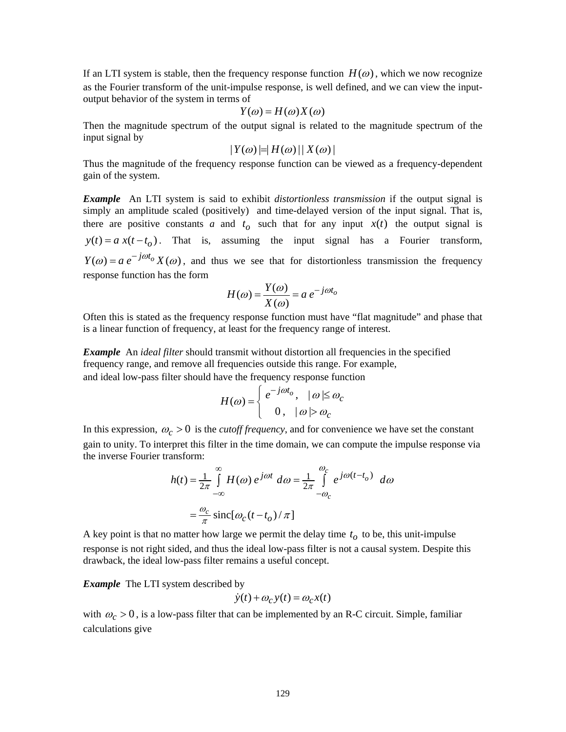If an LTI system is stable, then the frequency response function $H(\omega)$, which we now recognize as the Fourier transform of the unit-impulse response, is well defined, and we can view the input-output behavior of the system in terms of

$$Y(\omega) = H(\omega)X(\omega)$$

Then the magnitude spectrum of the output signal is related to the magnitude spectrum of the input signal by

$$|Y(\omega)| = |H(\omega)|\,|X(\omega)|$$

Thus the magnitude of the frequency response function can be viewed as a frequency-dependent gain of the system.

***Example*** An LTI system is said to exhibit *distortionless transmission* if the output signal is simply an amplitude scaled (positively) and time-delayed version of the input signal. That is, there are positive constants $a$ and $t_o$ such that for any input $x(t)$ the output signal is $y(t) = a\,x(t - t_o)$. That is, assuming the input signal has a Fourier transform, $Y(\omega) = a\,e^{-j\omega t_o} X(\omega)$, and thus we see that for distortionless transmission the frequency response function has the form

$$H(\omega) = \frac{Y(\omega)}{X(\omega)} = a\,e^{-j\omega t_o}$$

Often this is stated as the frequency response function must have "flat magnitude" and phase that is a linear function of frequency, at least for the frequency range of interest.

***Example*** An *ideal filter* should transmit without distortion all frequencies in the specified frequency range, and remove all frequencies outside this range. For example, and ideal low-pass filter should have the frequency response function

$$H(\omega) = \begin{cases} e^{-j\omega t_o}, & |\omega| \le \omega_c \\ 0, & |\omega| > \omega_c \end{cases}$$

In this expression, $\omega_c > 0$ is the *cutoff frequency*, and for convenience we have set the constant gain to unity. To interpret this filter in the time domain, we can compute the impulse response via the inverse Fourier transform:

$$h(t) = \frac{1}{2\pi}\int_{-\infty}^{\infty} H(\omega)\,e^{j\omega t}\,d\omega = \frac{1}{2\pi}\int_{-\omega_c}^{\omega_c} e^{j\omega(t-t_o)}\,d\omega$$

$$= \frac{\omega_c}{\pi}\,\text{sinc}[\omega_c(t - t_o)/\pi]$$

A key point is that no matter how large we permit the delay time $t_o$ to be, this unit-impulse response is not right sided, and thus the ideal low-pass filter is not a causal system. Despite this drawback, the ideal low-pass filter remains a useful concept.

***Example*** The LTI system described by

$$\dot{y}(t) + \omega_c y(t) = \omega_c x(t)$$

with $\omega_c > 0$, is a low-pass filter that can be implemented by an R-C circuit. Simple, familiar calculations give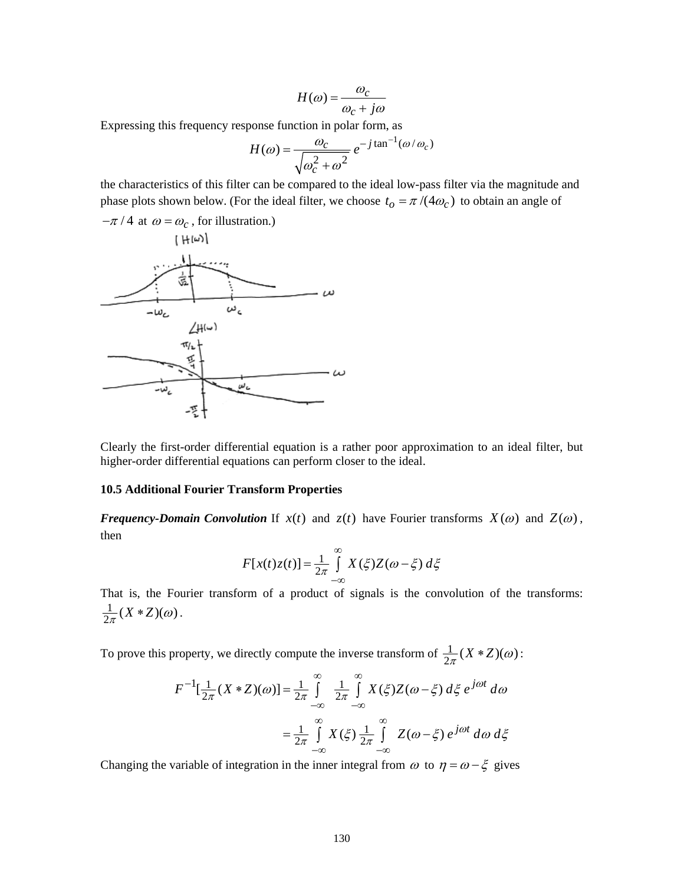$$H(\omega) = \frac{\omega_c}{\omega_c + j\omega}$$

Expressing this frequency response function in polar form, as

$$H(\omega) = \frac{\omega_c}{\sqrt{\omega_c^2 + \omega^2}}\, e^{-j\tan^{-1}(\omega/\omega_c)}$$

the characteristics of this filter can be compared to the ideal low-pass filter via the magnitude and phase plots shown below. (For the ideal filter, we choose $t_o = \pi/(4\omega_c)$ to obtain an angle of $-\pi/4$ at $\omega = \omega_c$, for illustration.)

Clearly the first-order differential equation is a rather poor approximation to an ideal filter, but higher-order differential equations can perform closer to the ideal.

**10.5 Additional Fourier Transform Properties**

***Frequency-Domain Convolution*** If $x(t)$ and $z(t)$ have Fourier transforms $X(\omega)$ and $Z(\omega)$, then

$$F[x(t)z(t)] = \frac{1}{2\pi}\int_{-\infty}^{\infty} X(\xi)Z(\omega-\xi)\,d\xi$$

That is, the Fourier transform of a product of signals is the convolution of the transforms: $\frac{1}{2\pi}(X * Z)(\omega)$.

To prove this property, we directly compute the inverse transform of $\frac{1}{2\pi}(X * Z)(\omega)$:

$$\begin{aligned}
F^{-1}[\tfrac{1}{2\pi}(X * Z)(\omega)] &= \frac{1}{2\pi}\int_{-\infty}^{\infty} \frac{1}{2\pi}\int_{-\infty}^{\infty} X(\xi)Z(\omega-\xi)\,d\xi\, e^{j\omega t}\,d\omega \\
&= \frac{1}{2\pi}\int_{-\infty}^{\infty} X(\xi)\,\frac{1}{2\pi}\int_{-\infty}^{\infty} Z(\omega-\xi)\,e^{j\omega t}\,d\omega\,d\xi
\end{aligned}$$

Changing the variable of integration in the inner integral from $\omega$ to $\eta = \omega - \xi$ gives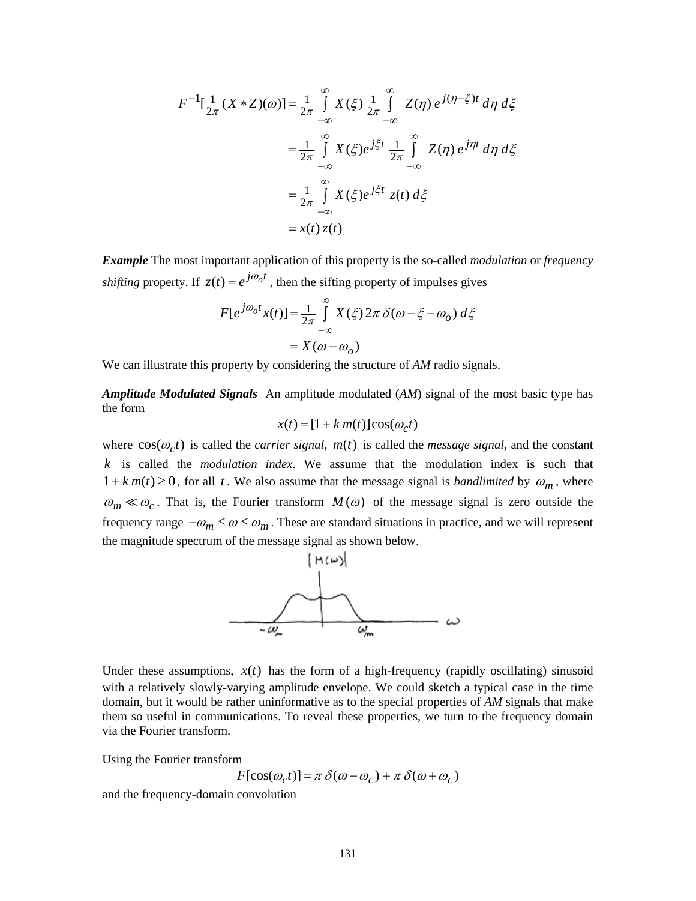$$
\begin{aligned}
F^{-1}[\tfrac{1}{2\pi}(X * Z)(\omega)] &= \tfrac{1}{2\pi} \int_{-\infty}^{\infty} X(\xi)\, \tfrac{1}{2\pi} \int_{-\infty}^{\infty} Z(\eta)\, e^{j(\eta+\xi)t}\, d\eta\, d\xi \\
&= \tfrac{1}{2\pi} \int_{-\infty}^{\infty} X(\xi) e^{j\xi t}\, \tfrac{1}{2\pi} \int_{-\infty}^{\infty} Z(\eta)\, e^{j\eta t}\, d\eta\, d\xi \\
&= \tfrac{1}{2\pi} \int_{-\infty}^{\infty} X(\xi) e^{j\xi t}\, z(t)\, d\xi \\
&= x(t)\, z(t)
\end{aligned}
$$

***Example*** The most important application of this property is the so-called *modulation* or *frequency shifting* property. If $z(t) = e^{j\omega_o t}$, then the sifting property of impulses gives

$$
\begin{aligned}
F[e^{j\omega_o t} x(t)] &= \tfrac{1}{2\pi} \int_{-\infty}^{\infty} X(\xi)\, 2\pi\, \delta(\omega - \xi - \omega_o)\, d\xi \\
&= X(\omega - \omega_o)
\end{aligned}
$$

We can illustrate this property by considering the structure of *AM* radio signals.

***Amplitude Modulated Signals*** An amplitude modulated (*AM*) signal of the most basic type has the form

$$x(t) = [1 + k\, m(t)]\cos(\omega_c t)$$

where $\cos(\omega_c t)$ is called the *carrier signal*, $m(t)$ is called the *message signal*, and the constant $k$ is called the *modulation index*. We assume that the modulation index is such that $1 + k\, m(t) \geq 0$, for all $t$. We also assume that the message signal is *bandlimited* by $\omega_m$, where $\omega_m \ll \omega_c$. That is, the Fourier transform $M(\omega)$ of the message signal is zero outside the frequency range $-\omega_m \leq \omega \leq \omega_m$. These are standard situations in practice, and we will represent the magnitude spectrum of the message signal as shown below.

Under these assumptions, $x(t)$ has the form of a high-frequency (rapidly oscillating) sinusoid with a relatively slowly-varying amplitude envelope. We could sketch a typical case in the time domain, but it would be rather uninformative as to the special properties of *AM* signals that make them so useful in communications. To reveal these properties, we turn to the frequency domain via the Fourier transform.

Using the Fourier transform

$$F[\cos(\omega_c t)] = \pi\, \delta(\omega - \omega_c) + \pi\, \delta(\omega + \omega_c)$$

and the frequency-domain convolution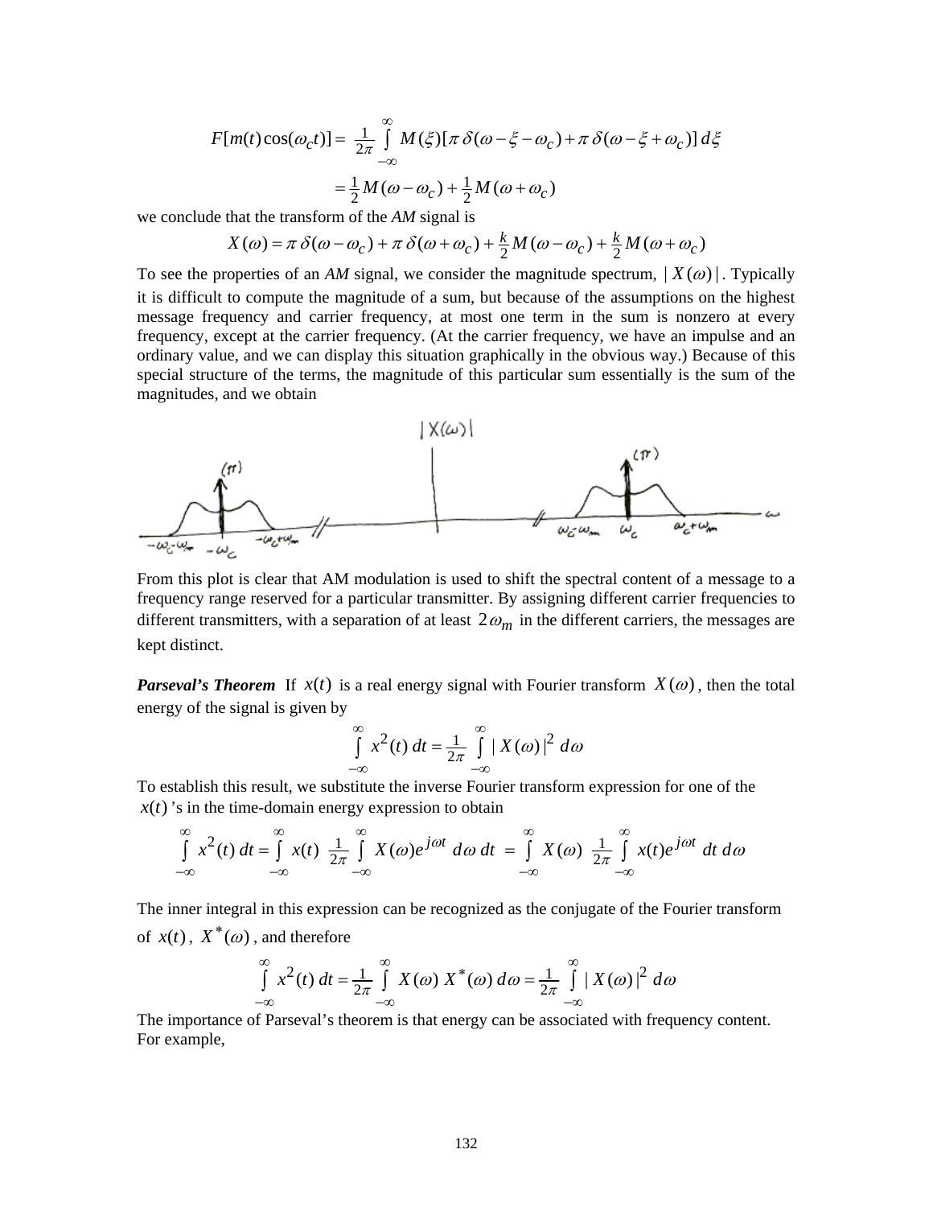$$F[m(t)\cos(\omega_c t)] = \frac{1}{2\pi} \int_{-\infty}^{\infty} M(\xi)[\pi\,\delta(\omega - \xi - \omega_c) + \pi\,\delta(\omega - \xi + \omega_c)]\, d\xi$$

$$= \tfrac{1}{2} M(\omega - \omega_c) + \tfrac{1}{2} M(\omega + \omega_c)$$

we conclude that the transform of the *AM* signal is

$$X(\omega) = \pi\,\delta(\omega - \omega_c) + \pi\,\delta(\omega + \omega_c) + \tfrac{k}{2} M(\omega - \omega_c) + \tfrac{k}{2} M(\omega + \omega_c)$$

To see the properties of an *AM* signal, we consider the magnitude spectrum, $|X(\omega)|$. Typically it is difficult to compute the magnitude of a sum, but because of the assumptions on the highest message frequency and carrier frequency, at most one term in the sum is nonzero at every frequency, except at the carrier frequency. (At the carrier frequency, we have an impulse and an ordinary value, and we can display this situation graphically in the obvious way.) Because of this special structure of the terms, the magnitude of this particular sum essentially is the sum of the magnitudes, and we obtain

From this plot is clear that AM modulation is used to shift the spectral content of a message to a frequency range reserved for a particular transmitter. By assigning different carrier frequencies to different transmitters, with a separation of at least $2\omega_m$ in the different carriers, the messages are kept distinct.

***Parseval's Theorem*** If $x(t)$ is a real energy signal with Fourier transform $X(\omega)$, then the total energy of the signal is given by

$$\int_{-\infty}^{\infty} x^2(t)\, dt = \frac{1}{2\pi} \int_{-\infty}^{\infty} |X(\omega)|^2\, d\omega$$

To establish this result, we substitute the inverse Fourier transform expression for one of the $x(t)$'s in the time-domain energy expression to obtain

$$\int_{-\infty}^{\infty} x^2(t)\, dt = \int_{-\infty}^{\infty} x(t)\ \frac{1}{2\pi} \int_{-\infty}^{\infty} X(\omega) e^{j\omega t}\, d\omega\, dt \ = \int_{-\infty}^{\infty} X(\omega)\ \frac{1}{2\pi} \int_{-\infty}^{\infty} x(t) e^{j\omega t}\, dt\, d\omega$$

The inner integral in this expression can be recognized as the conjugate of the Fourier transform of $x(t)$, $X^*(\omega)$, and therefore

$$\int_{-\infty}^{\infty} x^2(t)\, dt = \frac{1}{2\pi} \int_{-\infty}^{\infty} X(\omega)\, X^*(\omega)\, d\omega = \frac{1}{2\pi} \int_{-\infty}^{\infty} |X(\omega)|^2\, d\omega$$

The importance of Parseval's theorem is that energy can be associated with frequency content. For example,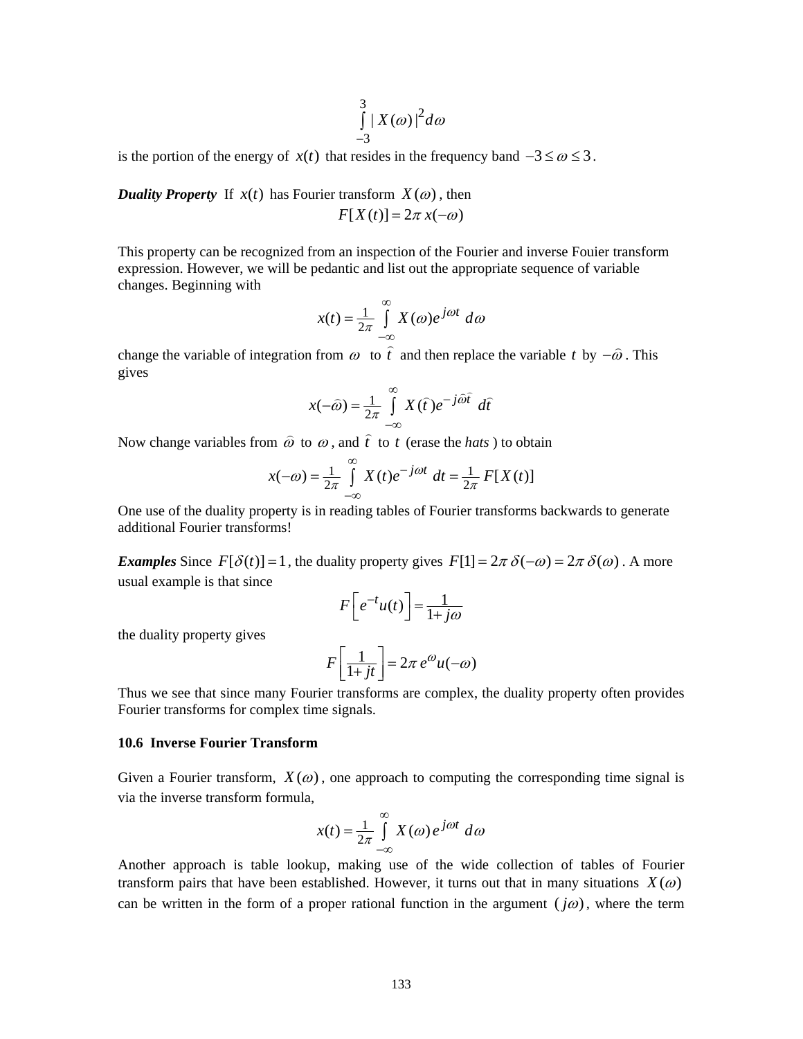$$\int_{-3}^{3} |X(\omega)|^2 d\omega$$

is the portion of the energy of $x(t)$ that resides in the frequency band $-3 \le \omega \le 3$.

***Duality Property*** If $x(t)$ has Fourier transform $X(\omega)$, then

$$F[X(t)] = 2\pi\, x(-\omega)$$

This property can be recognized from an inspection of the Fourier and inverse Fouier transform expression. However, we will be pedantic and list out the appropriate sequence of variable changes. Beginning with

$$x(t) = \frac{1}{2\pi} \int_{-\infty}^{\infty} X(\omega) e^{j\omega t}\, d\omega$$

change the variable of integration from $\omega$ to $\hat{t}$ and then replace the variable $t$ by $-\hat{\omega}$. This gives

$$x(-\hat{\omega}) = \frac{1}{2\pi} \int_{-\infty}^{\infty} X(\hat{t}) e^{-j\hat{\omega}\hat{t}}\, d\hat{t}$$

Now change variables from $\hat{\omega}$ to $\omega$, and $\hat{t}$ to $t$ (erase the *hats* ) to obtain

$$x(-\omega) = \frac{1}{2\pi} \int_{-\infty}^{\infty} X(t) e^{-j\omega t}\, dt = \frac{1}{2\pi} F[X(t)]$$

One use of the duality property is in reading tables of Fourier transforms backwards to generate additional Fourier transforms!

***Examples*** Since $F[\delta(t)] = 1$, the duality property gives $F[1] = 2\pi\,\delta(-\omega) = 2\pi\,\delta(\omega)$. A more usual example is that since

$$F\left[e^{-t}u(t)\right] = \frac{1}{1+j\omega}$$

the duality property gives

$$F\left[\frac{1}{1+jt}\right] = 2\pi\, e^{\omega} u(-\omega)$$

Thus we see that since many Fourier transforms are complex, the duality property often provides Fourier transforms for complex time signals.

**10.6 Inverse Fourier Transform**

Given a Fourier transform, $X(\omega)$, one approach to computing the corresponding time signal is via the inverse transform formula,

$$x(t) = \frac{1}{2\pi} \int_{-\infty}^{\infty} X(\omega) e^{j\omega t}\, d\omega$$

Another approach is table lookup, making use of the wide collection of tables of Fourier transform pairs that have been established. However, it turns out that in many situations $X(\omega)$ can be written in the form of a proper rational function in the argument $(j\omega)$, where the term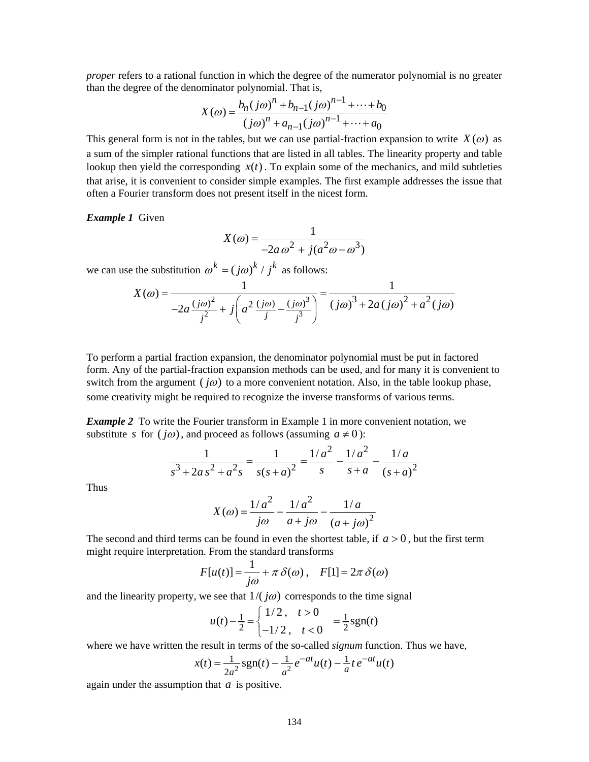*proper* refers to a rational function in which the degree of the numerator polynomial is no greater than the degree of the denominator polynomial. That is,

$$X(\omega) = \frac{b_n (j\omega)^n + b_{n-1}(j\omega)^{n-1} + \cdots + b_0}{(j\omega)^n + a_{n-1}(j\omega)^{n-1} + \cdots + a_0}$$

This general form is not in the tables, but we can use partial-fraction expansion to write $X(\omega)$ as a sum of the simpler rational functions that are listed in all tables. The linearity property and table lookup then yield the corresponding $x(t)$. To explain some of the mechanics, and mild subtleties that arise, it is convenient to consider simple examples. The first example addresses the issue that often a Fourier transform does not present itself in the nicest form.

***Example 1*** Given

$$X(\omega) = \frac{1}{-2a\,\omega^2 + j(a^2\omega - \omega^3)}$$

we can use the substitution $\omega^k = (j\omega)^k / j^k$ as follows:

$$X(\omega) = \frac{1}{-2a\,\frac{(j\omega)^2}{j^2} + j\left(a^2\,\frac{(j\omega)}{j} - \frac{(j\omega)^3}{j^3}\right)} = \frac{1}{(j\omega)^3 + 2a\,(j\omega)^2 + a^2(j\omega)}$$

To perform a partial fraction expansion, the denominator polynomial must be put in factored form. Any of the partial-fraction expansion methods can be used, and for many it is convenient to switch from the argument $(j\omega)$ to a more convenient notation. Also, in the table lookup phase, some creativity might be required to recognize the inverse transforms of various terms.

***Example 2*** To write the Fourier transform in Example 1 in more convenient notation, we substitute $s$ for $(j\omega)$, and proceed as follows (assuming $a \neq 0$):

$$\frac{1}{s^3 + 2a\,s^2 + a^2 s} = \frac{1}{s(s+a)^2} = \frac{1/a^2}{s} - \frac{1/a^2}{s+a} - \frac{1/a}{(s+a)^2}$$

Thus

$$X(\omega) = \frac{1/a^2}{j\omega} - \frac{1/a^2}{a+j\omega} - \frac{1/a}{(a+j\omega)^2}$$

The second and third terms can be found in even the shortest table, if $a > 0$, but the first term might require interpretation. From the standard transforms

$$F[u(t)] = \frac{1}{j\omega} + \pi\,\delta(\omega)\,, \quad F[1] = 2\pi\,\delta(\omega)$$

and the linearity property, we see that $1/(j\omega)$ corresponds to the time signal

$$u(t) - \tfrac{1}{2} = \begin{cases} 1/2\,, & t > 0 \\ -1/2\,, & t < 0 \end{cases} = \tfrac{1}{2}\,\text{sgn}(t)$$

where we have written the result in terms of the so-called *signum* function. Thus we have,

$$x(t) = \tfrac{1}{2a^2}\,\text{sgn}(t) - \tfrac{1}{a^2}\,e^{-at}u(t) - \tfrac{1}{a}\,t\,e^{-at}u(t)$$

again under the assumption that $a$ is positive.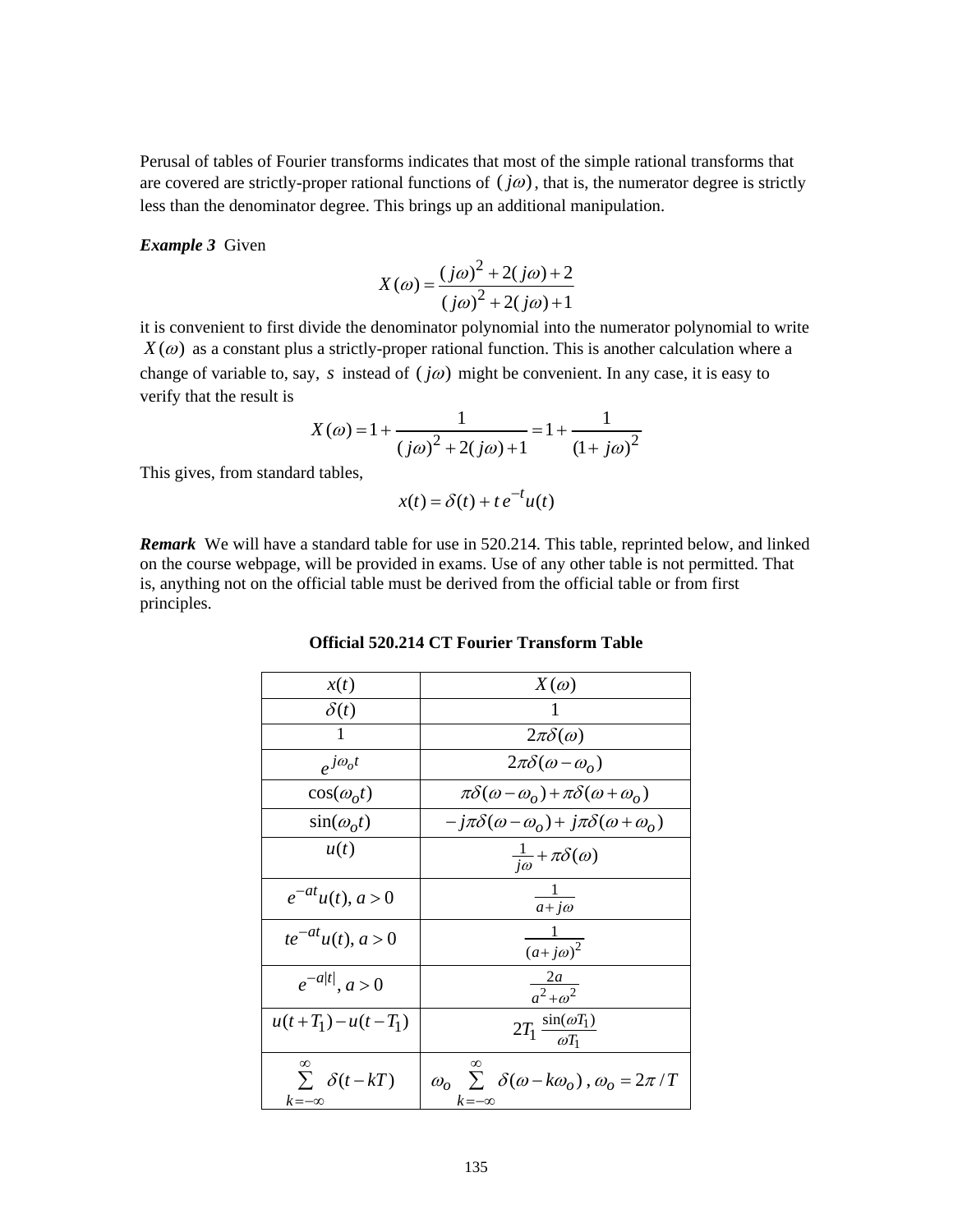Perusal of tables of Fourier transforms indicates that most of the simple rational transforms that are covered are strictly-proper rational functions of $(j\omega)$, that is, the numerator degree is strictly less than the denominator degree. This brings up an additional manipulation.

***Example 3*** Given

$$X(\omega) = \frac{(j\omega)^2 + 2(j\omega) + 2}{(j\omega)^2 + 2(j\omega) + 1}$$

it is convenient to first divide the denominator polynomial into the numerator polynomial to write $X(\omega)$ as a constant plus a strictly-proper rational function. This is another calculation where a change of variable to, say, $s$ instead of $(j\omega)$ might be convenient. In any case, it is easy to verify that the result is

$$X(\omega) = 1 + \frac{1}{(j\omega)^2 + 2(j\omega) + 1} = 1 + \frac{1}{(1 + j\omega)^2}$$

This gives, from standard tables,

$$x(t) = \delta(t) + t\,e^{-t}u(t)$$

***Remark*** We will have a standard table for use in 520.214. This table, reprinted below, and linked on the course webpage, will be provided in exams. Use of any other table is not permitted. That is, anything not on the official table must be derived from the official table or from first principles.

**Official 520.214 CT Fourier Transform Table**

| $x(t)$ | $X(\omega)$ |
|---|---|
| $\delta(t)$ | $1$ |
| $1$ | $2\pi\delta(\omega)$ |
| $e^{j\omega_o t}$ | $2\pi\delta(\omega - \omega_o)$ |
| $\cos(\omega_o t)$ | $\pi\delta(\omega - \omega_o) + \pi\delta(\omega + \omega_o)$ |
| $\sin(\omega_o t)$ | $-j\pi\delta(\omega - \omega_o) + j\pi\delta(\omega + \omega_o)$ |
| $u(t)$ | $\frac{1}{j\omega} + \pi\delta(\omega)$ |
| $e^{-at}u(t),\ a > 0$ | $\frac{1}{a + j\omega}$ |
| $te^{-at}u(t),\ a > 0$ | $\frac{1}{(a + j\omega)^2}$ |
| $e^{-a\lvert t\rvert},\ a > 0$ | $\frac{2a}{a^2 + \omega^2}$ |
| $u(t + T_1) - u(t - T_1)$ | $2T_1\,\frac{\sin(\omega T_1)}{\omega T_1}$ |
| $\sum_{k=-\infty}^{\infty} \delta(t - kT)$ | $\omega_o \sum_{k=-\infty}^{\infty} \delta(\omega - k\omega_o)\ ,\ \omega_o = 2\pi / T$ |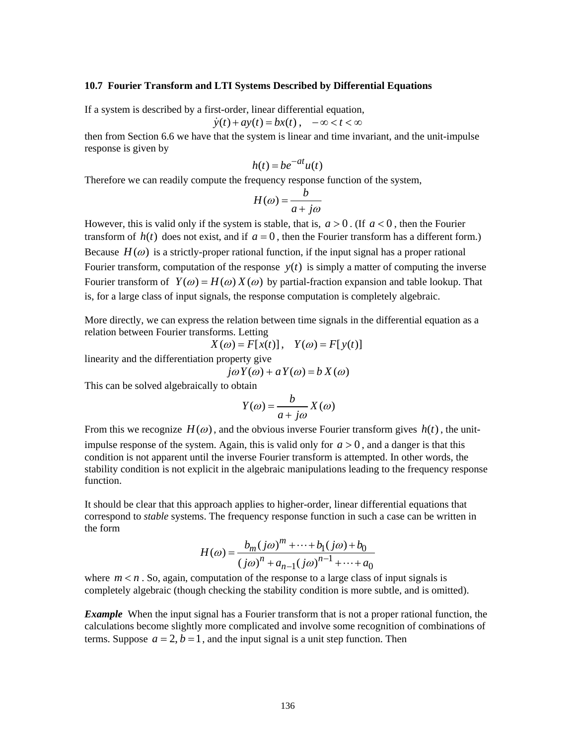### 10.7 Fourier Transform and LTI Systems Described by Differential Equations

If a system is described by a first-order, linear differential equation,

$$\dot{y}(t) + ay(t) = bx(t)\,, \quad -\infty < t < \infty$$

then from Section 6.6 we have that the system is linear and time invariant, and the unit-impulse response is given by

$$h(t) = be^{-at}u(t)$$

Therefore we can readily compute the frequency response function of the system,

$$H(\omega) = \frac{b}{a + j\omega}$$

However, this is valid only if the system is stable, that is, $a > 0$. (If $a < 0$, then the Fourier transform of $h(t)$ does not exist, and if $a = 0$, then the Fourier transform has a different form.) Because $H(\omega)$ is a strictly-proper rational function, if the input signal has a proper rational Fourier transform, computation of the response $y(t)$ is simply a matter of computing the inverse Fourier transform of $Y(\omega) = H(\omega)\,X(\omega)$ by partial-fraction expansion and table lookup. That is, for a large class of input signals, the response computation is completely algebraic.

More directly, we can express the relation between time signals in the differential equation as a relation between Fourier transforms. Letting

$$X(\omega) = F[x(t)]\,, \quad Y(\omega) = F[y(t)]$$

linearity and the differentiation property give

$$j\omega Y(\omega) + a\,Y(\omega) = b\,X(\omega)$$

This can be solved algebraically to obtain

$$Y(\omega) = \frac{b}{a + j\omega}\,X(\omega)$$

From this we recognize $H(\omega)$, and the obvious inverse Fourier transform gives $h(t)$, the unit-impulse response of the system. Again, this is valid only for $a > 0$, and a danger is that this condition is not apparent until the inverse Fourier transform is attempted. In other words, the stability condition is not explicit in the algebraic manipulations leading to the frequency response function.

It should be clear that this approach applies to higher-order, linear differential equations that correspond to *stable* systems. The frequency response function in such a case can be written in the form

$$H(\omega) = \frac{b_m(j\omega)^m + \cdots + b_1(j\omega) + b_0}{(j\omega)^n + a_{n-1}(j\omega)^{n-1} + \cdots + a_0}$$

where $m < n$. So, again, computation of the response to a large class of input signals is completely algebraic (though checking the stability condition is more subtle, and is omitted).

***Example*** When the input signal has a Fourier transform that is not a proper rational function, the calculations become slightly more complicated and involve some recognition of combinations of terms. Suppose $a = 2, b = 1$, and the input signal is a unit step function. Then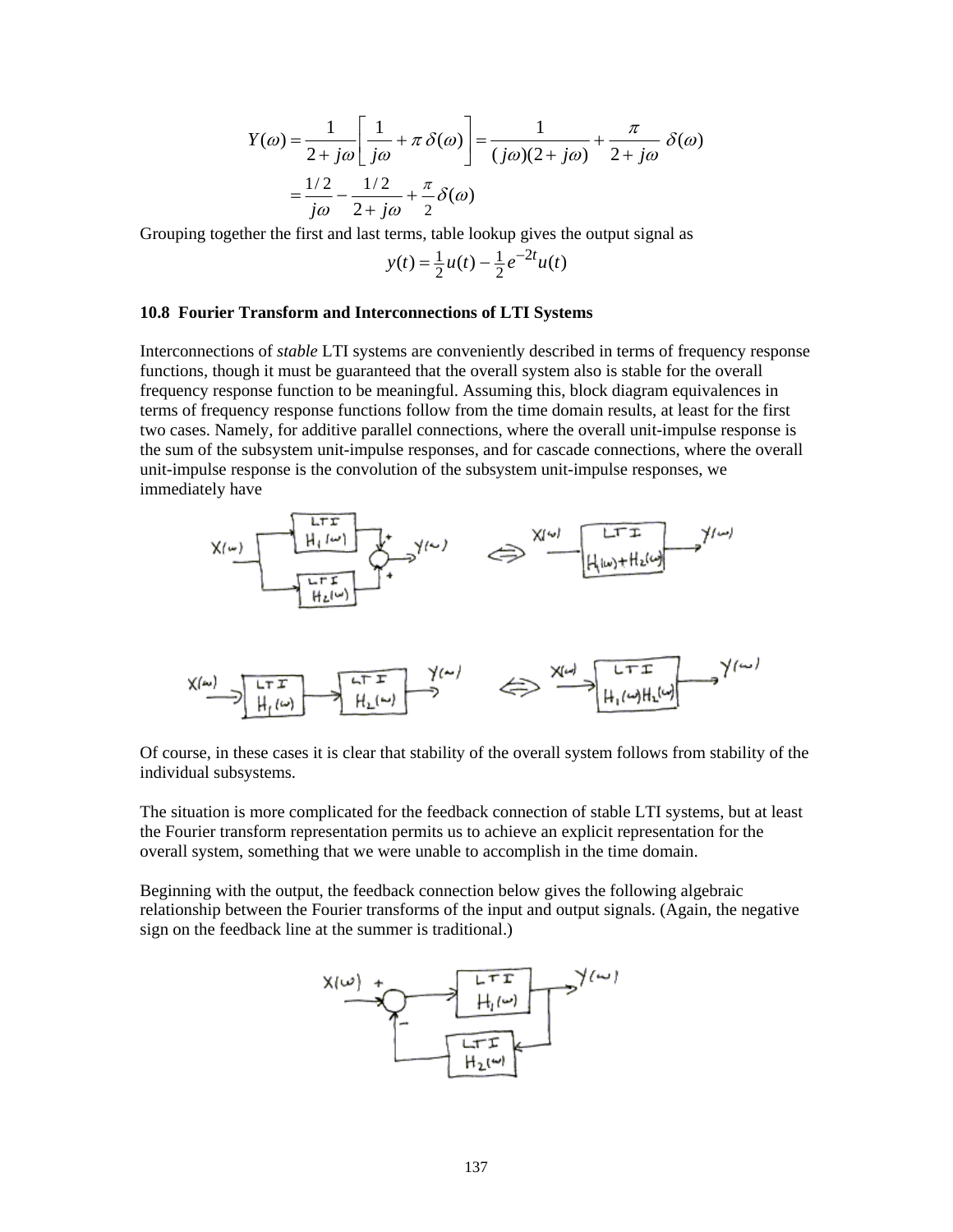$$Y(\omega) = \frac{1}{2+j\omega}\left[\frac{1}{j\omega} + \pi\,\delta(\omega)\right] = \frac{1}{(j\omega)(2+j\omega)} + \frac{\pi}{2+j\omega}\;\delta(\omega)$$

$$= \frac{1/2}{j\omega} - \frac{1/2}{2+j\omega} + \frac{\pi}{2}\delta(\omega)$$

Grouping together the first and last terms, table lookup gives the output signal as

$$y(t) = \tfrac{1}{2}u(t) - \tfrac{1}{2}e^{-2t}u(t)$$

### 10.8 Fourier Transform and Interconnections of LTI Systems

Interconnections of *stable* LTI systems are conveniently described in terms of frequency response functions, though it must be guaranteed that the overall system also is stable for the overall frequency response function to be meaningful. Assuming this, block diagram equivalences in terms of frequency response functions follow from the time domain results, at least for the first two cases. Namely, for additive parallel connections, where the overall unit-impulse response is the sum of the subsystem unit-impulse responses, and for cascade connections, where the overall unit-impulse response is the convolution of the subsystem unit-impulse responses, we immediately have

Of course, in these cases it is clear that stability of the overall system follows from stability of the individual subsystems.

The situation is more complicated for the feedback connection of stable LTI systems, but at least the Fourier transform representation permits us to achieve an explicit representation for the overall system, something that we were unable to accomplish in the time domain.

Beginning with the output, the feedback connection below gives the following algebraic relationship between the Fourier transforms of the input and output signals. (Again, the negative sign on the feedback line at the summer is traditional.)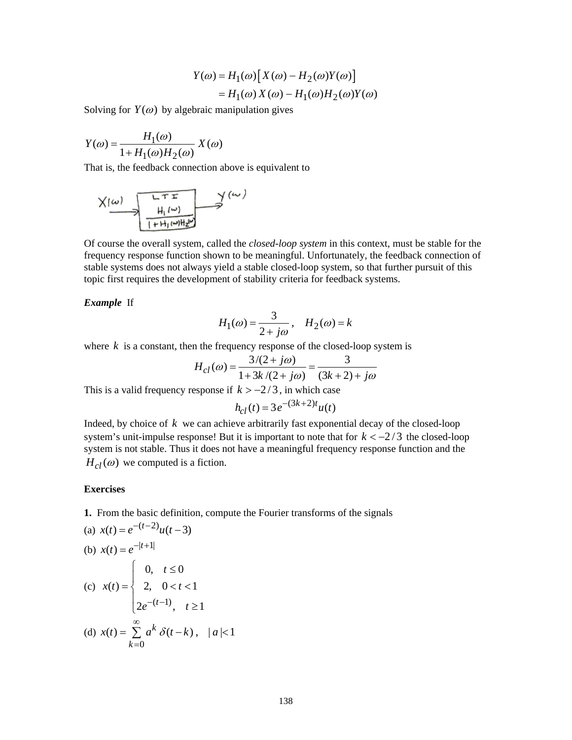$$
\begin{aligned}
Y(\omega) &= H_1(\omega)\big[X(\omega) - H_2(\omega)Y(\omega)\big] \\
&= H_1(\omega)\,X(\omega) - H_1(\omega)H_2(\omega)Y(\omega)
\end{aligned}
$$

Solving for $Y(\omega)$ by algebraic manipulation gives

$$
Y(\omega) = \frac{H_1(\omega)}{1 + H_1(\omega)H_2(\omega)}\,X(\omega)
$$

That is, the feedback connection above is equivalent to

$$
X(\omega) \longrightarrow \boxed{\begin{matrix}\text{LTI} \\ \dfrac{H_1(\omega)}{1+H_1(\omega)H_2(\omega)}\end{matrix}} \longrightarrow Y(\omega)
$$

Of course the overall system, called the *closed-loop system* in this context, must be stable for the frequency response function shown to be meaningful. Unfortunately, the feedback connection of stable systems does not always yield a stable closed-loop system, so that further pursuit of this topic first requires the development of stability criteria for feedback systems.

***Example*** If

$$
H_1(\omega) = \frac{3}{2 + j\omega}\,, \quad H_2(\omega) = k
$$

where $k$ is a constant, then the frequency response of the closed-loop system is

$$
H_{cl}(\omega) = \frac{3/(2 + j\omega)}{1 + 3k/(2 + j\omega)} = \frac{3}{(3k + 2) + j\omega}
$$

This is a valid frequency response if $k > -2/3$, in which case

$$
h_{cl}(t) = 3e^{-(3k+2)t}u(t)
$$

Indeed, by choice of $k$ we can achieve arbitrarily fast exponential decay of the closed-loop system's unit-impulse response! But it is important to note that for $k < -2/3$ the closed-loop system is not stable. Thus it does not have a meaningful frequency response function and the $H_{cl}(\omega)$ we computed is a fiction.

**Exercises**

**1.** From the basic definition, compute the Fourier transforms of the signals

(a) $x(t) = e^{-(t-2)}u(t-3)$

(b) $x(t) = e^{-|t+1|}$

(c) $x(t) = \begin{cases} 0, & t \le 0 \\ 2, & 0 < t < 1 \\ 2e^{-(t-1)}, & t \ge 1 \end{cases}$

(d) $x(t) = \sum_{k=0}^{\infty} a^k\,\delta(t-k)\,, \quad |a| < 1$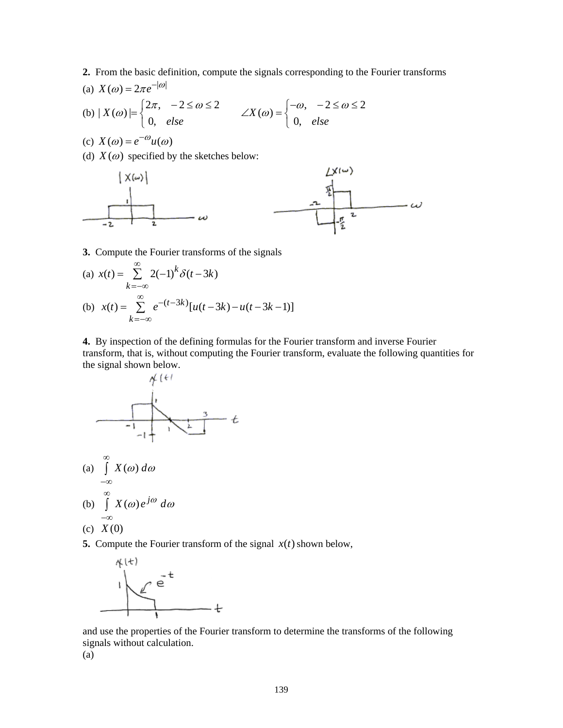**2.** From the basic definition, compute the signals corresponding to the Fourier transforms

(a) $X(\omega) = 2\pi e^{-|\omega|}$

(b) $|X(\omega)| = \begin{cases} 2\pi, & -2 \le \omega \le 2 \\ 0, & else \end{cases}$ $\qquad \angle X(\omega) = \begin{cases} -\omega, & -2 \le \omega \le 2 \\ 0, & else \end{cases}$

(c) $X(\omega) = e^{-\omega} u(\omega)$

(d) $X(\omega)$ specified by the sketches below:

**3.** Compute the Fourier transforms of the signals

(a) $x(t) = \sum_{k=-\infty}^{\infty} 2(-1)^k \delta(t - 3k)$

(b) $x(t) = \sum_{k=-\infty}^{\infty} e^{-(t-3k)} [u(t-3k) - u(t-3k-1)]$

**4.** By inspection of the defining formulas for the Fourier transform and inverse Fourier transform, that is, without computing the Fourier transform, evaluate the following quantities for the signal shown below.

(a) $\int_{-\infty}^{\infty} X(\omega)\, d\omega$

(b) $\int_{-\infty}^{\infty} X(\omega) e^{j\omega}\, d\omega$

(c) $X(0)$

**5.** Compute the Fourier transform of the signal $x(t)$ shown below,

and use the properties of the Fourier transform to determine the transforms of the following signals without calculation.

(a)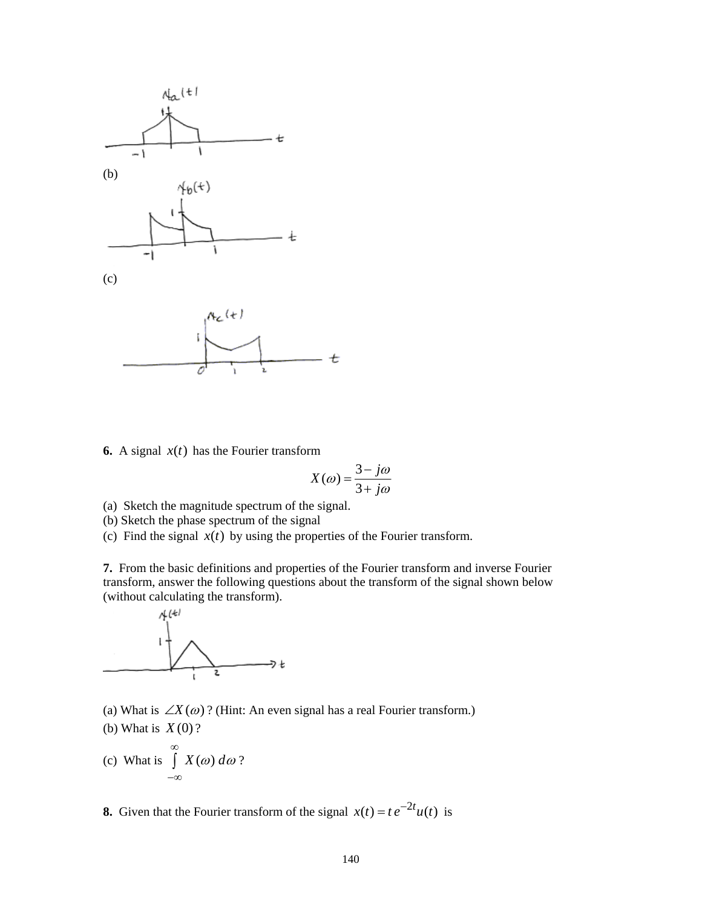(b)

(c)

**6.** A signal $x(t)$ has the Fourier transform

$$X(\omega) = \frac{3 - j\omega}{3 + j\omega}$$

(a) Sketch the magnitude spectrum of the signal.
(b) Sketch the phase spectrum of the signal
(c) Find the signal $x(t)$ by using the properties of the Fourier transform.

**7.** From the basic definitions and properties of the Fourier transform and inverse Fourier transform, answer the following questions about the transform of the signal shown below (without calculating the transform).

(a) What is $\angle X(\omega)$? (Hint: An even signal has a real Fourier transform.)
(b) What is $X(0)$?
(c) What is $\int_{-\infty}^{\infty} X(\omega)\, d\omega$?

**8.** Given that the Fourier transform of the signal $x(t) = t\, e^{-2t} u(t)$ is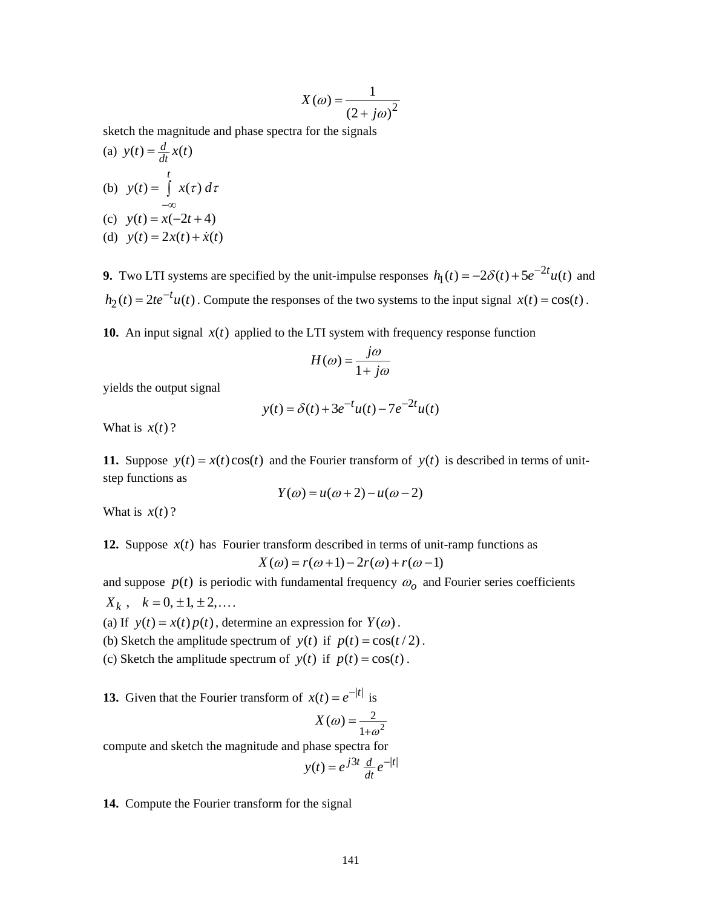$$X(\omega) = \frac{1}{(2 + j\omega)^2}$$

sketch the magnitude and phase spectra for the signals

(a) $y(t) = \frac{d}{dt}x(t)$

(b) $y(t) = \int_{-\infty}^{t} x(\tau)\, d\tau$

(c) $y(t) = x(-2t + 4)$

(d) $y(t) = 2x(t) + \dot{x}(t)$

**9.** Two LTI systems are specified by the unit-impulse responses $h_1(t) = -2\delta(t) + 5e^{-2t}u(t)$ and $h_2(t) = 2te^{-t}u(t)$. Compute the responses of the two systems to the input signal $x(t) = \cos(t)$.

**10.** An input signal $x(t)$ applied to the LTI system with frequency response function

$$H(\omega) = \frac{j\omega}{1 + j\omega}$$

yields the output signal

$$y(t) = \delta(t) + 3e^{-t}u(t) - 7e^{-2t}u(t)$$

What is $x(t)$?

**11.** Suppose $y(t) = x(t)\cos(t)$ and the Fourier transform of $y(t)$ is described in terms of unit-step functions as

$$Y(\omega) = u(\omega + 2) - u(\omega - 2)$$

What is $x(t)$?

**12.** Suppose $x(t)$ has Fourier transform described in terms of unit-ramp functions as

$$X(\omega) = r(\omega + 1) - 2r(\omega) + r(\omega - 1)$$

and suppose $p(t)$ is periodic with fundamental frequency $\omega_o$ and Fourier series coefficients $X_k$, $k = 0, \pm 1, \pm 2, \ldots$.

(a) If $y(t) = x(t)p(t)$, determine an expression for $Y(\omega)$.

(b) Sketch the amplitude spectrum of $y(t)$ if $p(t) = \cos(t/2)$.

(c) Sketch the amplitude spectrum of $y(t)$ if $p(t) = \cos(t)$.

**13.** Given that the Fourier transform of $x(t) = e^{-|t|}$ is

$$X(\omega) = \frac{2}{1+\omega^2}$$

compute and sketch the magnitude and phase spectra for

$$y(t) = e^{j3t} \frac{d}{dt} e^{-|t|}$$

**14.** Compute the Fourier transform for the signal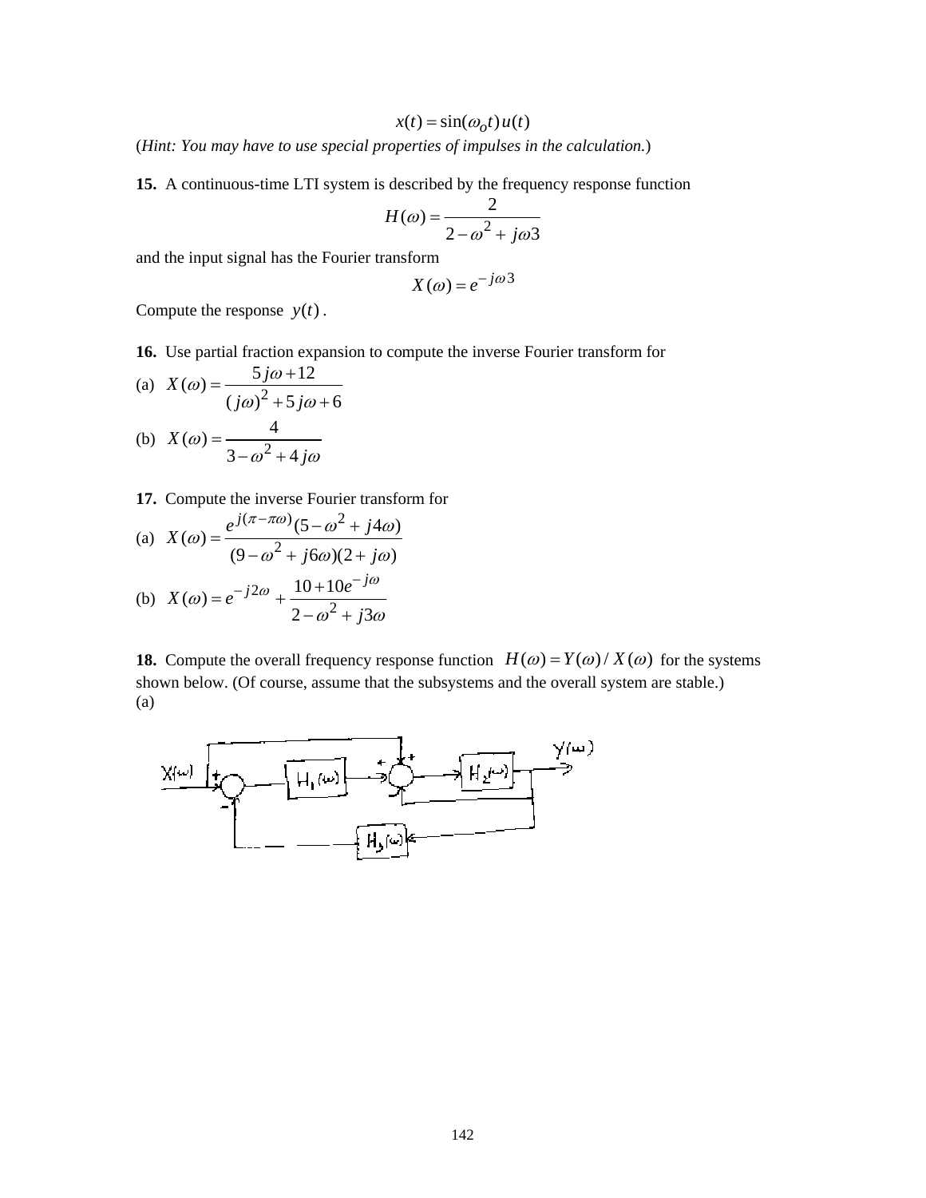$$x(t) = \sin(\omega_o t)\, u(t)$$

(*Hint: You may have to use special properties of impulses in the calculation.*)

**15.** A continuous-time LTI system is described by the frequency response function

$$H(\omega) = \frac{2}{2 - \omega^2 + j\omega 3}$$

and the input signal has the Fourier transform

$$X(\omega) = e^{-j\omega 3}$$

Compute the response $y(t)$.

**16.** Use partial fraction expansion to compute the inverse Fourier transform for

(a) $X(\omega) = \dfrac{5j\omega + 12}{(j\omega)^2 + 5j\omega + 6}$

(b) $X(\omega) = \dfrac{4}{3 - \omega^2 + 4j\omega}$

**17.** Compute the inverse Fourier transform for

(a) $X(\omega) = \dfrac{e^{j(\pi - \pi\omega)}(5 - \omega^2 + j4\omega)}{(9 - \omega^2 + j6\omega)(2 + j\omega)}$

(b) $X(\omega) = e^{-j2\omega} + \dfrac{10 + 10e^{-j\omega}}{2 - \omega^2 + j3\omega}$

**18.** Compute the overall frequency response function $H(\omega) = Y(\omega)/X(\omega)$ for the systems shown below. (Of course, assume that the subsystems and the overall system are stable.)

(a)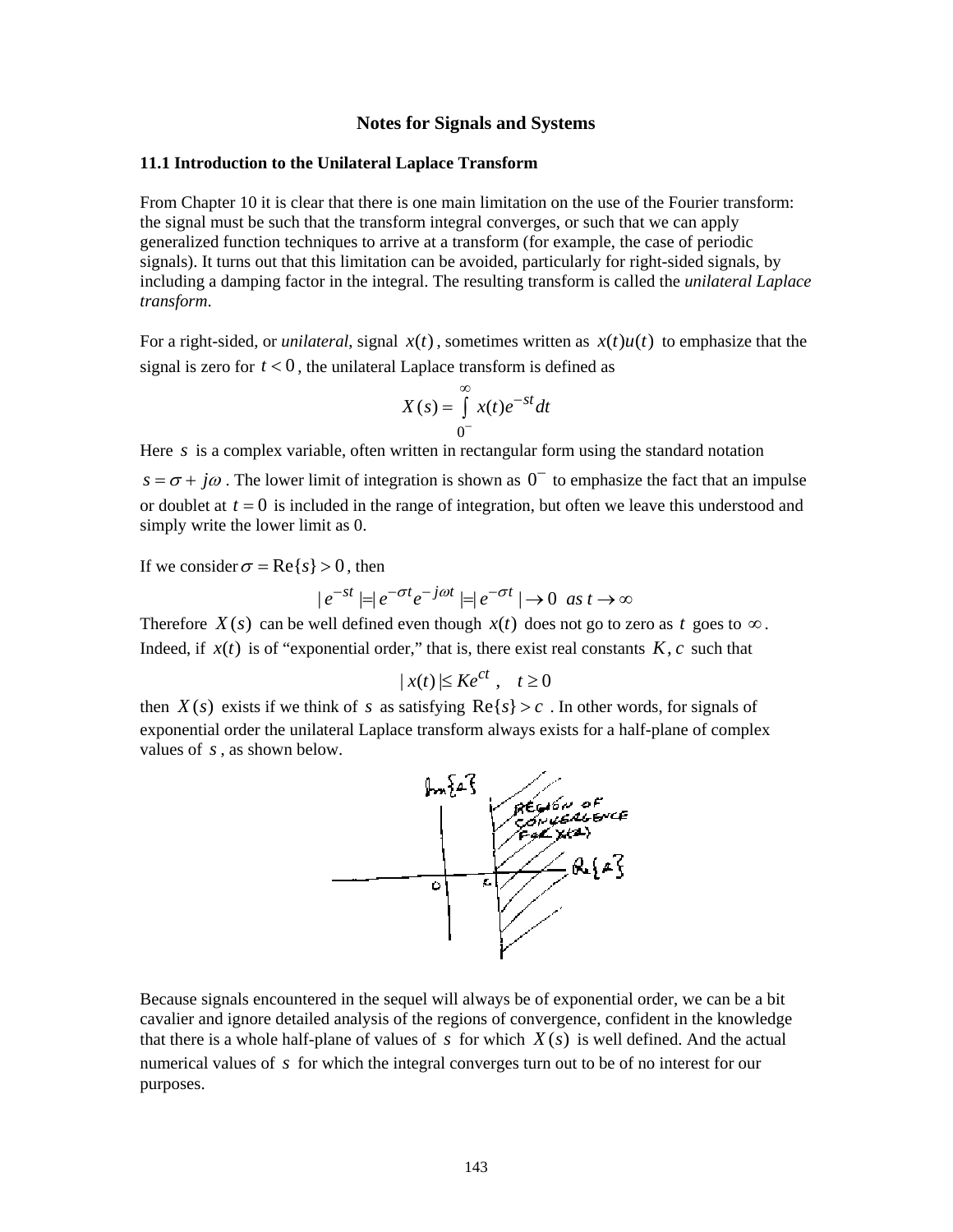**Notes for Signals and Systems**

### 11.1 Introduction to the Unilateral Laplace Transform

From Chapter 10 it is clear that there is one main limitation on the use of the Fourier transform: the signal must be such that the transform integral converges, or such that we can apply generalized function techniques to arrive at a transform (for example, the case of periodic signals). It turns out that this limitation can be avoided, particularly for right-sided signals, by including a damping factor in the integral. The resulting transform is called the *unilateral Laplace transform*.

For a right-sided, or *unilateral*, signal $x(t)$, sometimes written as $x(t)u(t)$ to emphasize that the signal is zero for $t < 0$, the unilateral Laplace transform is defined as

$$X(s) = \int_{0^-}^{\infty} x(t)e^{-st}dt$$

Here $s$ is a complex variable, often written in rectangular form using the standard notation $s = \sigma + j\omega$. The lower limit of integration is shown as $0^-$ to emphasize the fact that an impulse or doublet at $t = 0$ is included in the range of integration, but often we leave this understood and simply write the lower limit as 0.

If we consider $\sigma = \text{Re}\{s\} > 0$, then

$$|e^{-st}| = |e^{-\sigma t}e^{-j\omega t}| = |e^{-\sigma t}| \to 0 \;\; as\; t \to \infty$$

Therefore $X(s)$ can be well defined even though $x(t)$ does not go to zero as $t$ goes to $\infty$. Indeed, if $x(t)$ is of "exponential order," that is, there exist real constants $K, c$ such that

$$|x(t)| \le Ke^{ct}\,, \quad t \ge 0$$

then $X(s)$ exists if we think of $s$ as satisfying $\text{Re}\{s\} > c$. In other words, for signals of exponential order the unilateral Laplace transform always exists for a half-plane of complex values of $s$, as shown below.

Because signals encountered in the sequel will always be of exponential order, we can be a bit cavalier and ignore detailed analysis of the regions of convergence, confident in the knowledge that there is a whole half-plane of values of $s$ for which $X(s)$ is well defined. And the actual numerical values of $s$ for which the integral converges turn out to be of no interest for our purposes.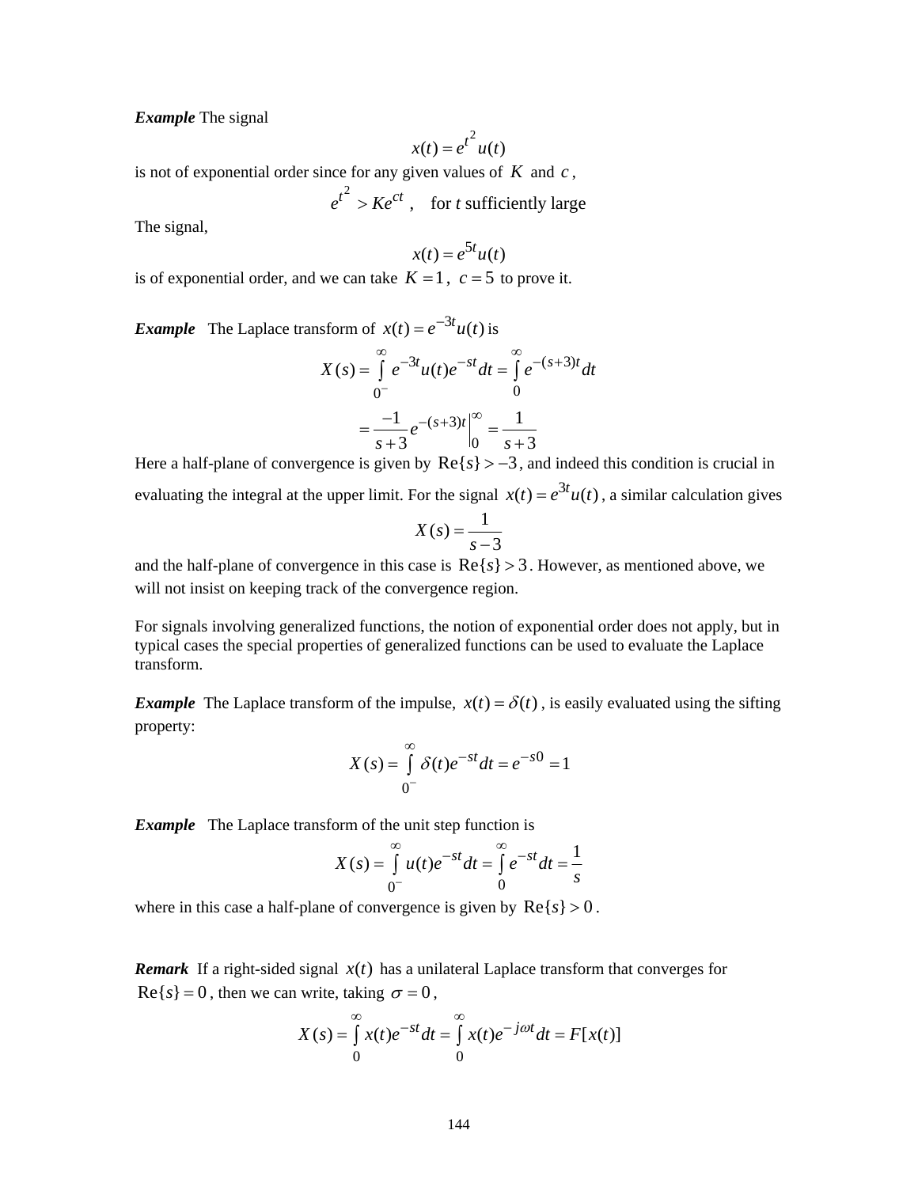***Example*** The signal

$$x(t) = e^{t^2} u(t)$$

is not of exponential order since for any given values of $K$ and $c$,

$$e^{t^2} > Ke^{ct} \ , \quad \text{for } t \text{ sufficiently large}$$

The signal,

$$x(t) = e^{5t} u(t)$$

is of exponential order, and we can take $K = 1$, $c = 5$ to prove it.

***Example*** The Laplace transform of $x(t) = e^{-3t}u(t)$ is

$$X(s) = \int_{0^-}^{\infty} e^{-3t}u(t)e^{-st}dt = \int_{0}^{\infty} e^{-(s+3)t}dt$$

$$= \frac{-1}{s+3} e^{-(s+3)t} \Big|_0^\infty = \frac{1}{s+3}$$

Here a half-plane of convergence is given by $\text{Re}\{s\} > -3$, and indeed this condition is crucial in evaluating the integral at the upper limit. For the signal $x(t) = e^{3t}u(t)$, a similar calculation gives

$$X(s) = \frac{1}{s-3}$$

and the half-plane of convergence in this case is $\text{Re}\{s\} > 3$. However, as mentioned above, we will not insist on keeping track of the convergence region.

For signals involving generalized functions, the notion of exponential order does not apply, but in typical cases the special properties of generalized functions can be used to evaluate the Laplace transform.

***Example*** The Laplace transform of the impulse, $x(t) = \delta(t)$, is easily evaluated using the sifting property:

$$X(s) = \int_{0^-}^{\infty} \delta(t)e^{-st}dt = e^{-s0} = 1$$

***Example*** The Laplace transform of the unit step function is

$$X(s) = \int_{0^-}^{\infty} u(t)e^{-st}dt = \int_{0}^{\infty} e^{-st}dt = \frac{1}{s}$$

where in this case a half-plane of convergence is given by $\text{Re}\{s\} > 0$.

***Remark*** If a right-sided signal $x(t)$ has a unilateral Laplace transform that converges for $\text{Re}\{s\} = 0$, then we can write, taking $\sigma = 0$,

$$X(s) = \int_{0}^{\infty} x(t)e^{-st}dt = \int_{0}^{\infty} x(t)e^{-j\omega t}dt = F[x(t)]$$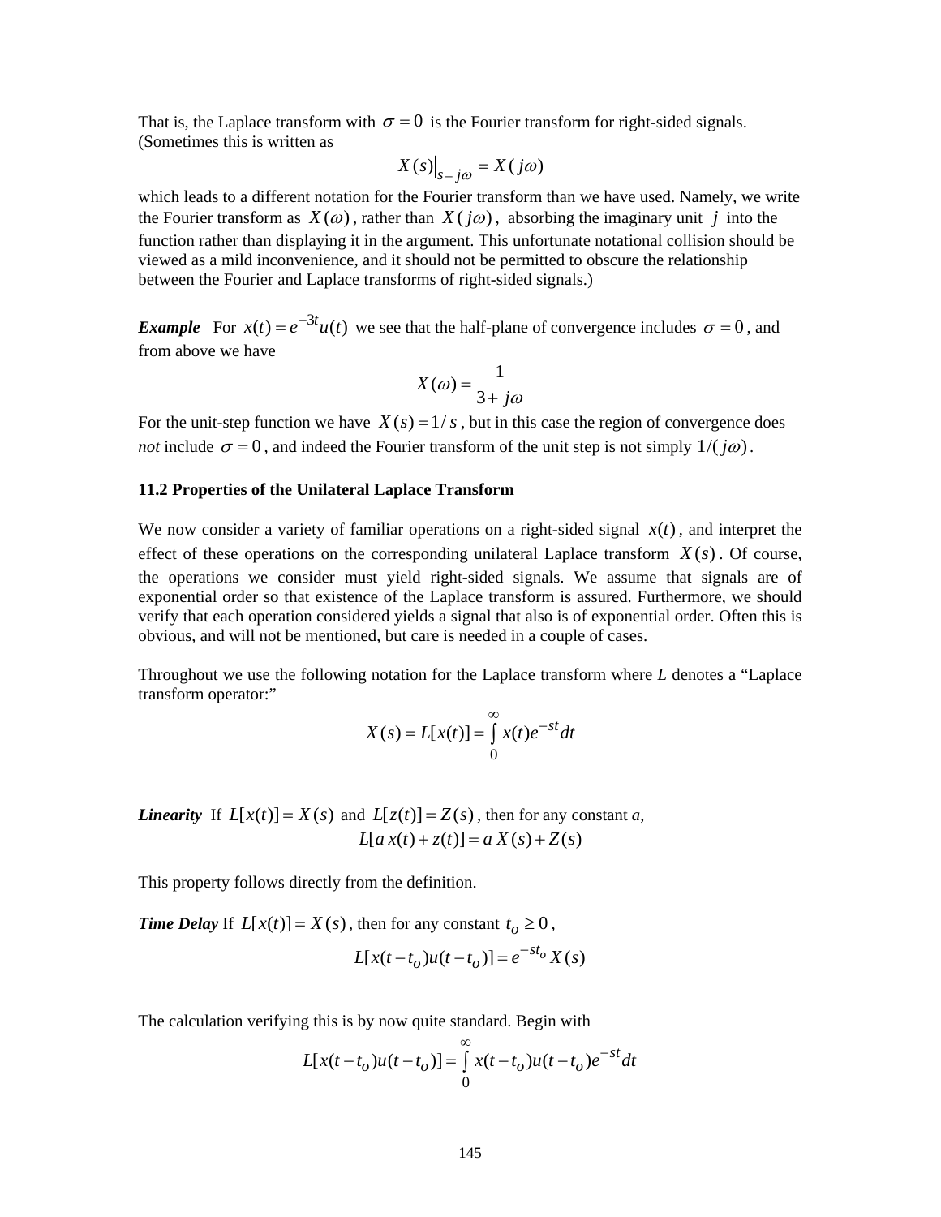That is, the Laplace transform with $\sigma = 0$ is the Fourier transform for right-sided signals. (Sometimes this is written as

$$X(s)\big|_{s=j\omega} = X(j\omega)$$

which leads to a different notation for the Fourier transform than we have used. Namely, we write the Fourier transform as $X(\omega)$, rather than $X(j\omega)$, absorbing the imaginary unit $j$ into the function rather than displaying it in the argument. This unfortunate notational collision should be viewed as a mild inconvenience, and it should not be permitted to obscure the relationship between the Fourier and Laplace transforms of right-sided signals.)

***Example*** For $x(t) = e^{-3t}u(t)$ we see that the half-plane of convergence includes $\sigma = 0$, and from above we have

$$X(\omega) = \frac{1}{3 + j\omega}$$

For the unit-step function we have $X(s) = 1/s$, but in this case the region of convergence does *not* include $\sigma = 0$, and indeed the Fourier transform of the unit step is not simply $1/(j\omega)$.

**11.2 Properties of the Unilateral Laplace Transform**

We now consider a variety of familiar operations on a right-sided signal $x(t)$, and interpret the effect of these operations on the corresponding unilateral Laplace transform $X(s)$. Of course, the operations we consider must yield right-sided signals. We assume that signals are of exponential order so that existence of the Laplace transform is assured. Furthermore, we should verify that each operation considered yields a signal that also is of exponential order. Often this is obvious, and will not be mentioned, but care is needed in a couple of cases.

Throughout we use the following notation for the Laplace transform where *L* denotes a "Laplace transform operator:"

$$X(s) = L[x(t)] = \int_0^\infty x(t)e^{-st}dt$$

***Linearity*** If $L[x(t)] = X(s)$ and $L[z(t)] = Z(s)$, then for any constant *a*,

$$L[a\,x(t) + z(t)] = a\,X(s) + Z(s)$$

This property follows directly from the definition.

***Time Delay*** If $L[x(t)] = X(s)$, then for any constant $t_o \ge 0$,

$$L[x(t - t_o)u(t - t_o)] = e^{-st_o}X(s)$$

The calculation verifying this is by now quite standard. Begin with

$$L[x(t - t_o)u(t - t_o)] = \int_0^\infty x(t - t_o)u(t - t_o)e^{-st}dt$$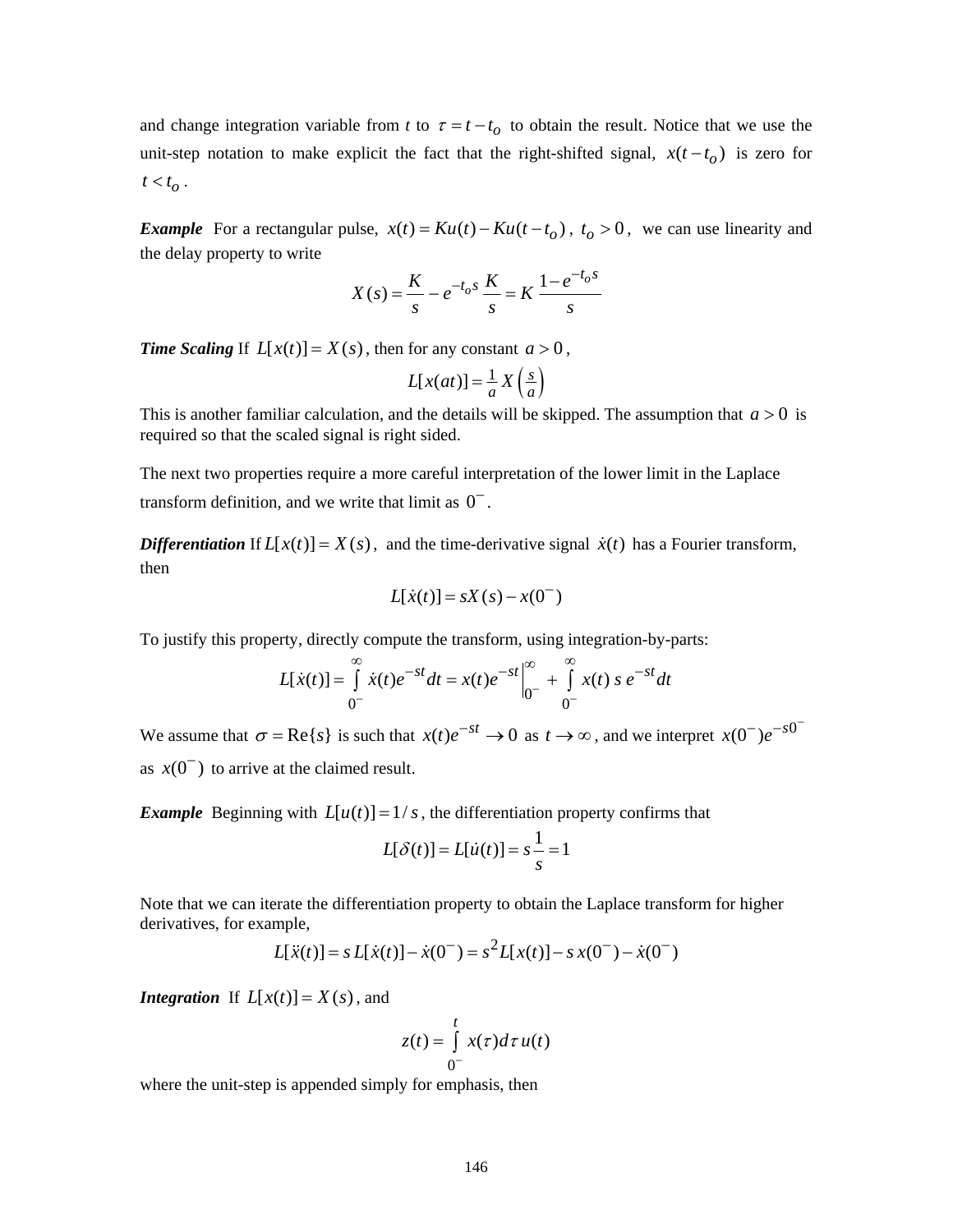and change integration variable from $t$ to $\tau = t - t_o$ to obtain the result. Notice that we use the unit-step notation to make explicit the fact that the right-shifted signal, $x(t - t_o)$ is zero for $t < t_o$.

***Example*** For a rectangular pulse, $x(t) = Ku(t) - Ku(t - t_o)$, $t_o > 0$, we can use linearity and the delay property to write

$$X(s) = \frac{K}{s} - e^{-t_o s}\frac{K}{s} = K\,\frac{1 - e^{-t_o s}}{s}$$

***Time Scaling*** If $L[x(t)] = X(s)$, then for any constant $a > 0$,

$$L[x(at)] = \tfrac{1}{a}X\left(\tfrac{s}{a}\right)$$

This is another familiar calculation, and the details will be skipped. The assumption that $a > 0$ is required so that the scaled signal is right sided.

The next two properties require a more careful interpretation of the lower limit in the Laplace transform definition, and we write that limit as $0^-$.

***Differentiation*** If $L[x(t)] = X(s)$, and the time-derivative signal $\dot{x}(t)$ has a Fourier transform, then

$$L[\dot{x}(t)] = sX(s) - x(0^-)$$

To justify this property, directly compute the transform, using integration-by-parts:

$$L[\dot{x}(t)] = \int_{0^-}^{\infty} \dot{x}(t)e^{-st}dt = x(t)e^{-st}\Big|_{0^-}^{\infty} + \int_{0^-}^{\infty} x(t)\, s\, e^{-st}dt$$

We assume that $\sigma = \mathrm{Re}\{s\}$ is such that $x(t)e^{-st} \to 0$ as $t \to \infty$, and we interpret $x(0^-)e^{-s0^-}$ as $x(0^-)$ to arrive at the claimed result.

***Example*** Beginning with $L[u(t)] = 1/s$, the differentiation property confirms that

$$L[\delta(t)] = L[\dot{u}(t)] = s\frac{1}{s} = 1$$

Note that we can iterate the differentiation property to obtain the Laplace transform for higher derivatives, for example,

$$L[\ddot{x}(t)] = s\,L[\dot{x}(t)] - \dot{x}(0^-) = s^2 L[x(t)] - s\,x(0^-) - \dot{x}(0^-)$$

***Integration*** If $L[x(t)] = X(s)$, and

$$z(t) = \int_{0^-}^{t} x(\tau)d\tau\, u(t)$$

where the unit-step is appended simply for emphasis, then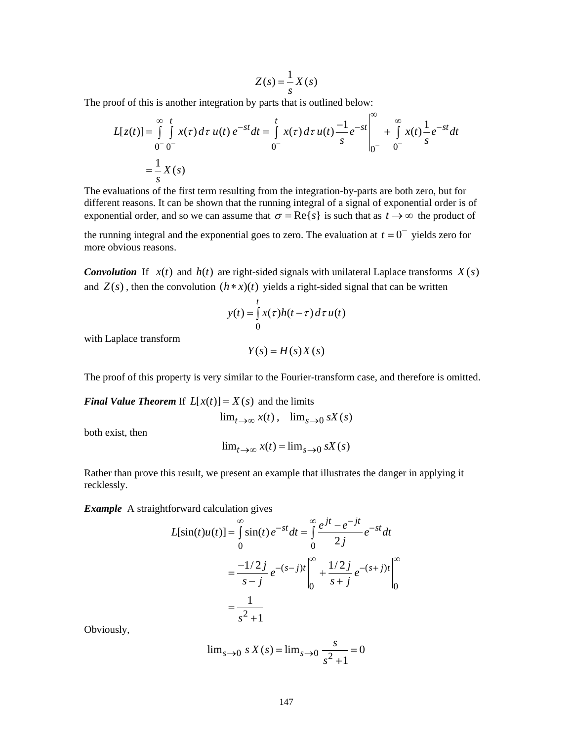$$Z(s) = \frac{1}{s} X(s)$$

The proof of this is another integration by parts that is outlined below:

$$L[z(t)] = \int_{0^-}^{\infty} \int_{0^-}^{t} x(\tau)\, d\tau\, u(t)\, e^{-st} dt = \int_{0^-}^{t} x(\tau)\, d\tau\, u(t) \frac{-1}{s} e^{-st} \Bigg|_{0^-}^{\infty} + \int_{0^-}^{\infty} x(t) \frac{1}{s} e^{-st} dt$$

$$= \frac{1}{s} X(s)$$

The evaluations of the first term resulting from the integration-by-parts are both zero, but for different reasons. It can be shown that the running integral of a signal of exponential order is of exponential order, and so we can assume that $\sigma = \mathrm{Re}\{s\}$ is such that as $t \to \infty$ the product of the running integral and the exponential goes to zero. The evaluation at $t = 0^-$ yields zero for more obvious reasons.

***Convolution*** If $x(t)$ and $h(t)$ are right-sided signals with unilateral Laplace transforms $X(s)$ and $Z(s)$, then the convolution $(h * x)(t)$ yields a right-sided signal that can be written

$$y(t) = \int_{0}^{t} x(\tau) h(t-\tau)\, d\tau\, u(t)$$

with Laplace transform

$$Y(s) = H(s) X(s)$$

The proof of this property is very similar to the Fourier-transform case, and therefore is omitted.

***Final Value Theorem*** If $L[x(t)] = X(s)$ and the limits

$$\lim_{t\to\infty} x(t)\,, \quad \lim_{s\to 0} sX(s)$$

both exist, then

$$\lim_{t\to\infty} x(t) = \lim_{s\to 0} sX(s)$$

Rather than prove this result, we present an example that illustrates the danger in applying it recklessly.

***Example*** A straightforward calculation gives

$$L[\sin(t)u(t)] = \int_{0}^{\infty} \sin(t)\, e^{-st} dt = \int_{0}^{\infty} \frac{e^{jt} - e^{-jt}}{2j} e^{-st} dt$$

$$= \frac{-1/2j}{s-j} e^{-(s-j)t} \Bigg|_{0}^{\infty} + \frac{1/2j}{s+j} e^{-(s+j)t} \Bigg|_{0}^{\infty}$$

$$= \frac{1}{s^2+1}$$

Obviously,

$$\lim_{s\to 0} s\, X(s) = \lim_{s\to 0} \frac{s}{s^2+1} = 0$$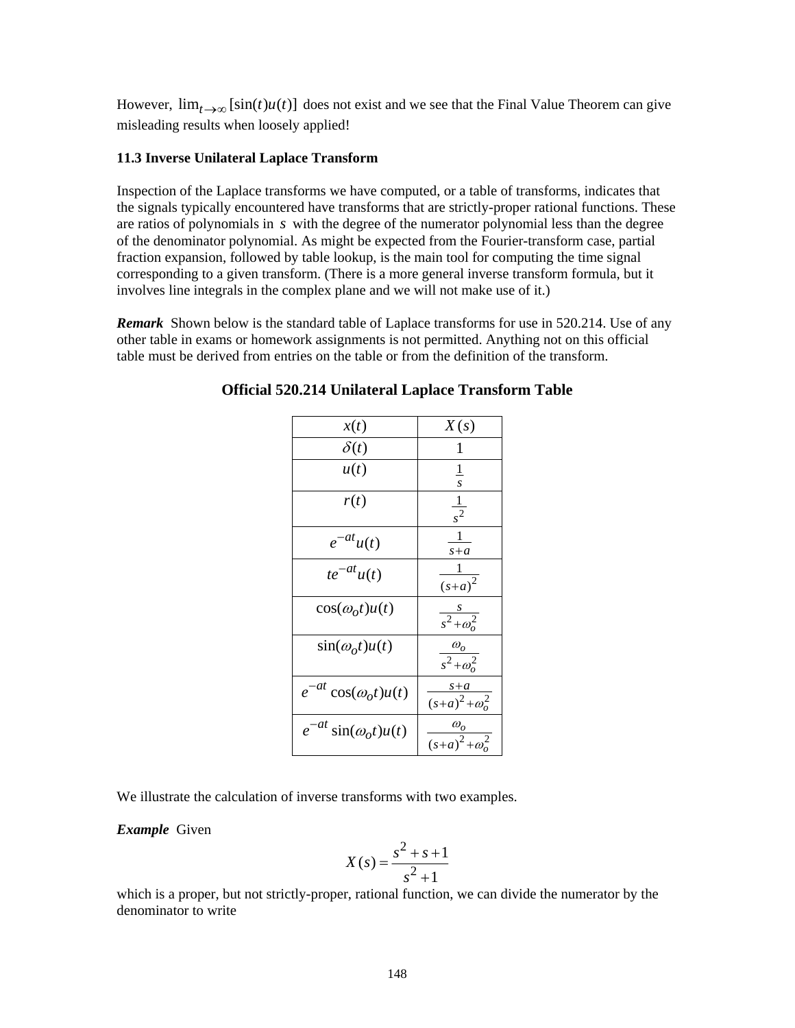However, $\lim_{t\to\infty}[\sin(t)u(t)]$ does not exist and we see that the Final Value Theorem can give misleading results when loosely applied!

**11.3 Inverse Unilateral Laplace Transform**

Inspection of the Laplace transforms we have computed, or a table of transforms, indicates that the signals typically encountered have transforms that are strictly-proper rational functions. These are ratios of polynomials in $s$ with the degree of the numerator polynomial less than the degree of the denominator polynomial. As might be expected from the Fourier-transform case, partial fraction expansion, followed by table lookup, is the main tool for computing the time signal corresponding to a given transform. (There is a more general inverse transform formula, but it involves line integrals in the complex plane and we will not make use of it.)

***Remark*** Shown below is the standard table of Laplace transforms for use in 520.214. Use of any other table in exams or homework assignments is not permitted. Anything not on this official table must be derived from entries on the table or from the definition of the transform.

**Official 520.214 Unilateral Laplace Transform Table**

| $x(t)$ | $X(s)$ |
|---|---|
| $\delta(t)$ | $1$ |
| $u(t)$ | $\frac{1}{s}$ |
| $r(t)$ | $\frac{1}{s^2}$ |
| $e^{-at}u(t)$ | $\frac{1}{s+a}$ |
| $te^{-at}u(t)$ | $\frac{1}{(s+a)^2}$ |
| $\cos(\omega_o t)u(t)$ | $\frac{s}{s^2+\omega_o^2}$ |
| $\sin(\omega_o t)u(t)$ | $\frac{\omega_o}{s^2+\omega_o^2}$ |
| $e^{-at}\cos(\omega_o t)u(t)$ | $\frac{s+a}{(s+a)^2+\omega_o^2}$ |
| $e^{-at}\sin(\omega_o t)u(t)$ | $\frac{\omega_o}{(s+a)^2+\omega_o^2}$ |

We illustrate the calculation of inverse transforms with two examples.

***Example*** Given

$$X(s) = \frac{s^2+s+1}{s^2+1}$$

which is a proper, but not strictly-proper, rational function, we can divide the numerator by the denominator to write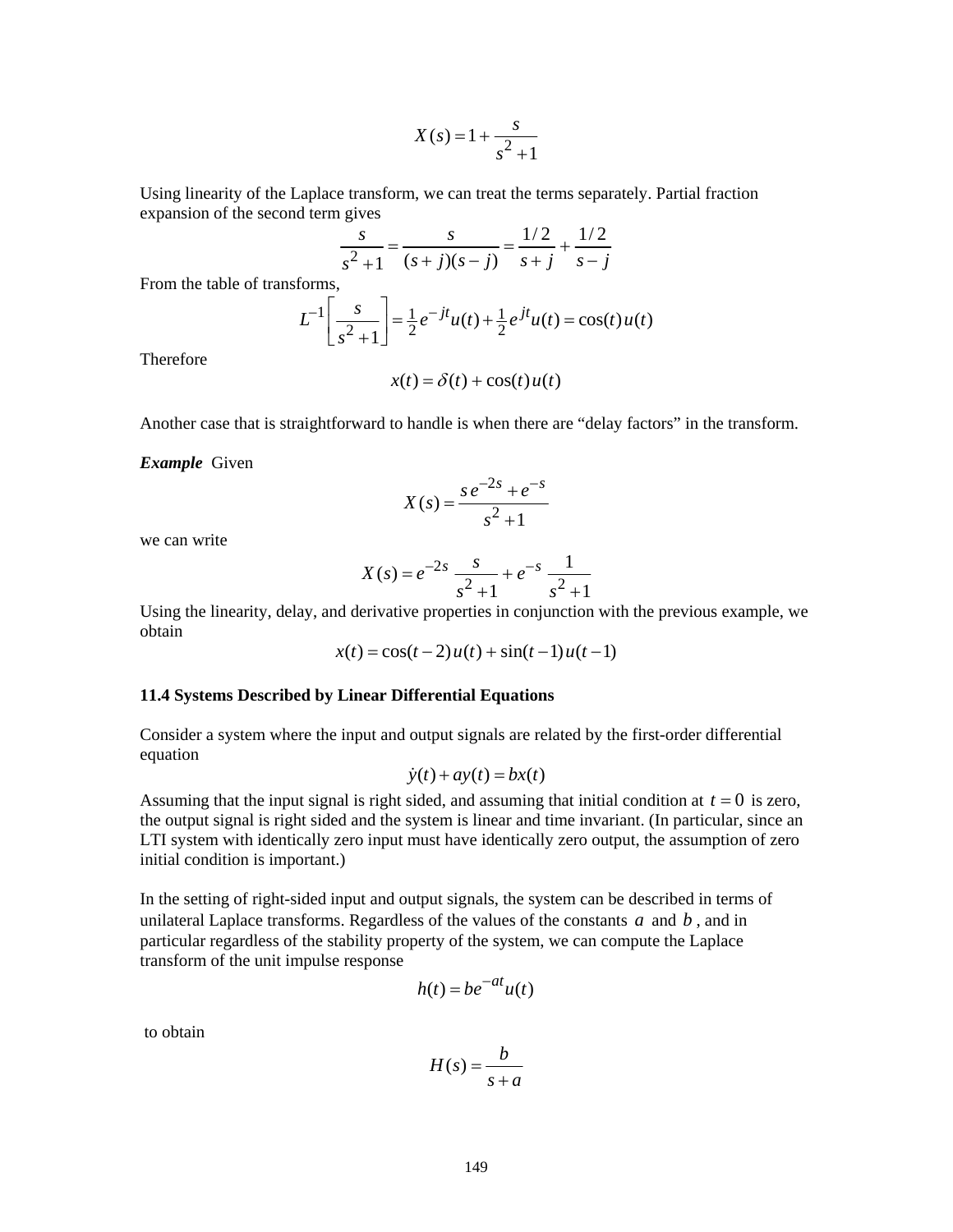$$X(s) = 1 + \frac{s}{s^2 + 1}$$

Using linearity of the Laplace transform, we can treat the terms separately. Partial fraction expansion of the second term gives

$$\frac{s}{s^2+1} = \frac{s}{(s+j)(s-j)} = \frac{1/2}{s+j} + \frac{1/2}{s-j}$$

From the table of transforms,

$$L^{-1}\left[\frac{s}{s^2+1}\right] = \tfrac{1}{2}e^{-jt}u(t) + \tfrac{1}{2}e^{jt}u(t) = \cos(t)\,u(t)$$

Therefore

$$x(t) = \delta(t) + \cos(t)\,u(t)$$

Another case that is straightforward to handle is when there are "delay factors" in the transform.

***Example*** Given

$$X(s) = \frac{s\,e^{-2s} + e^{-s}}{s^2+1}$$

we can write

$$X(s) = e^{-2s}\,\frac{s}{s^2+1} + e^{-s}\,\frac{1}{s^2+1}$$

Using the linearity, delay, and derivative properties in conjunction with the previous example, we obtain

$$x(t) = \cos(t-2)\,u(t) + \sin(t-1)\,u(t-1)$$

**11.4 Systems Described by Linear Differential Equations**

Consider a system where the input and output signals are related by the first-order differential equation

$$\dot{y}(t) + ay(t) = bx(t)$$

Assuming that the input signal is right sided, and assuming that initial condition at $t = 0$ is zero, the output signal is right sided and the system is linear and time invariant. (In particular, since an LTI system with identically zero input must have identically zero output, the assumption of zero initial condition is important.)

In the setting of right-sided input and output signals, the system can be described in terms of unilateral Laplace transforms. Regardless of the values of the constants $a$ and $b$, and in particular regardless of the stability property of the system, we can compute the Laplace transform of the unit impulse response

$$h(t) = be^{-at}u(t)$$

to obtain

$$H(s) = \frac{b}{s+a}$$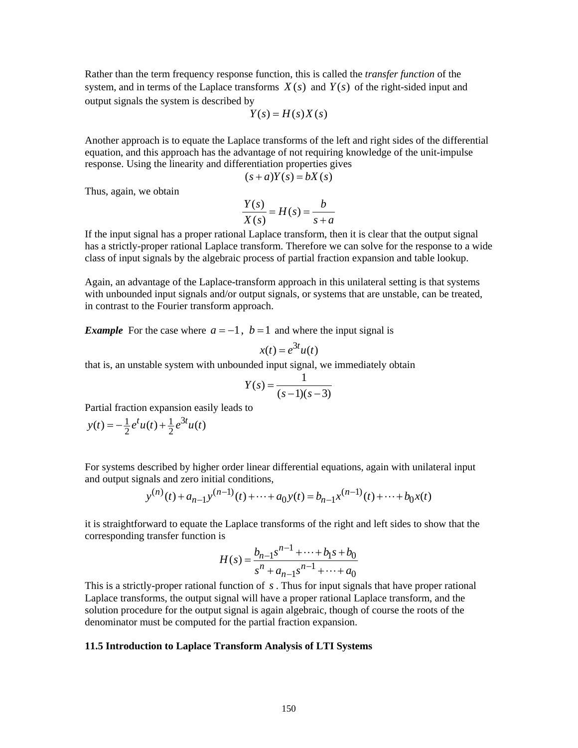Rather than the term frequency response function, this is called the *transfer function* of the system, and in terms of the Laplace transforms $X(s)$ and $Y(s)$ of the right-sided input and output signals the system is described by

$$Y(s) = H(s)X(s)$$

Another approach is to equate the Laplace transforms of the left and right sides of the differential equation, and this approach has the advantage of not requiring knowledge of the unit-impulse response. Using the linearity and differentiation properties gives

$$(s+a)Y(s) = bX(s)$$

Thus, again, we obtain

$$\frac{Y(s)}{X(s)} = H(s) = \frac{b}{s+a}$$

If the input signal has a proper rational Laplace transform, then it is clear that the output signal has a strictly-proper rational Laplace transform. Therefore we can solve for the response to a wide class of input signals by the algebraic process of partial fraction expansion and table lookup.

Again, an advantage of the Laplace-transform approach in this unilateral setting is that systems with unbounded input signals and/or output signals, or systems that are unstable, can be treated, in contrast to the Fourier transform approach.

***Example*** For the case where $a = -1$, $b = 1$ and where the input signal is

$$x(t) = e^{3t}u(t)$$

that is, an unstable system with unbounded input signal, we immediately obtain

$$Y(s) = \frac{1}{(s-1)(s-3)}$$

Partial fraction expansion easily leads to

$$y(t) = -\tfrac{1}{2}e^{t}u(t) + \tfrac{1}{2}e^{3t}u(t)$$

For systems described by higher order linear differential equations, again with unilateral input and output signals and zero initial conditions,

$$y^{(n)}(t) + a_{n-1}y^{(n-1)}(t) + \cdots + a_0 y(t) = b_{n-1}x^{(n-1)}(t) + \cdots + b_0 x(t)$$

it is straightforward to equate the Laplace transforms of the right and left sides to show that the corresponding transfer function is

$$H(s) = \frac{b_{n-1}s^{n-1} + \cdots + b_1 s + b_0}{s^n + a_{n-1}s^{n-1} + \cdots + a_0}$$

This is a strictly-proper rational function of $s$. Thus for input signals that have proper rational Laplace transforms, the output signal will have a proper rational Laplace transform, and the solution procedure for the output signal is again algebraic, though of course the roots of the denominator must be computed for the partial fraction expansion.

### 11.5 Introduction to Laplace Transform Analysis of LTI Systems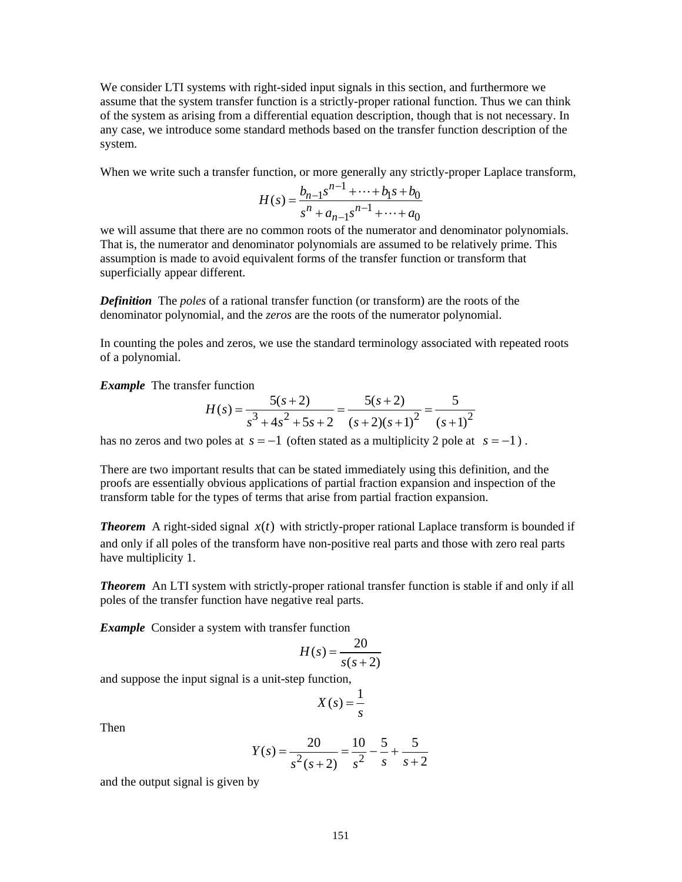We consider LTI systems with right-sided input signals in this section, and furthermore we assume that the system transfer function is a strictly-proper rational function. Thus we can think of the system as arising from a differential equation description, though that is not necessary. In any case, we introduce some standard methods based on the transfer function description of the system.

When we write such a transfer function, or more generally any strictly-proper Laplace transform,

$$H(s) = \frac{b_{n-1}s^{n-1} + \cdots + b_1 s + b_0}{s^n + a_{n-1}s^{n-1} + \cdots + a_0}$$

we will assume that there are no common roots of the numerator and denominator polynomials. That is, the numerator and denominator polynomials are assumed to be relatively prime. This assumption is made to avoid equivalent forms of the transfer function or transform that superficially appear different.

***Definition*** The *poles* of a rational transfer function (or transform) are the roots of the denominator polynomial, and the *zeros* are the roots of the numerator polynomial.

In counting the poles and zeros, we use the standard terminology associated with repeated roots of a polynomial.

***Example*** The transfer function

$$H(s) = \frac{5(s+2)}{s^3 + 4s^2 + 5s + 2} = \frac{5(s+2)}{(s+2)(s+1)^2} = \frac{5}{(s+1)^2}$$

has no zeros and two poles at $s = -1$ (often stated as a multiplicity 2 pole at $s = -1$).

There are two important results that can be stated immediately using this definition, and the proofs are essentially obvious applications of partial fraction expansion and inspection of the transform table for the types of terms that arise from partial fraction expansion.

***Theorem*** A right-sided signal $x(t)$ with strictly-proper rational Laplace transform is bounded if and only if all poles of the transform have non-positive real parts and those with zero real parts have multiplicity 1.

***Theorem*** An LTI system with strictly-proper rational transfer function is stable if and only if all poles of the transfer function have negative real parts.

***Example*** Consider a system with transfer function

$$H(s) = \frac{20}{s(s+2)}$$

and suppose the input signal is a unit-step function,

$$X(s) = \frac{1}{s}$$

Then

$$Y(s) = \frac{20}{s^2(s+2)} = \frac{10}{s^2} - \frac{5}{s} + \frac{5}{s+2}$$

and the output signal is given by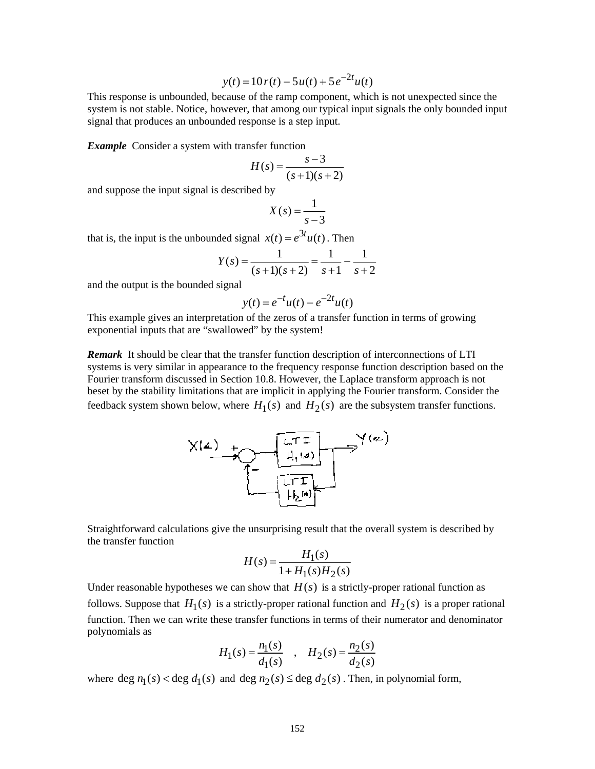$$y(t) = 10\,r(t) - 5u(t) + 5e^{-2t}u(t)$$

This response is unbounded, because of the ramp component, which is not unexpected since the system is not stable. Notice, however, that among our typical input signals the only bounded input signal that produces an unbounded response is a step input.

***Example*** Consider a system with transfer function

$$H(s) = \frac{s-3}{(s+1)(s+2)}$$

and suppose the input signal is described by

$$X(s) = \frac{1}{s-3}$$

that is, the input is the unbounded signal $x(t) = e^{3t}u(t)$. Then

$$Y(s) = \frac{1}{(s+1)(s+2)} = \frac{1}{s+1} - \frac{1}{s+2}$$

and the output is the bounded signal

$$y(t) = e^{-t}u(t) - e^{-2t}u(t)$$

This example gives an interpretation of the zeros of a transfer function in terms of growing exponential inputs that are "swallowed" by the system!

***Remark*** It should be clear that the transfer function description of interconnections of LTI systems is very similar in appearance to the frequency response function description based on the Fourier transform discussed in Section 10.8. However, the Laplace transform approach is not beset by the stability limitations that are implicit in applying the Fourier transform. Consider the feedback system shown below, where $H_1(s)$ and $H_2(s)$ are the subsystem transfer functions.

Straightforward calculations give the unsurprising result that the overall system is described by the transfer function

$$H(s) = \frac{H_1(s)}{1 + H_1(s)H_2(s)}$$

Under reasonable hypotheses we can show that $H(s)$ is a strictly-proper rational function as follows. Suppose that $H_1(s)$ is a strictly-proper rational function and $H_2(s)$ is a proper rational function. Then we can write these transfer functions in terms of their numerator and denominator polynomials as

$$H_1(s) = \frac{n_1(s)}{d_1(s)} \quad , \quad H_2(s) = \frac{n_2(s)}{d_2(s)}$$

where $\deg n_1(s) < \deg d_1(s)$ and $\deg n_2(s) \le \deg d_2(s)$. Then, in polynomial form,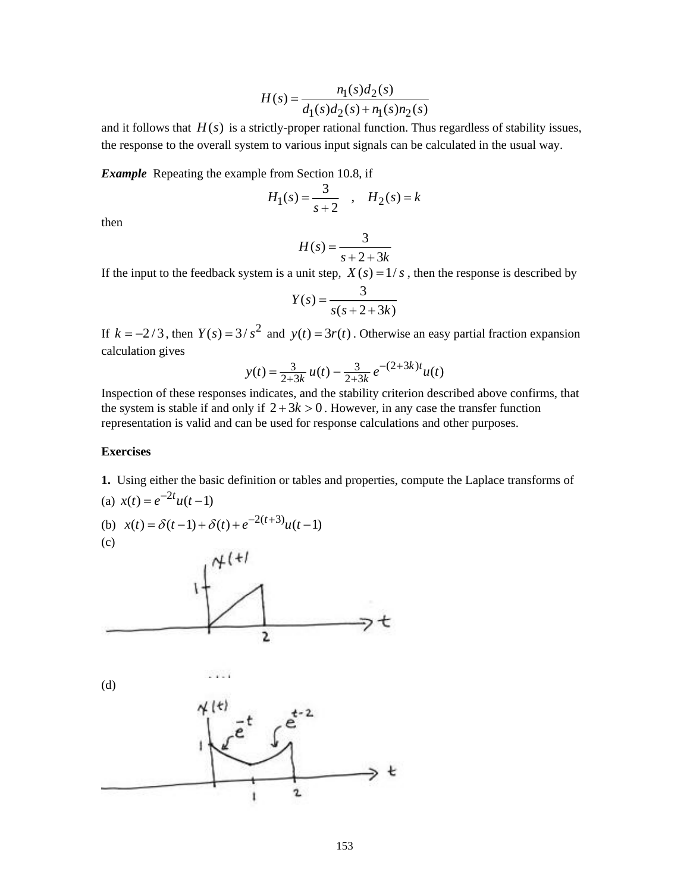$$H(s) = \frac{n_1(s)d_2(s)}{d_1(s)d_2(s) + n_1(s)n_2(s)}$$

and it follows that $H(s)$ is a strictly-proper rational function. Thus regardless of stability issues, the response to the overall system to various input signals can be calculated in the usual way.

***Example*** Repeating the example from Section 10.8, if

$$H_1(s) = \frac{3}{s+2} \quad , \quad H_2(s) = k$$

then

$$H(s) = \frac{3}{s+2+3k}$$

If the input to the feedback system is a unit step, $X(s) = 1/s$, then the response is described by

$$Y(s) = \frac{3}{s(s+2+3k)}$$

If $k = -2/3$, then $Y(s) = 3/s^2$ and $y(t) = 3r(t)$. Otherwise an easy partial fraction expansion calculation gives

$$y(t) = \tfrac{3}{2+3k}\, u(t) - \tfrac{3}{2+3k}\, e^{-(2+3k)t} u(t)$$

Inspection of these responses indicates, and the stability criterion described above confirms, that the system is stable if and only if $2 + 3k > 0$. However, in any case the transfer function representation is valid and can be used for response calculations and other purposes.

**Exercises**

**1.** Using either the basic definition or tables and properties, compute the Laplace transforms of

(a) $x(t) = e^{-2t}u(t-1)$

(b) $x(t) = \delta(t-1) + \delta(t) + e^{-2(t+3)}u(t-1)$

(c)

(d)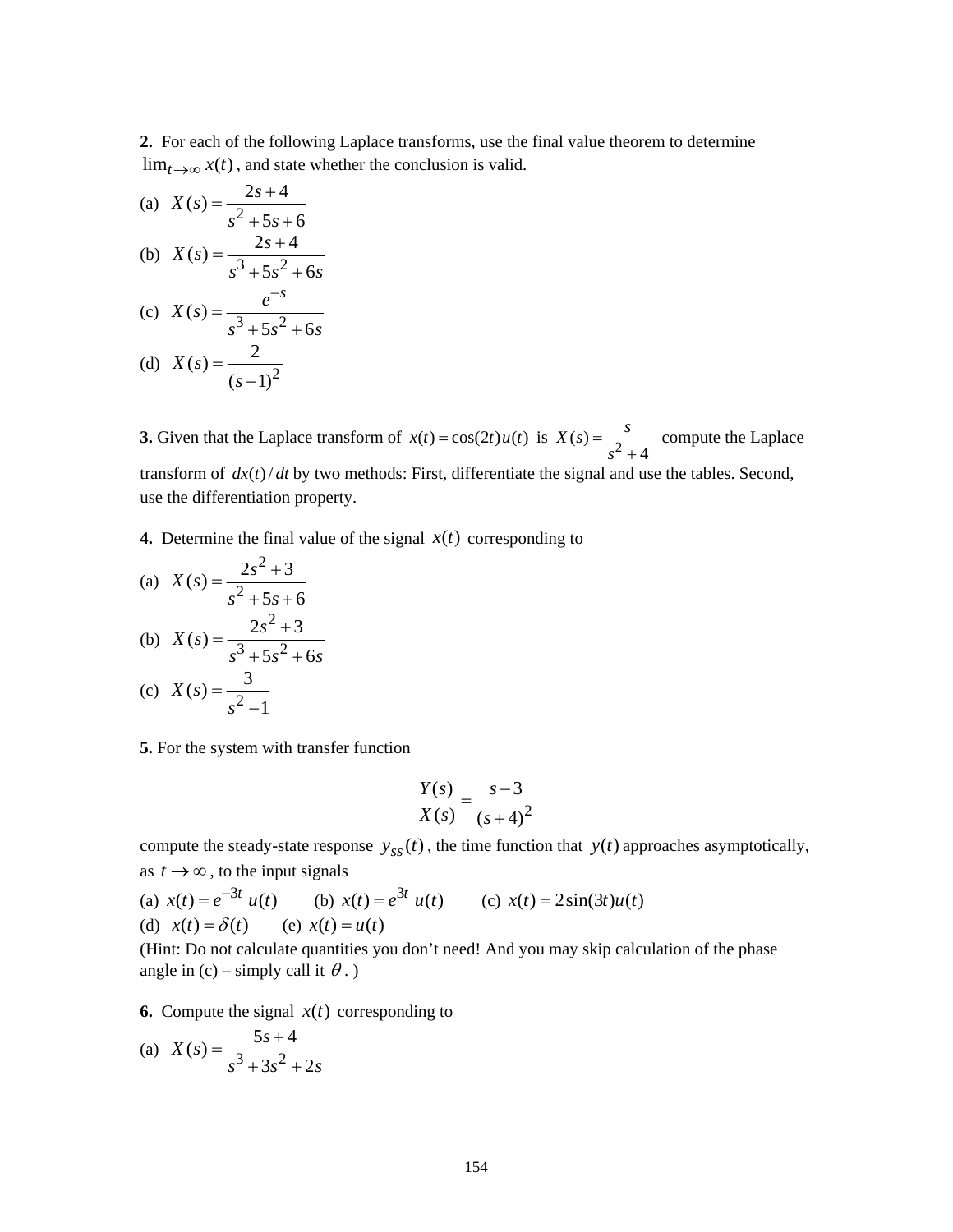**2.** For each of the following Laplace transforms, use the final value theorem to determine $\lim_{t\to\infty} x(t)$, and state whether the conclusion is valid.

(a) $X(s) = \dfrac{2s+4}{s^2+5s+6}$

(b) $X(s) = \dfrac{2s+4}{s^3+5s^2+6s}$

(c) $X(s) = \dfrac{e^{-s}}{s^3+5s^2+6s}$

(d) $X(s) = \dfrac{2}{(s-1)^2}$

**3.** Given that the Laplace transform of $x(t) = \cos(2t)u(t)$ is $X(s) = \dfrac{s}{s^2+4}$ compute the Laplace transform of $dx(t)/dt$ by two methods: First, differentiate the signal and use the tables. Second, use the differentiation property.

**4.** Determine the final value of the signal $x(t)$ corresponding to

(a) $X(s) = \dfrac{2s^2+3}{s^2+5s+6}$

(b) $X(s) = \dfrac{2s^2+3}{s^3+5s^2+6s}$

(c) $X(s) = \dfrac{3}{s^2-1}$

**5.** For the system with transfer function

$$\frac{Y(s)}{X(s)} = \frac{s-3}{(s+4)^2}$$

compute the steady-state response $y_{ss}(t)$, the time function that $y(t)$ approaches asymptotically, as $t \to \infty$, to the input signals

(a) $x(t) = e^{-3t}\, u(t)$ (b) $x(t) = e^{3t}\, u(t)$ (c) $x(t) = 2\sin(3t)u(t)$

(d) $x(t) = \delta(t)$ (e) $x(t) = u(t)$

(Hint: Do not calculate quantities you don't need! And you may skip calculation of the phase angle in (c) – simply call it $\theta$. )

**6.** Compute the signal $x(t)$ corresponding to

(a) $X(s) = \dfrac{5s+4}{s^3+3s^2+2s}$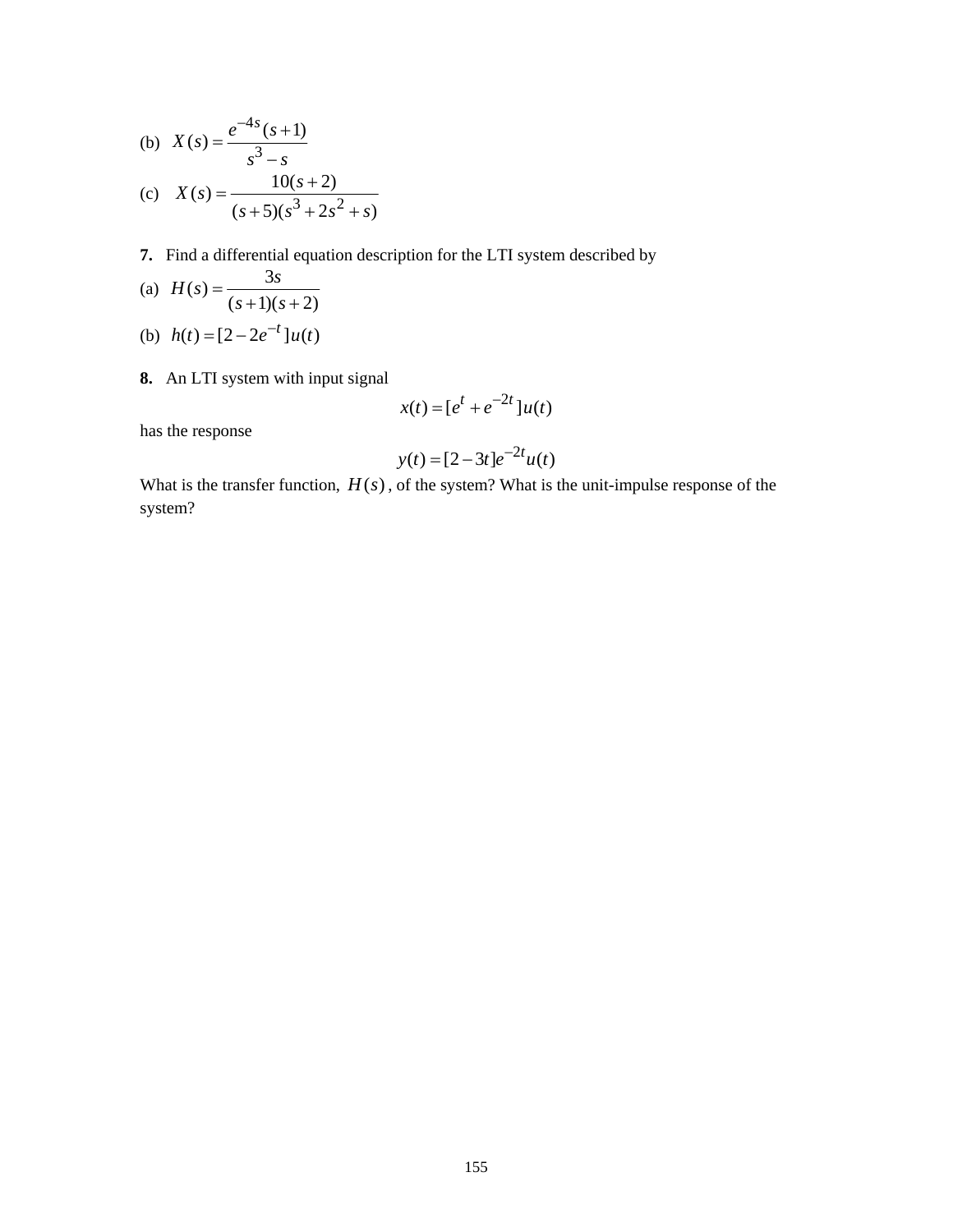(b) $X(s) = \dfrac{e^{-4s}(s+1)}{s^3 - s}$

(c) $X(s) = \dfrac{10(s+2)}{(s+5)(s^3 + 2s^2 + s)}$

**7.** Find a differential equation description for the LTI system described by

(a) $H(s) = \dfrac{3s}{(s+1)(s+2)}$

(b) $h(t) = [2 - 2e^{-t}]u(t)$

**8.** An LTI system with input signal

$$x(t) = [e^{t} + e^{-2t}]u(t)$$

has the response

$$y(t) = [2 - 3t]e^{-2t}u(t)$$

What is the transfer function, $H(s)$, of the system? What is the unit-impulse response of the system?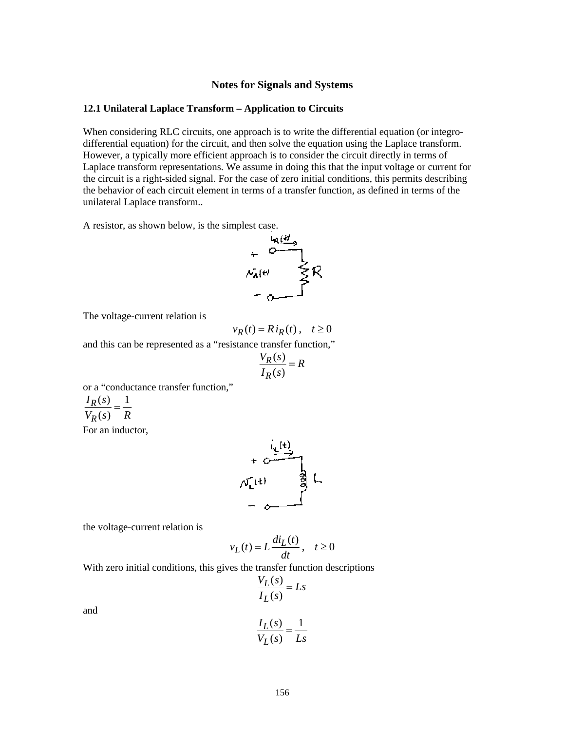## Notes for Signals and Systems

### 12.1 Unilateral Laplace Transform – Application to Circuits

When considering RLC circuits, one approach is to write the differential equation (or integro-differential equation) for the circuit, and then solve the equation using the Laplace transform. However, a typically more efficient approach is to consider the circuit directly in terms of Laplace transform representations. We assume in doing this that the input voltage or current for the circuit is a right-sided signal. For the case of zero initial conditions, this permits describing the behavior of each circuit element in terms of a transfer function, as defined in terms of the unilateral Laplace transform..

A resistor, as shown below, is the simplest case.

The voltage-current relation is

$$v_R(t) = R\, i_R(t)\,, \quad t \ge 0$$

and this can be represented as a "resistance transfer function,"

$$\frac{V_R(s)}{I_R(s)} = R$$

or a "conductance transfer function,"

$$\frac{I_R(s)}{V_R(s)} = \frac{1}{R}$$

For an inductor,

the voltage-current relation is

$$v_L(t) = L\frac{di_L(t)}{dt}\,, \quad t \ge 0$$

With zero initial conditions, this gives the transfer function descriptions

$$\frac{V_L(s)}{I_L(s)} = Ls$$

and

$$\frac{I_L(s)}{V_L(s)} = \frac{1}{Ls}$$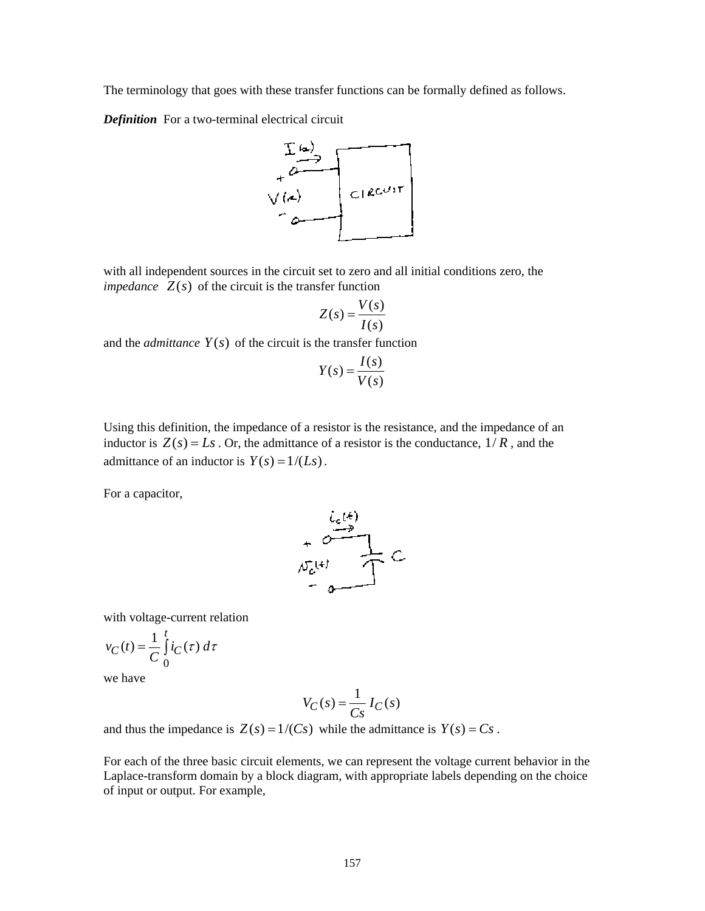The terminology that goes with these transfer functions can be formally defined as follows.

***Definition*** For a two-terminal electrical circuit

with all independent sources in the circuit set to zero and all initial conditions zero, the *impedance* $Z(s)$ of the circuit is the transfer function

$$Z(s) = \frac{V(s)}{I(s)}$$

and the *admittance* $Y(s)$ of the circuit is the transfer function

$$Y(s) = \frac{I(s)}{V(s)}$$

Using this definition, the impedance of a resistor is the resistance, and the impedance of an inductor is $Z(s) = Ls$. Or, the admittance of a resistor is the conductance, $1/R$, and the admittance of an inductor is $Y(s) = 1/(Ls)$.

For a capacitor,

with voltage-current relation

$$v_C(t) = \frac{1}{C}\int_0^t i_C(\tau)\, d\tau$$

we have

$$V_C(s) = \frac{1}{Cs}\, I_C(s)$$

and thus the impedance is $Z(s) = 1/(Cs)$ while the admittance is $Y(s) = Cs$.

For each of the three basic circuit elements, we can represent the voltage current behavior in the Laplace-transform domain by a block diagram, with appropriate labels depending on the choice of input or output. For example,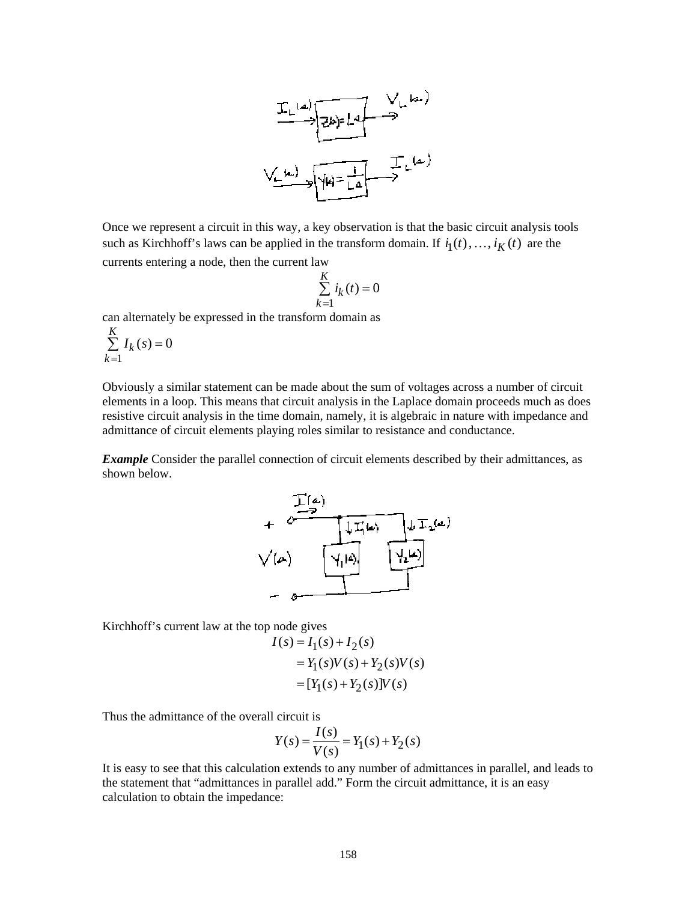Once we represent a circuit in this way, a key observation is that the basic circuit analysis tools such as Kirchhoff's laws can be applied in the transform domain. If $i_1(t), \ldots, i_K(t)$ are the currents entering a node, then the current law

$$\sum_{k=1}^{K} i_k(t) = 0$$

can alternately be expressed in the transform domain as

$$\sum_{k=1}^{K} I_k(s) = 0$$

Obviously a similar statement can be made about the sum of voltages across a number of circuit elements in a loop. This means that circuit analysis in the Laplace domain proceeds much as does resistive circuit analysis in the time domain, namely, it is algebraic in nature with impedance and admittance of circuit elements playing roles similar to resistance and conductance.

***Example*** Consider the parallel connection of circuit elements described by their admittances, as shown below.

Kirchhoff's current law at the top node gives

$$\begin{aligned} I(s) &= I_1(s) + I_2(s) \\ &= Y_1(s)V(s) + Y_2(s)V(s) \\ &= [Y_1(s) + Y_2(s)]V(s) \end{aligned}$$

Thus the admittance of the overall circuit is

$$Y(s) = \frac{I(s)}{V(s)} = Y_1(s) + Y_2(s)$$

It is easy to see that this calculation extends to any number of admittances in parallel, and leads to the statement that "admittances in parallel add." Form the circuit admittance, it is an easy calculation to obtain the impedance: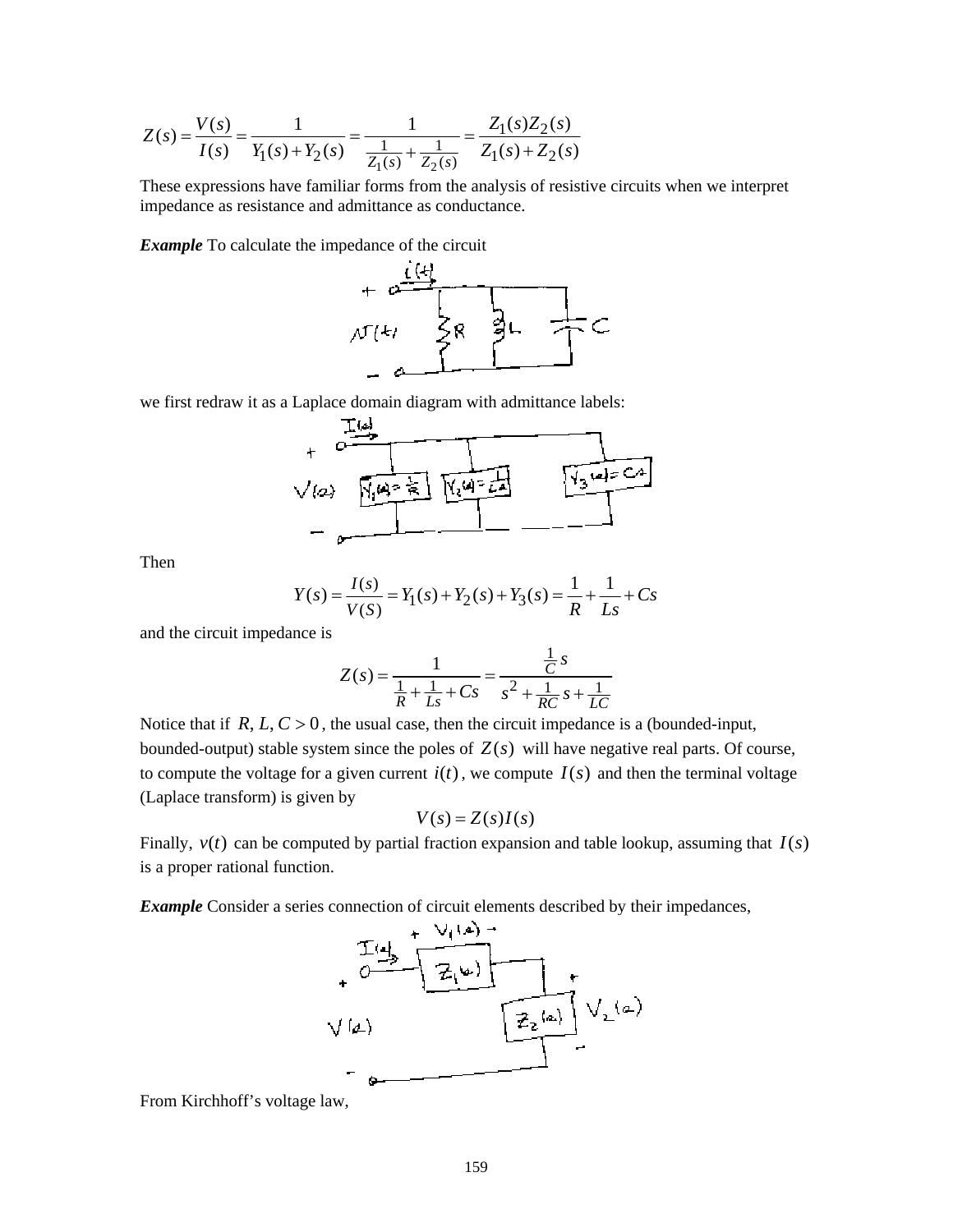$$Z(s) = \frac{V(s)}{I(s)} = \frac{1}{Y_1(s)+Y_2(s)} = \frac{1}{\frac{1}{Z_1(s)}+\frac{1}{Z_2(s)}} = \frac{Z_1(s)Z_2(s)}{Z_1(s)+Z_2(s)}$$

These expressions have familiar forms from the analysis of resistive circuits when we interpret impedance as resistance and admittance as conductance.

***Example*** To calculate the impedance of the circuit

we first redraw it as a Laplace domain diagram with admittance labels:

Then

$$Y(s) = \frac{I(s)}{V(S)} = Y_1(s)+Y_2(s)+Y_3(s) = \frac{1}{R}+\frac{1}{Ls}+Cs$$

and the circuit impedance is

$$Z(s) = \frac{1}{\frac{1}{R}+\frac{1}{Ls}+Cs} = \frac{\frac{1}{C}s}{s^2+\frac{1}{RC}s+\frac{1}{LC}}$$

Notice that if $R, L, C > 0$, the usual case, then the circuit impedance is a (bounded-input, bounded-output) stable system since the poles of $Z(s)$ will have negative real parts. Of course, to compute the voltage for a given current $i(t)$, we compute $I(s)$ and then the terminal voltage (Laplace transform) is given by

$$V(s) = Z(s)I(s)$$

Finally, $v(t)$ can be computed by partial fraction expansion and table lookup, assuming that $I(s)$ is a proper rational function.

***Example*** Consider a series connection of circuit elements described by their impedances,

From Kirchhoff's voltage law,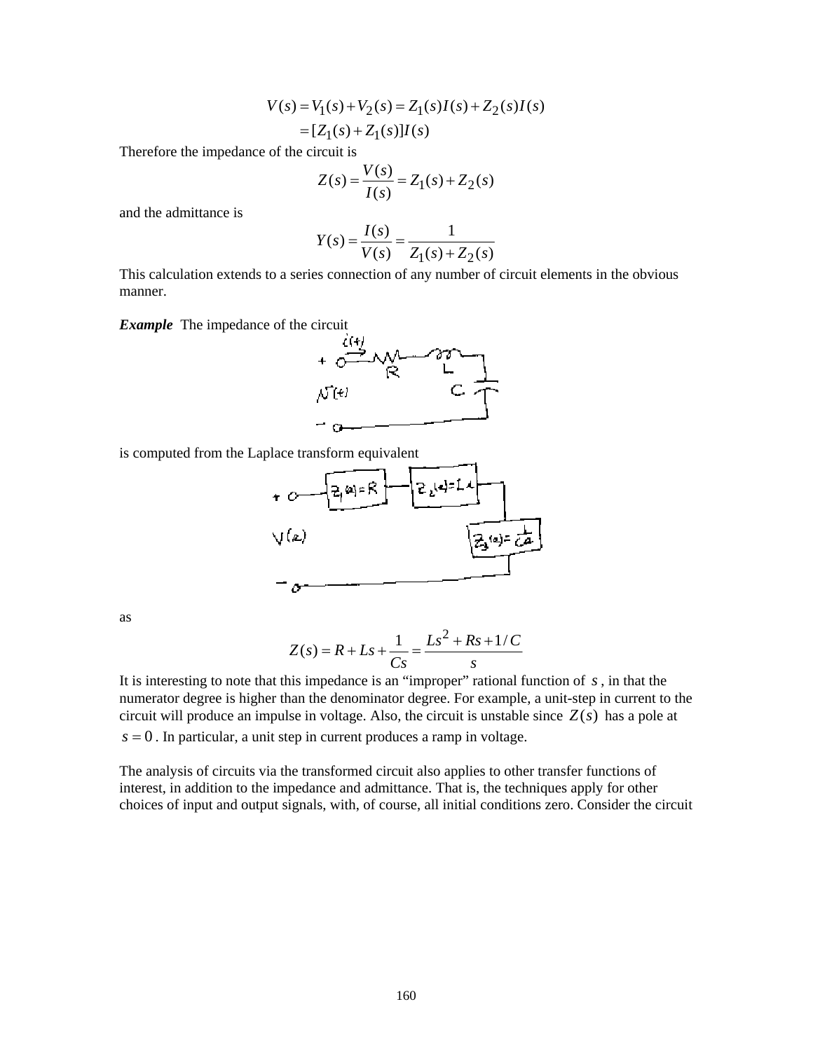$$V(s) = V_1(s) + V_2(s) = Z_1(s)I(s) + Z_2(s)I(s)$$
$$= [Z_1(s) + Z_1(s)]I(s)$$

Therefore the impedance of the circuit is

$$Z(s) = \frac{V(s)}{I(s)} = Z_1(s) + Z_2(s)$$

and the admittance is

$$Y(s) = \frac{I(s)}{V(s)} = \frac{1}{Z_1(s) + Z_2(s)}$$

This calculation extends to a series connection of any number of circuit elements in the obvious manner.

***Example*** The impedance of the circuit

is computed from the Laplace transform equivalent

as

$$Z(s) = R + Ls + \frac{1}{Cs} = \frac{Ls^2 + Rs + 1/C}{s}$$

It is interesting to note that this impedance is an "improper" rational function of $s$, in that the numerator degree is higher than the denominator degree. For example, a unit-step in current to the circuit will produce an impulse in voltage. Also, the circuit is unstable since $Z(s)$ has a pole at $s = 0$. In particular, a unit step in current produces a ramp in voltage.

The analysis of circuits via the transformed circuit also applies to other transfer functions of interest, in addition to the impedance and admittance. That is, the techniques apply for other choices of input and output signals, with, of course, all initial conditions zero. Consider the circuit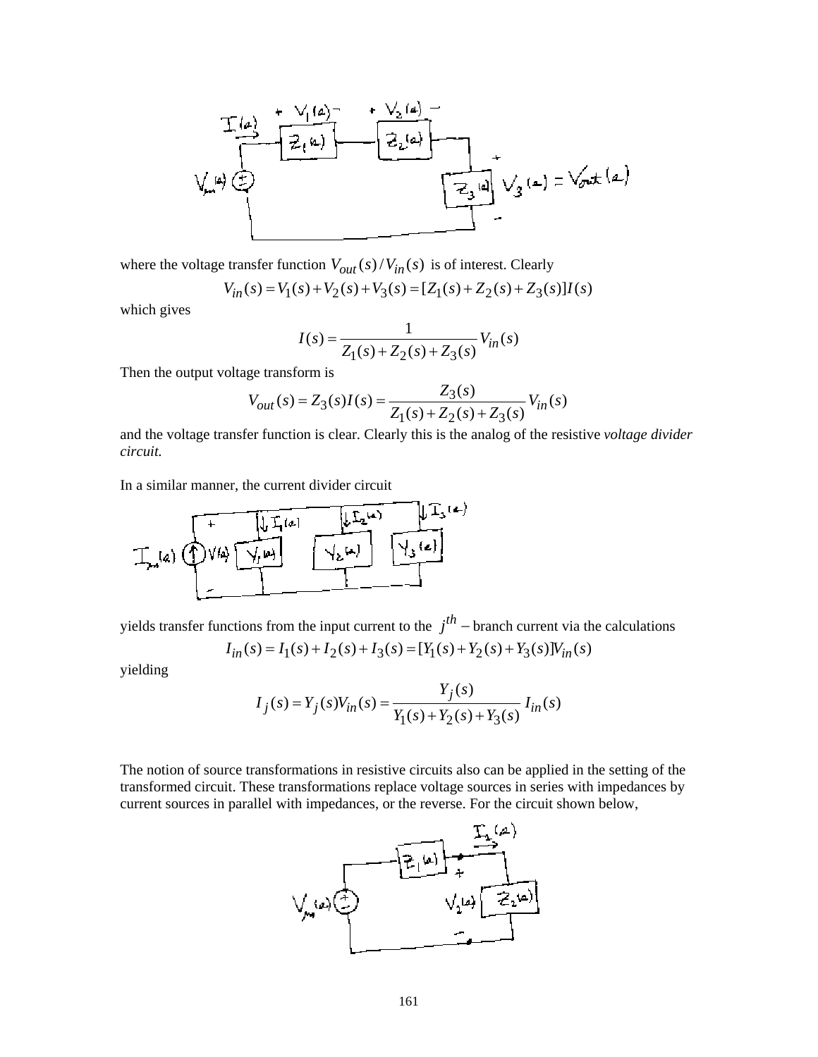where the voltage transfer function $V_{out}(s)/V_{in}(s)$ is of interest. Clearly

$$V_{in}(s) = V_1(s) + V_2(s) + V_3(s) = [Z_1(s) + Z_2(s) + Z_3(s)]I(s)$$

which gives

$$I(s) = \frac{1}{Z_1(s) + Z_2(s) + Z_3(s)} V_{in}(s)$$

Then the output voltage transform is

$$V_{out}(s) = Z_3(s)I(s) = \frac{Z_3(s)}{Z_1(s) + Z_2(s) + Z_3(s)} V_{in}(s)$$

and the voltage transfer function is clear. Clearly this is the analog of the resistive *voltage divider circuit.*

In a similar manner, the current divider circuit

yields transfer functions from the input current to the $j^{th}$ – branch current via the calculations

$$I_{in}(s) = I_1(s) + I_2(s) + I_3(s) = [Y_1(s) + Y_2(s) + Y_3(s)]V_{in}(s)$$

yielding

$$I_j(s) = Y_j(s)V_{in}(s) = \frac{Y_j(s)}{Y_1(s) + Y_2(s) + Y_3(s)} I_{in}(s)$$

The notion of source transformations in resistive circuits also can be applied in the setting of the transformed circuit. These transformations replace voltage sources in series with impedances by current sources in parallel with impedances, or the reverse. For the circuit shown below,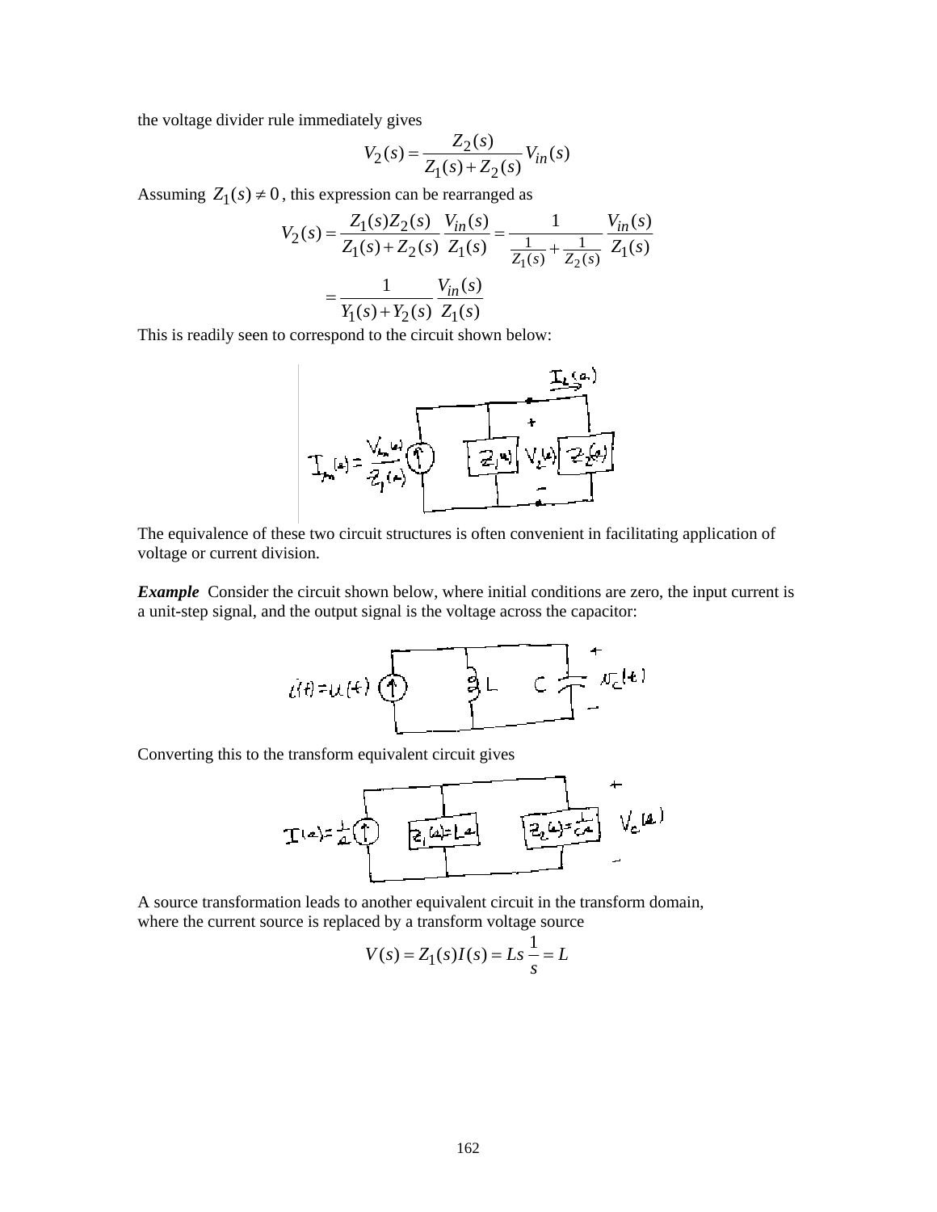the voltage divider rule immediately gives

$$V_2(s) = \frac{Z_2(s)}{Z_1(s) + Z_2(s)} V_{in}(s)$$

Assuming $Z_1(s) \neq 0$, this expression can be rearranged as

$$V_2(s) = \frac{Z_1(s)Z_2(s)}{Z_1(s) + Z_2(s)} \frac{V_{in}(s)}{Z_1(s)} = \frac{1}{\frac{1}{Z_1(s)} + \frac{1}{Z_2(s)}} \frac{V_{in}(s)}{Z_1(s)}$$

$$= \frac{1}{Y_1(s) + Y_2(s)} \frac{V_{in}(s)}{Z_1(s)}$$

This is readily seen to correspond to the circuit shown below:

The equivalence of these two circuit structures is often convenient in facilitating application of voltage or current division.

***Example*** Consider the circuit shown below, where initial conditions are zero, the input current is a unit-step signal, and the output signal is the voltage across the capacitor:

Converting this to the transform equivalent circuit gives

A source transformation leads to another equivalent circuit in the transform domain, where the current source is replaced by a transform voltage source

$$V(s) = Z_1(s)I(s) = Ls\frac{1}{s} = L$$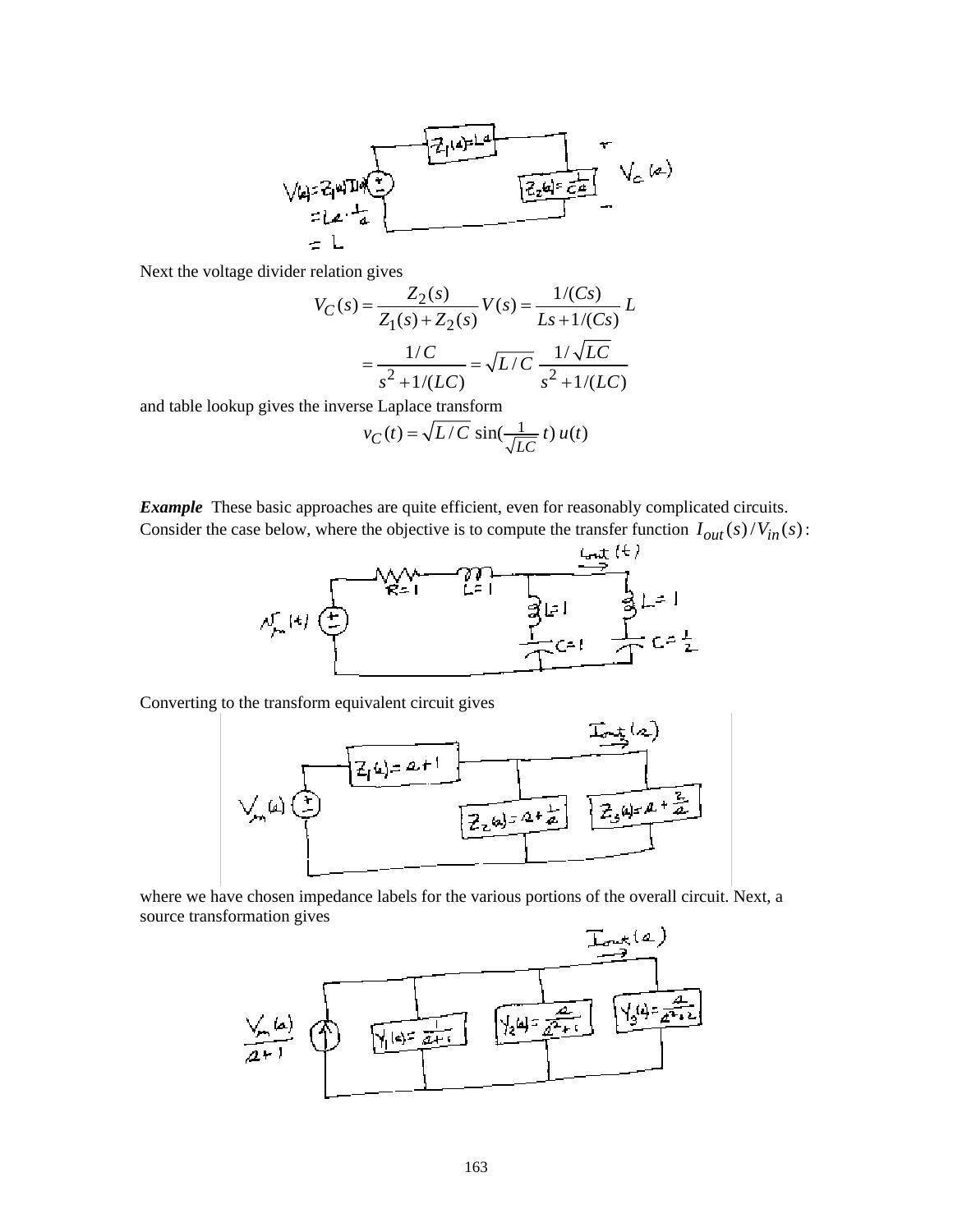Next the voltage divider relation gives

$$V_C(s) = \frac{Z_2(s)}{Z_1(s)+Z_2(s)}\,V(s) = \frac{1/(Cs)}{Ls+1/(Cs)}\,L$$

$$= \frac{1/C}{s^2+1/(LC)} = \sqrt{L/C}\;\frac{1/\sqrt{LC}}{s^2+1/(LC)}$$

and table lookup gives the inverse Laplace transform

$$v_C(t) = \sqrt{L/C}\,\sin\!\left(\tfrac{1}{\sqrt{LC}}\,t\right)u(t)$$

***Example*** These basic approaches are quite efficient, even for reasonably complicated circuits. Consider the case below, where the objective is to compute the transfer function $I_{out}(s)/V_{in}(s)$:

Converting to the transform equivalent circuit gives

where we have chosen impedance labels for the various portions of the overall circuit. Next, a source transformation gives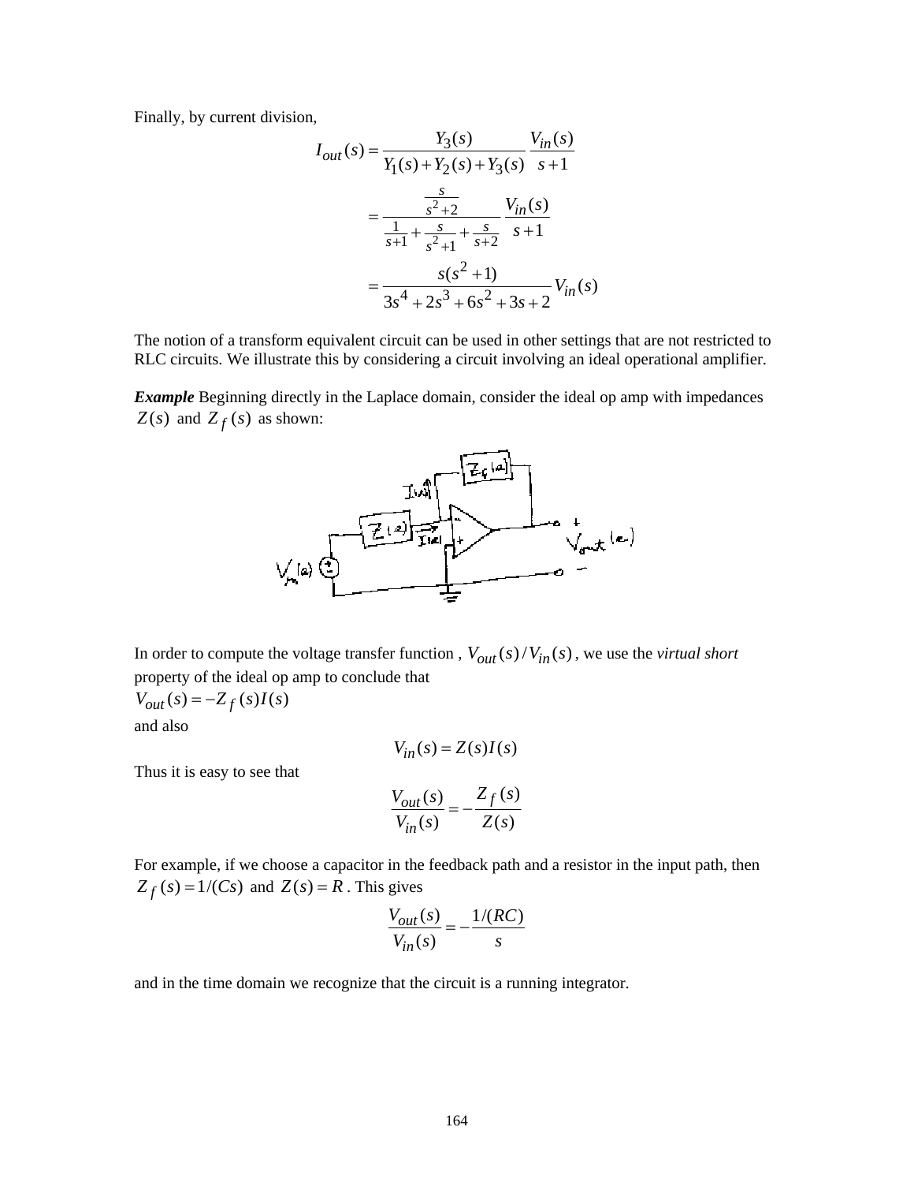Finally, by current division,

$$I_{out}(s) = \frac{Y_3(s)}{Y_1(s)+Y_2(s)+Y_3(s)} \frac{V_{in}(s)}{s+1}$$

$$= \frac{\frac{s}{s^2+2}}{\frac{1}{s+1}+\frac{s}{s^2+1}+\frac{s}{s+2}} \frac{V_{in}(s)}{s+1}$$

$$= \frac{s(s^2+1)}{3s^4+2s^3+6s^2+3s+2} V_{in}(s)$$

The notion of a transform equivalent circuit can be used in other settings that are not restricted to RLC circuits. We illustrate this by considering a circuit involving an ideal operational amplifier.

***Example*** Beginning directly in the Laplace domain, consider the ideal op amp with impedances $Z(s)$ and $Z_f(s)$ as shown:

In order to compute the voltage transfer function , $V_{out}(s)/V_{in}(s)$, we use the *virtual short* property of the ideal op amp to conclude that

$V_{out}(s) = -Z_f(s)I(s)$

and also

$$V_{in}(s) = Z(s)I(s)$$

Thus it is easy to see that

$$\frac{V_{out}(s)}{V_{in}(s)} = -\frac{Z_f(s)}{Z(s)}$$

For example, if we choose a capacitor in the feedback path and a resistor in the input path, then $Z_f(s) = 1/(Cs)$ and $Z(s) = R$. This gives

$$\frac{V_{out}(s)}{V_{in}(s)} = -\frac{1/(RC)}{s}$$

and in the time domain we recognize that the circuit is a running integrator.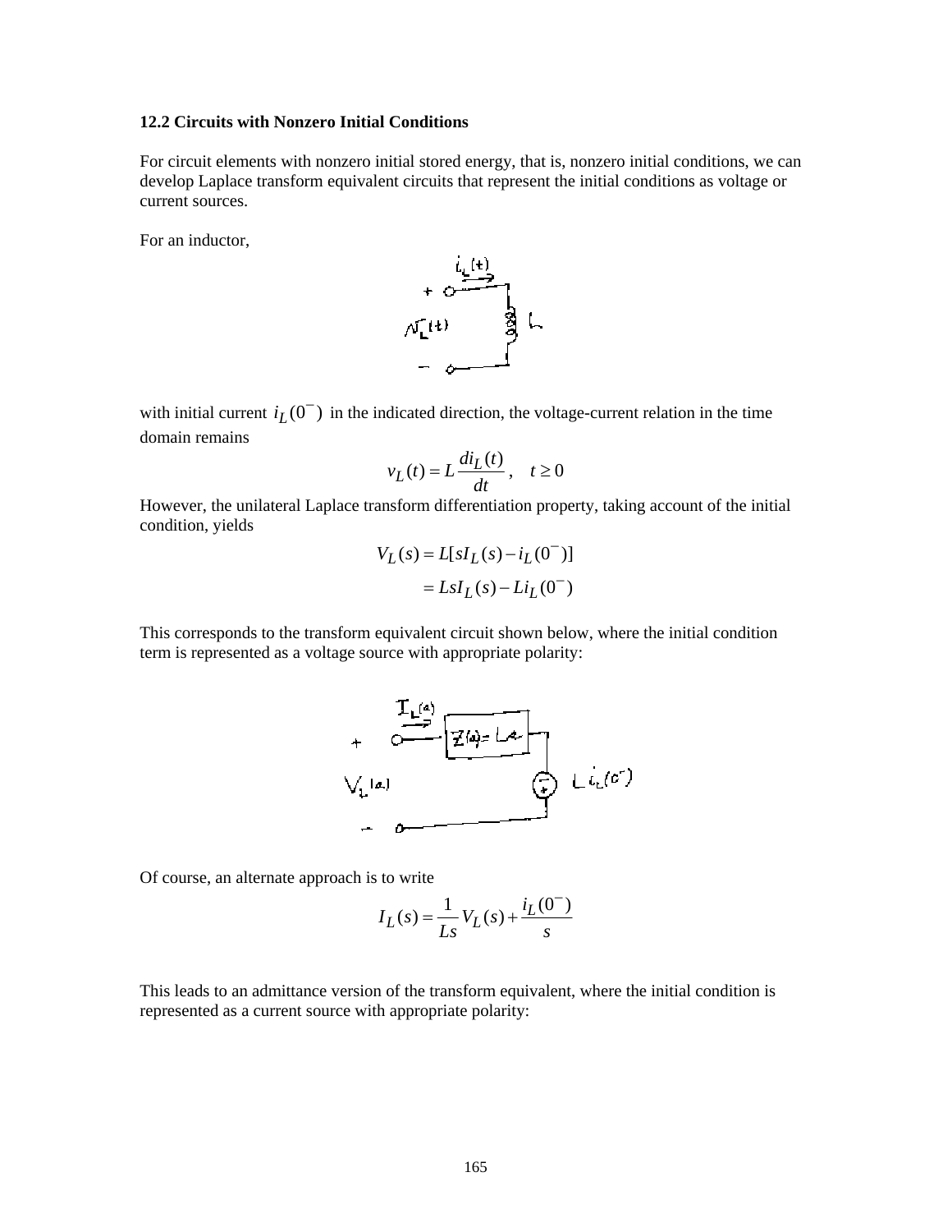### 12.2 Circuits with Nonzero Initial Conditions

For circuit elements with nonzero initial stored energy, that is, nonzero initial conditions, we can develop Laplace transform equivalent circuits that represent the initial conditions as voltage or current sources.

For an inductor,

with initial current $i_L(0^-)$ in the indicated direction, the voltage-current relation in the time domain remains

$$v_L(t) = L\frac{di_L(t)}{dt}\,, \quad t \ge 0$$

However, the unilateral Laplace transform differentiation property, taking account of the initial condition, yields

$$\begin{aligned} V_L(s) &= L[sI_L(s) - i_L(0^-)] \\ &= LsI_L(s) - Li_L(0^-) \end{aligned}$$

This corresponds to the transform equivalent circuit shown below, where the initial condition term is represented as a voltage source with appropriate polarity:

Of course, an alternate approach is to write

$$I_L(s) = \frac{1}{Ls}V_L(s) + \frac{i_L(0^-)}{s}$$

This leads to an admittance version of the transform equivalent, where the initial condition is represented as a current source with appropriate polarity: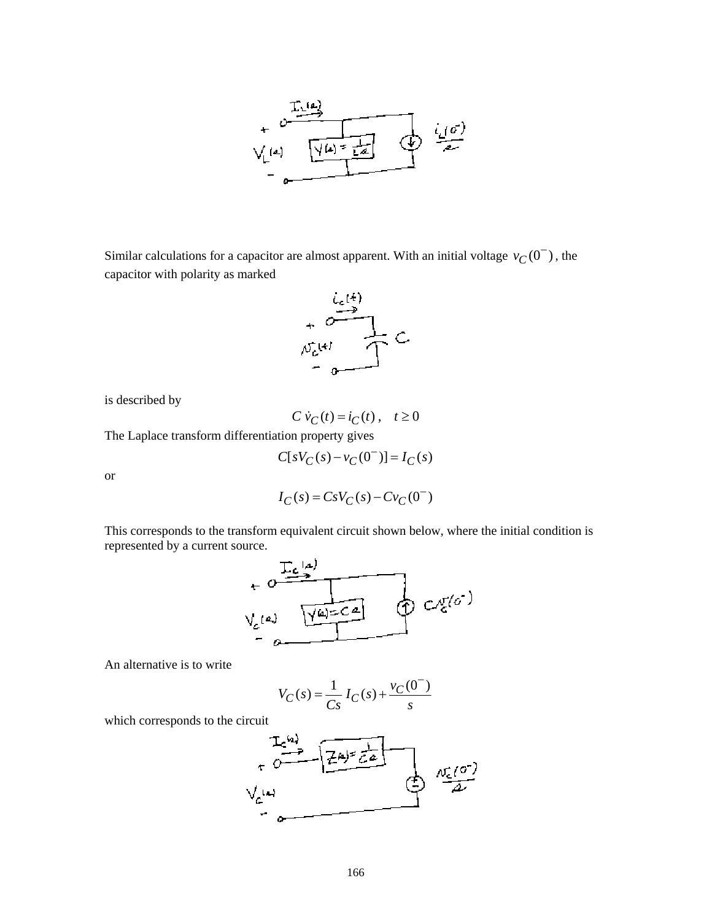Similar calculations for a capacitor are almost apparent. With an initial voltage $v_C(0^-)$, the capacitor with polarity as marked

is described by

$$C\,\dot{v}_C(t) = i_C(t)\,, \quad t \geq 0$$

The Laplace transform differentiation property gives

$$C[sV_C(s) - v_C(0^-)] = I_C(s)$$

or

$$I_C(s) = CsV_C(s) - Cv_C(0^-)$$

This corresponds to the transform equivalent circuit shown below, where the initial condition is represented by a current source.

An alternative is to write

$$V_C(s) = \frac{1}{Cs}\,I_C(s) + \frac{v_C(0^-)}{s}$$

which corresponds to the circuit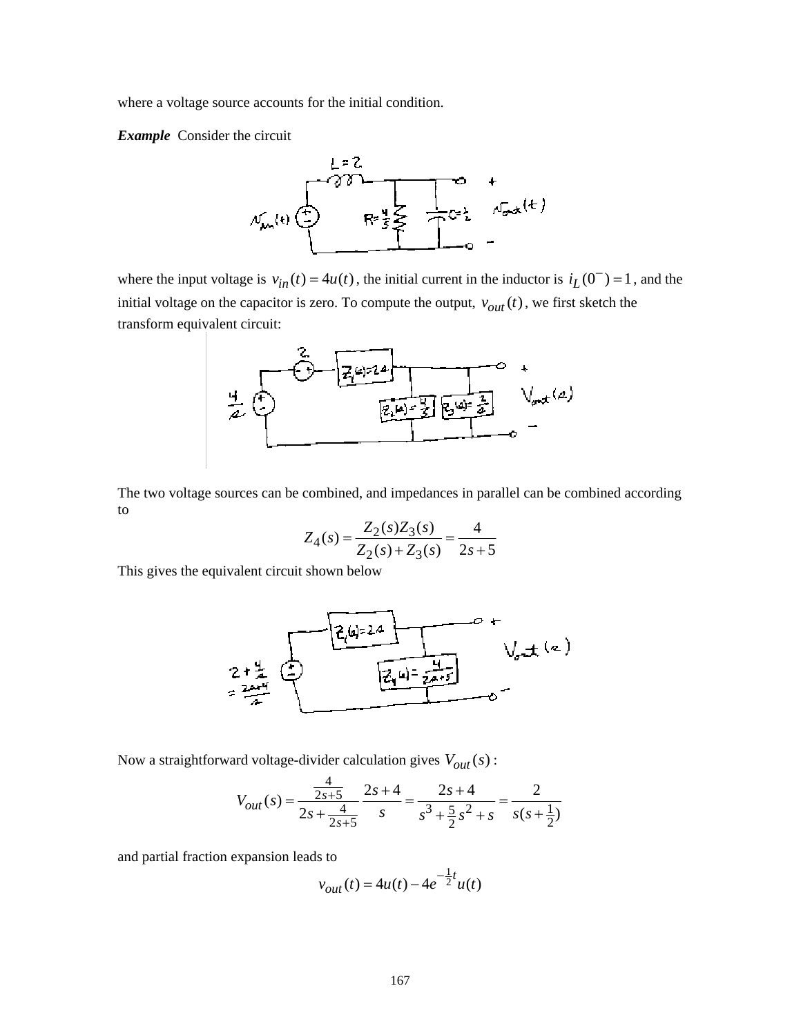where a voltage source accounts for the initial condition.

***Example*** Consider the circuit

where the input voltage is $v_{in}(t) = 4u(t)$, the initial current in the inductor is $i_L(0^-) = 1$, and the initial voltage on the capacitor is zero. To compute the output, $v_{out}(t)$, we first sketch the transform equivalent circuit:

The two voltage sources can be combined, and impedances in parallel can be combined according to

$$Z_4(s) = \frac{Z_2(s)Z_3(s)}{Z_2(s) + Z_3(s)} = \frac{4}{2s+5}$$

This gives the equivalent circuit shown below

Now a straightforward voltage-divider calculation gives $V_{out}(s)$:

$$V_{out}(s) = \frac{\frac{4}{2s+5}}{2s + \frac{4}{2s+5}} \frac{2s+4}{s} = \frac{2s+4}{s^3 + \frac{5}{2}s^2 + s} = \frac{2}{s(s+\frac{1}{2})}$$

and partial fraction expansion leads to

$$v_{out}(t) = 4u(t) - 4e^{-\frac{1}{2}t}u(t)$$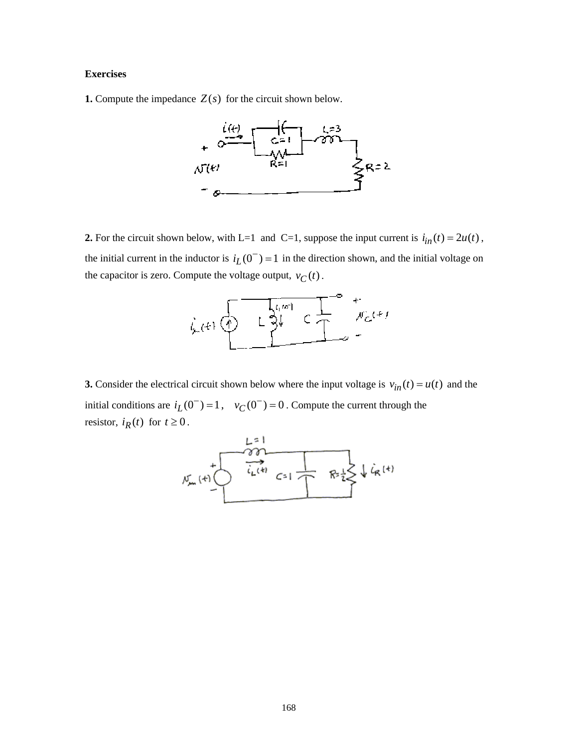**Exercises**

**1.** Compute the impedance $Z(s)$ for the circuit shown below.

**2.** For the circuit shown below, with L=1 and C=1, suppose the input current is $i_{in}(t) = 2u(t)$, the initial current in the inductor is $i_L(0^-) = 1$ in the direction shown, and the initial voltage on the capacitor is zero. Compute the voltage output, $v_C(t)$.

**3.** Consider the electrical circuit shown below where the input voltage is $v_{in}(t) = u(t)$ and the initial conditions are $i_L(0^-) = 1$, $v_C(0^-) = 0$. Compute the current through the resistor, $i_R(t)$ for $t \geq 0$.